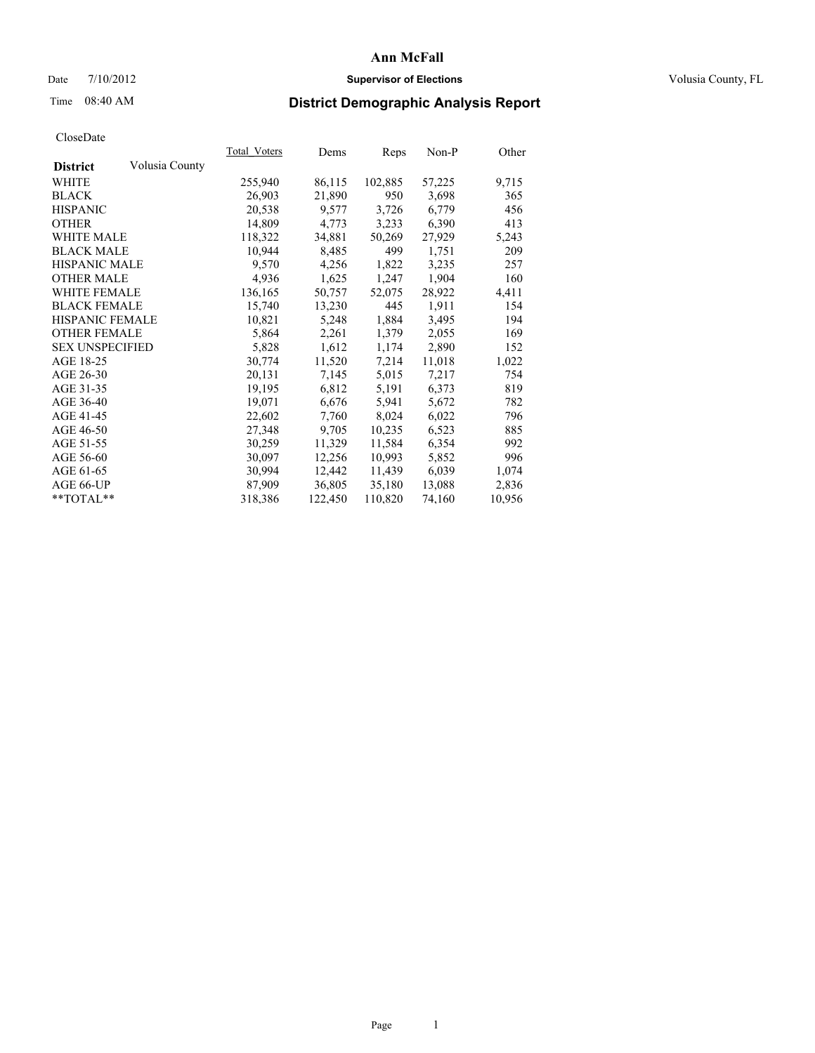# Ann McFall

Date 7/10/2012 **Supervisor of Elections** Volusia County, FL

Time 08:40 AM

## District Demographic Analysis Report

CloseDate

| **District** Volusia County | Total_Voters | Dems | Reps | Non-P | Other |
|---|---|---|---|---|---|
| WHITE | 255,940 | 86,115 | 102,885 | 57,225 | 9,715 |
| BLACK | 26,903 | 21,890 | 950 | 3,698 | 365 |
| HISPANIC | 20,538 | 9,577 | 3,726 | 6,779 | 456 |
| OTHER | 14,809 | 4,773 | 3,233 | 6,390 | 413 |
| WHITE MALE | 118,322 | 34,881 | 50,269 | 27,929 | 5,243 |
| BLACK MALE | 10,944 | 8,485 | 499 | 1,751 | 209 |
| HISPANIC MALE | 9,570 | 4,256 | 1,822 | 3,235 | 257 |
| OTHER MALE | 4,936 | 1,625 | 1,247 | 1,904 | 160 |
| WHITE FEMALE | 136,165 | 50,757 | 52,075 | 28,922 | 4,411 |
| BLACK FEMALE | 15,740 | 13,230 | 445 | 1,911 | 154 |
| HISPANIC FEMALE | 10,821 | 5,248 | 1,884 | 3,495 | 194 |
| OTHER FEMALE | 5,864 | 2,261 | 1,379 | 2,055 | 169 |
| SEX UNSPECIFIED | 5,828 | 1,612 | 1,174 | 2,890 | 152 |
| AGE 18-25 | 30,774 | 11,520 | 7,214 | 11,018 | 1,022 |
| AGE 26-30 | 20,131 | 7,145 | 5,015 | 7,217 | 754 |
| AGE 31-35 | 19,195 | 6,812 | 5,191 | 6,373 | 819 |
| AGE 36-40 | 19,071 | 6,676 | 5,941 | 5,672 | 782 |
| AGE 41-45 | 22,602 | 7,760 | 8,024 | 6,022 | 796 |
| AGE 46-50 | 27,348 | 9,705 | 10,235 | 6,523 | 885 |
| AGE 51-55 | 30,259 | 11,329 | 11,584 | 6,354 | 992 |
| AGE 56-60 | 30,097 | 12,256 | 10,993 | 5,852 | 996 |
| AGE 61-65 | 30,994 | 12,442 | 11,439 | 6,039 | 1,074 |
| AGE 66-UP | 87,909 | 36,805 | 35,180 | 13,088 | 2,836 |
| **TOTAL** | 318,386 | 122,450 | 110,820 | 74,160 | 10,956 |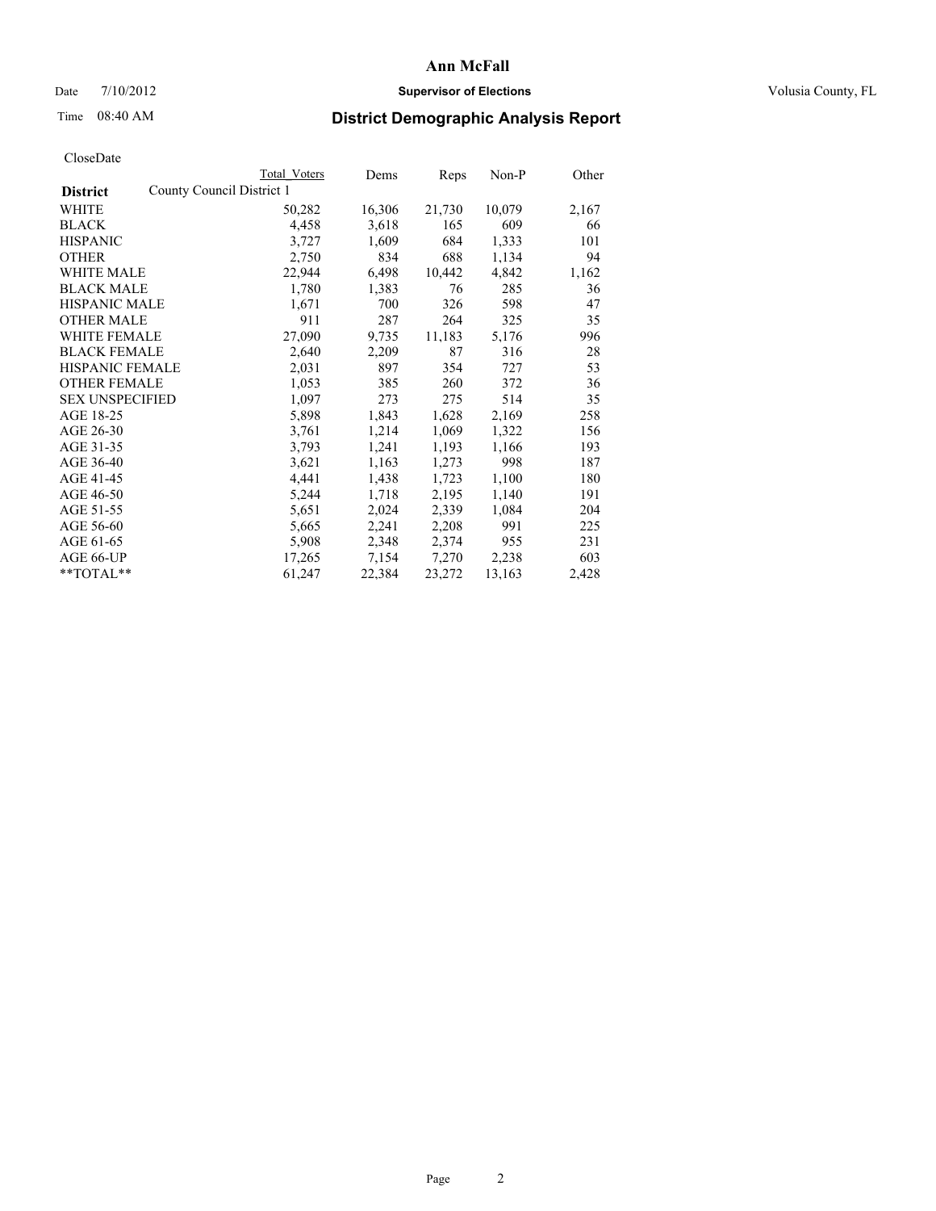# Ann McFall

Date 7/10/2012 **Supervisor of Elections** Volusia County, FL

Time 08:40 AM

## District Demographic Analysis Report

CloseDate

| **District** | County Council District 1 Total Voters | Dems | Reps | Non-P | Other |
|---|---|---|---|---|---|
| WHITE | 50,282 | 16,306 | 21,730 | 10,079 | 2,167 |
| BLACK | 4,458 | 3,618 | 165 | 609 | 66 |
| HISPANIC | 3,727 | 1,609 | 684 | 1,333 | 101 |
| OTHER | 2,750 | 834 | 688 | 1,134 | 94 |
| WHITE MALE | 22,944 | 6,498 | 10,442 | 4,842 | 1,162 |
| BLACK MALE | 1,780 | 1,383 | 76 | 285 | 36 |
| HISPANIC MALE | 1,671 | 700 | 326 | 598 | 47 |
| OTHER MALE | 911 | 287 | 264 | 325 | 35 |
| WHITE FEMALE | 27,090 | 9,735 | 11,183 | 5,176 | 996 |
| BLACK FEMALE | 2,640 | 2,209 | 87 | 316 | 28 |
| HISPANIC FEMALE | 2,031 | 897 | 354 | 727 | 53 |
| OTHER FEMALE | 1,053 | 385 | 260 | 372 | 36 |
| SEX UNSPECIFIED | 1,097 | 273 | 275 | 514 | 35 |
| AGE 18-25 | 5,898 | 1,843 | 1,628 | 2,169 | 258 |
| AGE 26-30 | 3,761 | 1,214 | 1,069 | 1,322 | 156 |
| AGE 31-35 | 3,793 | 1,241 | 1,193 | 1,166 | 193 |
| AGE 36-40 | 3,621 | 1,163 | 1,273 | 998 | 187 |
| AGE 41-45 | 4,441 | 1,438 | 1,723 | 1,100 | 180 |
| AGE 46-50 | 5,244 | 1,718 | 2,195 | 1,140 | 191 |
| AGE 51-55 | 5,651 | 2,024 | 2,339 | 1,084 | 204 |
| AGE 56-60 | 5,665 | 2,241 | 2,208 | 991 | 225 |
| AGE 61-65 | 5,908 | 2,348 | 2,374 | 955 | 231 |
| AGE 66-UP | 17,265 | 7,154 | 7,270 | 2,238 | 603 |
| **TOTAL** | 61,247 | 22,384 | 23,272 | 13,163 | 2,428 |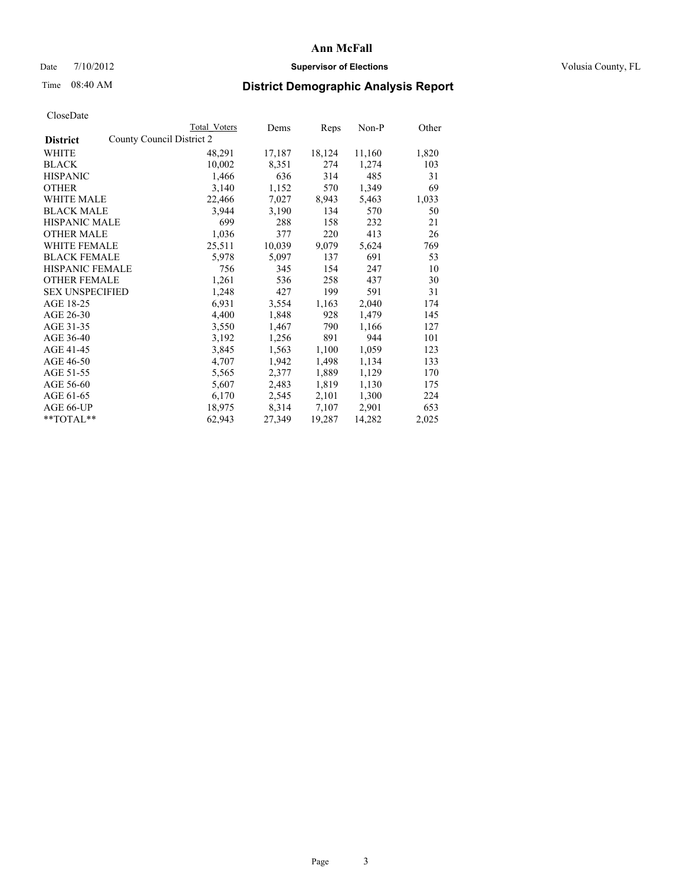# Ann McFall

Date 7/10/2012 **Supervisor of Elections** Volusia County, FL

Time 08:40 AM **District Demographic Analysis Report**

CloseDate

| **District** | County Council District 2 | Total Voters | Dems | Reps | Non-P | Other |
|---|---|---|---|---|---|---|
| WHITE | | 48,291 | 17,187 | 18,124 | 11,160 | 1,820 |
| BLACK | | 10,002 | 8,351 | 274 | 1,274 | 103 |
| HISPANIC | | 1,466 | 636 | 314 | 485 | 31 |
| OTHER | | 3,140 | 1,152 | 570 | 1,349 | 69 |
| WHITE MALE | | 22,466 | 7,027 | 8,943 | 5,463 | 1,033 |
| BLACK MALE | | 3,944 | 3,190 | 134 | 570 | 50 |
| HISPANIC MALE | | 699 | 288 | 158 | 232 | 21 |
| OTHER MALE | | 1,036 | 377 | 220 | 413 | 26 |
| WHITE FEMALE | | 25,511 | 10,039 | 9,079 | 5,624 | 769 |
| BLACK FEMALE | | 5,978 | 5,097 | 137 | 691 | 53 |
| HISPANIC FEMALE | | 756 | 345 | 154 | 247 | 10 |
| OTHER FEMALE | | 1,261 | 536 | 258 | 437 | 30 |
| SEX UNSPECIFIED | | 1,248 | 427 | 199 | 591 | 31 |
| AGE 18-25 | | 6,931 | 3,554 | 1,163 | 2,040 | 174 |
| AGE 26-30 | | 4,400 | 1,848 | 928 | 1,479 | 145 |
| AGE 31-35 | | 3,550 | 1,467 | 790 | 1,166 | 127 |
| AGE 36-40 | | 3,192 | 1,256 | 891 | 944 | 101 |
| AGE 41-45 | | 3,845 | 1,563 | 1,100 | 1,059 | 123 |
| AGE 46-50 | | 4,707 | 1,942 | 1,498 | 1,134 | 133 |
| AGE 51-55 | | 5,565 | 2,377 | 1,889 | 1,129 | 170 |
| AGE 56-60 | | 5,607 | 2,483 | 1,819 | 1,130 | 175 |
| AGE 61-65 | | 6,170 | 2,545 | 2,101 | 1,300 | 224 |
| AGE 66-UP | | 18,975 | 8,314 | 7,107 | 2,901 | 653 |
| **TOTAL** | | 62,943 | 27,349 | 19,287 | 14,282 | 2,025 |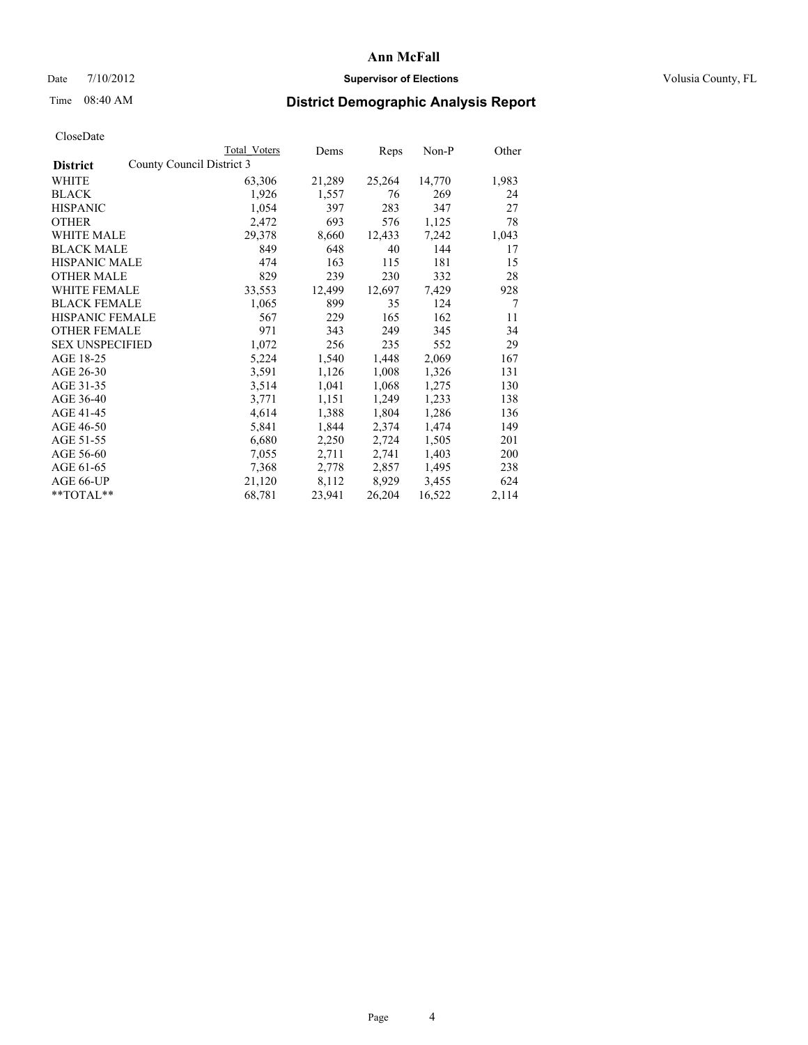# Ann McFall

Date 7/10/2012 **Supervisor of Elections** Volusia County, FL

Time 08:40 AM **District Demographic Analysis Report**

CloseDate

| District | County Council District 3 | Total Voters | Dems | Reps | Non-P | Other |
|---|---|---|---|---|---|---|
| WHITE | | 63,306 | 21,289 | 25,264 | 14,770 | 1,983 |
| BLACK | | 1,926 | 1,557 | 76 | 269 | 24 |
| HISPANIC | | 1,054 | 397 | 283 | 347 | 27 |
| OTHER | | 2,472 | 693 | 576 | 1,125 | 78 |
| WHITE MALE | | 29,378 | 8,660 | 12,433 | 7,242 | 1,043 |
| BLACK MALE | | 849 | 648 | 40 | 144 | 17 |
| HISPANIC MALE | | 474 | 163 | 115 | 181 | 15 |
| OTHER MALE | | 829 | 239 | 230 | 332 | 28 |
| WHITE FEMALE | | 33,553 | 12,499 | 12,697 | 7,429 | 928 |
| BLACK FEMALE | | 1,065 | 899 | 35 | 124 | 7 |
| HISPANIC FEMALE | | 567 | 229 | 165 | 162 | 11 |
| OTHER FEMALE | | 971 | 343 | 249 | 345 | 34 |
| SEX UNSPECIFIED | | 1,072 | 256 | 235 | 552 | 29 |
| AGE 18-25 | | 5,224 | 1,540 | 1,448 | 2,069 | 167 |
| AGE 26-30 | | 3,591 | 1,126 | 1,008 | 1,326 | 131 |
| AGE 31-35 | | 3,514 | 1,041 | 1,068 | 1,275 | 130 |
| AGE 36-40 | | 3,771 | 1,151 | 1,249 | 1,233 | 138 |
| AGE 41-45 | | 4,614 | 1,388 | 1,804 | 1,286 | 136 |
| AGE 46-50 | | 5,841 | 1,844 | 2,374 | 1,474 | 149 |
| AGE 51-55 | | 6,680 | 2,250 | 2,724 | 1,505 | 201 |
| AGE 56-60 | | 7,055 | 2,711 | 2,741 | 1,403 | 200 |
| AGE 61-65 | | 7,368 | 2,778 | 2,857 | 1,495 | 238 |
| AGE 66-UP | | 21,120 | 8,112 | 8,929 | 3,455 | 624 |
| **TOTAL** | | 68,781 | 23,941 | 26,204 | 16,522 | 2,114 |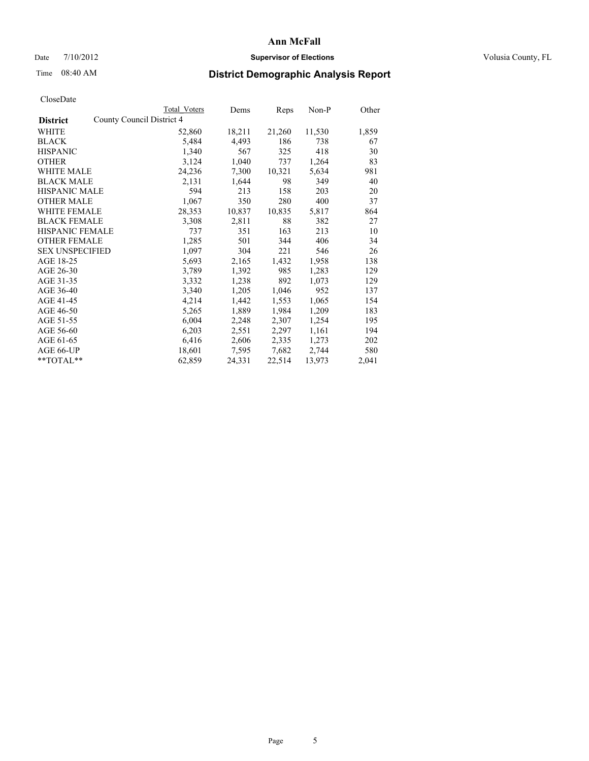# Ann McFall

Date 7/10/2012 **Supervisor of Elections** Volusia County, FL

Time 08:40 AM

## District Demographic Analysis Report

CloseDate

| District | Total Voters | Dems | Reps | Non-P | Other |
|---|---|---|---|---|---|
| County Council District 4 | | | | | |
| WHITE | 52,860 | 18,211 | 21,260 | 11,530 | 1,859 |
| BLACK | 5,484 | 4,493 | 186 | 738 | 67 |
| HISPANIC | 1,340 | 567 | 325 | 418 | 30 |
| OTHER | 3,124 | 1,040 | 737 | 1,264 | 83 |
| WHITE MALE | 24,236 | 7,300 | 10,321 | 5,634 | 981 |
| BLACK MALE | 2,131 | 1,644 | 98 | 349 | 40 |
| HISPANIC MALE | 594 | 213 | 158 | 203 | 20 |
| OTHER MALE | 1,067 | 350 | 280 | 400 | 37 |
| WHITE FEMALE | 28,353 | 10,837 | 10,835 | 5,817 | 864 |
| BLACK FEMALE | 3,308 | 2,811 | 88 | 382 | 27 |
| HISPANIC FEMALE | 737 | 351 | 163 | 213 | 10 |
| OTHER FEMALE | 1,285 | 501 | 344 | 406 | 34 |
| SEX UNSPECIFIED | 1,097 | 304 | 221 | 546 | 26 |
| AGE 18-25 | 5,693 | 2,165 | 1,432 | 1,958 | 138 |
| AGE 26-30 | 3,789 | 1,392 | 985 | 1,283 | 129 |
| AGE 31-35 | 3,332 | 1,238 | 892 | 1,073 | 129 |
| AGE 36-40 | 3,340 | 1,205 | 1,046 | 952 | 137 |
| AGE 41-45 | 4,214 | 1,442 | 1,553 | 1,065 | 154 |
| AGE 46-50 | 5,265 | 1,889 | 1,984 | 1,209 | 183 |
| AGE 51-55 | 6,004 | 2,248 | 2,307 | 1,254 | 195 |
| AGE 56-60 | 6,203 | 2,551 | 2,297 | 1,161 | 194 |
| AGE 61-65 | 6,416 | 2,606 | 2,335 | 1,273 | 202 |
| AGE 66-UP | 18,601 | 7,595 | 7,682 | 2,744 | 580 |
| **TOTAL** | 62,859 | 24,331 | 22,514 | 13,973 | 2,041 |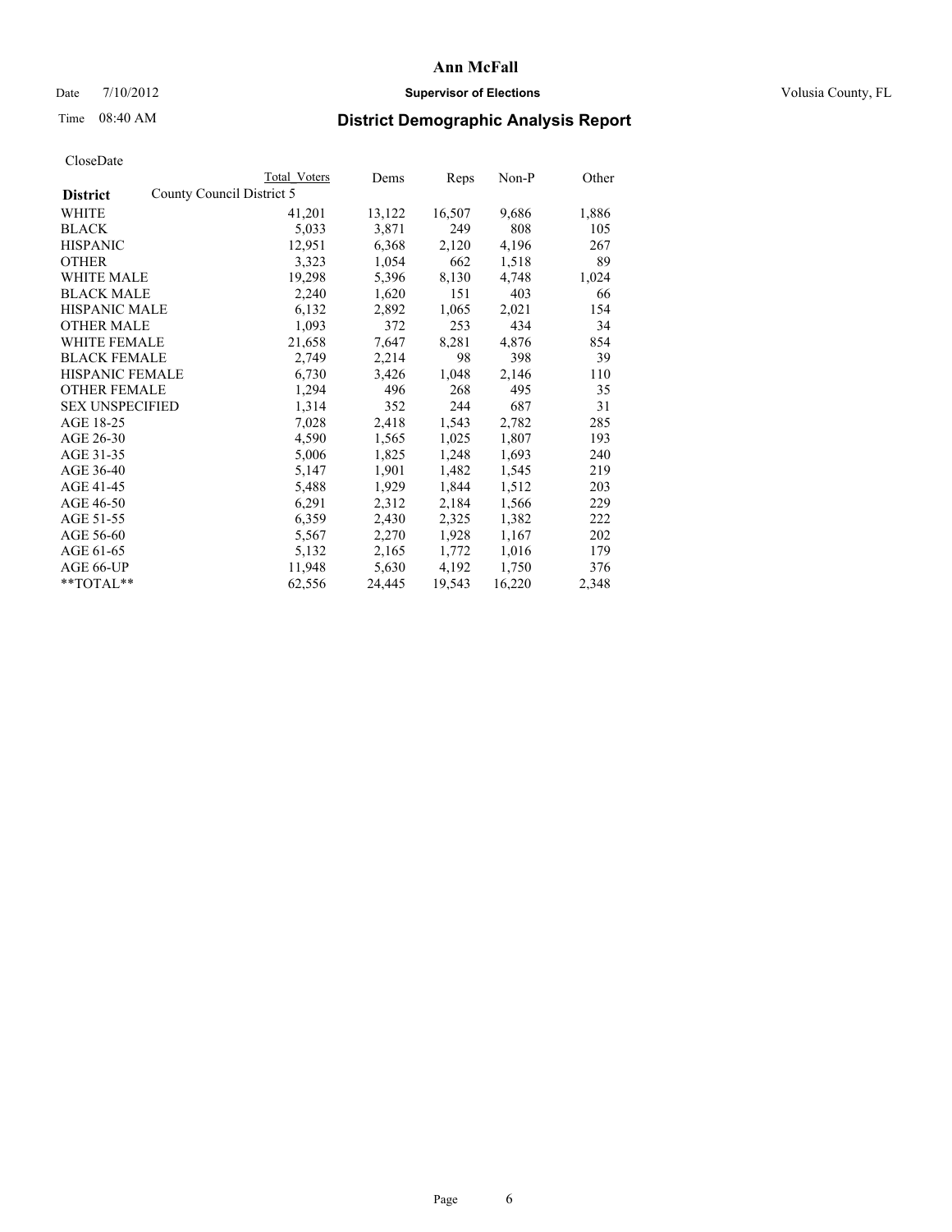**Ann McFall**

Date 7/10/2012 **Supervisor of Elections** Volusia County, FL

Time 08:40 AM **District Demographic Analysis Report**

CloseDate

| **District** | Total Voters | Dems | Reps | Non-P | Other |
|---|---|---|---|---|---|
| County Council District 5 | | | | | |
| WHITE | 41,201 | 13,122 | 16,507 | 9,686 | 1,886 |
| BLACK | 5,033 | 3,871 | 249 | 808 | 105 |
| HISPANIC | 12,951 | 6,368 | 2,120 | 4,196 | 267 |
| OTHER | 3,323 | 1,054 | 662 | 1,518 | 89 |
| WHITE MALE | 19,298 | 5,396 | 8,130 | 4,748 | 1,024 |
| BLACK MALE | 2,240 | 1,620 | 151 | 403 | 66 |
| HISPANIC MALE | 6,132 | 2,892 | 1,065 | 2,021 | 154 |
| OTHER MALE | 1,093 | 372 | 253 | 434 | 34 |
| WHITE FEMALE | 21,658 | 7,647 | 8,281 | 4,876 | 854 |
| BLACK FEMALE | 2,749 | 2,214 | 98 | 398 | 39 |
| HISPANIC FEMALE | 6,730 | 3,426 | 1,048 | 2,146 | 110 |
| OTHER FEMALE | 1,294 | 496 | 268 | 495 | 35 |
| SEX UNSPECIFIED | 1,314 | 352 | 244 | 687 | 31 |
| AGE 18-25 | 7,028 | 2,418 | 1,543 | 2,782 | 285 |
| AGE 26-30 | 4,590 | 1,565 | 1,025 | 1,807 | 193 |
| AGE 31-35 | 5,006 | 1,825 | 1,248 | 1,693 | 240 |
| AGE 36-40 | 5,147 | 1,901 | 1,482 | 1,545 | 219 |
| AGE 41-45 | 5,488 | 1,929 | 1,844 | 1,512 | 203 |
| AGE 46-50 | 6,291 | 2,312 | 2,184 | 1,566 | 229 |
| AGE 51-55 | 6,359 | 2,430 | 2,325 | 1,382 | 222 |
| AGE 56-60 | 5,567 | 2,270 | 1,928 | 1,167 | 202 |
| AGE 61-65 | 5,132 | 2,165 | 1,772 | 1,016 | 179 |
| AGE 66-UP | 11,948 | 5,630 | 4,192 | 1,750 | 376 |
| **TOTAL** | 62,556 | 24,445 | 19,543 | 16,220 | 2,348 |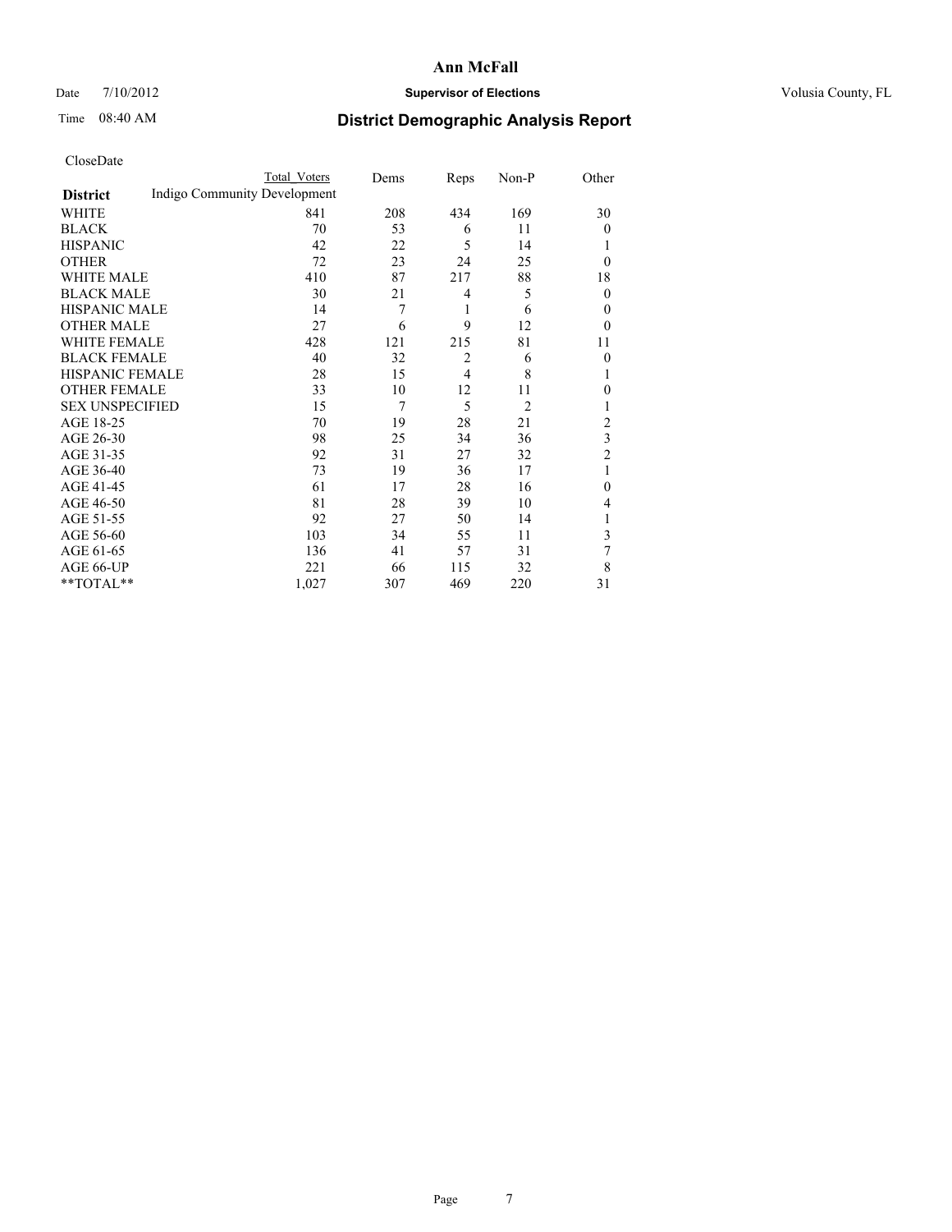**Ann McFall**

Date 7/10/2012 **Supervisor of Elections** Volusia County, FL

Time 08:40 AM

## District Demographic Analysis Report

CloseDate

| District | Total Voters | Dems | Reps | Non-P | Other |
|---|---|---|---|---|---|
| Indigo Community Development | | | | | |
| WHITE | 841 | 208 | 434 | 169 | 30 |
| BLACK | 70 | 53 | 6 | 11 | 0 |
| HISPANIC | 42 | 22 | 5 | 14 | 1 |
| OTHER | 72 | 23 | 24 | 25 | 0 |
| WHITE MALE | 410 | 87 | 217 | 88 | 18 |
| BLACK MALE | 30 | 21 | 4 | 5 | 0 |
| HISPANIC MALE | 14 | 7 | 1 | 6 | 0 |
| OTHER MALE | 27 | 6 | 9 | 12 | 0 |
| WHITE FEMALE | 428 | 121 | 215 | 81 | 11 |
| BLACK FEMALE | 40 | 32 | 2 | 6 | 0 |
| HISPANIC FEMALE | 28 | 15 | 4 | 8 | 1 |
| OTHER FEMALE | 33 | 10 | 12 | 11 | 0 |
| SEX UNSPECIFIED | 15 | 7 | 5 | 2 | 1 |
| AGE 18-25 | 70 | 19 | 28 | 21 | 2 |
| AGE 26-30 | 98 | 25 | 34 | 36 | 3 |
| AGE 31-35 | 92 | 31 | 27 | 32 | 2 |
| AGE 36-40 | 73 | 19 | 36 | 17 | 1 |
| AGE 41-45 | 61 | 17 | 28 | 16 | 0 |
| AGE 46-50 | 81 | 28 | 39 | 10 | 4 |
| AGE 51-55 | 92 | 27 | 50 | 14 | 1 |
| AGE 56-60 | 103 | 34 | 55 | 11 | 3 |
| AGE 61-65 | 136 | 41 | 57 | 31 | 7 |
| AGE 66-UP | 221 | 66 | 115 | 32 | 8 |
| **TOTAL** | 1,027 | 307 | 469 | 220 | 31 |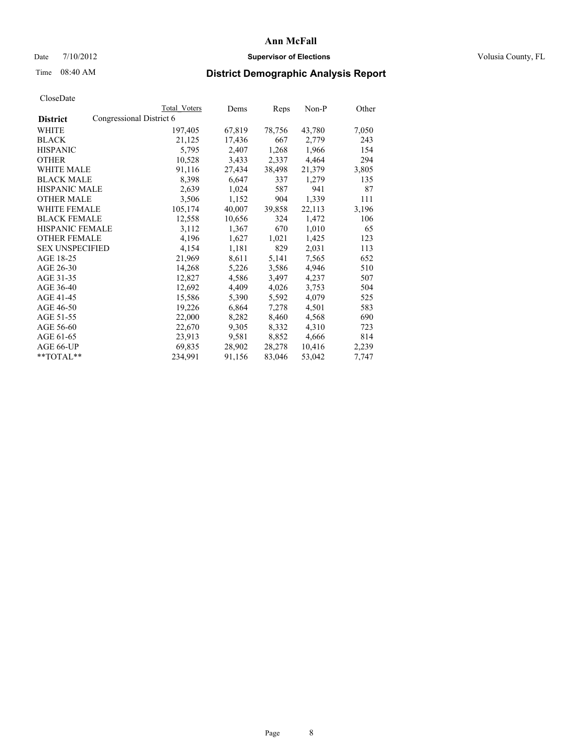# District Demographic Analysis Report

Date 7/10/2012

Time 08:40 AM

Ann McFall

Supervisor of Elections

Volusia County, FL

CloseDate

| District | Congressional District 6 | Total Voters | Dems | Reps | Non-P | Other |
|---|---|---|---|---|---|---|
| WHITE | | 197,405 | 67,819 | 78,756 | 43,780 | 7,050 |
| BLACK | | 21,125 | 17,436 | 667 | 2,779 | 243 |
| HISPANIC | | 5,795 | 2,407 | 1,268 | 1,966 | 154 |
| OTHER | | 10,528 | 3,433 | 2,337 | 4,464 | 294 |
| WHITE MALE | | 91,116 | 27,434 | 38,498 | 21,379 | 3,805 |
| BLACK MALE | | 8,398 | 6,647 | 337 | 1,279 | 135 |
| HISPANIC MALE | | 2,639 | 1,024 | 587 | 941 | 87 |
| OTHER MALE | | 3,506 | 1,152 | 904 | 1,339 | 111 |
| WHITE FEMALE | | 105,174 | 40,007 | 39,858 | 22,113 | 3,196 |
| BLACK FEMALE | | 12,558 | 10,656 | 324 | 1,472 | 106 |
| HISPANIC FEMALE | | 3,112 | 1,367 | 670 | 1,010 | 65 |
| OTHER FEMALE | | 4,196 | 1,627 | 1,021 | 1,425 | 123 |
| SEX UNSPECIFIED | | 4,154 | 1,181 | 829 | 2,031 | 113 |
| AGE 18-25 | | 21,969 | 8,611 | 5,141 | 7,565 | 652 |
| AGE 26-30 | | 14,268 | 5,226 | 3,586 | 4,946 | 510 |
| AGE 31-35 | | 12,827 | 4,586 | 3,497 | 4,237 | 507 |
| AGE 36-40 | | 12,692 | 4,409 | 4,026 | 3,753 | 504 |
| AGE 41-45 | | 15,586 | 5,390 | 5,592 | 4,079 | 525 |
| AGE 46-50 | | 19,226 | 6,864 | 7,278 | 4,501 | 583 |
| AGE 51-55 | | 22,000 | 8,282 | 8,460 | 4,568 | 690 |
| AGE 56-60 | | 22,670 | 9,305 | 8,332 | 4,310 | 723 |
| AGE 61-65 | | 23,913 | 9,581 | 8,852 | 4,666 | 814 |
| AGE 66-UP | | 69,835 | 28,902 | 28,278 | 10,416 | 2,239 |
| **TOTAL** | | 234,991 | 91,156 | 83,046 | 53,042 | 7,747 |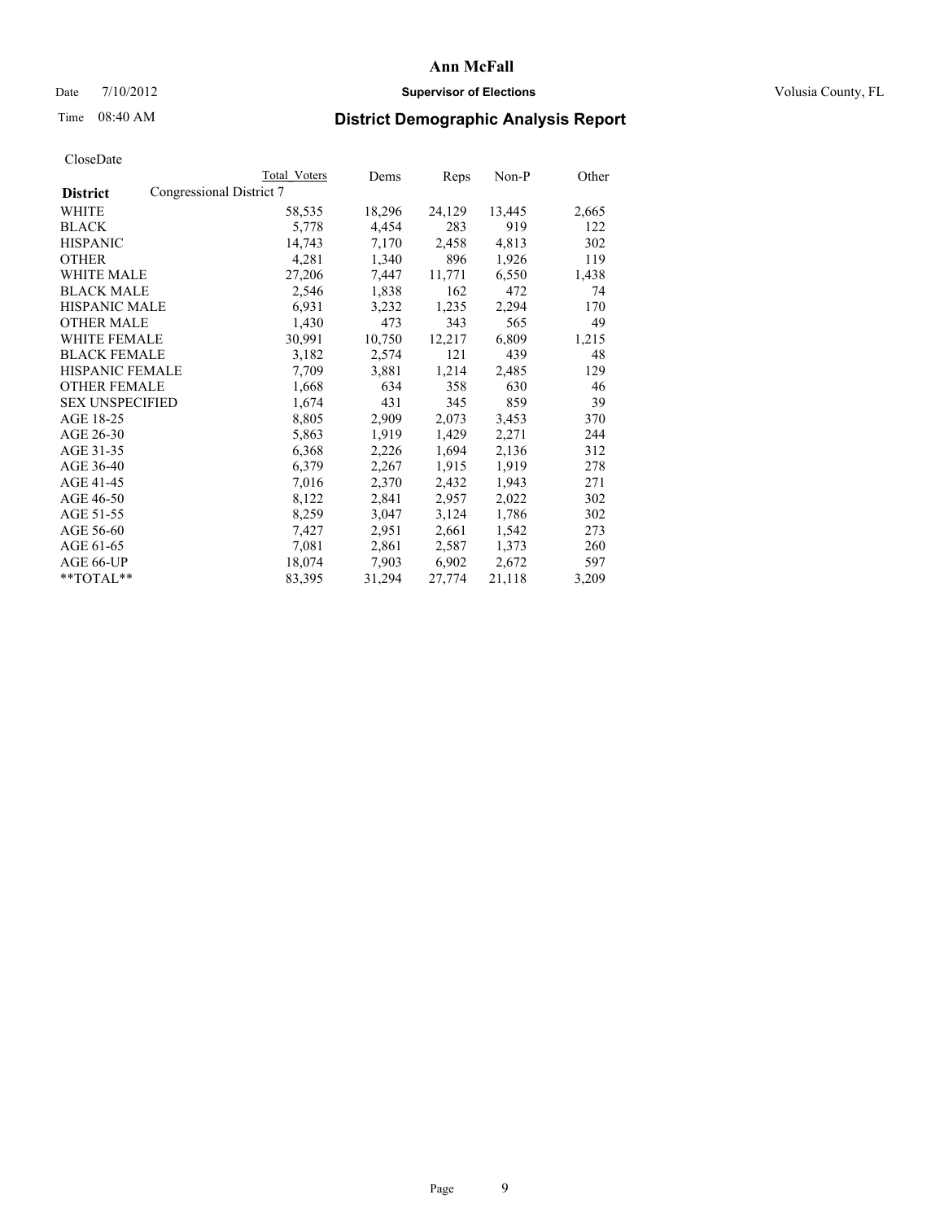# Ann McFall

Date 7/10/2012 **Supervisor of Elections** Volusia County, FL

Time 08:40 AM **District Demographic Analysis Report**

CloseDate

| **District** | Congressional District 7 | Total Voters | Dems | Reps | Non-P | Other |
|---|---|---|---|---|---|---|
| WHITE | | 58,535 | 18,296 | 24,129 | 13,445 | 2,665 |
| BLACK | | 5,778 | 4,454 | 283 | 919 | 122 |
| HISPANIC | | 14,743 | 7,170 | 2,458 | 4,813 | 302 |
| OTHER | | 4,281 | 1,340 | 896 | 1,926 | 119 |
| WHITE MALE | | 27,206 | 7,447 | 11,771 | 6,550 | 1,438 |
| BLACK MALE | | 2,546 | 1,838 | 162 | 472 | 74 |
| HISPANIC MALE | | 6,931 | 3,232 | 1,235 | 2,294 | 170 |
| OTHER MALE | | 1,430 | 473 | 343 | 565 | 49 |
| WHITE FEMALE | | 30,991 | 10,750 | 12,217 | 6,809 | 1,215 |
| BLACK FEMALE | | 3,182 | 2,574 | 121 | 439 | 48 |
| HISPANIC FEMALE | | 7,709 | 3,881 | 1,214 | 2,485 | 129 |
| OTHER FEMALE | | 1,668 | 634 | 358 | 630 | 46 |
| SEX UNSPECIFIED | | 1,674 | 431 | 345 | 859 | 39 |
| AGE 18-25 | | 8,805 | 2,909 | 2,073 | 3,453 | 370 |
| AGE 26-30 | | 5,863 | 1,919 | 1,429 | 2,271 | 244 |
| AGE 31-35 | | 6,368 | 2,226 | 1,694 | 2,136 | 312 |
| AGE 36-40 | | 6,379 | 2,267 | 1,915 | 1,919 | 278 |
| AGE 41-45 | | 7,016 | 2,370 | 2,432 | 1,943 | 271 |
| AGE 46-50 | | 8,122 | 2,841 | 2,957 | 2,022 | 302 |
| AGE 51-55 | | 8,259 | 3,047 | 3,124 | 1,786 | 302 |
| AGE 56-60 | | 7,427 | 2,951 | 2,661 | 1,542 | 273 |
| AGE 61-65 | | 7,081 | 2,861 | 2,587 | 1,373 | 260 |
| AGE 66-UP | | 18,074 | 7,903 | 6,902 | 2,672 | 597 |
| **TOTAL** | | 83,395 | 31,294 | 27,774 | 21,118 | 3,209 |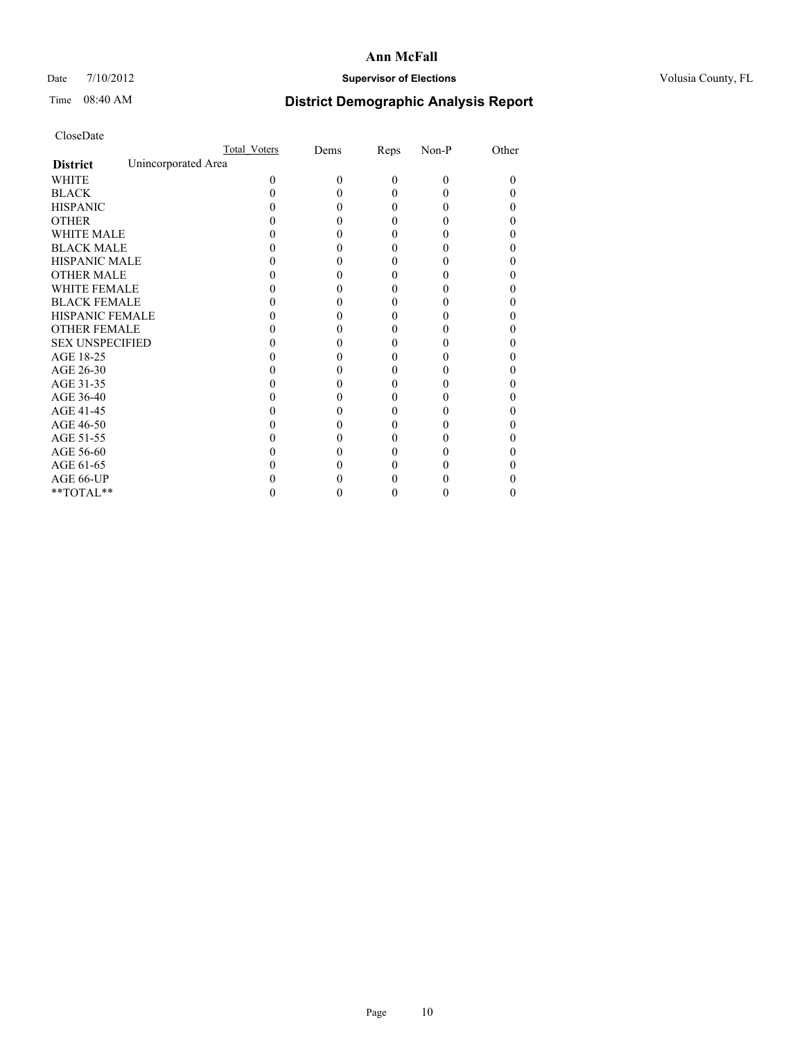**Ann McFall**

Date 7/10/2012 **Supervisor of Elections** Volusia County, FL

Time 08:40 AM

## District Demographic Analysis Report

CloseDate

| | Total_Voters | Dems | Reps | Non-P | Other |
|---|---|---|---|---|---|
| **District** Unincorporated Area | | | | | |
| WHITE | 0 | 0 | 0 | 0 | 0 |
| BLACK | 0 | 0 | 0 | 0 | 0 |
| HISPANIC | 0 | 0 | 0 | 0 | 0 |
| OTHER | 0 | 0 | 0 | 0 | 0 |
| WHITE MALE | 0 | 0 | 0 | 0 | 0 |
| BLACK MALE | 0 | 0 | 0 | 0 | 0 |
| HISPANIC MALE | 0 | 0 | 0 | 0 | 0 |
| OTHER MALE | 0 | 0 | 0 | 0 | 0 |
| WHITE FEMALE | 0 | 0 | 0 | 0 | 0 |
| BLACK FEMALE | 0 | 0 | 0 | 0 | 0 |
| HISPANIC FEMALE | 0 | 0 | 0 | 0 | 0 |
| OTHER FEMALE | 0 | 0 | 0 | 0 | 0 |
| SEX UNSPECIFIED | 0 | 0 | 0 | 0 | 0 |
| AGE 18-25 | 0 | 0 | 0 | 0 | 0 |
| AGE 26-30 | 0 | 0 | 0 | 0 | 0 |
| AGE 31-35 | 0 | 0 | 0 | 0 | 0 |
| AGE 36-40 | 0 | 0 | 0 | 0 | 0 |
| AGE 41-45 | 0 | 0 | 0 | 0 | 0 |
| AGE 46-50 | 0 | 0 | 0 | 0 | 0 |
| AGE 51-55 | 0 | 0 | 0 | 0 | 0 |
| AGE 56-60 | 0 | 0 | 0 | 0 | 0 |
| AGE 61-65 | 0 | 0 | 0 | 0 | 0 |
| AGE 66-UP | 0 | 0 | 0 | 0 | 0 |
| **TOTAL** | 0 | 0 | 0 | 0 | 0 |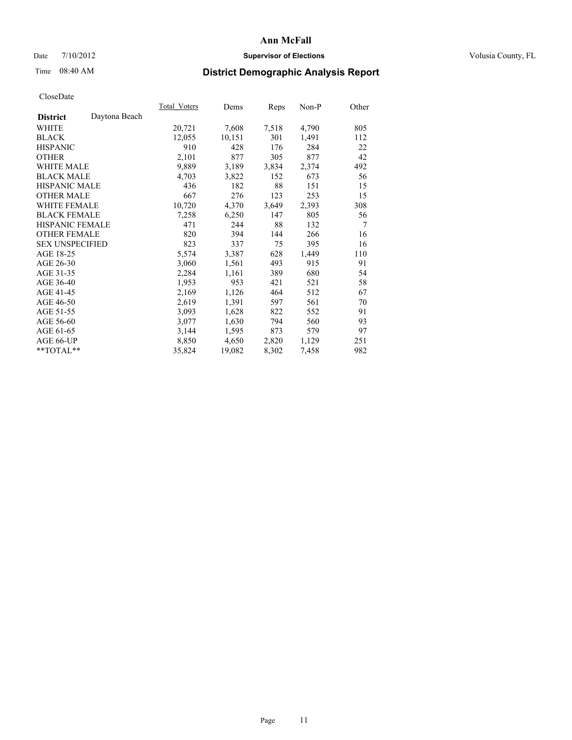# Ann McFall

Date 7/10/2012 **Supervisor of Elections** Volusia County, FL

Time 08:40 AM **District Demographic Analysis Report**

CloseDate

| **District** Daytona Beach | Total_Voters | Dems | Reps | Non-P | Other |
|---|---|---|---|---|---|
| WHITE | 20,721 | 7,608 | 7,518 | 4,790 | 805 |
| BLACK | 12,055 | 10,151 | 301 | 1,491 | 112 |
| HISPANIC | 910 | 428 | 176 | 284 | 22 |
| OTHER | 2,101 | 877 | 305 | 877 | 42 |
| WHITE MALE | 9,889 | 3,189 | 3,834 | 2,374 | 492 |
| BLACK MALE | 4,703 | 3,822 | 152 | 673 | 56 |
| HISPANIC MALE | 436 | 182 | 88 | 151 | 15 |
| OTHER MALE | 667 | 276 | 123 | 253 | 15 |
| WHITE FEMALE | 10,720 | 4,370 | 3,649 | 2,393 | 308 |
| BLACK FEMALE | 7,258 | 6,250 | 147 | 805 | 56 |
| HISPANIC FEMALE | 471 | 244 | 88 | 132 | 7 |
| OTHER FEMALE | 820 | 394 | 144 | 266 | 16 |
| SEX UNSPECIFIED | 823 | 337 | 75 | 395 | 16 |
| AGE 18-25 | 5,574 | 3,387 | 628 | 1,449 | 110 |
| AGE 26-30 | 3,060 | 1,561 | 493 | 915 | 91 |
| AGE 31-35 | 2,284 | 1,161 | 389 | 680 | 54 |
| AGE 36-40 | 1,953 | 953 | 421 | 521 | 58 |
| AGE 41-45 | 2,169 | 1,126 | 464 | 512 | 67 |
| AGE 46-50 | 2,619 | 1,391 | 597 | 561 | 70 |
| AGE 51-55 | 3,093 | 1,628 | 822 | 552 | 91 |
| AGE 56-60 | 3,077 | 1,630 | 794 | 560 | 93 |
| AGE 61-65 | 3,144 | 1,595 | 873 | 579 | 97 |
| AGE 66-UP | 8,850 | 4,650 | 2,820 | 1,129 | 251 |
| **TOTAL** | 35,824 | 19,082 | 8,302 | 7,458 | 982 |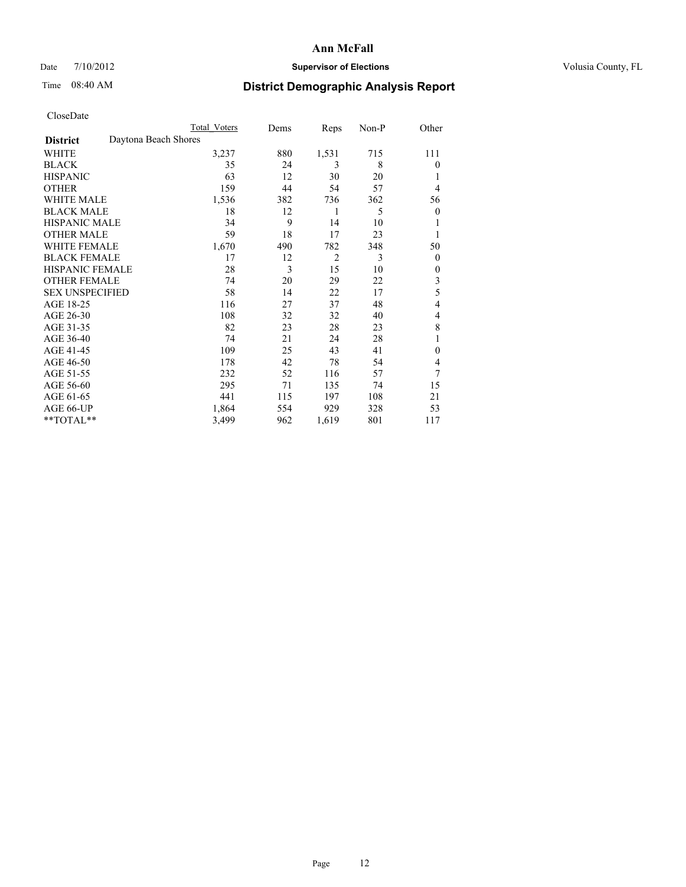# District Demographic Analysis Report

Date 7/10/2012

Time 08:40 AM

Ann McFall

Supervisor of Elections

Volusia County, FL

CloseDate

| District | Daytona Beach Shores | Total Voters | Dems | Reps | Non-P | Other |
|---|---|---|---|---|---|---|
| WHITE | | 3,237 | 880 | 1,531 | 715 | 111 |
| BLACK | | 35 | 24 | 3 | 8 | 0 |
| HISPANIC | | 63 | 12 | 30 | 20 | 1 |
| OTHER | | 159 | 44 | 54 | 57 | 4 |
| WHITE MALE | | 1,536 | 382 | 736 | 362 | 56 |
| BLACK MALE | | 18 | 12 | 1 | 5 | 0 |
| HISPANIC MALE | | 34 | 9 | 14 | 10 | 1 |
| OTHER MALE | | 59 | 18 | 17 | 23 | 1 |
| WHITE FEMALE | | 1,670 | 490 | 782 | 348 | 50 |
| BLACK FEMALE | | 17 | 12 | 2 | 3 | 0 |
| HISPANIC FEMALE | | 28 | 3 | 15 | 10 | 0 |
| OTHER FEMALE | | 74 | 20 | 29 | 22 | 3 |
| SEX UNSPECIFIED | | 58 | 14 | 22 | 17 | 5 |
| AGE 18-25 | | 116 | 27 | 37 | 48 | 4 |
| AGE 26-30 | | 108 | 32 | 32 | 40 | 4 |
| AGE 31-35 | | 82 | 23 | 28 | 23 | 8 |
| AGE 36-40 | | 74 | 21 | 24 | 28 | 1 |
| AGE 41-45 | | 109 | 25 | 43 | 41 | 0 |
| AGE 46-50 | | 178 | 42 | 78 | 54 | 4 |
| AGE 51-55 | | 232 | 52 | 116 | 57 | 7 |
| AGE 56-60 | | 295 | 71 | 135 | 74 | 15 |
| AGE 61-65 | | 441 | 115 | 197 | 108 | 21 |
| AGE 66-UP | | 1,864 | 554 | 929 | 328 | 53 |
| **TOTAL** | | 3,499 | 962 | 1,619 | 801 | 117 |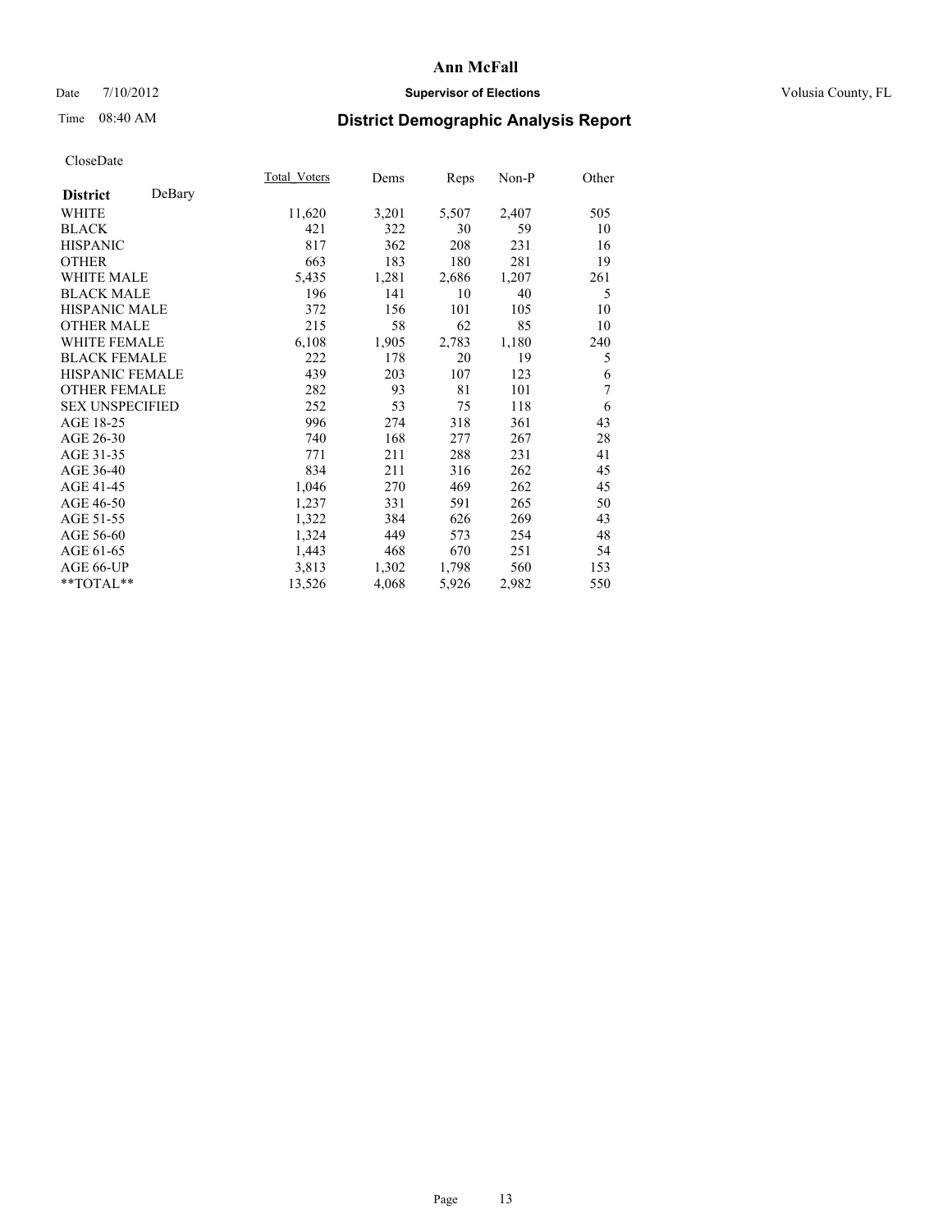# Ann McFall

Date 7/10/2012 **Supervisor of Elections** Volusia County, FL

Time 08:40 AM

## District Demographic Analysis Report

CloseDate

| **District** DeBary | Total_Voters | Dems | Reps | Non-P | Other |
|---|---|---|---|---|---|
| WHITE | 11,620 | 3,201 | 5,507 | 2,407 | 505 |
| BLACK | 421 | 322 | 30 | 59 | 10 |
| HISPANIC | 817 | 362 | 208 | 231 | 16 |
| OTHER | 663 | 183 | 180 | 281 | 19 |
| WHITE MALE | 5,435 | 1,281 | 2,686 | 1,207 | 261 |
| BLACK MALE | 196 | 141 | 10 | 40 | 5 |
| HISPANIC MALE | 372 | 156 | 101 | 105 | 10 |
| OTHER MALE | 215 | 58 | 62 | 85 | 10 |
| WHITE FEMALE | 6,108 | 1,905 | 2,783 | 1,180 | 240 |
| BLACK FEMALE | 222 | 178 | 20 | 19 | 5 |
| HISPANIC FEMALE | 439 | 203 | 107 | 123 | 6 |
| OTHER FEMALE | 282 | 93 | 81 | 101 | 7 |
| SEX UNSPECIFIED | 252 | 53 | 75 | 118 | 6 |
| AGE 18-25 | 996 | 274 | 318 | 361 | 43 |
| AGE 26-30 | 740 | 168 | 277 | 267 | 28 |
| AGE 31-35 | 771 | 211 | 288 | 231 | 41 |
| AGE 36-40 | 834 | 211 | 316 | 262 | 45 |
| AGE 41-45 | 1,046 | 270 | 469 | 262 | 45 |
| AGE 46-50 | 1,237 | 331 | 591 | 265 | 50 |
| AGE 51-55 | 1,322 | 384 | 626 | 269 | 43 |
| AGE 56-60 | 1,324 | 449 | 573 | 254 | 48 |
| AGE 61-65 | 1,443 | 468 | 670 | 251 | 54 |
| AGE 66-UP | 3,813 | 1,302 | 1,798 | 560 | 153 |
| **TOTAL** | 13,526 | 4,068 | 5,926 | 2,982 | 550 |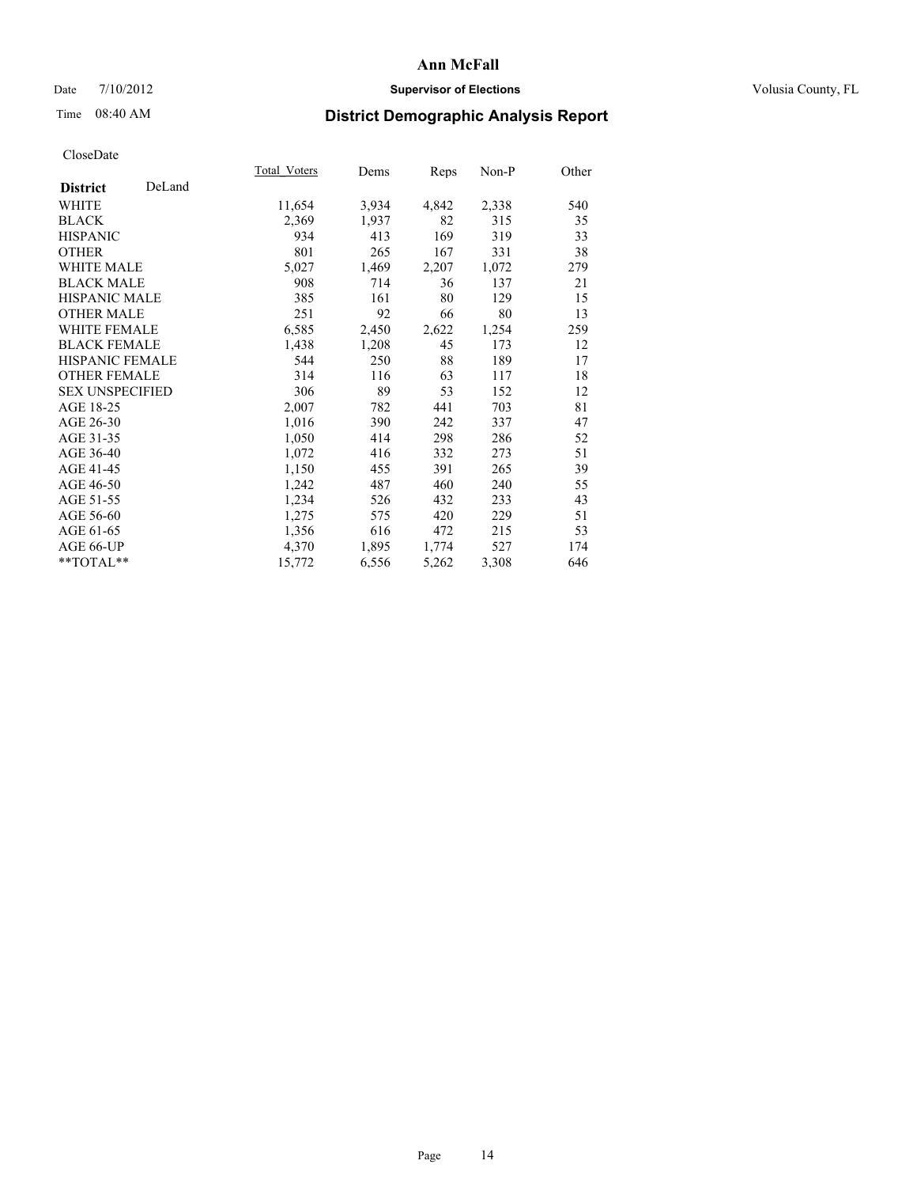# Ann McFall

Date 7/10/2012 **Supervisor of Elections** Volusia County, FL

Time 08:40 AM **District Demographic Analysis Report**

CloseDate

| **District** DeLand | Total_Voters | Dems | Reps | Non-P | Other |
|---|---|---|---|---|---|
| WHITE | 11,654 | 3,934 | 4,842 | 2,338 | 540 |
| BLACK | 2,369 | 1,937 | 82 | 315 | 35 |
| HISPANIC | 934 | 413 | 169 | 319 | 33 |
| OTHER | 801 | 265 | 167 | 331 | 38 |
| WHITE MALE | 5,027 | 1,469 | 2,207 | 1,072 | 279 |
| BLACK MALE | 908 | 714 | 36 | 137 | 21 |
| HISPANIC MALE | 385 | 161 | 80 | 129 | 15 |
| OTHER MALE | 251 | 92 | 66 | 80 | 13 |
| WHITE FEMALE | 6,585 | 2,450 | 2,622 | 1,254 | 259 |
| BLACK FEMALE | 1,438 | 1,208 | 45 | 173 | 12 |
| HISPANIC FEMALE | 544 | 250 | 88 | 189 | 17 |
| OTHER FEMALE | 314 | 116 | 63 | 117 | 18 |
| SEX UNSPECIFIED | 306 | 89 | 53 | 152 | 12 |
| AGE 18-25 | 2,007 | 782 | 441 | 703 | 81 |
| AGE 26-30 | 1,016 | 390 | 242 | 337 | 47 |
| AGE 31-35 | 1,050 | 414 | 298 | 286 | 52 |
| AGE 36-40 | 1,072 | 416 | 332 | 273 | 51 |
| AGE 41-45 | 1,150 | 455 | 391 | 265 | 39 |
| AGE 46-50 | 1,242 | 487 | 460 | 240 | 55 |
| AGE 51-55 | 1,234 | 526 | 432 | 233 | 43 |
| AGE 56-60 | 1,275 | 575 | 420 | 229 | 51 |
| AGE 61-65 | 1,356 | 616 | 472 | 215 | 53 |
| AGE 66-UP | 4,370 | 1,895 | 1,774 | 527 | 174 |
| **TOTAL** | 15,772 | 6,556 | 5,262 | 3,308 | 646 |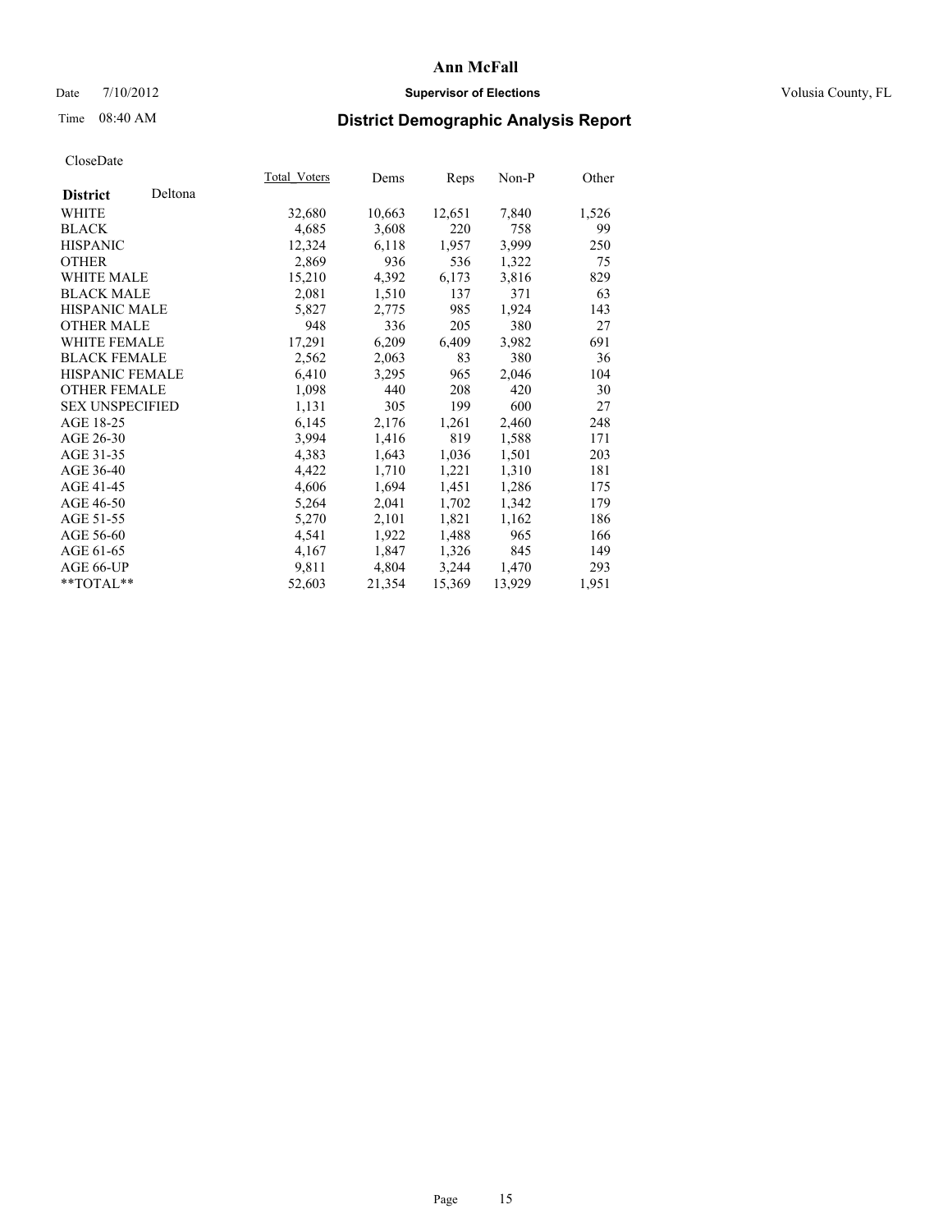# Ann McFall

Date 7/10/2012 **Supervisor of Elections** Volusia County, FL

Time 08:40 AM

## District Demographic Analysis Report

CloseDate

| **District** Deltona | Total_Voters | Dems | Reps | Non-P | Other |
|---|---|---|---|---|---|
| WHITE | 32,680 | 10,663 | 12,651 | 7,840 | 1,526 |
| BLACK | 4,685 | 3,608 | 220 | 758 | 99 |
| HISPANIC | 12,324 | 6,118 | 1,957 | 3,999 | 250 |
| OTHER | 2,869 | 936 | 536 | 1,322 | 75 |
| WHITE MALE | 15,210 | 4,392 | 6,173 | 3,816 | 829 |
| BLACK MALE | 2,081 | 1,510 | 137 | 371 | 63 |
| HISPANIC MALE | 5,827 | 2,775 | 985 | 1,924 | 143 |
| OTHER MALE | 948 | 336 | 205 | 380 | 27 |
| WHITE FEMALE | 17,291 | 6,209 | 6,409 | 3,982 | 691 |
| BLACK FEMALE | 2,562 | 2,063 | 83 | 380 | 36 |
| HISPANIC FEMALE | 6,410 | 3,295 | 965 | 2,046 | 104 |
| OTHER FEMALE | 1,098 | 440 | 208 | 420 | 30 |
| SEX UNSPECIFIED | 1,131 | 305 | 199 | 600 | 27 |
| AGE 18-25 | 6,145 | 2,176 | 1,261 | 2,460 | 248 |
| AGE 26-30 | 3,994 | 1,416 | 819 | 1,588 | 171 |
| AGE 31-35 | 4,383 | 1,643 | 1,036 | 1,501 | 203 |
| AGE 36-40 | 4,422 | 1,710 | 1,221 | 1,310 | 181 |
| AGE 41-45 | 4,606 | 1,694 | 1,451 | 1,286 | 175 |
| AGE 46-50 | 5,264 | 2,041 | 1,702 | 1,342 | 179 |
| AGE 51-55 | 5,270 | 2,101 | 1,821 | 1,162 | 186 |
| AGE 56-60 | 4,541 | 1,922 | 1,488 | 965 | 166 |
| AGE 61-65 | 4,167 | 1,847 | 1,326 | 845 | 149 |
| AGE 66-UP | 9,811 | 4,804 | 3,244 | 1,470 | 293 |
| **TOTAL** | 52,603 | 21,354 | 15,369 | 13,929 | 1,951 |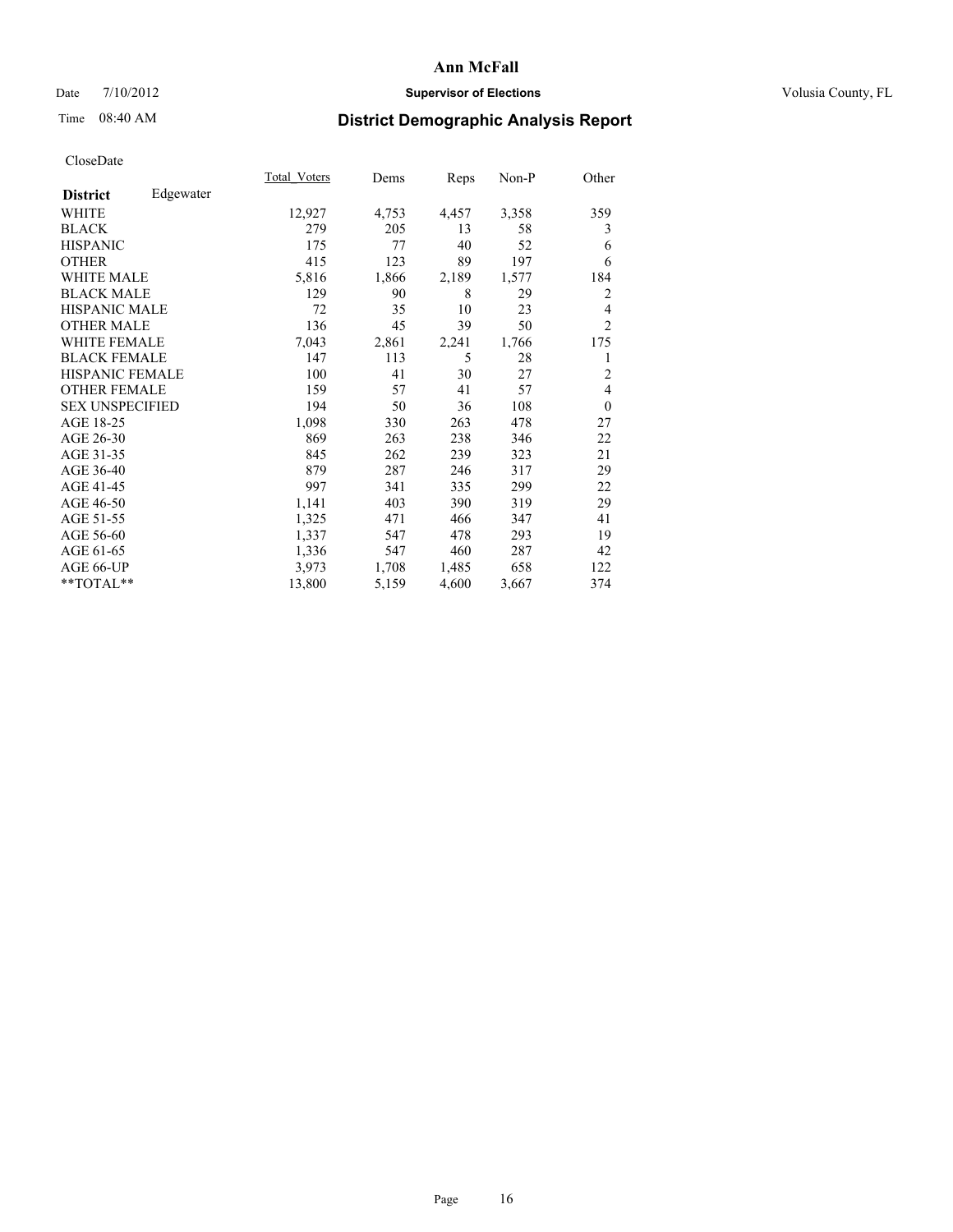**Ann McFall**

Date 7/10/2012 | **Supervisor of Elections** | Volusia County, FL

Time 08:40 AM

## District Demographic Analysis Report

CloseDate

| **District** Edgewater | Total_Voters | Dems | Reps | Non-P | Other |
|---|---|---|---|---|---|
| WHITE | 12,927 | 4,753 | 4,457 | 3,358 | 359 |
| BLACK | 279 | 205 | 13 | 58 | 3 |
| HISPANIC | 175 | 77 | 40 | 52 | 6 |
| OTHER | 415 | 123 | 89 | 197 | 6 |
| WHITE MALE | 5,816 | 1,866 | 2,189 | 1,577 | 184 |
| BLACK MALE | 129 | 90 | 8 | 29 | 2 |
| HISPANIC MALE | 72 | 35 | 10 | 23 | 4 |
| OTHER MALE | 136 | 45 | 39 | 50 | 2 |
| WHITE FEMALE | 7,043 | 2,861 | 2,241 | 1,766 | 175 |
| BLACK FEMALE | 147 | 113 | 5 | 28 | 1 |
| HISPANIC FEMALE | 100 | 41 | 30 | 27 | 2 |
| OTHER FEMALE | 159 | 57 | 41 | 57 | 4 |
| SEX UNSPECIFIED | 194 | 50 | 36 | 108 | 0 |
| AGE 18-25 | 1,098 | 330 | 263 | 478 | 27 |
| AGE 26-30 | 869 | 263 | 238 | 346 | 22 |
| AGE 31-35 | 845 | 262 | 239 | 323 | 21 |
| AGE 36-40 | 879 | 287 | 246 | 317 | 29 |
| AGE 41-45 | 997 | 341 | 335 | 299 | 22 |
| AGE 46-50 | 1,141 | 403 | 390 | 319 | 29 |
| AGE 51-55 | 1,325 | 471 | 466 | 347 | 41 |
| AGE 56-60 | 1,337 | 547 | 478 | 293 | 19 |
| AGE 61-65 | 1,336 | 547 | 460 | 287 | 42 |
| AGE 66-UP | 3,973 | 1,708 | 1,485 | 658 | 122 |
| **TOTAL** | 13,800 | 5,159 | 4,600 | 3,667 | 374 |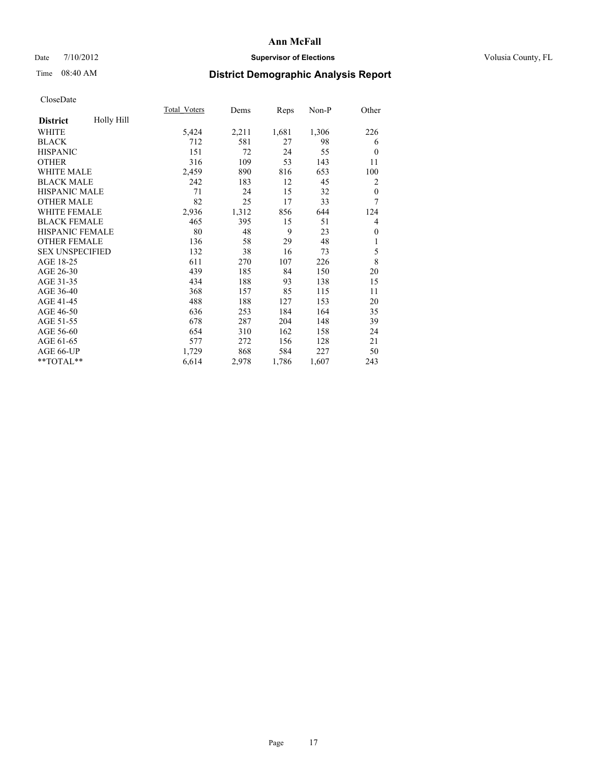# Ann McFall

Date 7/10/2012 **Supervisor of Elections** Volusia County, FL

Time 08:40 AM

## District Demographic Analysis Report

CloseDate

| **District** Holly Hill | Total_Voters | Dems | Reps | Non-P | Other |
|---|---|---|---|---|---|
| WHITE | 5,424 | 2,211 | 1,681 | 1,306 | 226 |
| BLACK | 712 | 581 | 27 | 98 | 6 |
| HISPANIC | 151 | 72 | 24 | 55 | 0 |
| OTHER | 316 | 109 | 53 | 143 | 11 |
| WHITE MALE | 2,459 | 890 | 816 | 653 | 100 |
| BLACK MALE | 242 | 183 | 12 | 45 | 2 |
| HISPANIC MALE | 71 | 24 | 15 | 32 | 0 |
| OTHER MALE | 82 | 25 | 17 | 33 | 7 |
| WHITE FEMALE | 2,936 | 1,312 | 856 | 644 | 124 |
| BLACK FEMALE | 465 | 395 | 15 | 51 | 4 |
| HISPANIC FEMALE | 80 | 48 | 9 | 23 | 0 |
| OTHER FEMALE | 136 | 58 | 29 | 48 | 1 |
| SEX UNSPECIFIED | 132 | 38 | 16 | 73 | 5 |
| AGE 18-25 | 611 | 270 | 107 | 226 | 8 |
| AGE 26-30 | 439 | 185 | 84 | 150 | 20 |
| AGE 31-35 | 434 | 188 | 93 | 138 | 15 |
| AGE 36-40 | 368 | 157 | 85 | 115 | 11 |
| AGE 41-45 | 488 | 188 | 127 | 153 | 20 |
| AGE 46-50 | 636 | 253 | 184 | 164 | 35 |
| AGE 51-55 | 678 | 287 | 204 | 148 | 39 |
| AGE 56-60 | 654 | 310 | 162 | 158 | 24 |
| AGE 61-65 | 577 | 272 | 156 | 128 | 21 |
| AGE 66-UP | 1,729 | 868 | 584 | 227 | 50 |
| **TOTAL** | 6,614 | 2,978 | 1,786 | 1,607 | 243 |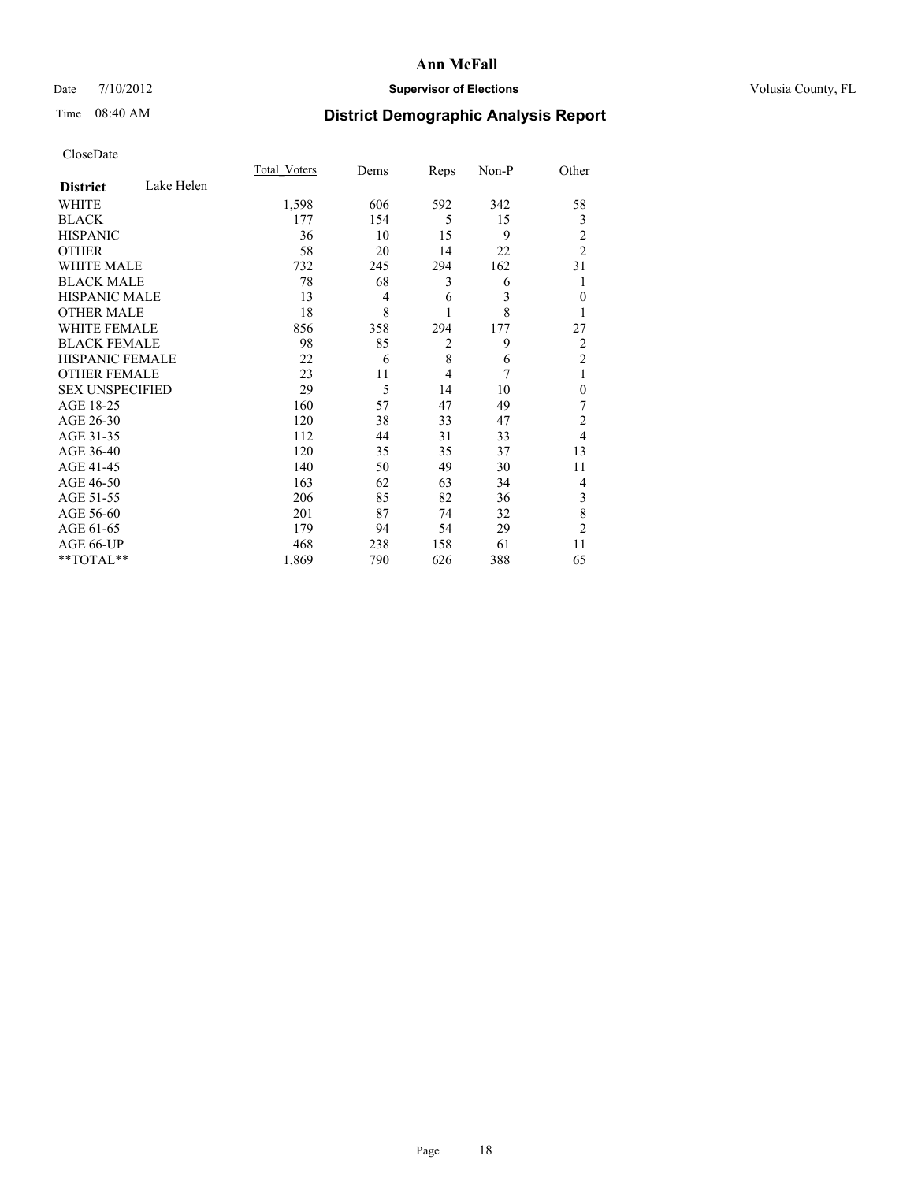**Ann McFall**

Date 7/10/2012 **Supervisor of Elections** Volusia County, FL

Time 08:40 AM

## District Demographic Analysis Report

CloseDate

| **District** Lake Helen | Total_Voters | Dems | Reps | Non-P | Other |
|---|---|---|---|---|---|
| WHITE | 1,598 | 606 | 592 | 342 | 58 |
| BLACK | 177 | 154 | 5 | 15 | 3 |
| HISPANIC | 36 | 10 | 15 | 9 | 2 |
| OTHER | 58 | 20 | 14 | 22 | 2 |
| WHITE MALE | 732 | 245 | 294 | 162 | 31 |
| BLACK MALE | 78 | 68 | 3 | 6 | 1 |
| HISPANIC MALE | 13 | 4 | 6 | 3 | 0 |
| OTHER MALE | 18 | 8 | 1 | 8 | 1 |
| WHITE FEMALE | 856 | 358 | 294 | 177 | 27 |
| BLACK FEMALE | 98 | 85 | 2 | 9 | 2 |
| HISPANIC FEMALE | 22 | 6 | 8 | 6 | 2 |
| OTHER FEMALE | 23 | 11 | 4 | 7 | 1 |
| SEX UNSPECIFIED | 29 | 5 | 14 | 10 | 0 |
| AGE 18-25 | 160 | 57 | 47 | 49 | 7 |
| AGE 26-30 | 120 | 38 | 33 | 47 | 2 |
| AGE 31-35 | 112 | 44 | 31 | 33 | 4 |
| AGE 36-40 | 120 | 35 | 35 | 37 | 13 |
| AGE 41-45 | 140 | 50 | 49 | 30 | 11 |
| AGE 46-50 | 163 | 62 | 63 | 34 | 4 |
| AGE 51-55 | 206 | 85 | 82 | 36 | 3 |
| AGE 56-60 | 201 | 87 | 74 | 32 | 8 |
| AGE 61-65 | 179 | 94 | 54 | 29 | 2 |
| AGE 66-UP | 468 | 238 | 158 | 61 | 11 |
| **TOTAL** | 1,869 | 790 | 626 | 388 | 65 |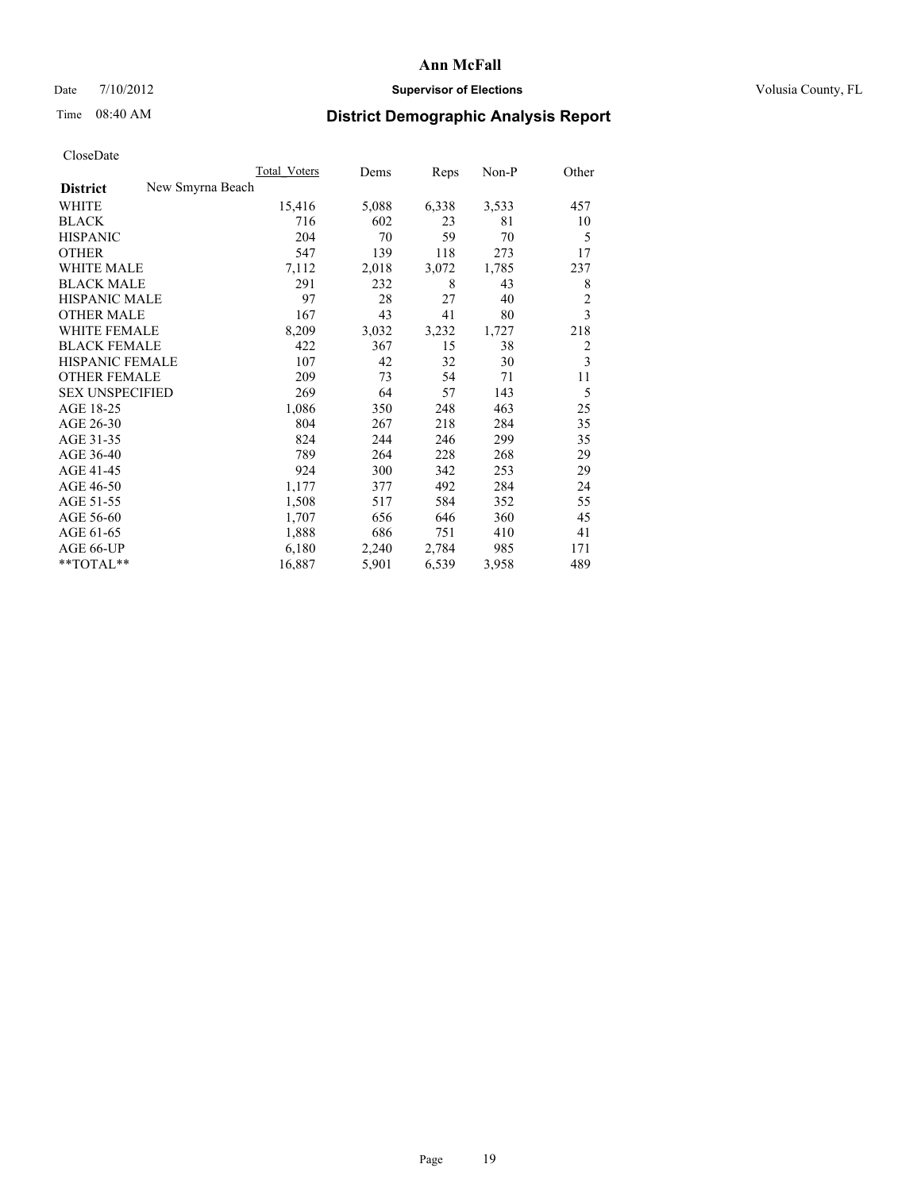# Ann McFall

Date 7/10/2012 **Supervisor of Elections** Volusia County, FL

Time 08:40 AM

## District Demographic Analysis Report

CloseDate

| | Total Voters | Dems | Reps | Non-P | Other |
|---|---|---|---|---|---|
| **District** New Smyrna Beach | | | | | |
| WHITE | 15,416 | 5,088 | 6,338 | 3,533 | 457 |
| BLACK | 716 | 602 | 23 | 81 | 10 |
| HISPANIC | 204 | 70 | 59 | 70 | 5 |
| OTHER | 547 | 139 | 118 | 273 | 17 |
| WHITE MALE | 7,112 | 2,018 | 3,072 | 1,785 | 237 |
| BLACK MALE | 291 | 232 | 8 | 43 | 8 |
| HISPANIC MALE | 97 | 28 | 27 | 40 | 2 |
| OTHER MALE | 167 | 43 | 41 | 80 | 3 |
| WHITE FEMALE | 8,209 | 3,032 | 3,232 | 1,727 | 218 |
| BLACK FEMALE | 422 | 367 | 15 | 38 | 2 |
| HISPANIC FEMALE | 107 | 42 | 32 | 30 | 3 |
| OTHER FEMALE | 209 | 73 | 54 | 71 | 11 |
| SEX UNSPECIFIED | 269 | 64 | 57 | 143 | 5 |
| AGE 18-25 | 1,086 | 350 | 248 | 463 | 25 |
| AGE 26-30 | 804 | 267 | 218 | 284 | 35 |
| AGE 31-35 | 824 | 244 | 246 | 299 | 35 |
| AGE 36-40 | 789 | 264 | 228 | 268 | 29 |
| AGE 41-45 | 924 | 300 | 342 | 253 | 29 |
| AGE 46-50 | 1,177 | 377 | 492 | 284 | 24 |
| AGE 51-55 | 1,508 | 517 | 584 | 352 | 55 |
| AGE 56-60 | 1,707 | 656 | 646 | 360 | 45 |
| AGE 61-65 | 1,888 | 686 | 751 | 410 | 41 |
| AGE 66-UP | 6,180 | 2,240 | 2,784 | 985 | 171 |
| **TOTAL** | 16,887 | 5,901 | 6,539 | 3,958 | 489 |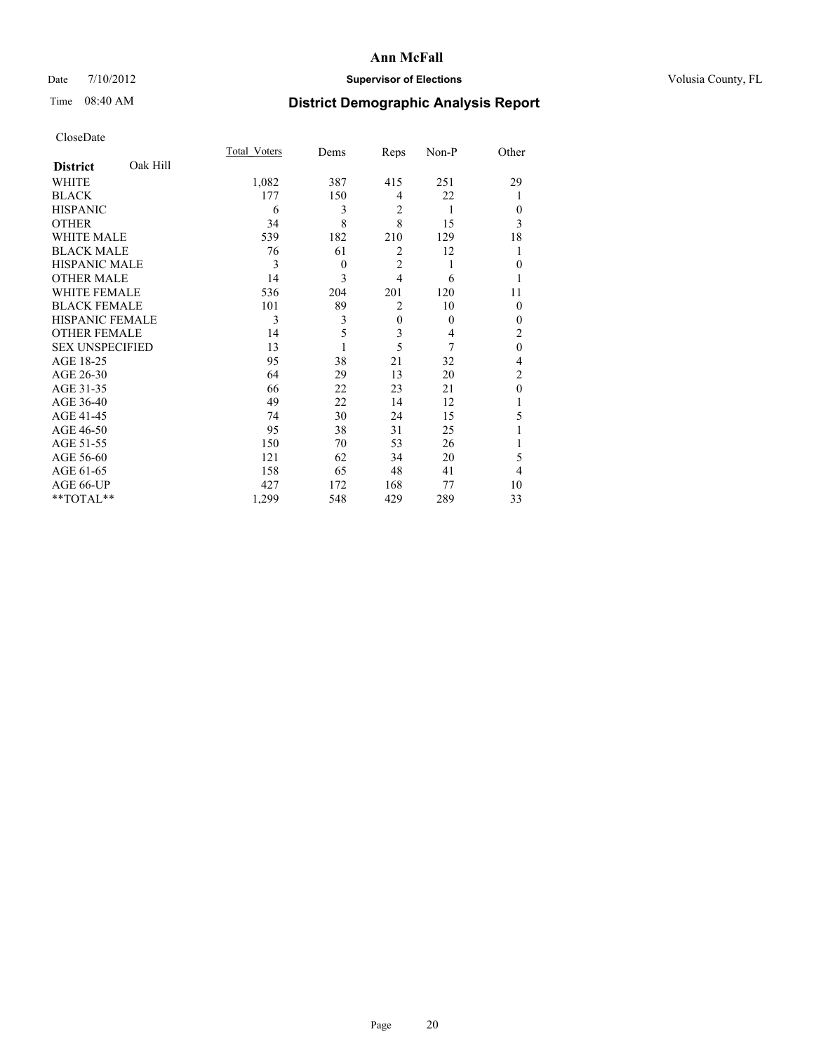# Ann McFall

Date 7/10/2012 **Supervisor of Elections** Volusia County, FL

Time 08:40 AM **District Demographic Analysis Report**

CloseDate

| **District** Oak Hill | Total Voters | Dems | Reps | Non-P | Other |
|---|---|---|---|---|---|
| WHITE | 1,082 | 387 | 415 | 251 | 29 |
| BLACK | 177 | 150 | 4 | 22 | 1 |
| HISPANIC | 6 | 3 | 2 | 1 | 0 |
| OTHER | 34 | 8 | 8 | 15 | 3 |
| WHITE MALE | 539 | 182 | 210 | 129 | 18 |
| BLACK MALE | 76 | 61 | 2 | 12 | 1 |
| HISPANIC MALE | 3 | 0 | 2 | 1 | 0 |
| OTHER MALE | 14 | 3 | 4 | 6 | 1 |
| WHITE FEMALE | 536 | 204 | 201 | 120 | 11 |
| BLACK FEMALE | 101 | 89 | 2 | 10 | 0 |
| HISPANIC FEMALE | 3 | 3 | 0 | 0 | 0 |
| OTHER FEMALE | 14 | 5 | 3 | 4 | 2 |
| SEX UNSPECIFIED | 13 | 1 | 5 | 7 | 0 |
| AGE 18-25 | 95 | 38 | 21 | 32 | 4 |
| AGE 26-30 | 64 | 29 | 13 | 20 | 2 |
| AGE 31-35 | 66 | 22 | 23 | 21 | 0 |
| AGE 36-40 | 49 | 22 | 14 | 12 | 1 |
| AGE 41-45 | 74 | 30 | 24 | 15 | 5 |
| AGE 46-50 | 95 | 38 | 31 | 25 | 1 |
| AGE 51-55 | 150 | 70 | 53 | 26 | 1 |
| AGE 56-60 | 121 | 62 | 34 | 20 | 5 |
| AGE 61-65 | 158 | 65 | 48 | 41 | 4 |
| AGE 66-UP | 427 | 172 | 168 | 77 | 10 |
| **TOTAL** | 1,299 | 548 | 429 | 289 | 33 |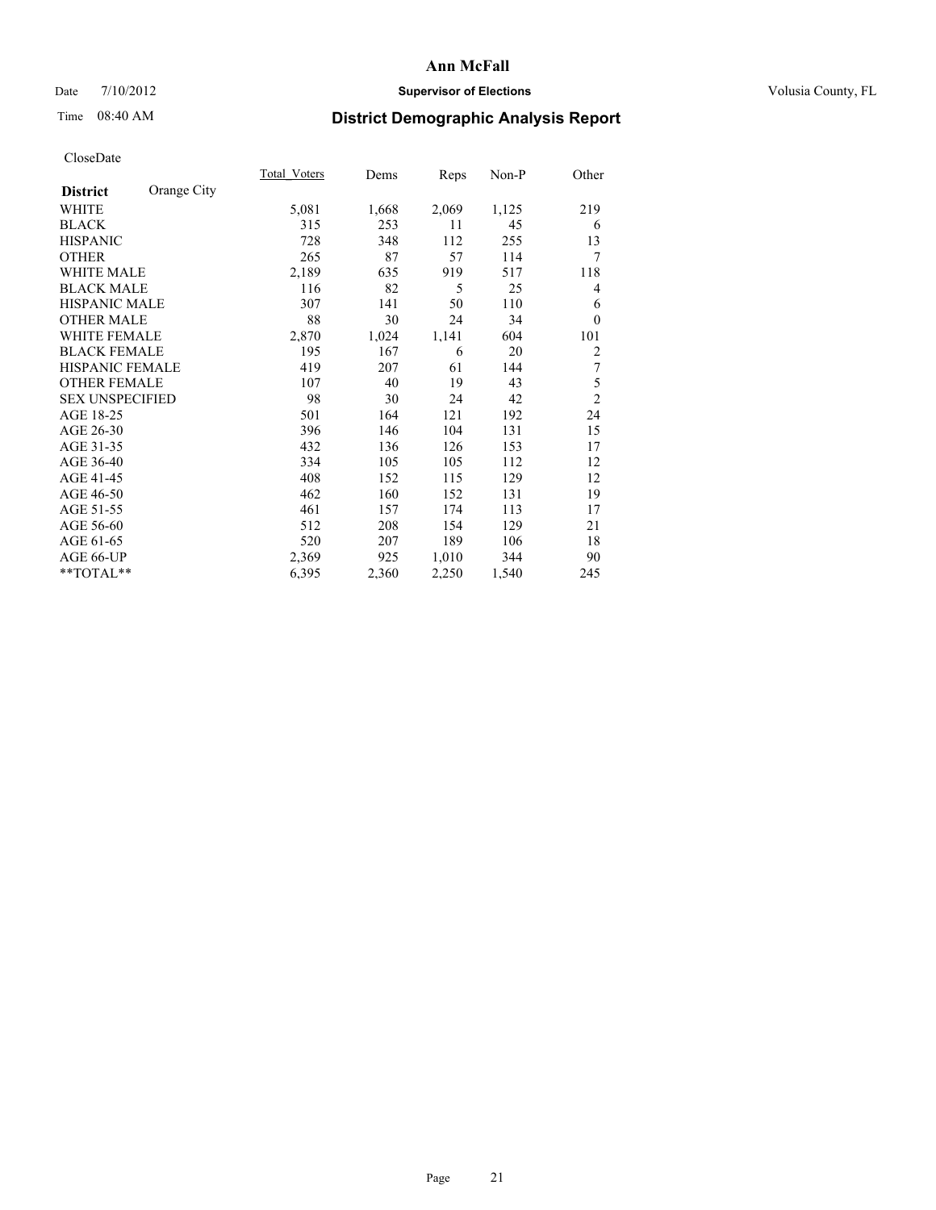**Ann McFall**

Date 7/10/2012 **Supervisor of Elections** Volusia County, FL

Time 08:40 AM **District Demographic Analysis Report**

CloseDate

| **District** Orange City | Total_Voters | Dems | Reps | Non-P | Other |
|---|---|---|---|---|---|
| WHITE | 5,081 | 1,668 | 2,069 | 1,125 | 219 |
| BLACK | 315 | 253 | 11 | 45 | 6 |
| HISPANIC | 728 | 348 | 112 | 255 | 13 |
| OTHER | 265 | 87 | 57 | 114 | 7 |
| WHITE MALE | 2,189 | 635 | 919 | 517 | 118 |
| BLACK MALE | 116 | 82 | 5 | 25 | 4 |
| HISPANIC MALE | 307 | 141 | 50 | 110 | 6 |
| OTHER MALE | 88 | 30 | 24 | 34 | 0 |
| WHITE FEMALE | 2,870 | 1,024 | 1,141 | 604 | 101 |
| BLACK FEMALE | 195 | 167 | 6 | 20 | 2 |
| HISPANIC FEMALE | 419 | 207 | 61 | 144 | 7 |
| OTHER FEMALE | 107 | 40 | 19 | 43 | 5 |
| SEX UNSPECIFIED | 98 | 30 | 24 | 42 | 2 |
| AGE 18-25 | 501 | 164 | 121 | 192 | 24 |
| AGE 26-30 | 396 | 146 | 104 | 131 | 15 |
| AGE 31-35 | 432 | 136 | 126 | 153 | 17 |
| AGE 36-40 | 334 | 105 | 105 | 112 | 12 |
| AGE 41-45 | 408 | 152 | 115 | 129 | 12 |
| AGE 46-50 | 462 | 160 | 152 | 131 | 19 |
| AGE 51-55 | 461 | 157 | 174 | 113 | 17 |
| AGE 56-60 | 512 | 208 | 154 | 129 | 21 |
| AGE 61-65 | 520 | 207 | 189 | 106 | 18 |
| AGE 66-UP | 2,369 | 925 | 1,010 | 344 | 90 |
| **TOTAL** | 6,395 | 2,360 | 2,250 | 1,540 | 245 |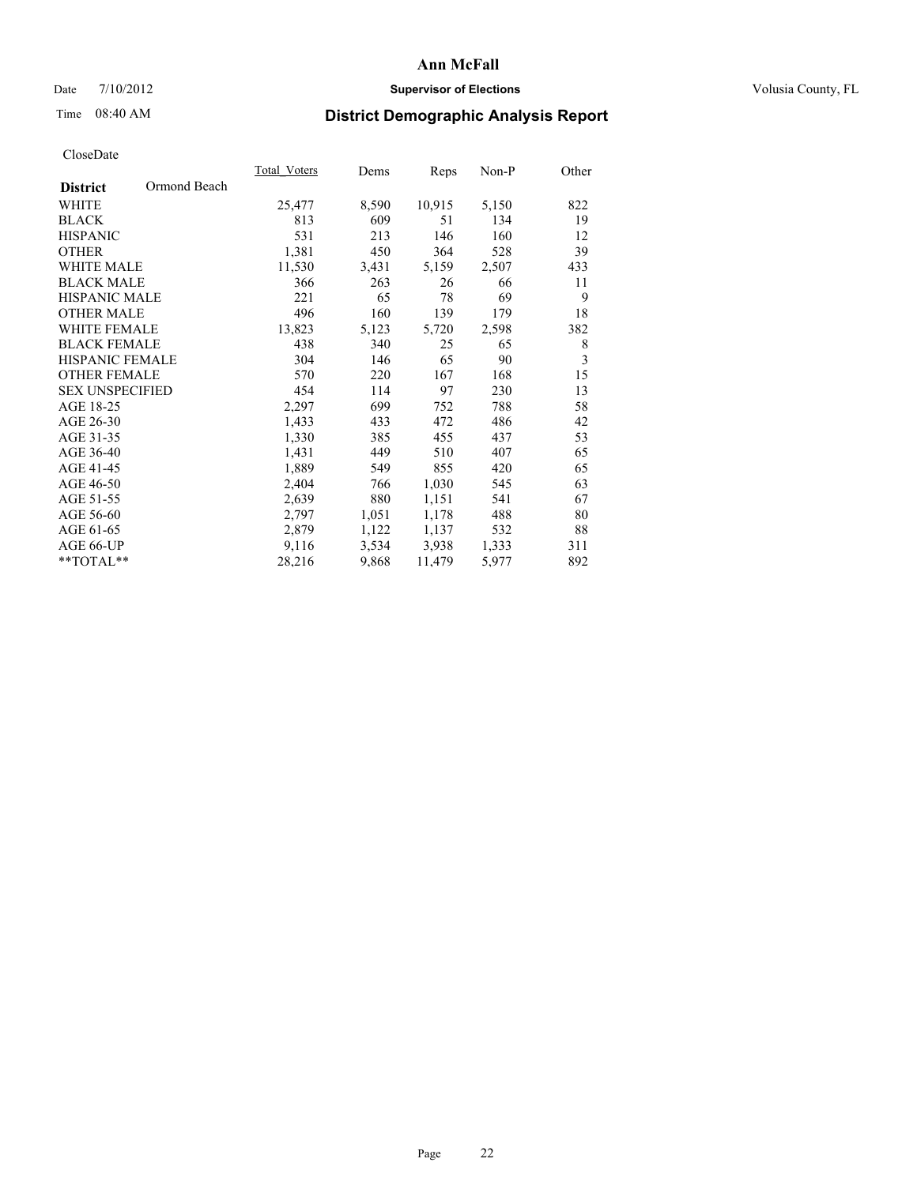# Ann McFall

Date 7/10/2012 **Supervisor of Elections** Volusia County, FL

Time 08:40 AM

## District Demographic Analysis Report

CloseDate

| **District** Ormond Beach | Total_Voters | Dems | Reps | Non-P | Other |
|---|---|---|---|---|---|
| WHITE | 25,477 | 8,590 | 10,915 | 5,150 | 822 |
| BLACK | 813 | 609 | 51 | 134 | 19 |
| HISPANIC | 531 | 213 | 146 | 160 | 12 |
| OTHER | 1,381 | 450 | 364 | 528 | 39 |
| WHITE MALE | 11,530 | 3,431 | 5,159 | 2,507 | 433 |
| BLACK MALE | 366 | 263 | 26 | 66 | 11 |
| HISPANIC MALE | 221 | 65 | 78 | 69 | 9 |
| OTHER MALE | 496 | 160 | 139 | 179 | 18 |
| WHITE FEMALE | 13,823 | 5,123 | 5,720 | 2,598 | 382 |
| BLACK FEMALE | 438 | 340 | 25 | 65 | 8 |
| HISPANIC FEMALE | 304 | 146 | 65 | 90 | 3 |
| OTHER FEMALE | 570 | 220 | 167 | 168 | 15 |
| SEX UNSPECIFIED | 454 | 114 | 97 | 230 | 13 |
| AGE 18-25 | 2,297 | 699 | 752 | 788 | 58 |
| AGE 26-30 | 1,433 | 433 | 472 | 486 | 42 |
| AGE 31-35 | 1,330 | 385 | 455 | 437 | 53 |
| AGE 36-40 | 1,431 | 449 | 510 | 407 | 65 |
| AGE 41-45 | 1,889 | 549 | 855 | 420 | 65 |
| AGE 46-50 | 2,404 | 766 | 1,030 | 545 | 63 |
| AGE 51-55 | 2,639 | 880 | 1,151 | 541 | 67 |
| AGE 56-60 | 2,797 | 1,051 | 1,178 | 488 | 80 |
| AGE 61-65 | 2,879 | 1,122 | 1,137 | 532 | 88 |
| AGE 66-UP | 9,116 | 3,534 | 3,938 | 1,333 | 311 |
| **TOTAL** | 28,216 | 9,868 | 11,479 | 5,977 | 892 |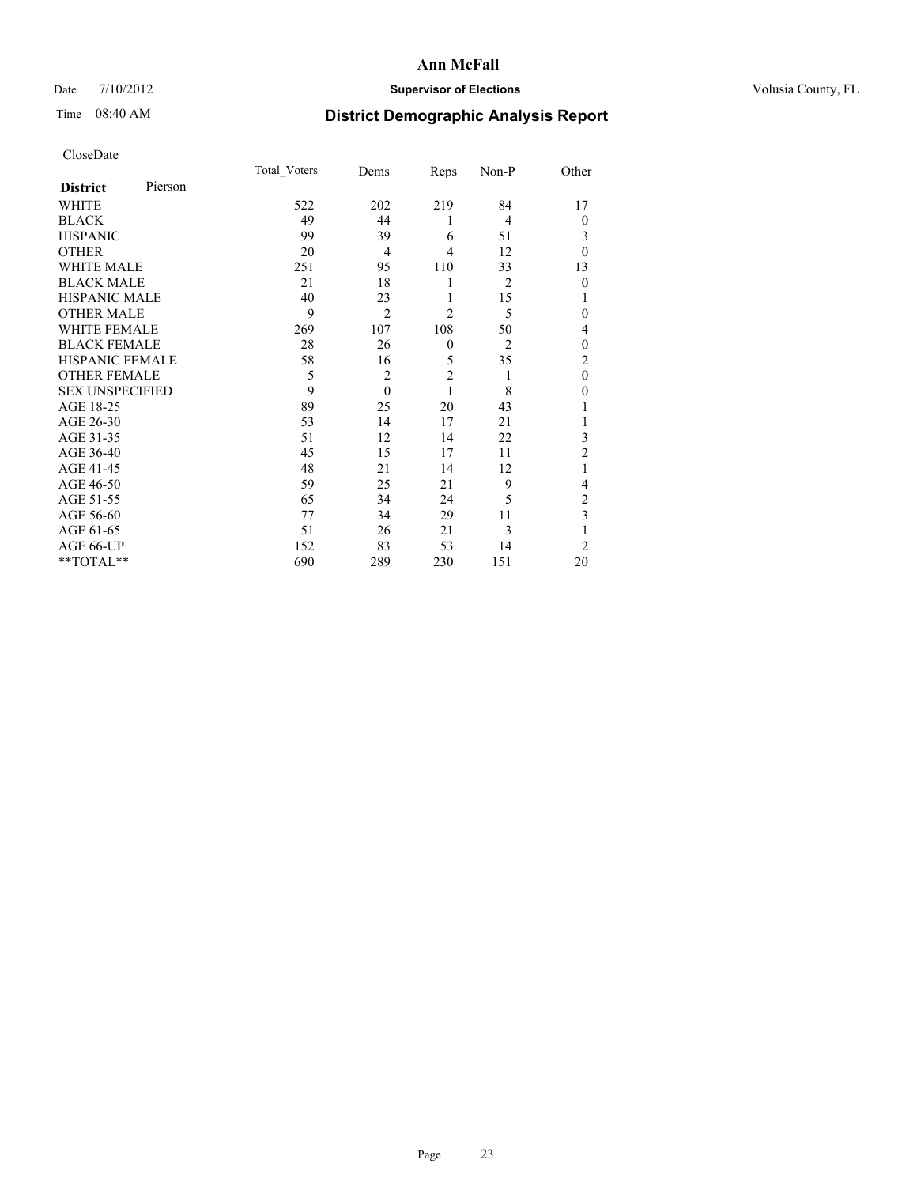# Ann McFall

Date 7/10/2012 **Supervisor of Elections** Volusia County, FL

Time 08:40 AM

## District Demographic Analysis Report

CloseDate

| **District** Pierson | Total_Voters | Dems | Reps | Non-P | Other |
|---|---|---|---|---|---|
| WHITE | 522 | 202 | 219 | 84 | 17 |
| BLACK | 49 | 44 | 1 | 4 | 0 |
| HISPANIC | 99 | 39 | 6 | 51 | 3 |
| OTHER | 20 | 4 | 4 | 12 | 0 |
| WHITE MALE | 251 | 95 | 110 | 33 | 13 |
| BLACK MALE | 21 | 18 | 1 | 2 | 0 |
| HISPANIC MALE | 40 | 23 | 1 | 15 | 1 |
| OTHER MALE | 9 | 2 | 2 | 5 | 0 |
| WHITE FEMALE | 269 | 107 | 108 | 50 | 4 |
| BLACK FEMALE | 28 | 26 | 0 | 2 | 0 |
| HISPANIC FEMALE | 58 | 16 | 5 | 35 | 2 |
| OTHER FEMALE | 5 | 2 | 2 | 1 | 0 |
| SEX UNSPECIFIED | 9 | 0 | 1 | 8 | 0 |
| AGE 18-25 | 89 | 25 | 20 | 43 | 1 |
| AGE 26-30 | 53 | 14 | 17 | 21 | 1 |
| AGE 31-35 | 51 | 12 | 14 | 22 | 3 |
| AGE 36-40 | 45 | 15 | 17 | 11 | 2 |
| AGE 41-45 | 48 | 21 | 14 | 12 | 1 |
| AGE 46-50 | 59 | 25 | 21 | 9 | 4 |
| AGE 51-55 | 65 | 34 | 24 | 5 | 2 |
| AGE 56-60 | 77 | 34 | 29 | 11 | 3 |
| AGE 61-65 | 51 | 26 | 21 | 3 | 1 |
| AGE 66-UP | 152 | 83 | 53 | 14 | 2 |
| **TOTAL** | 690 | 289 | 230 | 151 | 20 |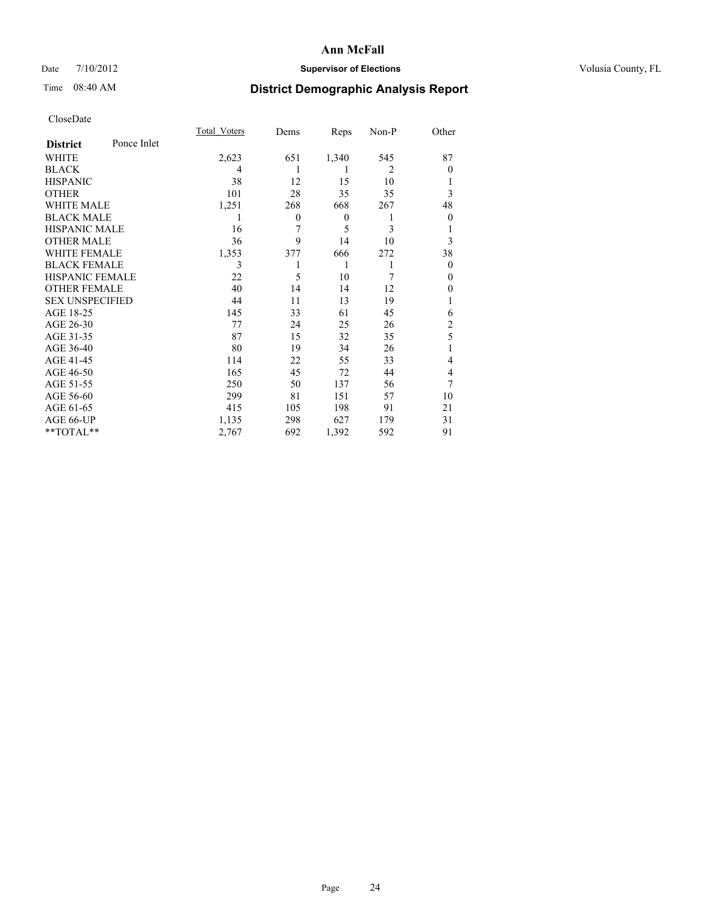# Ann McFall

Date 7/10/2012 **Supervisor of Elections** Volusia County, FL

Time 08:40 AM **District Demographic Analysis Report**

CloseDate

| **District** Ponce Inlet | Total_Voters | Dems | Reps | Non-P | Other |
|---|---|---|---|---|---|
| WHITE | 2,623 | 651 | 1,340 | 545 | 87 |
| BLACK | 4 | 1 | 1 | 2 | 0 |
| HISPANIC | 38 | 12 | 15 | 10 | 1 |
| OTHER | 101 | 28 | 35 | 35 | 3 |
| WHITE MALE | 1,251 | 268 | 668 | 267 | 48 |
| BLACK MALE | 1 | 0 | 0 | 1 | 0 |
| HISPANIC MALE | 16 | 7 | 5 | 3 | 1 |
| OTHER MALE | 36 | 9 | 14 | 10 | 3 |
| WHITE FEMALE | 1,353 | 377 | 666 | 272 | 38 |
| BLACK FEMALE | 3 | 1 | 1 | 1 | 0 |
| HISPANIC FEMALE | 22 | 5 | 10 | 7 | 0 |
| OTHER FEMALE | 40 | 14 | 14 | 12 | 0 |
| SEX UNSPECIFIED | 44 | 11 | 13 | 19 | 1 |
| AGE 18-25 | 145 | 33 | 61 | 45 | 6 |
| AGE 26-30 | 77 | 24 | 25 | 26 | 2 |
| AGE 31-35 | 87 | 15 | 32 | 35 | 5 |
| AGE 36-40 | 80 | 19 | 34 | 26 | 1 |
| AGE 41-45 | 114 | 22 | 55 | 33 | 4 |
| AGE 46-50 | 165 | 45 | 72 | 44 | 4 |
| AGE 51-55 | 250 | 50 | 137 | 56 | 7 |
| AGE 56-60 | 299 | 81 | 151 | 57 | 10 |
| AGE 61-65 | 415 | 105 | 198 | 91 | 21 |
| AGE 66-UP | 1,135 | 298 | 627 | 179 | 31 |
| **TOTAL** | 2,767 | 692 | 1,392 | 592 | 91 |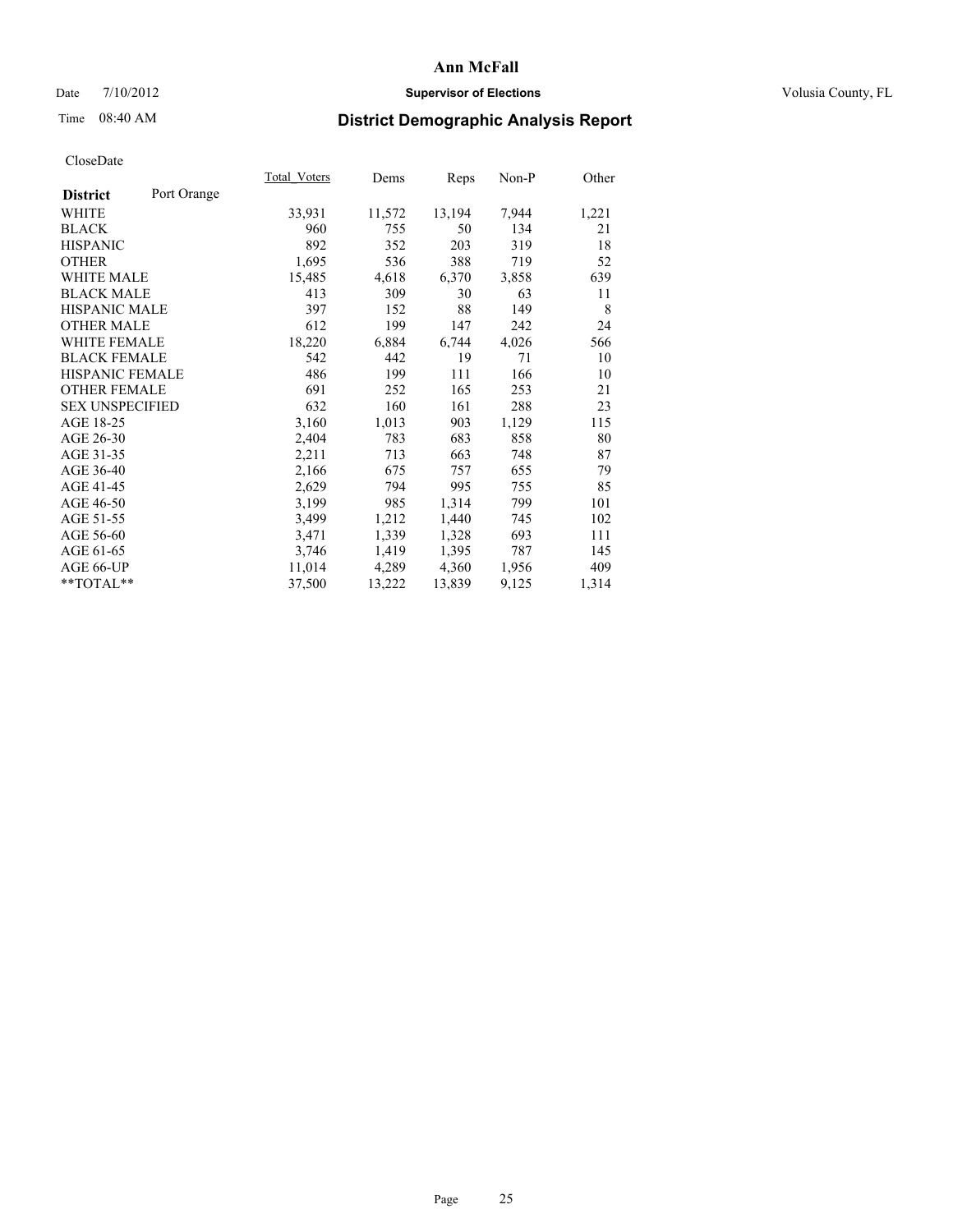# Ann McFall

Date 7/10/2012 **Supervisor of Elections** Volusia County, FL

Time 08:40 AM **District Demographic Analysis Report**

CloseDate

| **District** Port Orange | Total_Voters | Dems | Reps | Non-P | Other |
|---|---|---|---|---|---|
| WHITE | 33,931 | 11,572 | 13,194 | 7,944 | 1,221 |
| BLACK | 960 | 755 | 50 | 134 | 21 |
| HISPANIC | 892 | 352 | 203 | 319 | 18 |
| OTHER | 1,695 | 536 | 388 | 719 | 52 |
| WHITE MALE | 15,485 | 4,618 | 6,370 | 3,858 | 639 |
| BLACK MALE | 413 | 309 | 30 | 63 | 11 |
| HISPANIC MALE | 397 | 152 | 88 | 149 | 8 |
| OTHER MALE | 612 | 199 | 147 | 242 | 24 |
| WHITE FEMALE | 18,220 | 6,884 | 6,744 | 4,026 | 566 |
| BLACK FEMALE | 542 | 442 | 19 | 71 | 10 |
| HISPANIC FEMALE | 486 | 199 | 111 | 166 | 10 |
| OTHER FEMALE | 691 | 252 | 165 | 253 | 21 |
| SEX UNSPECIFIED | 632 | 160 | 161 | 288 | 23 |
| AGE 18-25 | 3,160 | 1,013 | 903 | 1,129 | 115 |
| AGE 26-30 | 2,404 | 783 | 683 | 858 | 80 |
| AGE 31-35 | 2,211 | 713 | 663 | 748 | 87 |
| AGE 36-40 | 2,166 | 675 | 757 | 655 | 79 |
| AGE 41-45 | 2,629 | 794 | 995 | 755 | 85 |
| AGE 46-50 | 3,199 | 985 | 1,314 | 799 | 101 |
| AGE 51-55 | 3,499 | 1,212 | 1,440 | 745 | 102 |
| AGE 56-60 | 3,471 | 1,339 | 1,328 | 693 | 111 |
| AGE 61-65 | 3,746 | 1,419 | 1,395 | 787 | 145 |
| AGE 66-UP | 11,014 | 4,289 | 4,360 | 1,956 | 409 |
| **TOTAL** | 37,500 | 13,222 | 13,839 | 9,125 | 1,314 |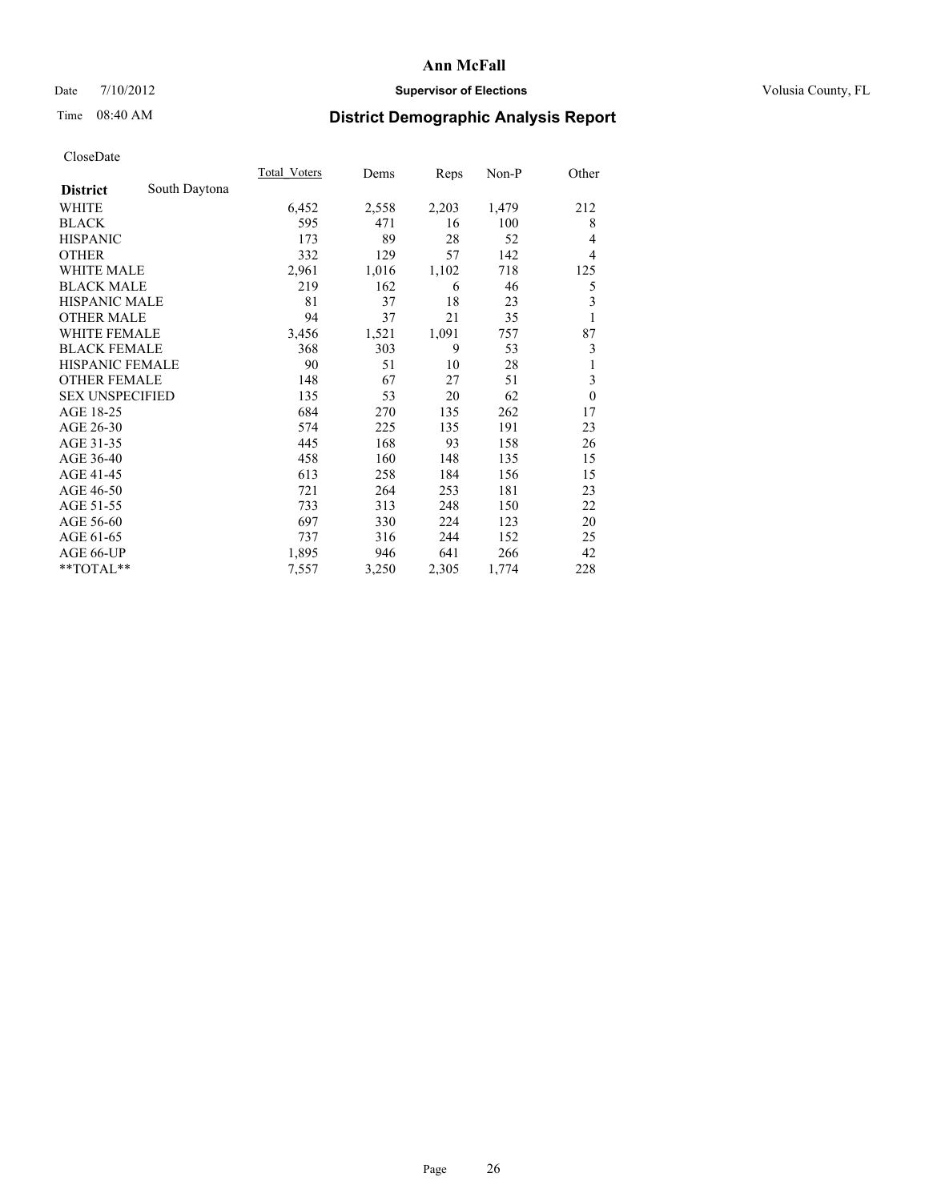**Ann McFall**

Date 7/10/2012 **Supervisor of Elections** Volusia County, FL

Time 08:40 AM

## District Demographic Analysis Report

CloseDate

| **District** South Daytona | Total_Voters | Dems | Reps | Non-P | Other |
|---|---|---|---|---|---|
| WHITE | 6,452 | 2,558 | 2,203 | 1,479 | 212 |
| BLACK | 595 | 471 | 16 | 100 | 8 |
| HISPANIC | 173 | 89 | 28 | 52 | 4 |
| OTHER | 332 | 129 | 57 | 142 | 4 |
| WHITE MALE | 2,961 | 1,016 | 1,102 | 718 | 125 |
| BLACK MALE | 219 | 162 | 6 | 46 | 5 |
| HISPANIC MALE | 81 | 37 | 18 | 23 | 3 |
| OTHER MALE | 94 | 37 | 21 | 35 | 1 |
| WHITE FEMALE | 3,456 | 1,521 | 1,091 | 757 | 87 |
| BLACK FEMALE | 368 | 303 | 9 | 53 | 3 |
| HISPANIC FEMALE | 90 | 51 | 10 | 28 | 1 |
| OTHER FEMALE | 148 | 67 | 27 | 51 | 3 |
| SEX UNSPECIFIED | 135 | 53 | 20 | 62 | 0 |
| AGE 18-25 | 684 | 270 | 135 | 262 | 17 |
| AGE 26-30 | 574 | 225 | 135 | 191 | 23 |
| AGE 31-35 | 445 | 168 | 93 | 158 | 26 |
| AGE 36-40 | 458 | 160 | 148 | 135 | 15 |
| AGE 41-45 | 613 | 258 | 184 | 156 | 15 |
| AGE 46-50 | 721 | 264 | 253 | 181 | 23 |
| AGE 51-55 | 733 | 313 | 248 | 150 | 22 |
| AGE 56-60 | 697 | 330 | 224 | 123 | 20 |
| AGE 61-65 | 737 | 316 | 244 | 152 | 25 |
| AGE 66-UP | 1,895 | 946 | 641 | 266 | 42 |
| **TOTAL** | 7,557 | 3,250 | 2,305 | 1,774 | 228 |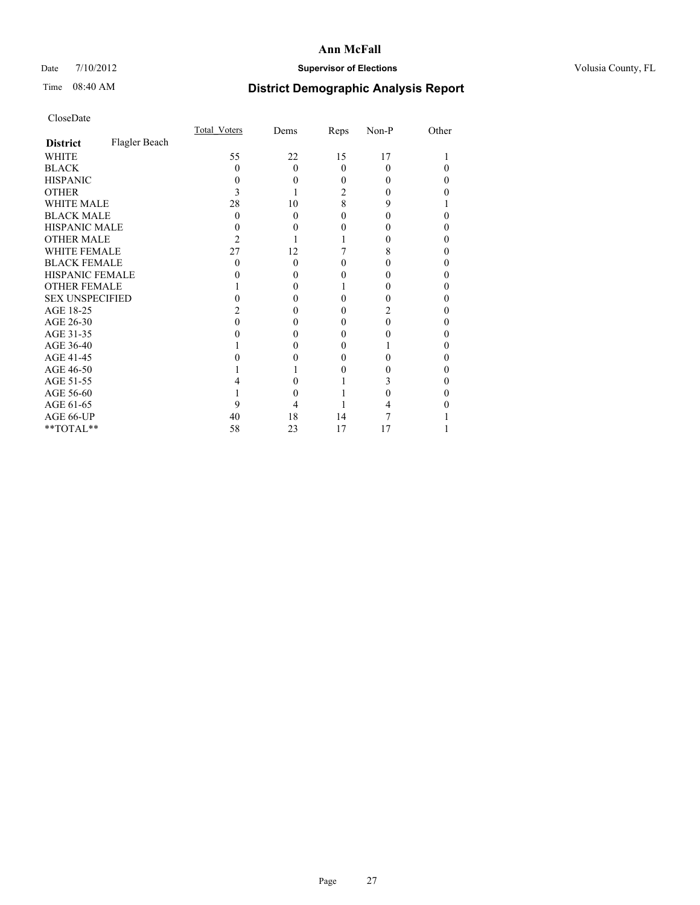# Ann McFall

Date 7/10/2012 **Supervisor of Elections** Volusia County, FL

Time 08:40 AM

## District Demographic Analysis Report

CloseDate

| **District** Flagler Beach | Total_Voters | Dems | Reps | Non-P | Other |
|---|---|---|---|---|---|
| WHITE | 55 | 22 | 15 | 17 | 1 |
| BLACK | 0 | 0 | 0 | 0 | 0 |
| HISPANIC | 0 | 0 | 0 | 0 | 0 |
| OTHER | 3 | 1 | 2 | 0 | 0 |
| WHITE MALE | 28 | 10 | 8 | 9 | 1 |
| BLACK MALE | 0 | 0 | 0 | 0 | 0 |
| HISPANIC MALE | 0 | 0 | 0 | 0 | 0 |
| OTHER MALE | 2 | 1 | 1 | 0 | 0 |
| WHITE FEMALE | 27 | 12 | 7 | 8 | 0 |
| BLACK FEMALE | 0 | 0 | 0 | 0 | 0 |
| HISPANIC FEMALE | 0 | 0 | 0 | 0 | 0 |
| OTHER FEMALE | 1 | 0 | 1 | 0 | 0 |
| SEX UNSPECIFIED | 0 | 0 | 0 | 0 | 0 |
| AGE 18-25 | 2 | 0 | 0 | 2 | 0 |
| AGE 26-30 | 0 | 0 | 0 | 0 | 0 |
| AGE 31-35 | 0 | 0 | 0 | 0 | 0 |
| AGE 36-40 | 1 | 0 | 0 | 1 | 0 |
| AGE 41-45 | 0 | 0 | 0 | 0 | 0 |
| AGE 46-50 | 1 | 1 | 0 | 0 | 0 |
| AGE 51-55 | 4 | 0 | 1 | 3 | 0 |
| AGE 56-60 | 1 | 0 | 1 | 0 | 0 |
| AGE 61-65 | 9 | 4 | 1 | 4 | 0 |
| AGE 66-UP | 40 | 18 | 14 | 7 | 1 |
| **TOTAL** | 58 | 23 | 17 | 17 | 1 |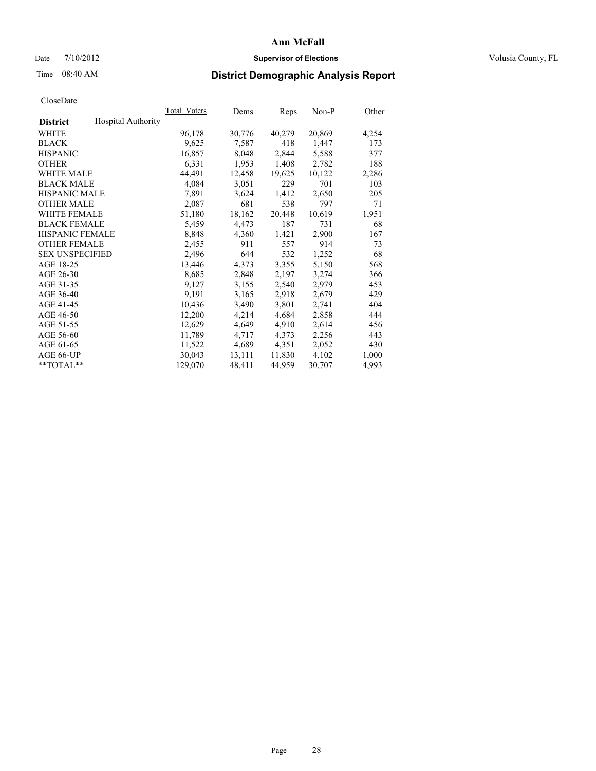# Ann McFall

Date 7/10/2012 **Supervisor of Elections** Volusia County, FL

Time 08:40 AM

## District Demographic Analysis Report

CloseDate

| District | Hospital Authority | Total_Voters | Dems | Reps | Non-P | Other |
|---|---|---|---|---|---|---|
| WHITE | | 96,178 | 30,776 | 40,279 | 20,869 | 4,254 |
| BLACK | | 9,625 | 7,587 | 418 | 1,447 | 173 |
| HISPANIC | | 16,857 | 8,048 | 2,844 | 5,588 | 377 |
| OTHER | | 6,331 | 1,953 | 1,408 | 2,782 | 188 |
| WHITE MALE | | 44,491 | 12,458 | 19,625 | 10,122 | 2,286 |
| BLACK MALE | | 4,084 | 3,051 | 229 | 701 | 103 |
| HISPANIC MALE | | 7,891 | 3,624 | 1,412 | 2,650 | 205 |
| OTHER MALE | | 2,087 | 681 | 538 | 797 | 71 |
| WHITE FEMALE | | 51,180 | 18,162 | 20,448 | 10,619 | 1,951 |
| BLACK FEMALE | | 5,459 | 4,473 | 187 | 731 | 68 |
| HISPANIC FEMALE | | 8,848 | 4,360 | 1,421 | 2,900 | 167 |
| OTHER FEMALE | | 2,455 | 911 | 557 | 914 | 73 |
| SEX UNSPECIFIED | | 2,496 | 644 | 532 | 1,252 | 68 |
| AGE 18-25 | | 13,446 | 4,373 | 3,355 | 5,150 | 568 |
| AGE 26-30 | | 8,685 | 2,848 | 2,197 | 3,274 | 366 |
| AGE 31-35 | | 9,127 | 3,155 | 2,540 | 2,979 | 453 |
| AGE 36-40 | | 9,191 | 3,165 | 2,918 | 2,679 | 429 |
| AGE 41-45 | | 10,436 | 3,490 | 3,801 | 2,741 | 404 |
| AGE 46-50 | | 12,200 | 4,214 | 4,684 | 2,858 | 444 |
| AGE 51-55 | | 12,629 | 4,649 | 4,910 | 2,614 | 456 |
| AGE 56-60 | | 11,789 | 4,717 | 4,373 | 2,256 | 443 |
| AGE 61-65 | | 11,522 | 4,689 | 4,351 | 2,052 | 430 |
| AGE 66-UP | | 30,043 | 13,111 | 11,830 | 4,102 | 1,000 |
| **TOTAL** | | 129,070 | 48,411 | 44,959 | 30,707 | 4,993 |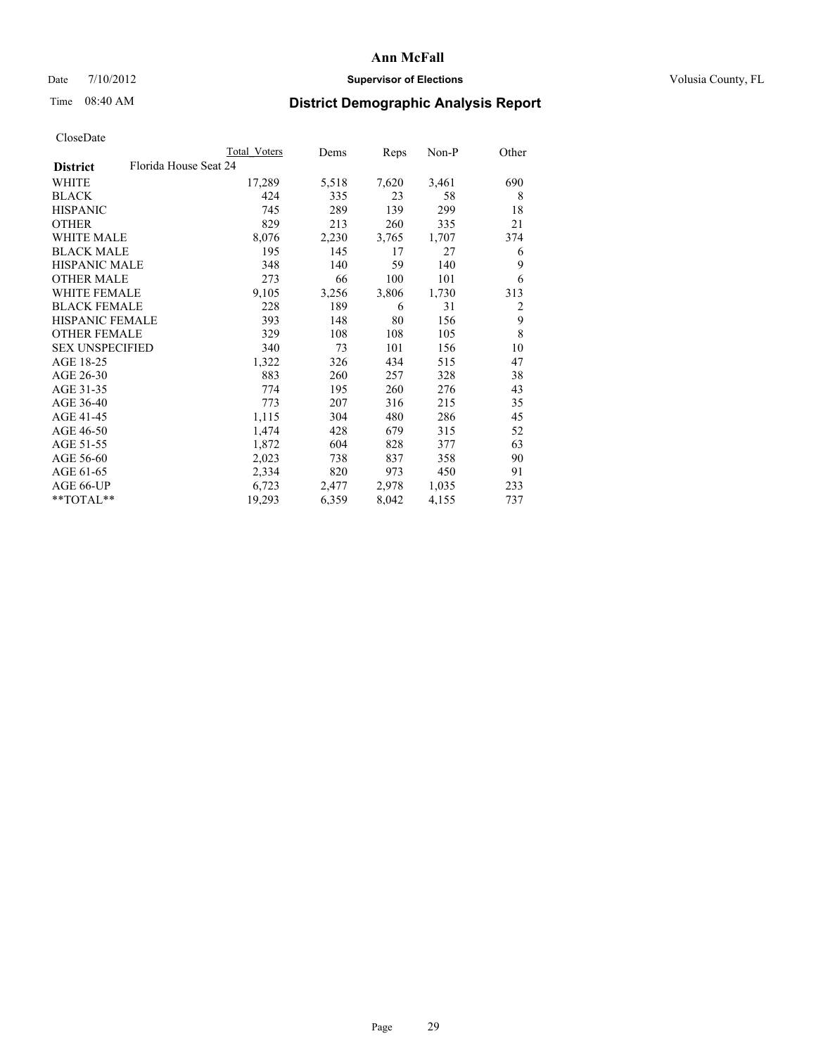# Ann McFall

Date 7/10/2012 **Supervisor of Elections** Volusia County, FL

Time 08:40 AM **District Demographic Analysis Report**

CloseDate

| **District** | Total Voters | Dems | Reps | Non-P | Other |
|---|---|---|---|---|---|
| Florida House Seat 24 | | | | | |
| WHITE | 17,289 | 5,518 | 7,620 | 3,461 | 690 |
| BLACK | 424 | 335 | 23 | 58 | 8 |
| HISPANIC | 745 | 289 | 139 | 299 | 18 |
| OTHER | 829 | 213 | 260 | 335 | 21 |
| WHITE MALE | 8,076 | 2,230 | 3,765 | 1,707 | 374 |
| BLACK MALE | 195 | 145 | 17 | 27 | 6 |
| HISPANIC MALE | 348 | 140 | 59 | 140 | 9 |
| OTHER MALE | 273 | 66 | 100 | 101 | 6 |
| WHITE FEMALE | 9,105 | 3,256 | 3,806 | 1,730 | 313 |
| BLACK FEMALE | 228 | 189 | 6 | 31 | 2 |
| HISPANIC FEMALE | 393 | 148 | 80 | 156 | 9 |
| OTHER FEMALE | 329 | 108 | 108 | 105 | 8 |
| SEX UNSPECIFIED | 340 | 73 | 101 | 156 | 10 |
| AGE 18-25 | 1,322 | 326 | 434 | 515 | 47 |
| AGE 26-30 | 883 | 260 | 257 | 328 | 38 |
| AGE 31-35 | 774 | 195 | 260 | 276 | 43 |
| AGE 36-40 | 773 | 207 | 316 | 215 | 35 |
| AGE 41-45 | 1,115 | 304 | 480 | 286 | 45 |
| AGE 46-50 | 1,474 | 428 | 679 | 315 | 52 |
| AGE 51-55 | 1,872 | 604 | 828 | 377 | 63 |
| AGE 56-60 | 2,023 | 738 | 837 | 358 | 90 |
| AGE 61-65 | 2,334 | 820 | 973 | 450 | 91 |
| AGE 66-UP | 6,723 | 2,477 | 2,978 | 1,035 | 233 |
| **TOTAL** | 19,293 | 6,359 | 8,042 | 4,155 | 737 |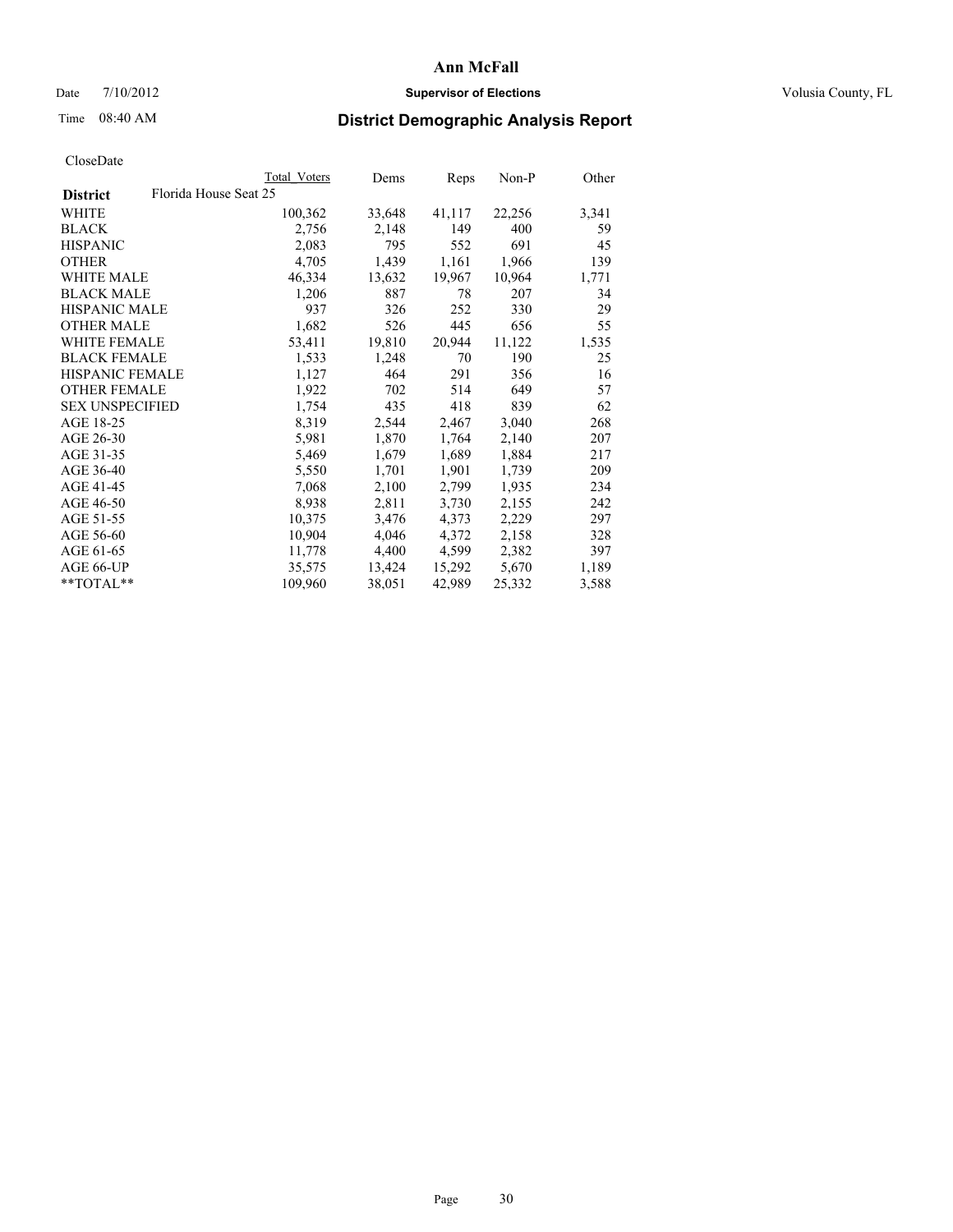# Ann McFall

Date 7/10/2012 **Supervisor of Elections** Volusia County, FL

Time 08:40 AM **District Demographic Analysis Report**

CloseDate

| | Total Voters | Dems | Reps | Non-P | Other |
|---|---|---|---|---|---|
| **District** Florida House Seat 25 | | | | | |
| WHITE | 100,362 | 33,648 | 41,117 | 22,256 | 3,341 |
| BLACK | 2,756 | 2,148 | 149 | 400 | 59 |
| HISPANIC | 2,083 | 795 | 552 | 691 | 45 |
| OTHER | 4,705 | 1,439 | 1,161 | 1,966 | 139 |
| WHITE MALE | 46,334 | 13,632 | 19,967 | 10,964 | 1,771 |
| BLACK MALE | 1,206 | 887 | 78 | 207 | 34 |
| HISPANIC MALE | 937 | 326 | 252 | 330 | 29 |
| OTHER MALE | 1,682 | 526 | 445 | 656 | 55 |
| WHITE FEMALE | 53,411 | 19,810 | 20,944 | 11,122 | 1,535 |
| BLACK FEMALE | 1,533 | 1,248 | 70 | 190 | 25 |
| HISPANIC FEMALE | 1,127 | 464 | 291 | 356 | 16 |
| OTHER FEMALE | 1,922 | 702 | 514 | 649 | 57 |
| SEX UNSPECIFIED | 1,754 | 435 | 418 | 839 | 62 |
| AGE 18-25 | 8,319 | 2,544 | 2,467 | 3,040 | 268 |
| AGE 26-30 | 5,981 | 1,870 | 1,764 | 2,140 | 207 |
| AGE 31-35 | 5,469 | 1,679 | 1,689 | 1,884 | 217 |
| AGE 36-40 | 5,550 | 1,701 | 1,901 | 1,739 | 209 |
| AGE 41-45 | 7,068 | 2,100 | 2,799 | 1,935 | 234 |
| AGE 46-50 | 8,938 | 2,811 | 3,730 | 2,155 | 242 |
| AGE 51-55 | 10,375 | 3,476 | 4,373 | 2,229 | 297 |
| AGE 56-60 | 10,904 | 4,046 | 4,372 | 2,158 | 328 |
| AGE 61-65 | 11,778 | 4,400 | 4,599 | 2,382 | 397 |
| AGE 66-UP | 35,575 | 13,424 | 15,292 | 5,670 | 1,189 |
| **TOTAL** | 109,960 | 38,051 | 42,989 | 25,332 | 3,588 |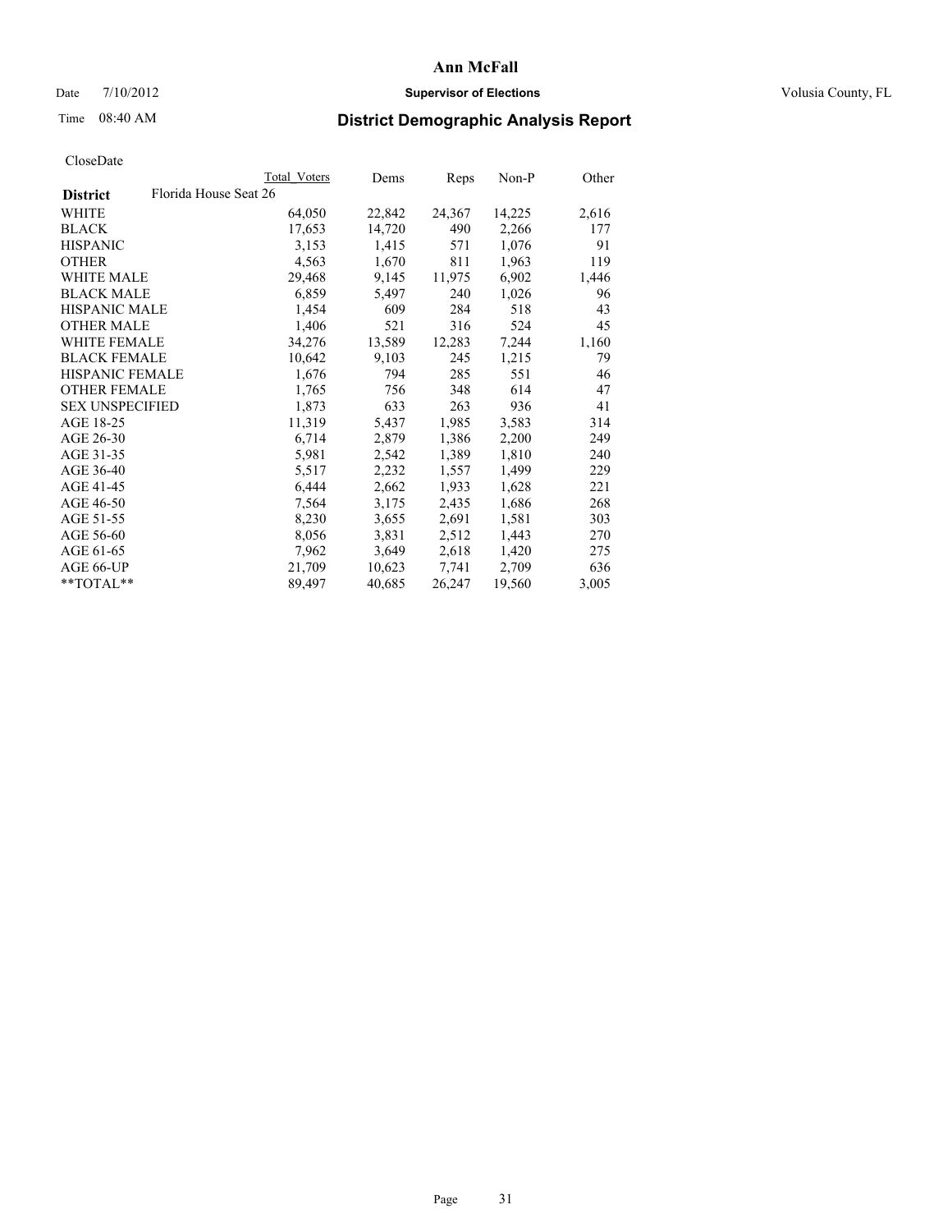# Ann McFall

Date 7/10/2012 **Supervisor of Elections** Volusia County, FL

Time 08:40 AM **District Demographic Analysis Report**

CloseDate

| **District** Florida House Seat 26 | Total Voters | Dems | Reps | Non-P | Other |
|---|---|---|---|---|---|
| WHITE | 64,050 | 22,842 | 24,367 | 14,225 | 2,616 |
| BLACK | 17,653 | 14,720 | 490 | 2,266 | 177 |
| HISPANIC | 3,153 | 1,415 | 571 | 1,076 | 91 |
| OTHER | 4,563 | 1,670 | 811 | 1,963 | 119 |
| WHITE MALE | 29,468 | 9,145 | 11,975 | 6,902 | 1,446 |
| BLACK MALE | 6,859 | 5,497 | 240 | 1,026 | 96 |
| HISPANIC MALE | 1,454 | 609 | 284 | 518 | 43 |
| OTHER MALE | 1,406 | 521 | 316 | 524 | 45 |
| WHITE FEMALE | 34,276 | 13,589 | 12,283 | 7,244 | 1,160 |
| BLACK FEMALE | 10,642 | 9,103 | 245 | 1,215 | 79 |
| HISPANIC FEMALE | 1,676 | 794 | 285 | 551 | 46 |
| OTHER FEMALE | 1,765 | 756 | 348 | 614 | 47 |
| SEX UNSPECIFIED | 1,873 | 633 | 263 | 936 | 41 |
| AGE 18-25 | 11,319 | 5,437 | 1,985 | 3,583 | 314 |
| AGE 26-30 | 6,714 | 2,879 | 1,386 | 2,200 | 249 |
| AGE 31-35 | 5,981 | 2,542 | 1,389 | 1,810 | 240 |
| AGE 36-40 | 5,517 | 2,232 | 1,557 | 1,499 | 229 |
| AGE 41-45 | 6,444 | 2,662 | 1,933 | 1,628 | 221 |
| AGE 46-50 | 7,564 | 3,175 | 2,435 | 1,686 | 268 |
| AGE 51-55 | 8,230 | 3,655 | 2,691 | 1,581 | 303 |
| AGE 56-60 | 8,056 | 3,831 | 2,512 | 1,443 | 270 |
| AGE 61-65 | 7,962 | 3,649 | 2,618 | 1,420 | 275 |
| AGE 66-UP | 21,709 | 10,623 | 7,741 | 2,709 | 636 |
| **TOTAL** | 89,497 | 40,685 | 26,247 | 19,560 | 3,005 |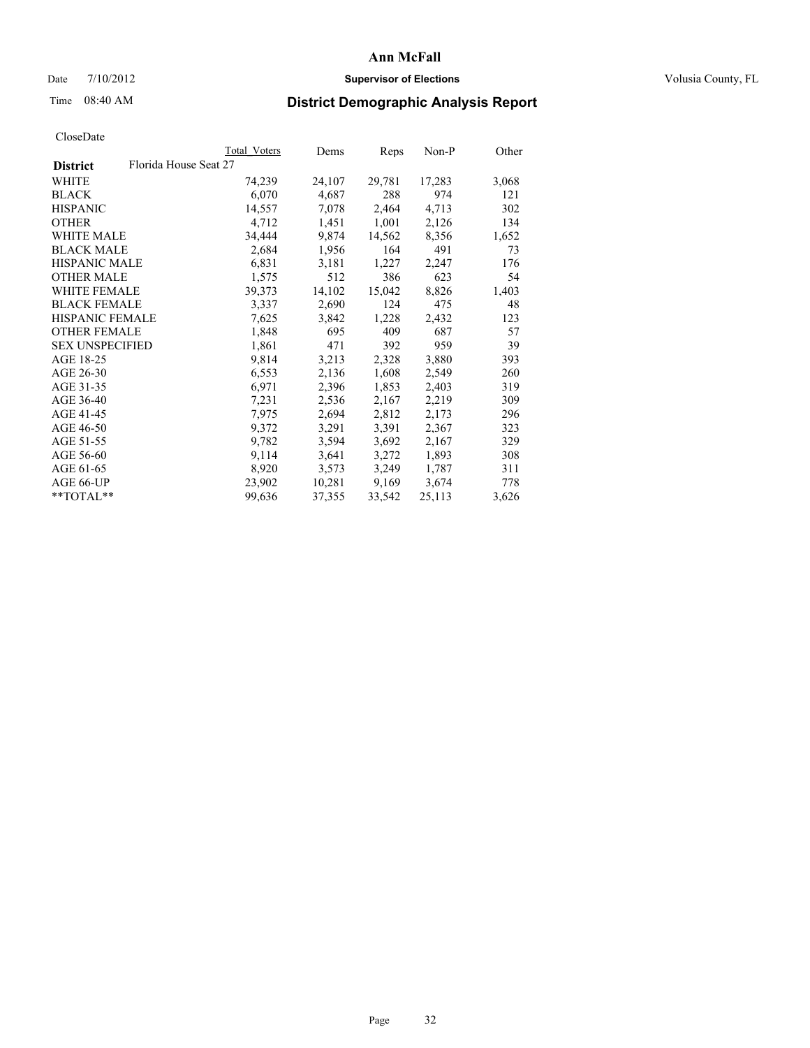# Ann McFall

Date 7/10/2012 **Supervisor of Elections** Volusia County, FL

Time 08:40 AM **District Demographic Analysis Report**

CloseDate

| | Total Voters | Dems | Reps | Non-P | Other |
|---|---|---|---|---|---|
| **District** Florida House Seat 27 | | | | | |
| WHITE | 74,239 | 24,107 | 29,781 | 17,283 | 3,068 |
| BLACK | 6,070 | 4,687 | 288 | 974 | 121 |
| HISPANIC | 14,557 | 7,078 | 2,464 | 4,713 | 302 |
| OTHER | 4,712 | 1,451 | 1,001 | 2,126 | 134 |
| WHITE MALE | 34,444 | 9,874 | 14,562 | 8,356 | 1,652 |
| BLACK MALE | 2,684 | 1,956 | 164 | 491 | 73 |
| HISPANIC MALE | 6,831 | 3,181 | 1,227 | 2,247 | 176 |
| OTHER MALE | 1,575 | 512 | 386 | 623 | 54 |
| WHITE FEMALE | 39,373 | 14,102 | 15,042 | 8,826 | 1,403 |
| BLACK FEMALE | 3,337 | 2,690 | 124 | 475 | 48 |
| HISPANIC FEMALE | 7,625 | 3,842 | 1,228 | 2,432 | 123 |
| OTHER FEMALE | 1,848 | 695 | 409 | 687 | 57 |
| SEX UNSPECIFIED | 1,861 | 471 | 392 | 959 | 39 |
| AGE 18-25 | 9,814 | 3,213 | 2,328 | 3,880 | 393 |
| AGE 26-30 | 6,553 | 2,136 | 1,608 | 2,549 | 260 |
| AGE 31-35 | 6,971 | 2,396 | 1,853 | 2,403 | 319 |
| AGE 36-40 | 7,231 | 2,536 | 2,167 | 2,219 | 309 |
| AGE 41-45 | 7,975 | 2,694 | 2,812 | 2,173 | 296 |
| AGE 46-50 | 9,372 | 3,291 | 3,391 | 2,367 | 323 |
| AGE 51-55 | 9,782 | 3,594 | 3,692 | 2,167 | 329 |
| AGE 56-60 | 9,114 | 3,641 | 3,272 | 1,893 | 308 |
| AGE 61-65 | 8,920 | 3,573 | 3,249 | 1,787 | 311 |
| AGE 66-UP | 23,902 | 10,281 | 9,169 | 3,674 | 778 |
| **TOTAL** | 99,636 | 37,355 | 33,542 | 25,113 | 3,626 |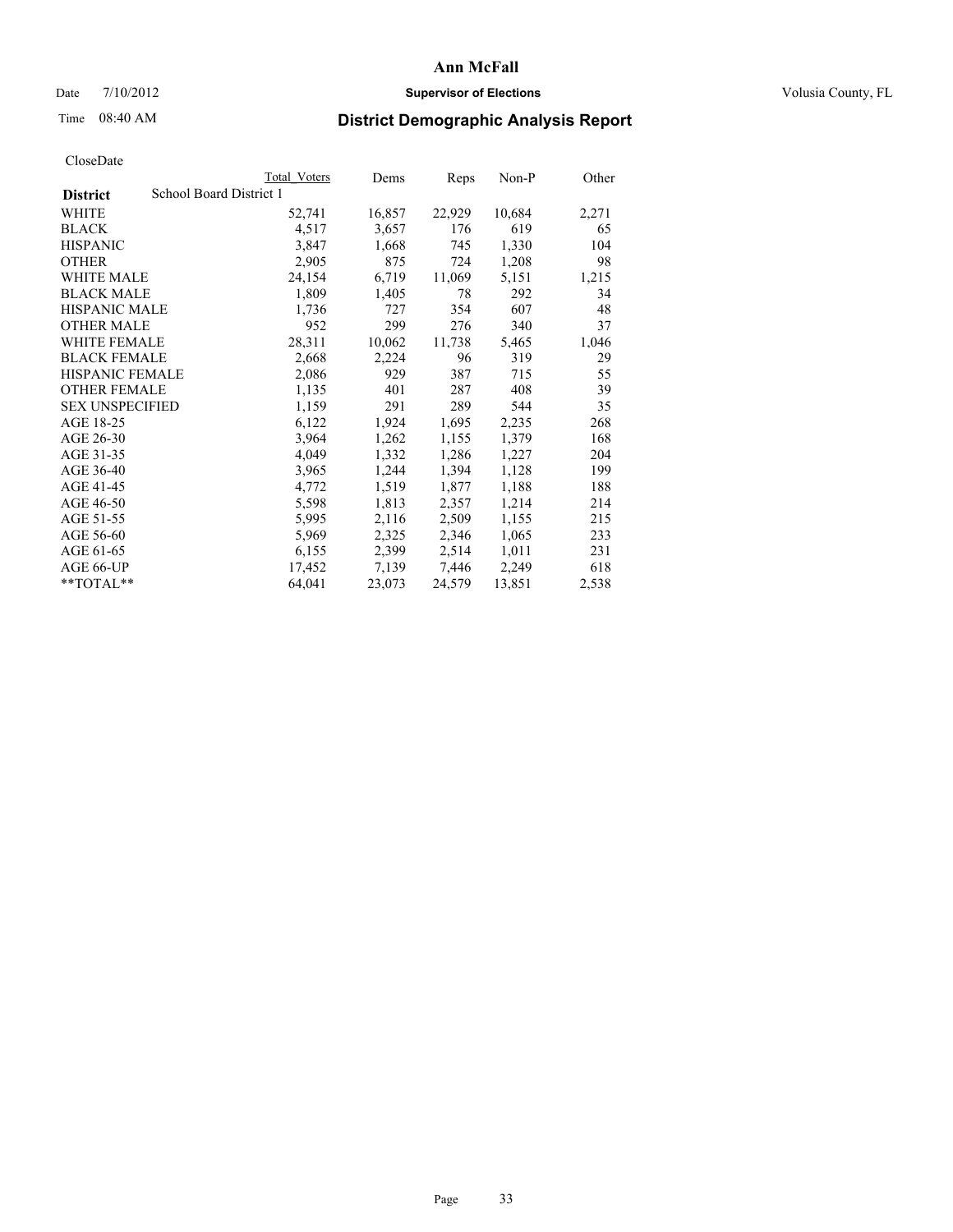# Ann McFall

Date 7/10/2012 **Supervisor of Elections** Volusia County, FL

Time 08:40 AM **District Demographic Analysis Report**

CloseDate

| **District** School Board District 1 | Total Voters | Dems | Reps | Non-P | Other |
|---|---|---|---|---|---|
| WHITE | 52,741 | 16,857 | 22,929 | 10,684 | 2,271 |
| BLACK | 4,517 | 3,657 | 176 | 619 | 65 |
| HISPANIC | 3,847 | 1,668 | 745 | 1,330 | 104 |
| OTHER | 2,905 | 875 | 724 | 1,208 | 98 |
| WHITE MALE | 24,154 | 6,719 | 11,069 | 5,151 | 1,215 |
| BLACK MALE | 1,809 | 1,405 | 78 | 292 | 34 |
| HISPANIC MALE | 1,736 | 727 | 354 | 607 | 48 |
| OTHER MALE | 952 | 299 | 276 | 340 | 37 |
| WHITE FEMALE | 28,311 | 10,062 | 11,738 | 5,465 | 1,046 |
| BLACK FEMALE | 2,668 | 2,224 | 96 | 319 | 29 |
| HISPANIC FEMALE | 2,086 | 929 | 387 | 715 | 55 |
| OTHER FEMALE | 1,135 | 401 | 287 | 408 | 39 |
| SEX UNSPECIFIED | 1,159 | 291 | 289 | 544 | 35 |
| AGE 18-25 | 6,122 | 1,924 | 1,695 | 2,235 | 268 |
| AGE 26-30 | 3,964 | 1,262 | 1,155 | 1,379 | 168 |
| AGE 31-35 | 4,049 | 1,332 | 1,286 | 1,227 | 204 |
| AGE 36-40 | 3,965 | 1,244 | 1,394 | 1,128 | 199 |
| AGE 41-45 | 4,772 | 1,519 | 1,877 | 1,188 | 188 |
| AGE 46-50 | 5,598 | 1,813 | 2,357 | 1,214 | 214 |
| AGE 51-55 | 5,995 | 2,116 | 2,509 | 1,155 | 215 |
| AGE 56-60 | 5,969 | 2,325 | 2,346 | 1,065 | 233 |
| AGE 61-65 | 6,155 | 2,399 | 2,514 | 1,011 | 231 |
| AGE 66-UP | 17,452 | 7,139 | 7,446 | 2,249 | 618 |
| **TOTAL** | 64,041 | 23,073 | 24,579 | 13,851 | 2,538 |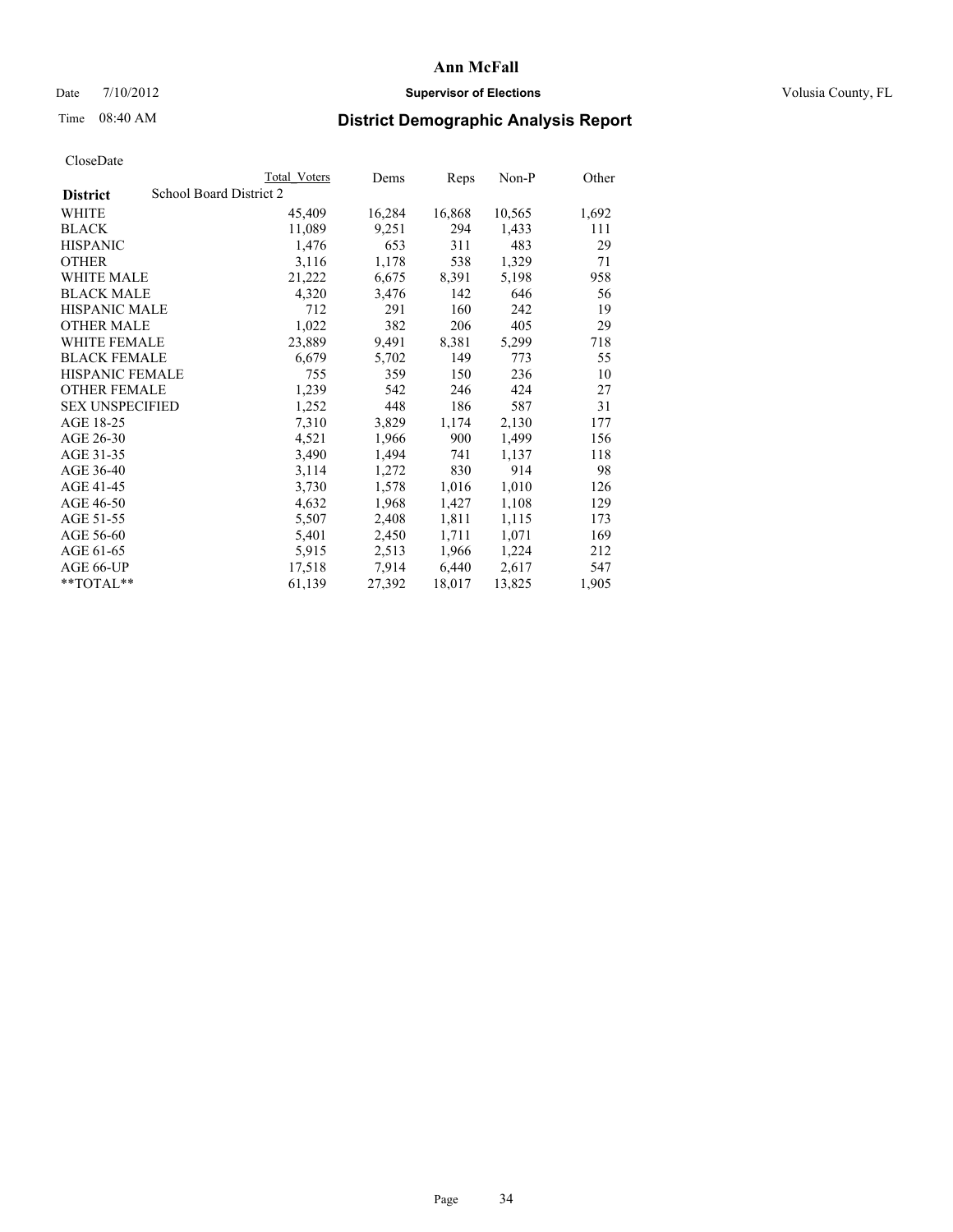# Ann McFall

Date 7/10/2012 **Supervisor of Elections** Volusia County, FL

Time 08:40 AM

## District Demographic Analysis Report

CloseDate

| **District** School Board District 2 | Total Voters | Dems | Reps | Non-P | Other |
|---|---|---|---|---|---|
| WHITE | 45,409 | 16,284 | 16,868 | 10,565 | 1,692 |
| BLACK | 11,089 | 9,251 | 294 | 1,433 | 111 |
| HISPANIC | 1,476 | 653 | 311 | 483 | 29 |
| OTHER | 3,116 | 1,178 | 538 | 1,329 | 71 |
| WHITE MALE | 21,222 | 6,675 | 8,391 | 5,198 | 958 |
| BLACK MALE | 4,320 | 3,476 | 142 | 646 | 56 |
| HISPANIC MALE | 712 | 291 | 160 | 242 | 19 |
| OTHER MALE | 1,022 | 382 | 206 | 405 | 29 |
| WHITE FEMALE | 23,889 | 9,491 | 8,381 | 5,299 | 718 |
| BLACK FEMALE | 6,679 | 5,702 | 149 | 773 | 55 |
| HISPANIC FEMALE | 755 | 359 | 150 | 236 | 10 |
| OTHER FEMALE | 1,239 | 542 | 246 | 424 | 27 |
| SEX UNSPECIFIED | 1,252 | 448 | 186 | 587 | 31 |
| AGE 18-25 | 7,310 | 3,829 | 1,174 | 2,130 | 177 |
| AGE 26-30 | 4,521 | 1,966 | 900 | 1,499 | 156 |
| AGE 31-35 | 3,490 | 1,494 | 741 | 1,137 | 118 |
| AGE 36-40 | 3,114 | 1,272 | 830 | 914 | 98 |
| AGE 41-45 | 3,730 | 1,578 | 1,016 | 1,010 | 126 |
| AGE 46-50 | 4,632 | 1,968 | 1,427 | 1,108 | 129 |
| AGE 51-55 | 5,507 | 2,408 | 1,811 | 1,115 | 173 |
| AGE 56-60 | 5,401 | 2,450 | 1,711 | 1,071 | 169 |
| AGE 61-65 | 5,915 | 2,513 | 1,966 | 1,224 | 212 |
| AGE 66-UP | 17,518 | 7,914 | 6,440 | 2,617 | 547 |
| **TOTAL** | 61,139 | 27,392 | 18,017 | 13,825 | 1,905 |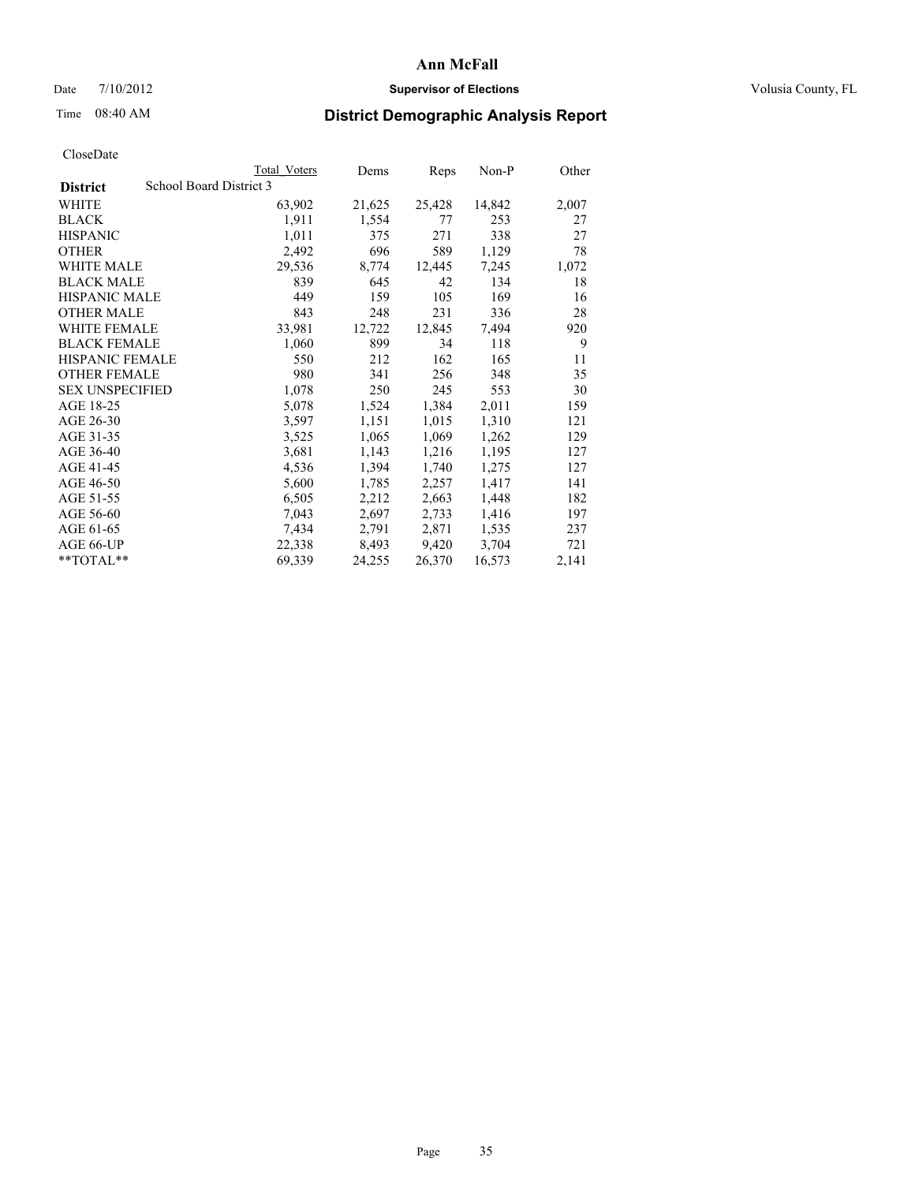# Ann McFall

Date 7/10/2012 **Supervisor of Elections** Volusia County, FL

Time 08:40 AM

## District Demographic Analysis Report

CloseDate

| District | School Board District 3 | Total Voters | Dems | Reps | Non-P | Other |
|---|---|---|---|---|---|---|
| WHITE | | 63,902 | 21,625 | 25,428 | 14,842 | 2,007 |
| BLACK | | 1,911 | 1,554 | 77 | 253 | 27 |
| HISPANIC | | 1,011 | 375 | 271 | 338 | 27 |
| OTHER | | 2,492 | 696 | 589 | 1,129 | 78 |
| WHITE MALE | | 29,536 | 8,774 | 12,445 | 7,245 | 1,072 |
| BLACK MALE | | 839 | 645 | 42 | 134 | 18 |
| HISPANIC MALE | | 449 | 159 | 105 | 169 | 16 |
| OTHER MALE | | 843 | 248 | 231 | 336 | 28 |
| WHITE FEMALE | | 33,981 | 12,722 | 12,845 | 7,494 | 920 |
| BLACK FEMALE | | 1,060 | 899 | 34 | 118 | 9 |
| HISPANIC FEMALE | | 550 | 212 | 162 | 165 | 11 |
| OTHER FEMALE | | 980 | 341 | 256 | 348 | 35 |
| SEX UNSPECIFIED | | 1,078 | 250 | 245 | 553 | 30 |
| AGE 18-25 | | 5,078 | 1,524 | 1,384 | 2,011 | 159 |
| AGE 26-30 | | 3,597 | 1,151 | 1,015 | 1,310 | 121 |
| AGE 31-35 | | 3,525 | 1,065 | 1,069 | 1,262 | 129 |
| AGE 36-40 | | 3,681 | 1,143 | 1,216 | 1,195 | 127 |
| AGE 41-45 | | 4,536 | 1,394 | 1,740 | 1,275 | 127 |
| AGE 46-50 | | 5,600 | 1,785 | 2,257 | 1,417 | 141 |
| AGE 51-55 | | 6,505 | 2,212 | 2,663 | 1,448 | 182 |
| AGE 56-60 | | 7,043 | 2,697 | 2,733 | 1,416 | 197 |
| AGE 61-65 | | 7,434 | 2,791 | 2,871 | 1,535 | 237 |
| AGE 66-UP | | 22,338 | 8,493 | 9,420 | 3,704 | 721 |
| **TOTAL** | | 69,339 | 24,255 | 26,370 | 16,573 | 2,141 |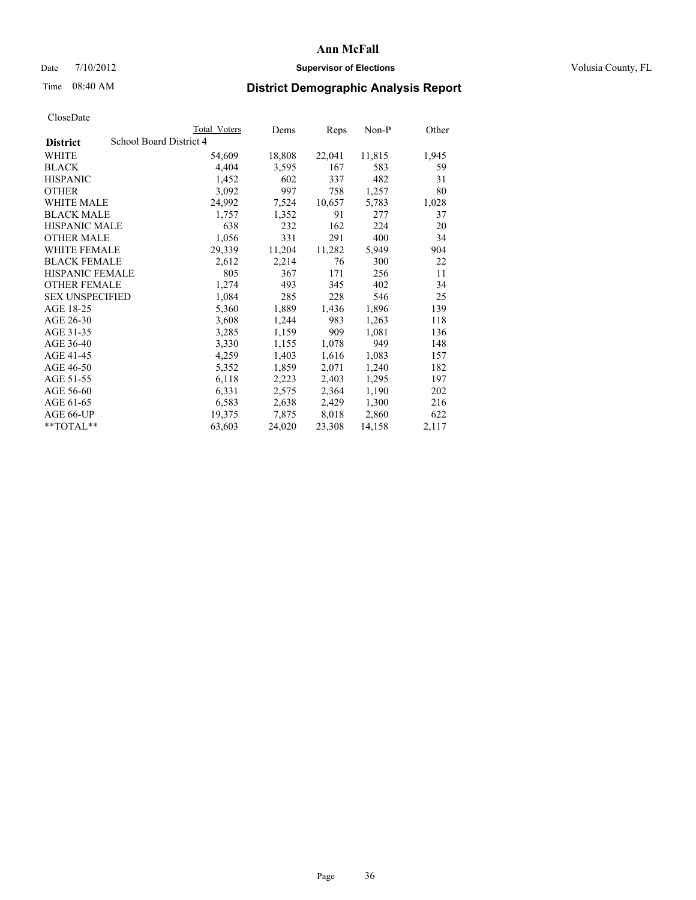# Ann McFall

Date 7/10/2012 **Supervisor of Elections** Volusia County, FL

Time 08:40 AM

## District Demographic Analysis Report

CloseDate

| | Total Voters | Dems | Reps | Non-P | Other |
|---|---|---|---|---|---|
| **District** School Board District 4 | | | | | |
| WHITE | 54,609 | 18,808 | 22,041 | 11,815 | 1,945 |
| BLACK | 4,404 | 3,595 | 167 | 583 | 59 |
| HISPANIC | 1,452 | 602 | 337 | 482 | 31 |
| OTHER | 3,092 | 997 | 758 | 1,257 | 80 |
| WHITE MALE | 24,992 | 7,524 | 10,657 | 5,783 | 1,028 |
| BLACK MALE | 1,757 | 1,352 | 91 | 277 | 37 |
| HISPANIC MALE | 638 | 232 | 162 | 224 | 20 |
| OTHER MALE | 1,056 | 331 | 291 | 400 | 34 |
| WHITE FEMALE | 29,339 | 11,204 | 11,282 | 5,949 | 904 |
| BLACK FEMALE | 2,612 | 2,214 | 76 | 300 | 22 |
| HISPANIC FEMALE | 805 | 367 | 171 | 256 | 11 |
| OTHER FEMALE | 1,274 | 493 | 345 | 402 | 34 |
| SEX UNSPECIFIED | 1,084 | 285 | 228 | 546 | 25 |
| AGE 18-25 | 5,360 | 1,889 | 1,436 | 1,896 | 139 |
| AGE 26-30 | 3,608 | 1,244 | 983 | 1,263 | 118 |
| AGE 31-35 | 3,285 | 1,159 | 909 | 1,081 | 136 |
| AGE 36-40 | 3,330 | 1,155 | 1,078 | 949 | 148 |
| AGE 41-45 | 4,259 | 1,403 | 1,616 | 1,083 | 157 |
| AGE 46-50 | 5,352 | 1,859 | 2,071 | 1,240 | 182 |
| AGE 51-55 | 6,118 | 2,223 | 2,403 | 1,295 | 197 |
| AGE 56-60 | 6,331 | 2,575 | 2,364 | 1,190 | 202 |
| AGE 61-65 | 6,583 | 2,638 | 2,429 | 1,300 | 216 |
| AGE 66-UP | 19,375 | 7,875 | 8,018 | 2,860 | 622 |
| **TOTAL** | 63,603 | 24,020 | 23,308 | 14,158 | 2,117 |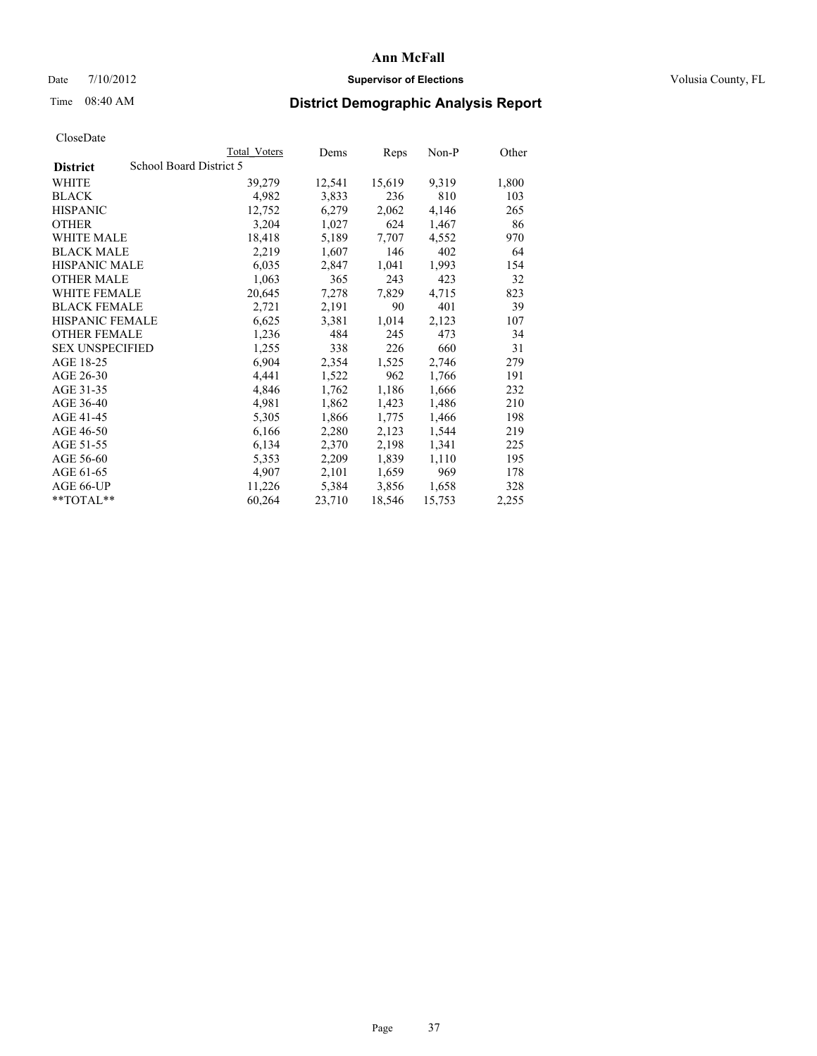# Ann McFall

Date 7/10/2012 **Supervisor of Elections** Volusia County, FL

Time 08:40 AM **District Demographic Analysis Report**

CloseDate

| **District** | School Board District 5 | Total Voters | Dems | Reps | Non-P | Other |
|---|---|---|---|---|---|---|
| WHITE | | 39,279 | 12,541 | 15,619 | 9,319 | 1,800 |
| BLACK | | 4,982 | 3,833 | 236 | 810 | 103 |
| HISPANIC | | 12,752 | 6,279 | 2,062 | 4,146 | 265 |
| OTHER | | 3,204 | 1,027 | 624 | 1,467 | 86 |
| WHITE MALE | | 18,418 | 5,189 | 7,707 | 4,552 | 970 |
| BLACK MALE | | 2,219 | 1,607 | 146 | 402 | 64 |
| HISPANIC MALE | | 6,035 | 2,847 | 1,041 | 1,993 | 154 |
| OTHER MALE | | 1,063 | 365 | 243 | 423 | 32 |
| WHITE FEMALE | | 20,645 | 7,278 | 7,829 | 4,715 | 823 |
| BLACK FEMALE | | 2,721 | 2,191 | 90 | 401 | 39 |
| HISPANIC FEMALE | | 6,625 | 3,381 | 1,014 | 2,123 | 107 |
| OTHER FEMALE | | 1,236 | 484 | 245 | 473 | 34 |
| SEX UNSPECIFIED | | 1,255 | 338 | 226 | 660 | 31 |
| AGE 18-25 | | 6,904 | 2,354 | 1,525 | 2,746 | 279 |
| AGE 26-30 | | 4,441 | 1,522 | 962 | 1,766 | 191 |
| AGE 31-35 | | 4,846 | 1,762 | 1,186 | 1,666 | 232 |
| AGE 36-40 | | 4,981 | 1,862 | 1,423 | 1,486 | 210 |
| AGE 41-45 | | 5,305 | 1,866 | 1,775 | 1,466 | 198 |
| AGE 46-50 | | 6,166 | 2,280 | 2,123 | 1,544 | 219 |
| AGE 51-55 | | 6,134 | 2,370 | 2,198 | 1,341 | 225 |
| AGE 56-60 | | 5,353 | 2,209 | 1,839 | 1,110 | 195 |
| AGE 61-65 | | 4,907 | 2,101 | 1,659 | 969 | 178 |
| AGE 66-UP | | 11,226 | 5,384 | 3,856 | 1,658 | 328 |
| **TOTAL** | | 60,264 | 23,710 | 18,546 | 15,753 | 2,255 |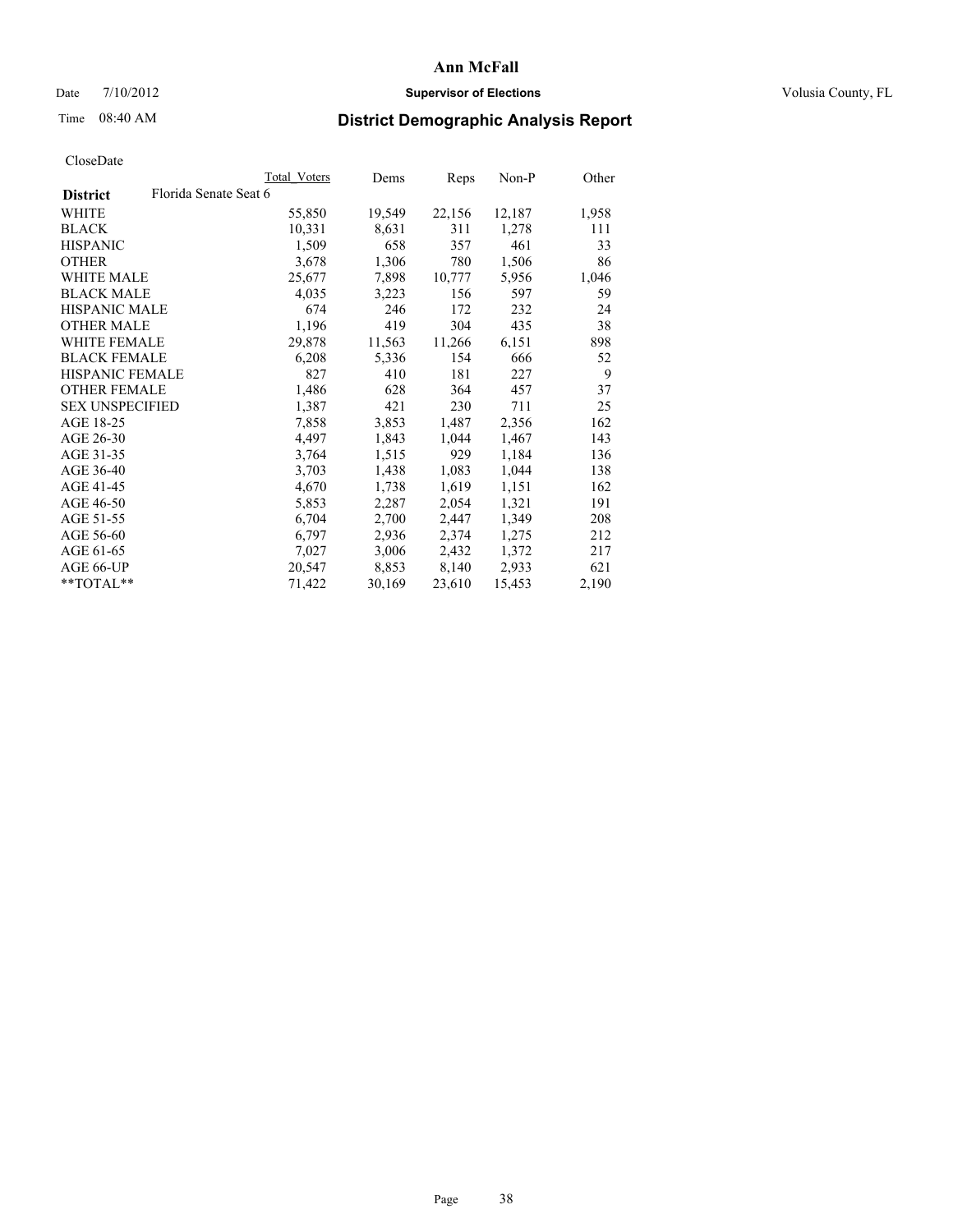# Ann McFall

Date 7/10/2012 **Supervisor of Elections** Volusia County, FL

Time 08:40 AM

## District Demographic Analysis Report

CloseDate

| | Total Voters | Dems | Reps | Non-P | Other |
|---|---|---|---|---|---|
| **District** Florida Senate Seat 6 | | | | | |
| WHITE | 55,850 | 19,549 | 22,156 | 12,187 | 1,958 |
| BLACK | 10,331 | 8,631 | 311 | 1,278 | 111 |
| HISPANIC | 1,509 | 658 | 357 | 461 | 33 |
| OTHER | 3,678 | 1,306 | 780 | 1,506 | 86 |
| WHITE MALE | 25,677 | 7,898 | 10,777 | 5,956 | 1,046 |
| BLACK MALE | 4,035 | 3,223 | 156 | 597 | 59 |
| HISPANIC MALE | 674 | 246 | 172 | 232 | 24 |
| OTHER MALE | 1,196 | 419 | 304 | 435 | 38 |
| WHITE FEMALE | 29,878 | 11,563 | 11,266 | 6,151 | 898 |
| BLACK FEMALE | 6,208 | 5,336 | 154 | 666 | 52 |
| HISPANIC FEMALE | 827 | 410 | 181 | 227 | 9 |
| OTHER FEMALE | 1,486 | 628 | 364 | 457 | 37 |
| SEX UNSPECIFIED | 1,387 | 421 | 230 | 711 | 25 |
| AGE 18-25 | 7,858 | 3,853 | 1,487 | 2,356 | 162 |
| AGE 26-30 | 4,497 | 1,843 | 1,044 | 1,467 | 143 |
| AGE 31-35 | 3,764 | 1,515 | 929 | 1,184 | 136 |
| AGE 36-40 | 3,703 | 1,438 | 1,083 | 1,044 | 138 |
| AGE 41-45 | 4,670 | 1,738 | 1,619 | 1,151 | 162 |
| AGE 46-50 | 5,853 | 2,287 | 2,054 | 1,321 | 191 |
| AGE 51-55 | 6,704 | 2,700 | 2,447 | 1,349 | 208 |
| AGE 56-60 | 6,797 | 2,936 | 2,374 | 1,275 | 212 |
| AGE 61-65 | 7,027 | 3,006 | 2,432 | 1,372 | 217 |
| AGE 66-UP | 20,547 | 8,853 | 8,140 | 2,933 | 621 |
| **TOTAL** | 71,422 | 30,169 | 23,610 | 15,453 | 2,190 |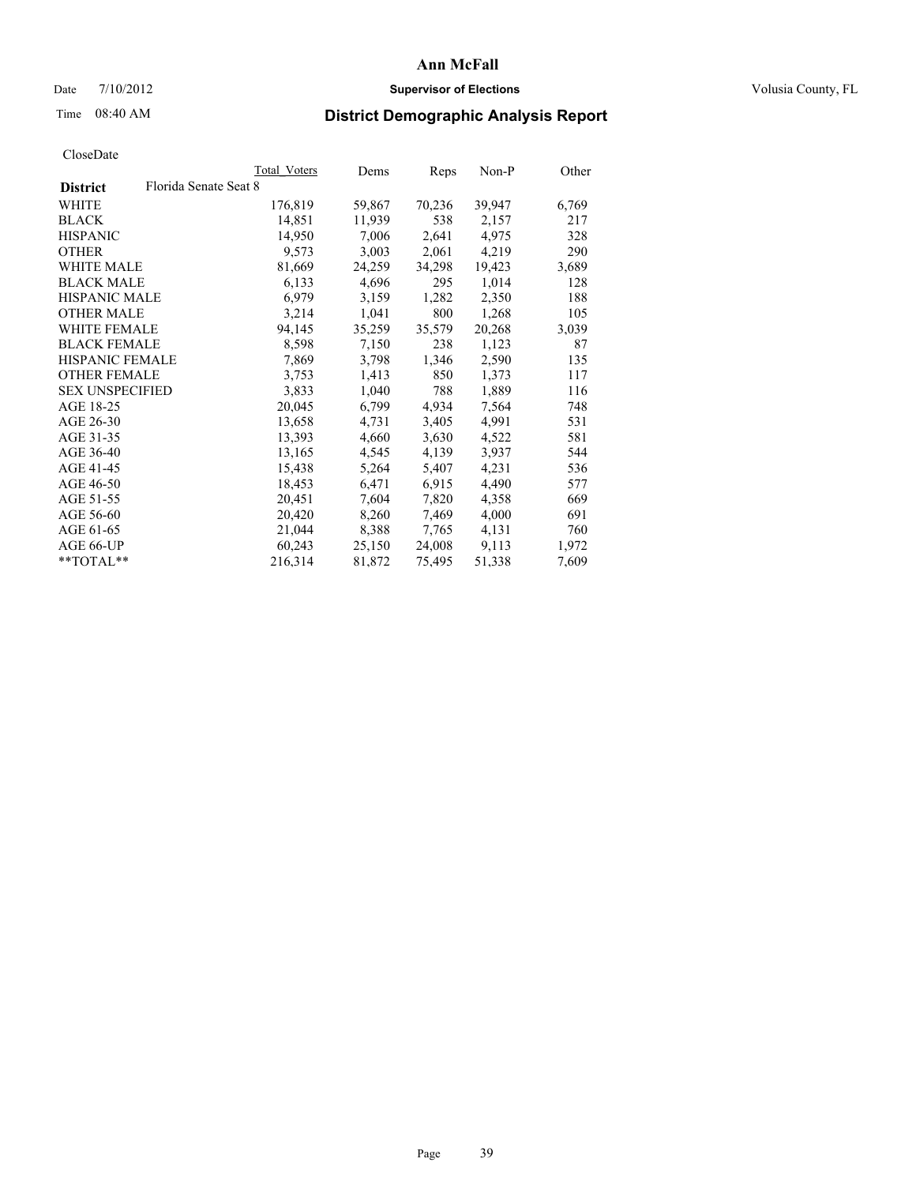# Ann McFall

Date 7/10/2012 **Supervisor of Elections** Volusia County, FL

Time 08:40 AM

## District Demographic Analysis Report

CloseDate

| **District** Florida Senate Seat 8 | Total Voters | Dems | Reps | Non-P | Other |
|---|---|---|---|---|---|
| WHITE | 176,819 | 59,867 | 70,236 | 39,947 | 6,769 |
| BLACK | 14,851 | 11,939 | 538 | 2,157 | 217 |
| HISPANIC | 14,950 | 7,006 | 2,641 | 4,975 | 328 |
| OTHER | 9,573 | 3,003 | 2,061 | 4,219 | 290 |
| WHITE MALE | 81,669 | 24,259 | 34,298 | 19,423 | 3,689 |
| BLACK MALE | 6,133 | 4,696 | 295 | 1,014 | 128 |
| HISPANIC MALE | 6,979 | 3,159 | 1,282 | 2,350 | 188 |
| OTHER MALE | 3,214 | 1,041 | 800 | 1,268 | 105 |
| WHITE FEMALE | 94,145 | 35,259 | 35,579 | 20,268 | 3,039 |
| BLACK FEMALE | 8,598 | 7,150 | 238 | 1,123 | 87 |
| HISPANIC FEMALE | 7,869 | 3,798 | 1,346 | 2,590 | 135 |
| OTHER FEMALE | 3,753 | 1,413 | 850 | 1,373 | 117 |
| SEX UNSPECIFIED | 3,833 | 1,040 | 788 | 1,889 | 116 |
| AGE 18-25 | 20,045 | 6,799 | 4,934 | 7,564 | 748 |
| AGE 26-30 | 13,658 | 4,731 | 3,405 | 4,991 | 531 |
| AGE 31-35 | 13,393 | 4,660 | 3,630 | 4,522 | 581 |
| AGE 36-40 | 13,165 | 4,545 | 4,139 | 3,937 | 544 |
| AGE 41-45 | 15,438 | 5,264 | 5,407 | 4,231 | 536 |
| AGE 46-50 | 18,453 | 6,471 | 6,915 | 4,490 | 577 |
| AGE 51-55 | 20,451 | 7,604 | 7,820 | 4,358 | 669 |
| AGE 56-60 | 20,420 | 8,260 | 7,469 | 4,000 | 691 |
| AGE 61-65 | 21,044 | 8,388 | 7,765 | 4,131 | 760 |
| AGE 66-UP | 60,243 | 25,150 | 24,008 | 9,113 | 1,972 |
| **TOTAL** | 216,314 | 81,872 | 75,495 | 51,338 | 7,609 |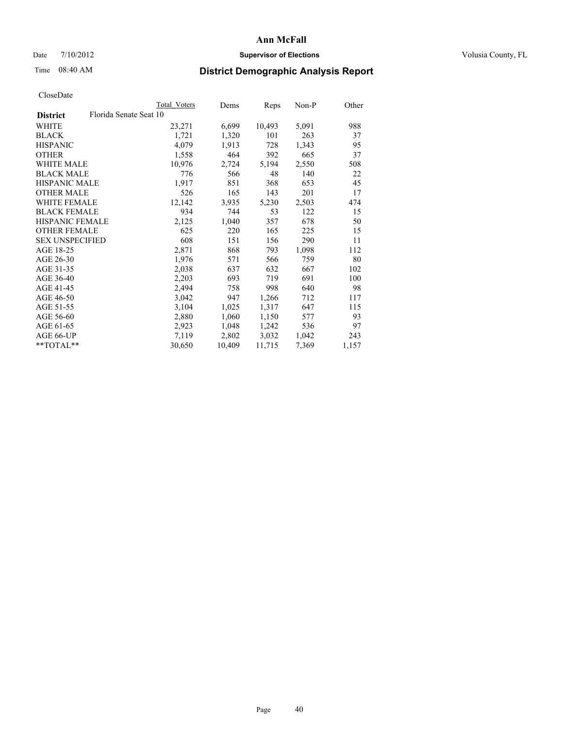# Ann McFall

Date 7/10/2012 **Supervisor of Elections** Volusia County, FL

Time 08:40 AM

## District Demographic Analysis Report

CloseDate

| | Total Voters | Dems | Reps | Non-P | Other |
|---|---|---|---|---|---|
| **District** Florida Senate Seat 10 | | | | | |
| WHITE | 23,271 | 6,699 | 10,493 | 5,091 | 988 |
| BLACK | 1,721 | 1,320 | 101 | 263 | 37 |
| HISPANIC | 4,079 | 1,913 | 728 | 1,343 | 95 |
| OTHER | 1,558 | 464 | 392 | 665 | 37 |
| WHITE MALE | 10,976 | 2,724 | 5,194 | 2,550 | 508 |
| BLACK MALE | 776 | 566 | 48 | 140 | 22 |
| HISPANIC MALE | 1,917 | 851 | 368 | 653 | 45 |
| OTHER MALE | 526 | 165 | 143 | 201 | 17 |
| WHITE FEMALE | 12,142 | 3,935 | 5,230 | 2,503 | 474 |
| BLACK FEMALE | 934 | 744 | 53 | 122 | 15 |
| HISPANIC FEMALE | 2,125 | 1,040 | 357 | 678 | 50 |
| OTHER FEMALE | 625 | 220 | 165 | 225 | 15 |
| SEX UNSPECIFIED | 608 | 151 | 156 | 290 | 11 |
| AGE 18-25 | 2,871 | 868 | 793 | 1,098 | 112 |
| AGE 26-30 | 1,976 | 571 | 566 | 759 | 80 |
| AGE 31-35 | 2,038 | 637 | 632 | 667 | 102 |
| AGE 36-40 | 2,203 | 693 | 719 | 691 | 100 |
| AGE 41-45 | 2,494 | 758 | 998 | 640 | 98 |
| AGE 46-50 | 3,042 | 947 | 1,266 | 712 | 117 |
| AGE 51-55 | 3,104 | 1,025 | 1,317 | 647 | 115 |
| AGE 56-60 | 2,880 | 1,060 | 1,150 | 577 | 93 |
| AGE 61-65 | 2,923 | 1,048 | 1,242 | 536 | 97 |
| AGE 66-UP | 7,119 | 2,802 | 3,032 | 1,042 | 243 |
| **TOTAL** | 30,650 | 10,409 | 11,715 | 7,369 | 1,157 |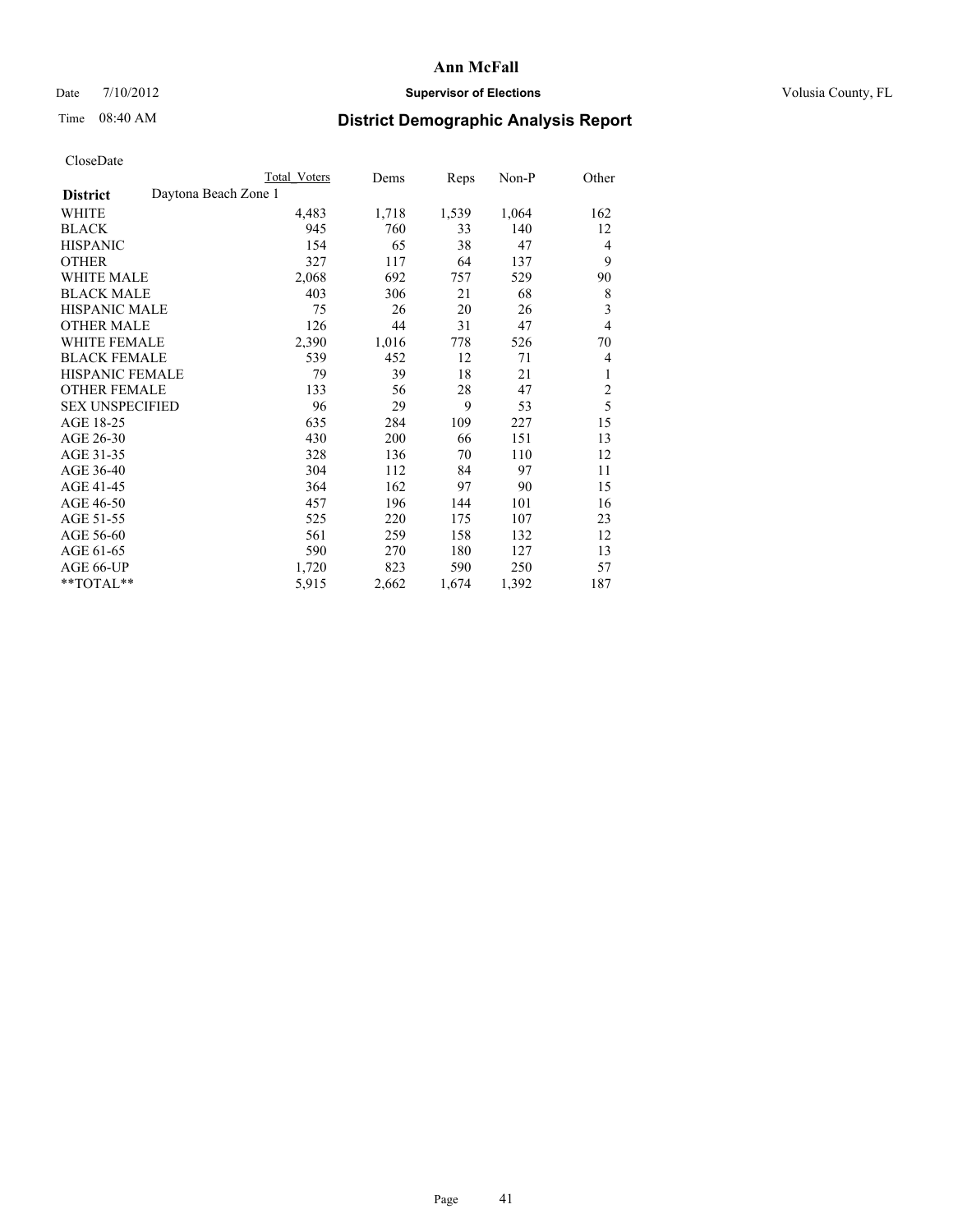# Ann McFall

Date 7/10/2012 **Supervisor of Elections** Volusia County, FL

Time 08:40 AM **District Demographic Analysis Report**

CloseDate

| | Total Voters | Dems | Reps | Non-P | Other |
|---|---|---|---|---|---|
| **District** Daytona Beach Zone 1 | | | | | |
| WHITE | 4,483 | 1,718 | 1,539 | 1,064 | 162 |
| BLACK | 945 | 760 | 33 | 140 | 12 |
| HISPANIC | 154 | 65 | 38 | 47 | 4 |
| OTHER | 327 | 117 | 64 | 137 | 9 |
| WHITE MALE | 2,068 | 692 | 757 | 529 | 90 |
| BLACK MALE | 403 | 306 | 21 | 68 | 8 |
| HISPANIC MALE | 75 | 26 | 20 | 26 | 3 |
| OTHER MALE | 126 | 44 | 31 | 47 | 4 |
| WHITE FEMALE | 2,390 | 1,016 | 778 | 526 | 70 |
| BLACK FEMALE | 539 | 452 | 12 | 71 | 4 |
| HISPANIC FEMALE | 79 | 39 | 18 | 21 | 1 |
| OTHER FEMALE | 133 | 56 | 28 | 47 | 2 |
| SEX UNSPECIFIED | 96 | 29 | 9 | 53 | 5 |
| AGE 18-25 | 635 | 284 | 109 | 227 | 15 |
| AGE 26-30 | 430 | 200 | 66 | 151 | 13 |
| AGE 31-35 | 328 | 136 | 70 | 110 | 12 |
| AGE 36-40 | 304 | 112 | 84 | 97 | 11 |
| AGE 41-45 | 364 | 162 | 97 | 90 | 15 |
| AGE 46-50 | 457 | 196 | 144 | 101 | 16 |
| AGE 51-55 | 525 | 220 | 175 | 107 | 23 |
| AGE 56-60 | 561 | 259 | 158 | 132 | 12 |
| AGE 61-65 | 590 | 270 | 180 | 127 | 13 |
| AGE 66-UP | 1,720 | 823 | 590 | 250 | 57 |
| **TOTAL** | 5,915 | 2,662 | 1,674 | 1,392 | 187 |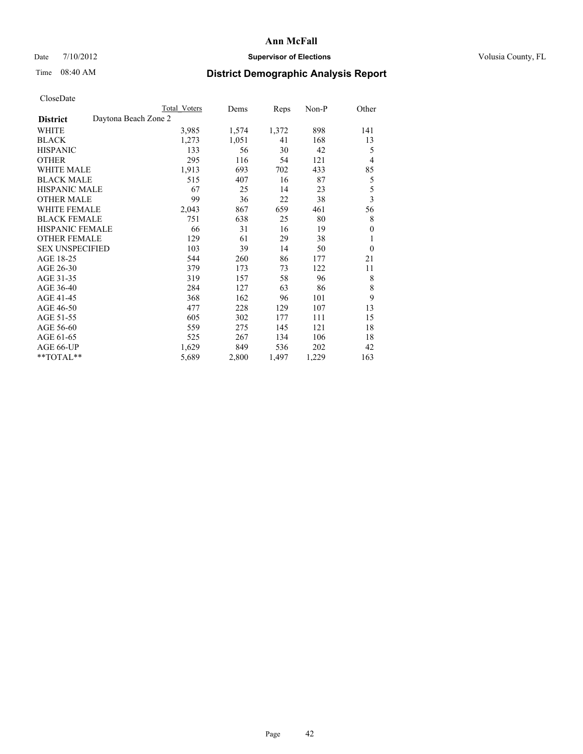# Ann McFall

Date 7/10/2012 **Supervisor of Elections** Volusia County, FL

Time 08:40 AM

## District Demographic Analysis Report

CloseDate

| | Total Voters | Dems | Reps | Non-P | Other |
|---|---|---|---|---|---|
| **District** Daytona Beach Zone 2 | | | | | |
| WHITE | 3,985 | 1,574 | 1,372 | 898 | 141 |
| BLACK | 1,273 | 1,051 | 41 | 168 | 13 |
| HISPANIC | 133 | 56 | 30 | 42 | 5 |
| OTHER | 295 | 116 | 54 | 121 | 4 |
| WHITE MALE | 1,913 | 693 | 702 | 433 | 85 |
| BLACK MALE | 515 | 407 | 16 | 87 | 5 |
| HISPANIC MALE | 67 | 25 | 14 | 23 | 5 |
| OTHER MALE | 99 | 36 | 22 | 38 | 3 |
| WHITE FEMALE | 2,043 | 867 | 659 | 461 | 56 |
| BLACK FEMALE | 751 | 638 | 25 | 80 | 8 |
| HISPANIC FEMALE | 66 | 31 | 16 | 19 | 0 |
| OTHER FEMALE | 129 | 61 | 29 | 38 | 1 |
| SEX UNSPECIFIED | 103 | 39 | 14 | 50 | 0 |
| AGE 18-25 | 544 | 260 | 86 | 177 | 21 |
| AGE 26-30 | 379 | 173 | 73 | 122 | 11 |
| AGE 31-35 | 319 | 157 | 58 | 96 | 8 |
| AGE 36-40 | 284 | 127 | 63 | 86 | 8 |
| AGE 41-45 | 368 | 162 | 96 | 101 | 9 |
| AGE 46-50 | 477 | 228 | 129 | 107 | 13 |
| AGE 51-55 | 605 | 302 | 177 | 111 | 15 |
| AGE 56-60 | 559 | 275 | 145 | 121 | 18 |
| AGE 61-65 | 525 | 267 | 134 | 106 | 18 |
| AGE 66-UP | 1,629 | 849 | 536 | 202 | 42 |
| **TOTAL** | 5,689 | 2,800 | 1,497 | 1,229 | 163 |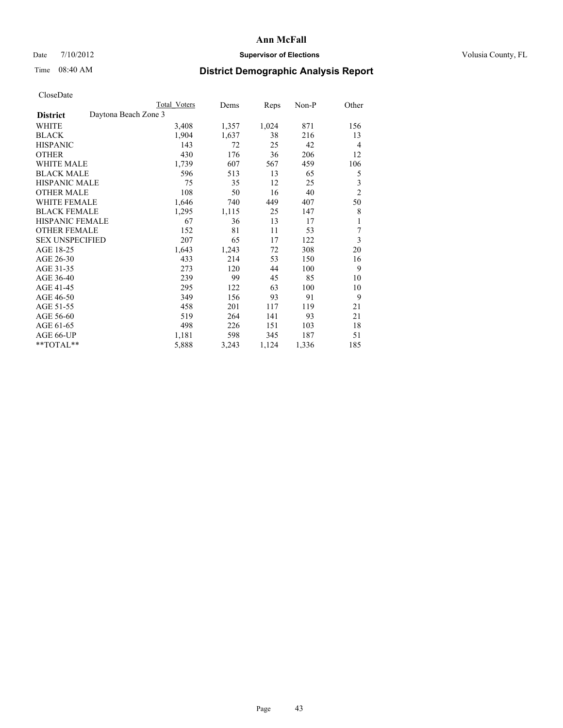# Ann McFall

Date 7/10/2012 **Supervisor of Elections** Volusia County, FL

Time 08:40 AM

## District Demographic Analysis Report

CloseDate

| | Total Voters | Dems | Reps | Non-P | Other |
|---|---|---|---|---|---|
| **District** Daytona Beach Zone 3 | | | | | |
| WHITE | 3,408 | 1,357 | 1,024 | 871 | 156 |
| BLACK | 1,904 | 1,637 | 38 | 216 | 13 |
| HISPANIC | 143 | 72 | 25 | 42 | 4 |
| OTHER | 430 | 176 | 36 | 206 | 12 |
| WHITE MALE | 1,739 | 607 | 567 | 459 | 106 |
| BLACK MALE | 596 | 513 | 13 | 65 | 5 |
| HISPANIC MALE | 75 | 35 | 12 | 25 | 3 |
| OTHER MALE | 108 | 50 | 16 | 40 | 2 |
| WHITE FEMALE | 1,646 | 740 | 449 | 407 | 50 |
| BLACK FEMALE | 1,295 | 1,115 | 25 | 147 | 8 |
| HISPANIC FEMALE | 67 | 36 | 13 | 17 | 1 |
| OTHER FEMALE | 152 | 81 | 11 | 53 | 7 |
| SEX UNSPECIFIED | 207 | 65 | 17 | 122 | 3 |
| AGE 18-25 | 1,643 | 1,243 | 72 | 308 | 20 |
| AGE 26-30 | 433 | 214 | 53 | 150 | 16 |
| AGE 31-35 | 273 | 120 | 44 | 100 | 9 |
| AGE 36-40 | 239 | 99 | 45 | 85 | 10 |
| AGE 41-45 | 295 | 122 | 63 | 100 | 10 |
| AGE 46-50 | 349 | 156 | 93 | 91 | 9 |
| AGE 51-55 | 458 | 201 | 117 | 119 | 21 |
| AGE 56-60 | 519 | 264 | 141 | 93 | 21 |
| AGE 61-65 | 498 | 226 | 151 | 103 | 18 |
| AGE 66-UP | 1,181 | 598 | 345 | 187 | 51 |
| **TOTAL** | 5,888 | 3,243 | 1,124 | 1,336 | 185 |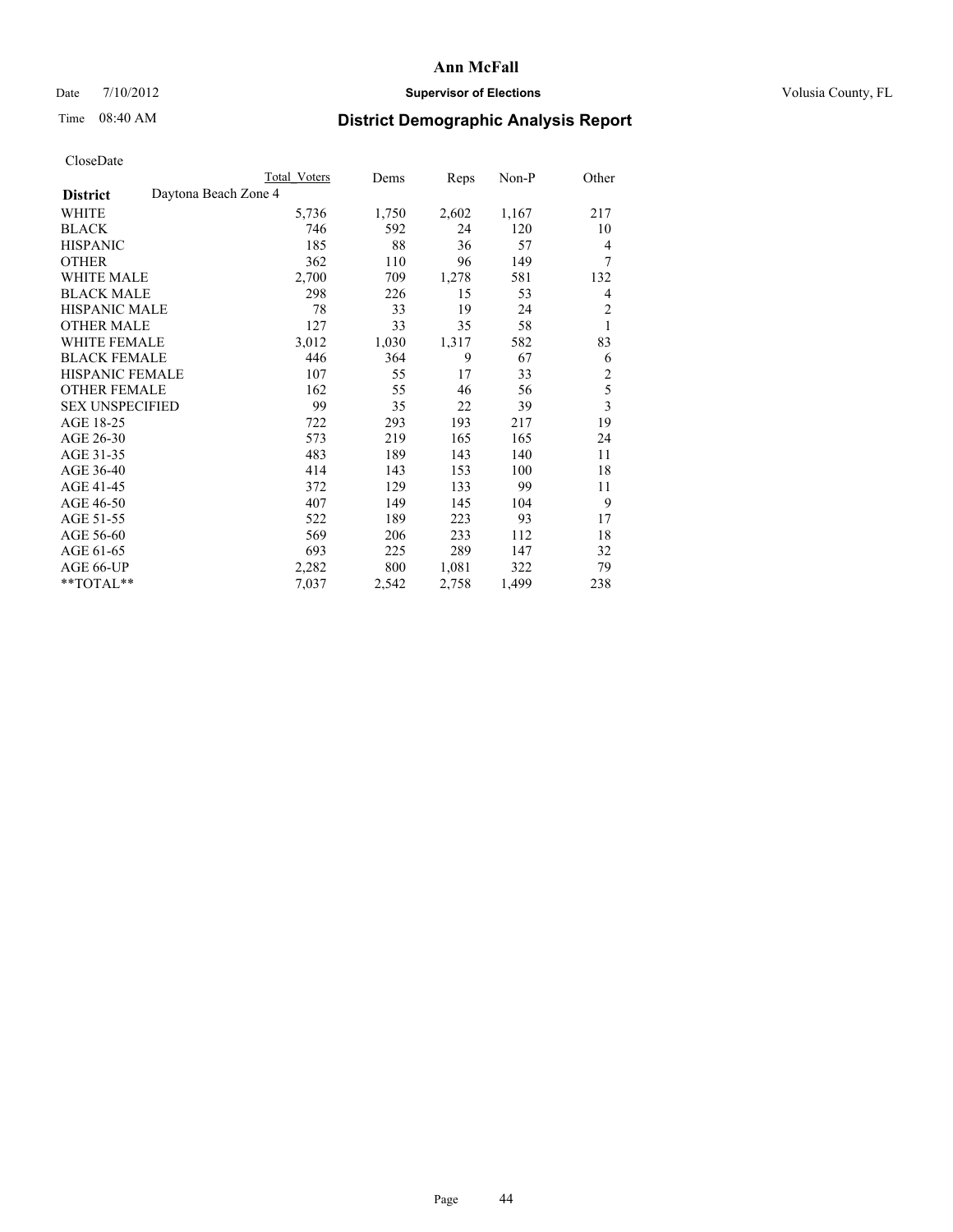# Ann McFall

Date 7/10/2012 **Supervisor of Elections** Volusia County, FL

Time 08:40 AM

## District Demographic Analysis Report

CloseDate

| **District** | Daytona Beach Zone 4 | Total Voters | Dems | Reps | Non-P | Other |
|---|---|---|---|---|---|---|
| WHITE | | 5,736 | 1,750 | 2,602 | 1,167 | 217 |
| BLACK | | 746 | 592 | 24 | 120 | 10 |
| HISPANIC | | 185 | 88 | 36 | 57 | 4 |
| OTHER | | 362 | 110 | 96 | 149 | 7 |
| WHITE MALE | | 2,700 | 709 | 1,278 | 581 | 132 |
| BLACK MALE | | 298 | 226 | 15 | 53 | 4 |
| HISPANIC MALE | | 78 | 33 | 19 | 24 | 2 |
| OTHER MALE | | 127 | 33 | 35 | 58 | 1 |
| WHITE FEMALE | | 3,012 | 1,030 | 1,317 | 582 | 83 |
| BLACK FEMALE | | 446 | 364 | 9 | 67 | 6 |
| HISPANIC FEMALE | | 107 | 55 | 17 | 33 | 2 |
| OTHER FEMALE | | 162 | 55 | 46 | 56 | 5 |
| SEX UNSPECIFIED | | 99 | 35 | 22 | 39 | 3 |
| AGE 18-25 | | 722 | 293 | 193 | 217 | 19 |
| AGE 26-30 | | 573 | 219 | 165 | 165 | 24 |
| AGE 31-35 | | 483 | 189 | 143 | 140 | 11 |
| AGE 36-40 | | 414 | 143 | 153 | 100 | 18 |
| AGE 41-45 | | 372 | 129 | 133 | 99 | 11 |
| AGE 46-50 | | 407 | 149 | 145 | 104 | 9 |
| AGE 51-55 | | 522 | 189 | 223 | 93 | 17 |
| AGE 56-60 | | 569 | 206 | 233 | 112 | 18 |
| AGE 61-65 | | 693 | 225 | 289 | 147 | 32 |
| AGE 66-UP | | 2,282 | 800 | 1,081 | 322 | 79 |
| **TOTAL** | | 7,037 | 2,542 | 2,758 | 1,499 | 238 |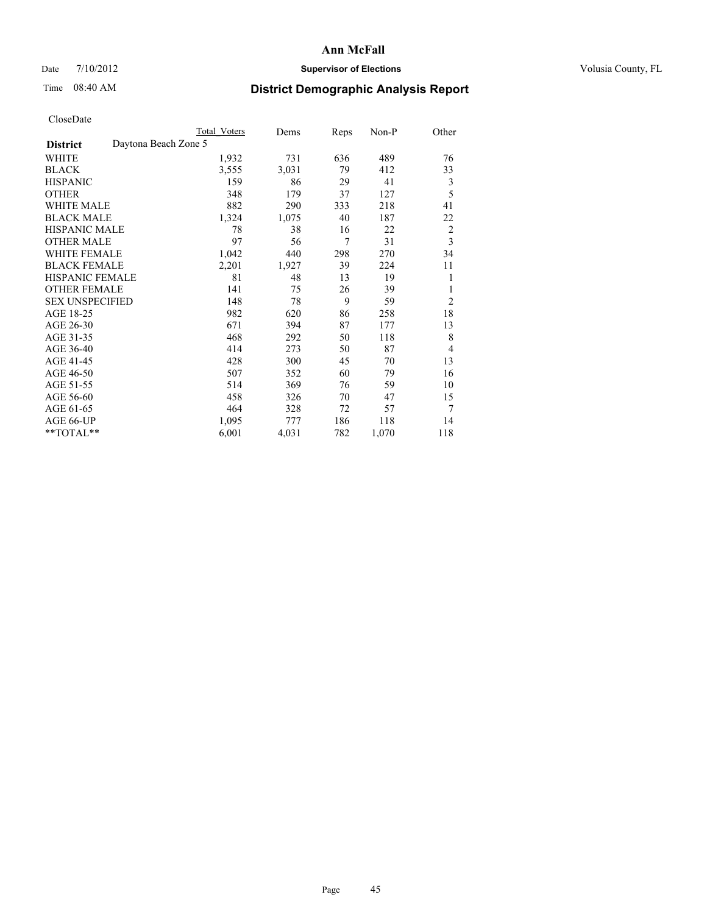# Ann McFall

Date 7/10/2012 **Supervisor of Elections** Volusia County, FL

Time 08:40 AM **District Demographic Analysis Report**

CloseDate

| **District** | Daytona Beach Zone 5 | Total Voters | Dems | Reps | Non-P | Other |
|---|---|---|---|---|---|---|
| WHITE | | 1,932 | 731 | 636 | 489 | 76 |
| BLACK | | 3,555 | 3,031 | 79 | 412 | 33 |
| HISPANIC | | 159 | 86 | 29 | 41 | 3 |
| OTHER | | 348 | 179 | 37 | 127 | 5 |
| WHITE MALE | | 882 | 290 | 333 | 218 | 41 |
| BLACK MALE | | 1,324 | 1,075 | 40 | 187 | 22 |
| HISPANIC MALE | | 78 | 38 | 16 | 22 | 2 |
| OTHER MALE | | 97 | 56 | 7 | 31 | 3 |
| WHITE FEMALE | | 1,042 | 440 | 298 | 270 | 34 |
| BLACK FEMALE | | 2,201 | 1,927 | 39 | 224 | 11 |
| HISPANIC FEMALE | | 81 | 48 | 13 | 19 | 1 |
| OTHER FEMALE | | 141 | 75 | 26 | 39 | 1 |
| SEX UNSPECIFIED | | 148 | 78 | 9 | 59 | 2 |
| AGE 18-25 | | 982 | 620 | 86 | 258 | 18 |
| AGE 26-30 | | 671 | 394 | 87 | 177 | 13 |
| AGE 31-35 | | 468 | 292 | 50 | 118 | 8 |
| AGE 36-40 | | 414 | 273 | 50 | 87 | 4 |
| AGE 41-45 | | 428 | 300 | 45 | 70 | 13 |
| AGE 46-50 | | 507 | 352 | 60 | 79 | 16 |
| AGE 51-55 | | 514 | 369 | 76 | 59 | 10 |
| AGE 56-60 | | 458 | 326 | 70 | 47 | 15 |
| AGE 61-65 | | 464 | 328 | 72 | 57 | 7 |
| AGE 66-UP | | 1,095 | 777 | 186 | 118 | 14 |
| **TOTAL** | | 6,001 | 4,031 | 782 | 1,070 | 118 |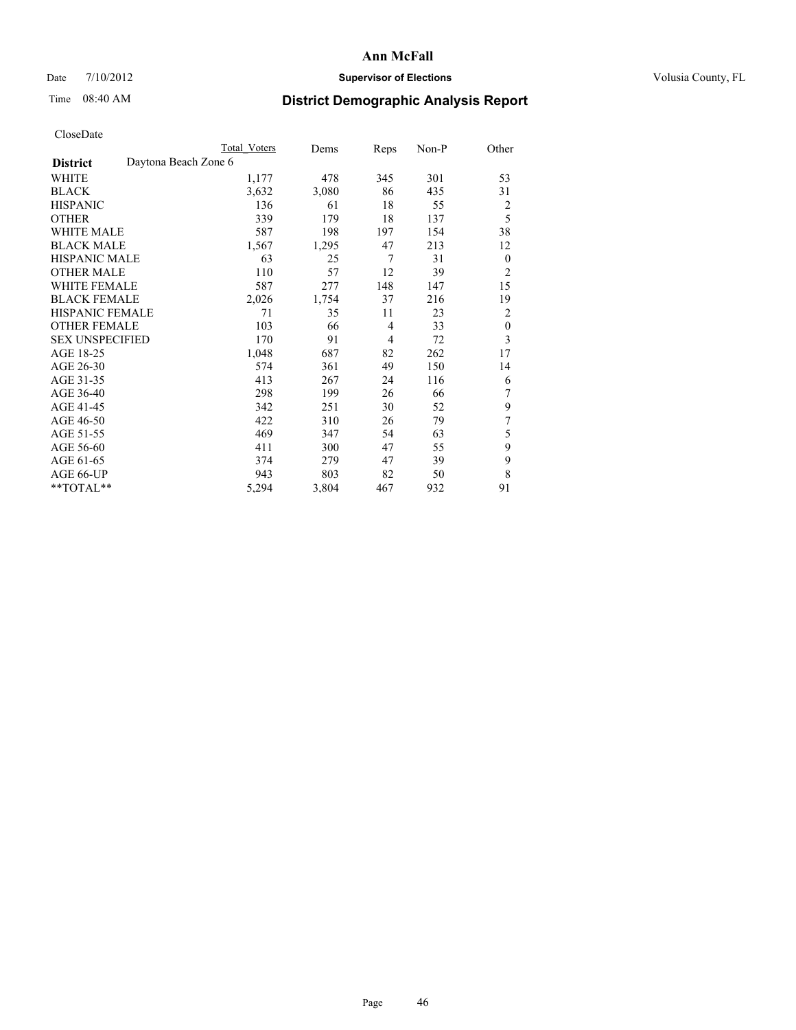# Ann McFall

Date 7/10/2012 **Supervisor of Elections** Volusia County, FL

Time 08:40 AM **District Demographic Analysis Report**

CloseDate

| | Total Voters | Dems | Reps | Non-P | Other |
|---|---|---|---|---|---|
| **District** Daytona Beach Zone 6 | | | | | |
| WHITE | 1,177 | 478 | 345 | 301 | 53 |
| BLACK | 3,632 | 3,080 | 86 | 435 | 31 |
| HISPANIC | 136 | 61 | 18 | 55 | 2 |
| OTHER | 339 | 179 | 18 | 137 | 5 |
| WHITE MALE | 587 | 198 | 197 | 154 | 38 |
| BLACK MALE | 1,567 | 1,295 | 47 | 213 | 12 |
| HISPANIC MALE | 63 | 25 | 7 | 31 | 0 |
| OTHER MALE | 110 | 57 | 12 | 39 | 2 |
| WHITE FEMALE | 587 | 277 | 148 | 147 | 15 |
| BLACK FEMALE | 2,026 | 1,754 | 37 | 216 | 19 |
| HISPANIC FEMALE | 71 | 35 | 11 | 23 | 2 |
| OTHER FEMALE | 103 | 66 | 4 | 33 | 0 |
| SEX UNSPECIFIED | 170 | 91 | 4 | 72 | 3 |
| AGE 18-25 | 1,048 | 687 | 82 | 262 | 17 |
| AGE 26-30 | 574 | 361 | 49 | 150 | 14 |
| AGE 31-35 | 413 | 267 | 24 | 116 | 6 |
| AGE 36-40 | 298 | 199 | 26 | 66 | 7 |
| AGE 41-45 | 342 | 251 | 30 | 52 | 9 |
| AGE 46-50 | 422 | 310 | 26 | 79 | 7 |
| AGE 51-55 | 469 | 347 | 54 | 63 | 5 |
| AGE 56-60 | 411 | 300 | 47 | 55 | 9 |
| AGE 61-65 | 374 | 279 | 47 | 39 | 9 |
| AGE 66-UP | 943 | 803 | 82 | 50 | 8 |
| **TOTAL** | 5,294 | 3,804 | 467 | 932 | 91 |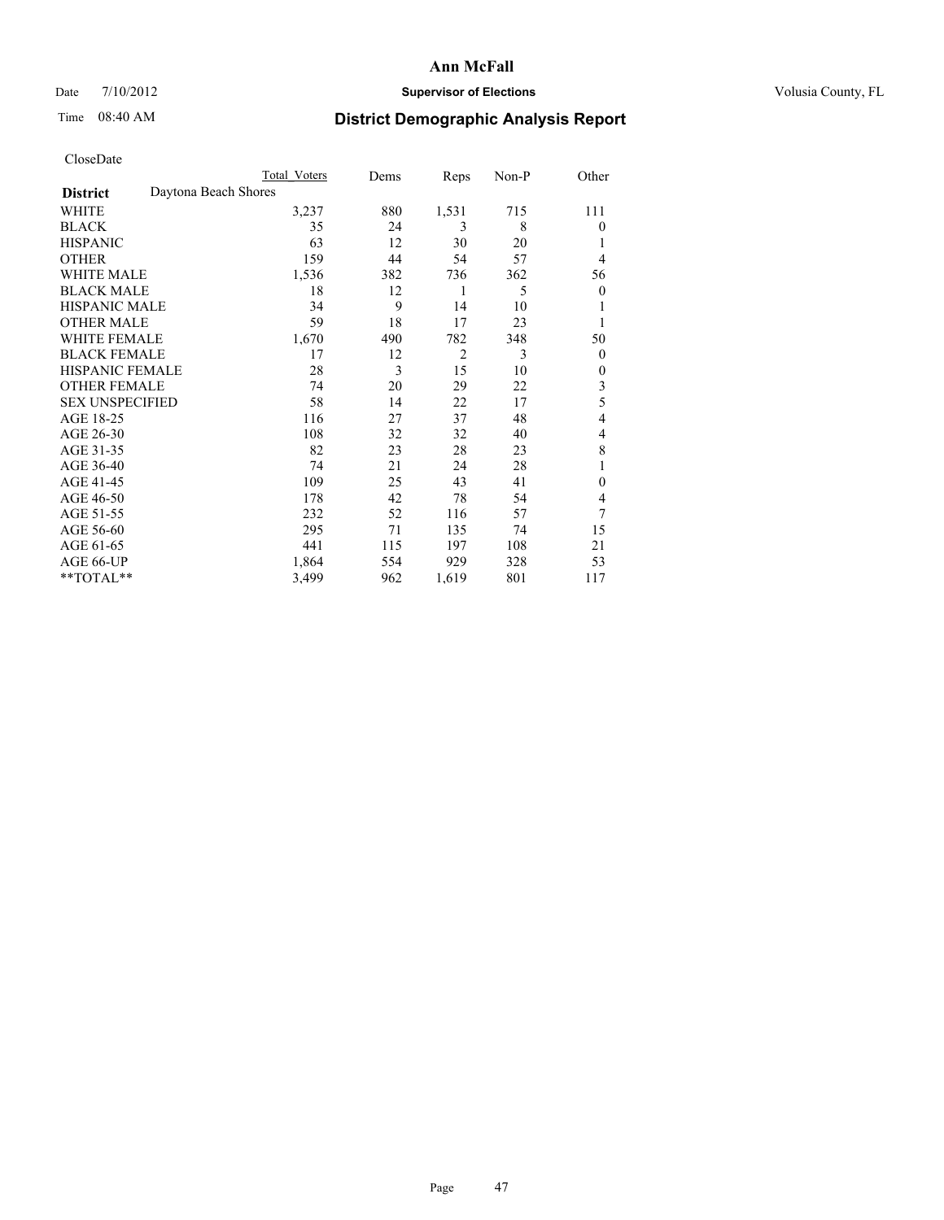# Ann McFall

Date 7/10/2012 **Supervisor of Elections** Volusia County, FL

Time 08:40 AM

## District Demographic Analysis Report

CloseDate

| | Total Voters | Dems | Reps | Non-P | Other |
|---|---|---|---|---|---|
| **District** Daytona Beach Shores | | | | | |
| WHITE | 3,237 | 880 | 1,531 | 715 | 111 |
| BLACK | 35 | 24 | 3 | 8 | 0 |
| HISPANIC | 63 | 12 | 30 | 20 | 1 |
| OTHER | 159 | 44 | 54 | 57 | 4 |
| WHITE MALE | 1,536 | 382 | 736 | 362 | 56 |
| BLACK MALE | 18 | 12 | 1 | 5 | 0 |
| HISPANIC MALE | 34 | 9 | 14 | 10 | 1 |
| OTHER MALE | 59 | 18 | 17 | 23 | 1 |
| WHITE FEMALE | 1,670 | 490 | 782 | 348 | 50 |
| BLACK FEMALE | 17 | 12 | 2 | 3 | 0 |
| HISPANIC FEMALE | 28 | 3 | 15 | 10 | 0 |
| OTHER FEMALE | 74 | 20 | 29 | 22 | 3 |
| SEX UNSPECIFIED | 58 | 14 | 22 | 17 | 5 |
| AGE 18-25 | 116 | 27 | 37 | 48 | 4 |
| AGE 26-30 | 108 | 32 | 32 | 40 | 4 |
| AGE 31-35 | 82 | 23 | 28 | 23 | 8 |
| AGE 36-40 | 74 | 21 | 24 | 28 | 1 |
| AGE 41-45 | 109 | 25 | 43 | 41 | 0 |
| AGE 46-50 | 178 | 42 | 78 | 54 | 4 |
| AGE 51-55 | 232 | 52 | 116 | 57 | 7 |
| AGE 56-60 | 295 | 71 | 135 | 74 | 15 |
| AGE 61-65 | 441 | 115 | 197 | 108 | 21 |
| AGE 66-UP | 1,864 | 554 | 929 | 328 | 53 |
| **TOTAL** | 3,499 | 962 | 1,619 | 801 | 117 |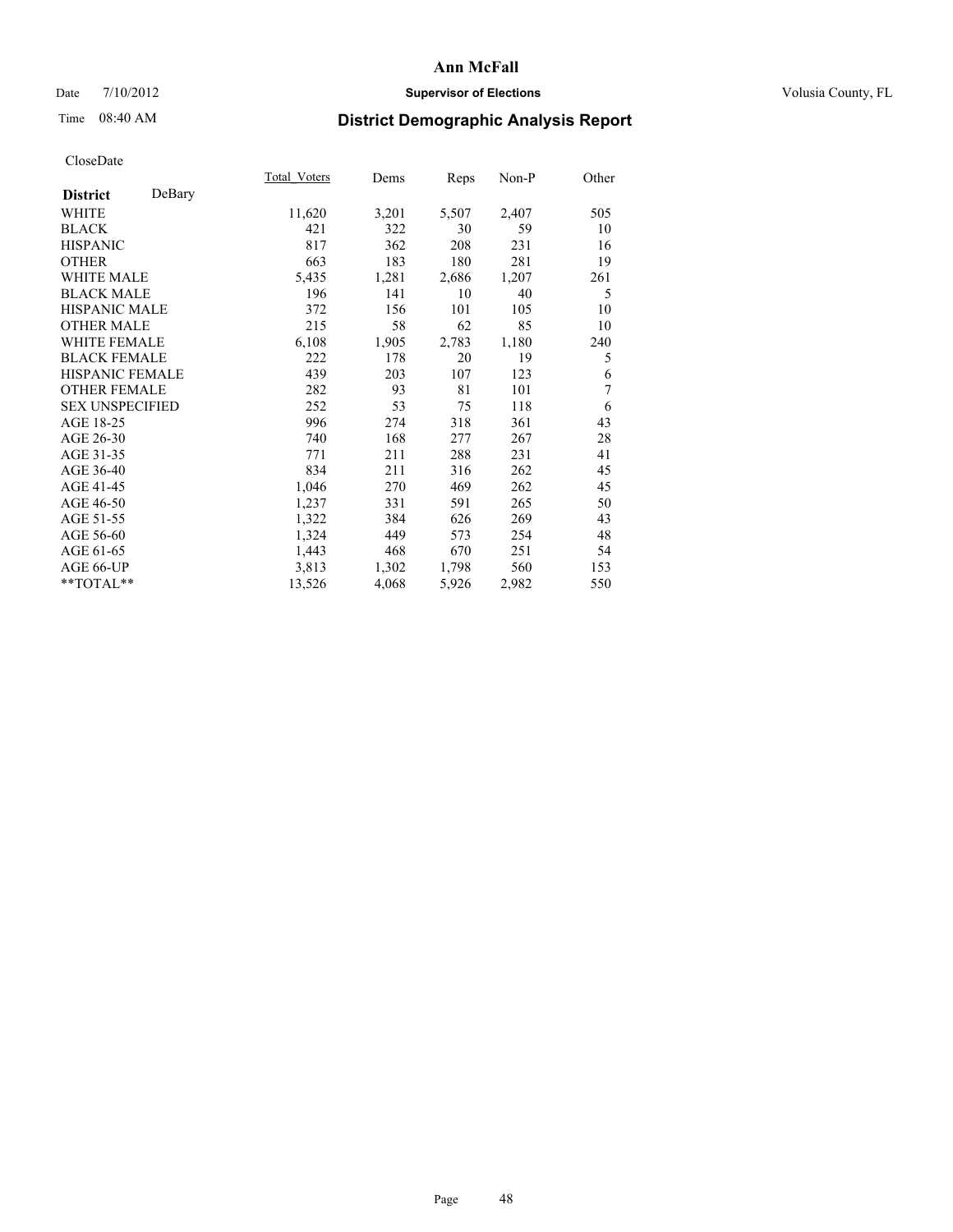# Ann McFall

Date 7/10/2012 **Supervisor of Elections** Volusia County, FL

Time 08:40 AM **District Demographic Analysis Report**

CloseDate

| **District** DeBary | Total_Voters | Dems | Reps | Non-P | Other |
|---|---|---|---|---|---|
| WHITE | 11,620 | 3,201 | 5,507 | 2,407 | 505 |
| BLACK | 421 | 322 | 30 | 59 | 10 |
| HISPANIC | 817 | 362 | 208 | 231 | 16 |
| OTHER | 663 | 183 | 180 | 281 | 19 |
| WHITE MALE | 5,435 | 1,281 | 2,686 | 1,207 | 261 |
| BLACK MALE | 196 | 141 | 10 | 40 | 5 |
| HISPANIC MALE | 372 | 156 | 101 | 105 | 10 |
| OTHER MALE | 215 | 58 | 62 | 85 | 10 |
| WHITE FEMALE | 6,108 | 1,905 | 2,783 | 1,180 | 240 |
| BLACK FEMALE | 222 | 178 | 20 | 19 | 5 |
| HISPANIC FEMALE | 439 | 203 | 107 | 123 | 6 |
| OTHER FEMALE | 282 | 93 | 81 | 101 | 7 |
| SEX UNSPECIFIED | 252 | 53 | 75 | 118 | 6 |
| AGE 18-25 | 996 | 274 | 318 | 361 | 43 |
| AGE 26-30 | 740 | 168 | 277 | 267 | 28 |
| AGE 31-35 | 771 | 211 | 288 | 231 | 41 |
| AGE 36-40 | 834 | 211 | 316 | 262 | 45 |
| AGE 41-45 | 1,046 | 270 | 469 | 262 | 45 |
| AGE 46-50 | 1,237 | 331 | 591 | 265 | 50 |
| AGE 51-55 | 1,322 | 384 | 626 | 269 | 43 |
| AGE 56-60 | 1,324 | 449 | 573 | 254 | 48 |
| AGE 61-65 | 1,443 | 468 | 670 | 251 | 54 |
| AGE 66-UP | 3,813 | 1,302 | 1,798 | 560 | 153 |
| **TOTAL** | 13,526 | 4,068 | 5,926 | 2,982 | 550 |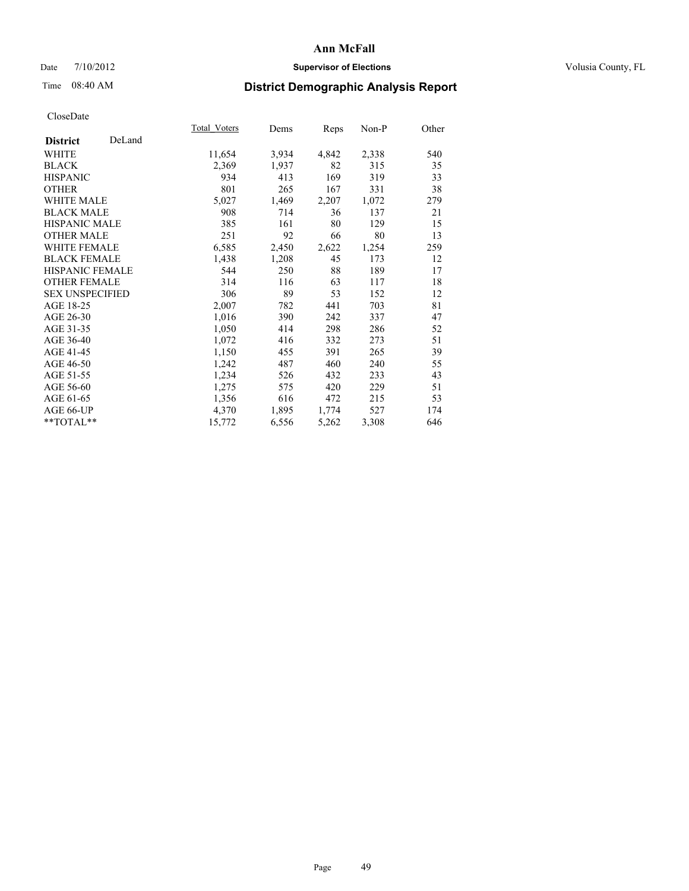# Ann McFall

Date 7/10/2012 **Supervisor of Elections** Volusia County, FL

Time 08:40 AM **District Demographic Analysis Report**

CloseDate

| **District** DeLand | Total_Voters | Dems | Reps | Non-P | Other |
|---|---|---|---|---|---|
| WHITE | 11,654 | 3,934 | 4,842 | 2,338 | 540 |
| BLACK | 2,369 | 1,937 | 82 | 315 | 35 |
| HISPANIC | 934 | 413 | 169 | 319 | 33 |
| OTHER | 801 | 265 | 167 | 331 | 38 |
| WHITE MALE | 5,027 | 1,469 | 2,207 | 1,072 | 279 |
| BLACK MALE | 908 | 714 | 36 | 137 | 21 |
| HISPANIC MALE | 385 | 161 | 80 | 129 | 15 |
| OTHER MALE | 251 | 92 | 66 | 80 | 13 |
| WHITE FEMALE | 6,585 | 2,450 | 2,622 | 1,254 | 259 |
| BLACK FEMALE | 1,438 | 1,208 | 45 | 173 | 12 |
| HISPANIC FEMALE | 544 | 250 | 88 | 189 | 17 |
| OTHER FEMALE | 314 | 116 | 63 | 117 | 18 |
| SEX UNSPECIFIED | 306 | 89 | 53 | 152 | 12 |
| AGE 18-25 | 2,007 | 782 | 441 | 703 | 81 |
| AGE 26-30 | 1,016 | 390 | 242 | 337 | 47 |
| AGE 31-35 | 1,050 | 414 | 298 | 286 | 52 |
| AGE 36-40 | 1,072 | 416 | 332 | 273 | 51 |
| AGE 41-45 | 1,150 | 455 | 391 | 265 | 39 |
| AGE 46-50 | 1,242 | 487 | 460 | 240 | 55 |
| AGE 51-55 | 1,234 | 526 | 432 | 233 | 43 |
| AGE 56-60 | 1,275 | 575 | 420 | 229 | 51 |
| AGE 61-65 | 1,356 | 616 | 472 | 215 | 53 |
| AGE 66-UP | 4,370 | 1,895 | 1,774 | 527 | 174 |
| **TOTAL** | 15,772 | 6,556 | 5,262 | 3,308 | 646 |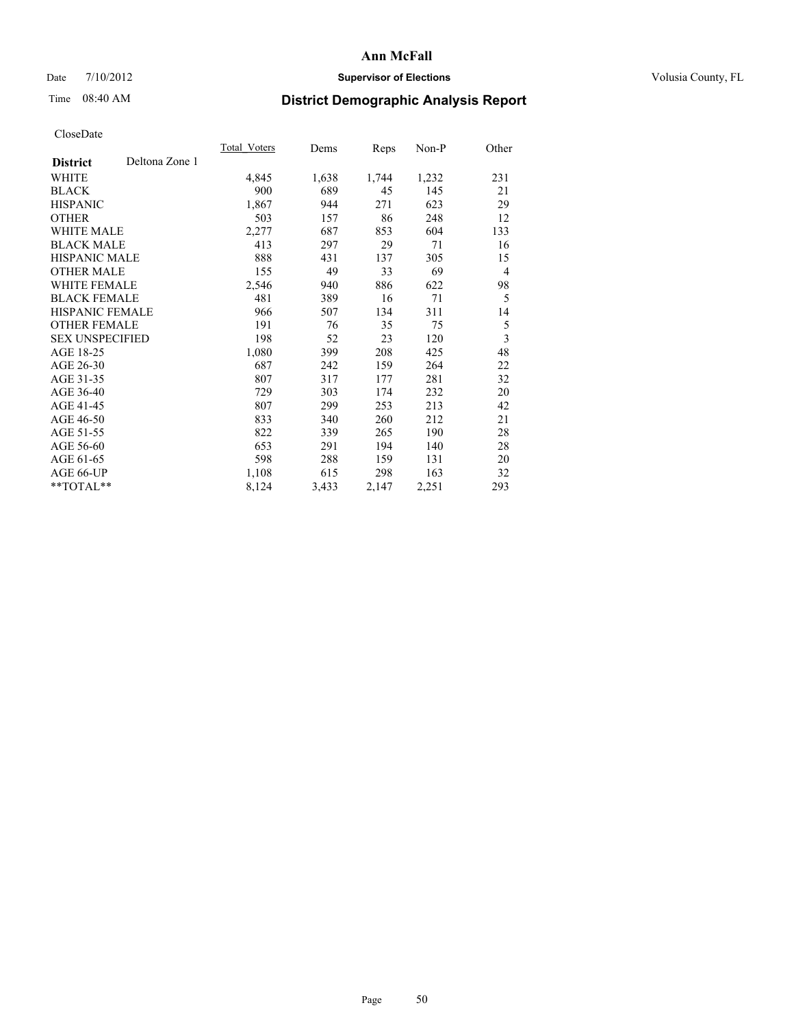# Ann McFall

Date 7/10/2012 **Supervisor of Elections** Volusia County, FL

Time 08:40 AM

## District Demographic Analysis Report

CloseDate

| District | Deltona Zone 1 | Total_Voters | Dems | Reps | Non-P | Other |
|---|---|---|---|---|---|---|
| WHITE | | 4,845 | 1,638 | 1,744 | 1,232 | 231 |
| BLACK | | 900 | 689 | 45 | 145 | 21 |
| HISPANIC | | 1,867 | 944 | 271 | 623 | 29 |
| OTHER | | 503 | 157 | 86 | 248 | 12 |
| WHITE MALE | | 2,277 | 687 | 853 | 604 | 133 |
| BLACK MALE | | 413 | 297 | 29 | 71 | 16 |
| HISPANIC MALE | | 888 | 431 | 137 | 305 | 15 |
| OTHER MALE | | 155 | 49 | 33 | 69 | 4 |
| WHITE FEMALE | | 2,546 | 940 | 886 | 622 | 98 |
| BLACK FEMALE | | 481 | 389 | 16 | 71 | 5 |
| HISPANIC FEMALE | | 966 | 507 | 134 | 311 | 14 |
| OTHER FEMALE | | 191 | 76 | 35 | 75 | 5 |
| SEX UNSPECIFIED | | 198 | 52 | 23 | 120 | 3 |
| AGE 18-25 | | 1,080 | 399 | 208 | 425 | 48 |
| AGE 26-30 | | 687 | 242 | 159 | 264 | 22 |
| AGE 31-35 | | 807 | 317 | 177 | 281 | 32 |
| AGE 36-40 | | 729 | 303 | 174 | 232 | 20 |
| AGE 41-45 | | 807 | 299 | 253 | 213 | 42 |
| AGE 46-50 | | 833 | 340 | 260 | 212 | 21 |
| AGE 51-55 | | 822 | 339 | 265 | 190 | 28 |
| AGE 56-60 | | 653 | 291 | 194 | 140 | 28 |
| AGE 61-65 | | 598 | 288 | 159 | 131 | 20 |
| AGE 66-UP | | 1,108 | 615 | 298 | 163 | 32 |
| **TOTAL** | | 8,124 | 3,433 | 2,147 | 2,251 | 293 |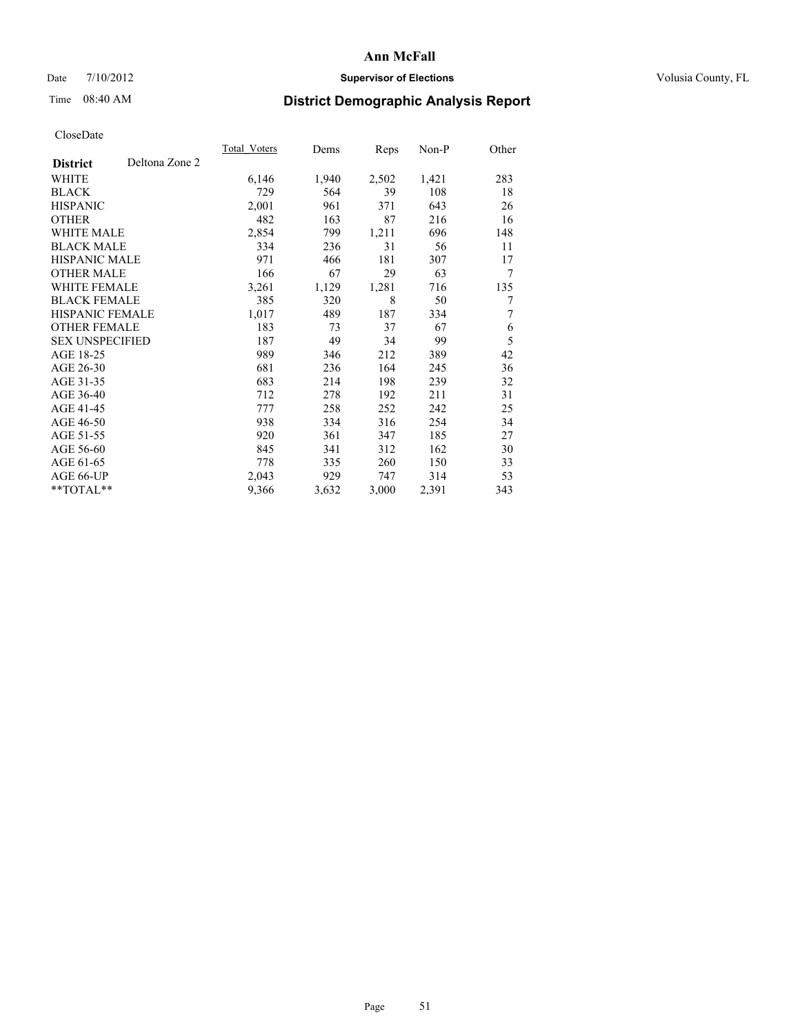# Ann McFall

Date 7/10/2012 **Supervisor of Elections** Volusia County, FL

Time 08:40 AM

## District Demographic Analysis Report

CloseDate

| **District** Deltona Zone 2 | Total_Voters | Dems | Reps | Non-P | Other |
|---|---|---|---|---|---|
| WHITE | 6,146 | 1,940 | 2,502 | 1,421 | 283 |
| BLACK | 729 | 564 | 39 | 108 | 18 |
| HISPANIC | 2,001 | 961 | 371 | 643 | 26 |
| OTHER | 482 | 163 | 87 | 216 | 16 |
| WHITE MALE | 2,854 | 799 | 1,211 | 696 | 148 |
| BLACK MALE | 334 | 236 | 31 | 56 | 11 |
| HISPANIC MALE | 971 | 466 | 181 | 307 | 17 |
| OTHER MALE | 166 | 67 | 29 | 63 | 7 |
| WHITE FEMALE | 3,261 | 1,129 | 1,281 | 716 | 135 |
| BLACK FEMALE | 385 | 320 | 8 | 50 | 7 |
| HISPANIC FEMALE | 1,017 | 489 | 187 | 334 | 7 |
| OTHER FEMALE | 183 | 73 | 37 | 67 | 6 |
| SEX UNSPECIFIED | 187 | 49 | 34 | 99 | 5 |
| AGE 18-25 | 989 | 346 | 212 | 389 | 42 |
| AGE 26-30 | 681 | 236 | 164 | 245 | 36 |
| AGE 31-35 | 683 | 214 | 198 | 239 | 32 |
| AGE 36-40 | 712 | 278 | 192 | 211 | 31 |
| AGE 41-45 | 777 | 258 | 252 | 242 | 25 |
| AGE 46-50 | 938 | 334 | 316 | 254 | 34 |
| AGE 51-55 | 920 | 361 | 347 | 185 | 27 |
| AGE 56-60 | 845 | 341 | 312 | 162 | 30 |
| AGE 61-65 | 778 | 335 | 260 | 150 | 33 |
| AGE 66-UP | 2,043 | 929 | 747 | 314 | 53 |
| **TOTAL** | 9,366 | 3,632 | 3,000 | 2,391 | 343 |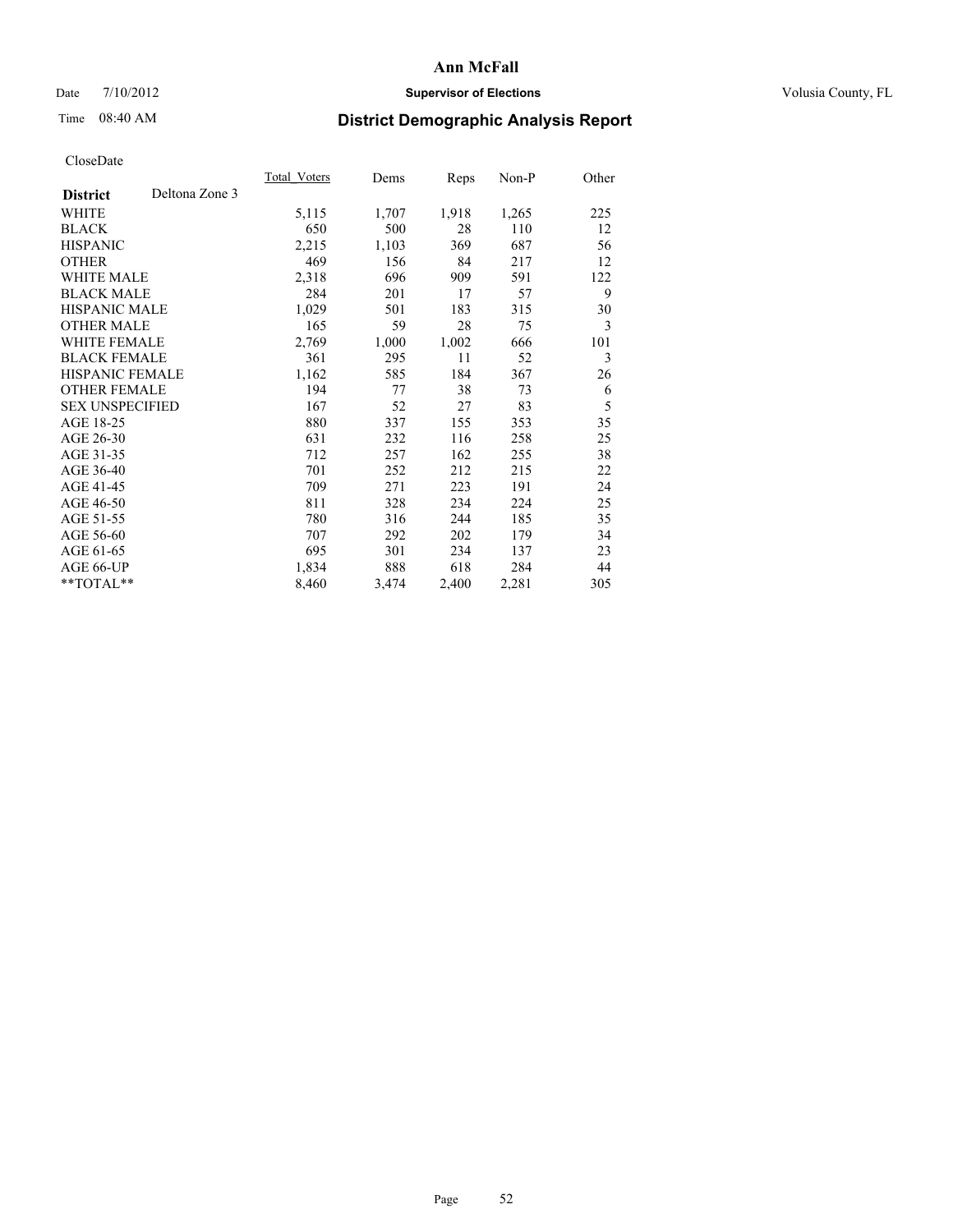# Ann McFall

Date 7/10/2012 **Supervisor of Elections** Volusia County, FL

Time 08:40 AM

## District Demographic Analysis Report

CloseDate

| **District** Deltona Zone 3 | Total_Voters | Dems | Reps | Non-P | Other |
|---|---|---|---|---|---|
| WHITE | 5,115 | 1,707 | 1,918 | 1,265 | 225 |
| BLACK | 650 | 500 | 28 | 110 | 12 |
| HISPANIC | 2,215 | 1,103 | 369 | 687 | 56 |
| OTHER | 469 | 156 | 84 | 217 | 12 |
| WHITE MALE | 2,318 | 696 | 909 | 591 | 122 |
| BLACK MALE | 284 | 201 | 17 | 57 | 9 |
| HISPANIC MALE | 1,029 | 501 | 183 | 315 | 30 |
| OTHER MALE | 165 | 59 | 28 | 75 | 3 |
| WHITE FEMALE | 2,769 | 1,000 | 1,002 | 666 | 101 |
| BLACK FEMALE | 361 | 295 | 11 | 52 | 3 |
| HISPANIC FEMALE | 1,162 | 585 | 184 | 367 | 26 |
| OTHER FEMALE | 194 | 77 | 38 | 73 | 6 |
| SEX UNSPECIFIED | 167 | 52 | 27 | 83 | 5 |
| AGE 18-25 | 880 | 337 | 155 | 353 | 35 |
| AGE 26-30 | 631 | 232 | 116 | 258 | 25 |
| AGE 31-35 | 712 | 257 | 162 | 255 | 38 |
| AGE 36-40 | 701 | 252 | 212 | 215 | 22 |
| AGE 41-45 | 709 | 271 | 223 | 191 | 24 |
| AGE 46-50 | 811 | 328 | 234 | 224 | 25 |
| AGE 51-55 | 780 | 316 | 244 | 185 | 35 |
| AGE 56-60 | 707 | 292 | 202 | 179 | 34 |
| AGE 61-65 | 695 | 301 | 234 | 137 | 23 |
| AGE 66-UP | 1,834 | 888 | 618 | 284 | 44 |
| **TOTAL** | 8,460 | 3,474 | 2,400 | 2,281 | 305 |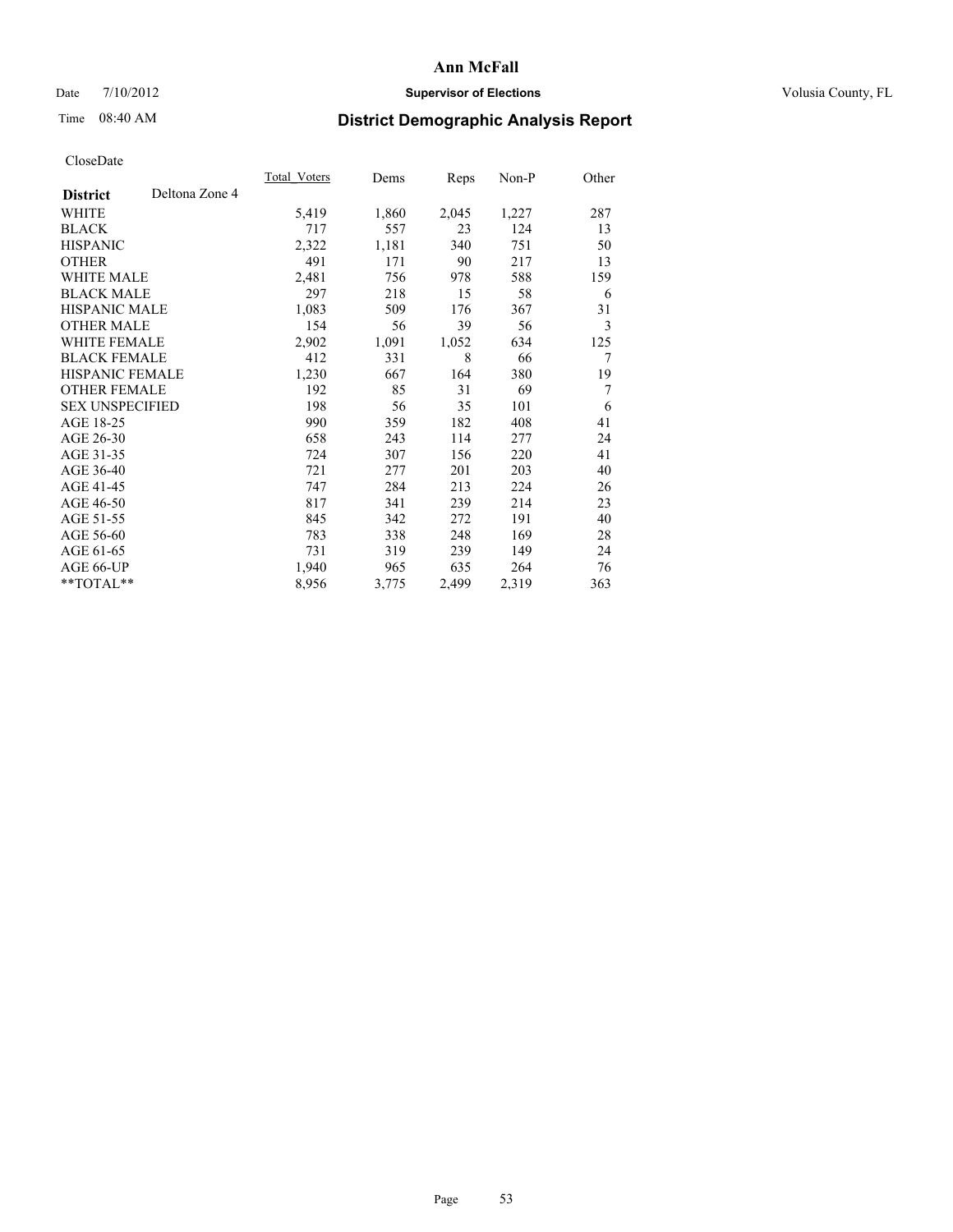# Ann McFall

Date 7/10/2012 **Supervisor of Elections** Volusia County, FL

Time 08:40 AM **District Demographic Analysis Report**

CloseDate

| **District** Deltona Zone 4 | Total_Voters | Dems | Reps | Non-P | Other |
|---|---|---|---|---|---|
| WHITE | 5,419 | 1,860 | 2,045 | 1,227 | 287 |
| BLACK | 717 | 557 | 23 | 124 | 13 |
| HISPANIC | 2,322 | 1,181 | 340 | 751 | 50 |
| OTHER | 491 | 171 | 90 | 217 | 13 |
| WHITE MALE | 2,481 | 756 | 978 | 588 | 159 |
| BLACK MALE | 297 | 218 | 15 | 58 | 6 |
| HISPANIC MALE | 1,083 | 509 | 176 | 367 | 31 |
| OTHER MALE | 154 | 56 | 39 | 56 | 3 |
| WHITE FEMALE | 2,902 | 1,091 | 1,052 | 634 | 125 |
| BLACK FEMALE | 412 | 331 | 8 | 66 | 7 |
| HISPANIC FEMALE | 1,230 | 667 | 164 | 380 | 19 |
| OTHER FEMALE | 192 | 85 | 31 | 69 | 7 |
| SEX UNSPECIFIED | 198 | 56 | 35 | 101 | 6 |
| AGE 18-25 | 990 | 359 | 182 | 408 | 41 |
| AGE 26-30 | 658 | 243 | 114 | 277 | 24 |
| AGE 31-35 | 724 | 307 | 156 | 220 | 41 |
| AGE 36-40 | 721 | 277 | 201 | 203 | 40 |
| AGE 41-45 | 747 | 284 | 213 | 224 | 26 |
| AGE 46-50 | 817 | 341 | 239 | 214 | 23 |
| AGE 51-55 | 845 | 342 | 272 | 191 | 40 |
| AGE 56-60 | 783 | 338 | 248 | 169 | 28 |
| AGE 61-65 | 731 | 319 | 239 | 149 | 24 |
| AGE 66-UP | 1,940 | 965 | 635 | 264 | 76 |
| **TOTAL** | 8,956 | 3,775 | 2,499 | 2,319 | 363 |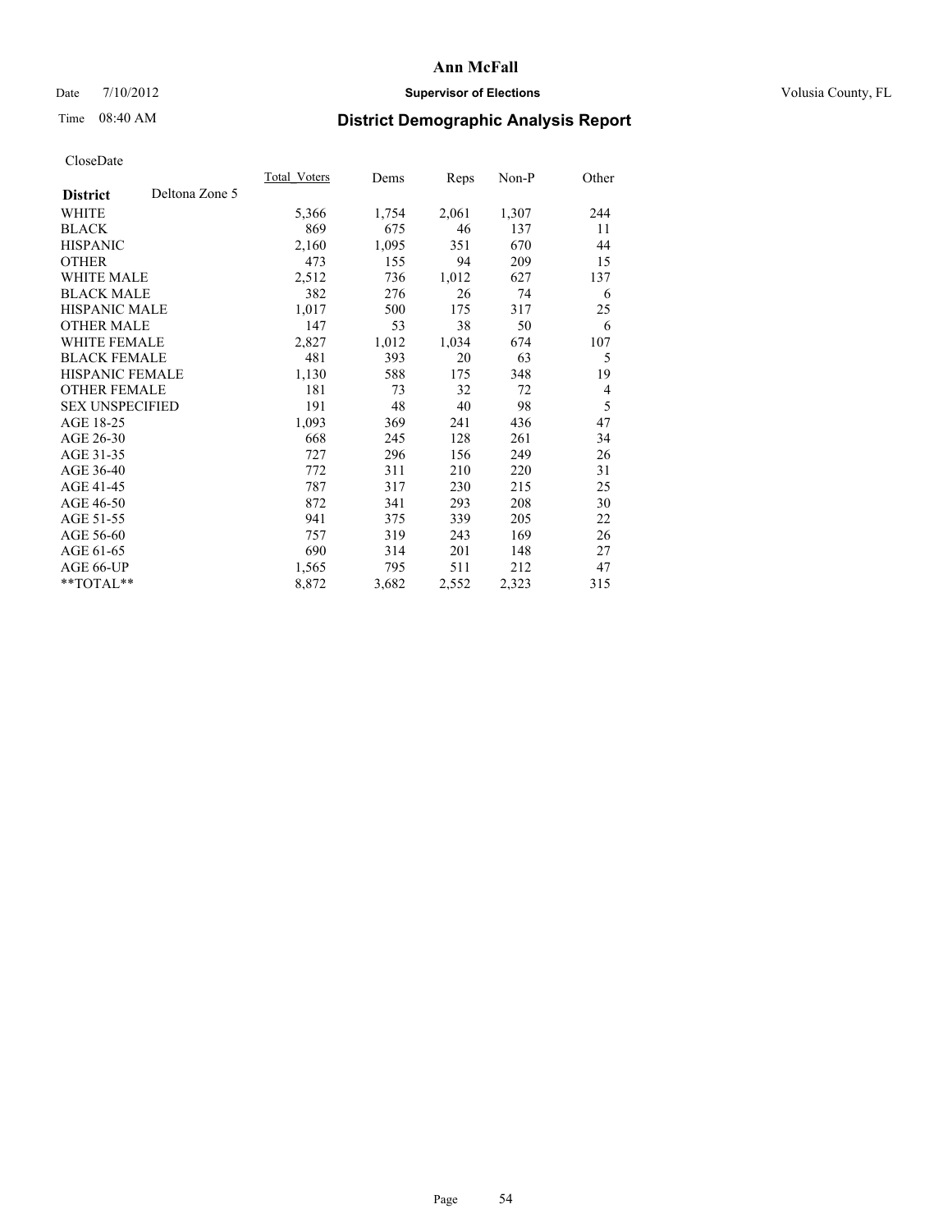# Ann McFall

Date 7/10/2012 **Supervisor of Elections** Volusia County, FL

Time 08:40 AM

## District Demographic Analysis Report

CloseDate

| **District** Deltona Zone 5 | Total_Voters | Dems | Reps | Non-P | Other |
|---|---|---|---|---|---|
| WHITE | 5,366 | 1,754 | 2,061 | 1,307 | 244 |
| BLACK | 869 | 675 | 46 | 137 | 11 |
| HISPANIC | 2,160 | 1,095 | 351 | 670 | 44 |
| OTHER | 473 | 155 | 94 | 209 | 15 |
| WHITE MALE | 2,512 | 736 | 1,012 | 627 | 137 |
| BLACK MALE | 382 | 276 | 26 | 74 | 6 |
| HISPANIC MALE | 1,017 | 500 | 175 | 317 | 25 |
| OTHER MALE | 147 | 53 | 38 | 50 | 6 |
| WHITE FEMALE | 2,827 | 1,012 | 1,034 | 674 | 107 |
| BLACK FEMALE | 481 | 393 | 20 | 63 | 5 |
| HISPANIC FEMALE | 1,130 | 588 | 175 | 348 | 19 |
| OTHER FEMALE | 181 | 73 | 32 | 72 | 4 |
| SEX UNSPECIFIED | 191 | 48 | 40 | 98 | 5 |
| AGE 18-25 | 1,093 | 369 | 241 | 436 | 47 |
| AGE 26-30 | 668 | 245 | 128 | 261 | 34 |
| AGE 31-35 | 727 | 296 | 156 | 249 | 26 |
| AGE 36-40 | 772 | 311 | 210 | 220 | 31 |
| AGE 41-45 | 787 | 317 | 230 | 215 | 25 |
| AGE 46-50 | 872 | 341 | 293 | 208 | 30 |
| AGE 51-55 | 941 | 375 | 339 | 205 | 22 |
| AGE 56-60 | 757 | 319 | 243 | 169 | 26 |
| AGE 61-65 | 690 | 314 | 201 | 148 | 27 |
| AGE 66-UP | 1,565 | 795 | 511 | 212 | 47 |
| **TOTAL** | 8,872 | 3,682 | 2,552 | 2,323 | 315 |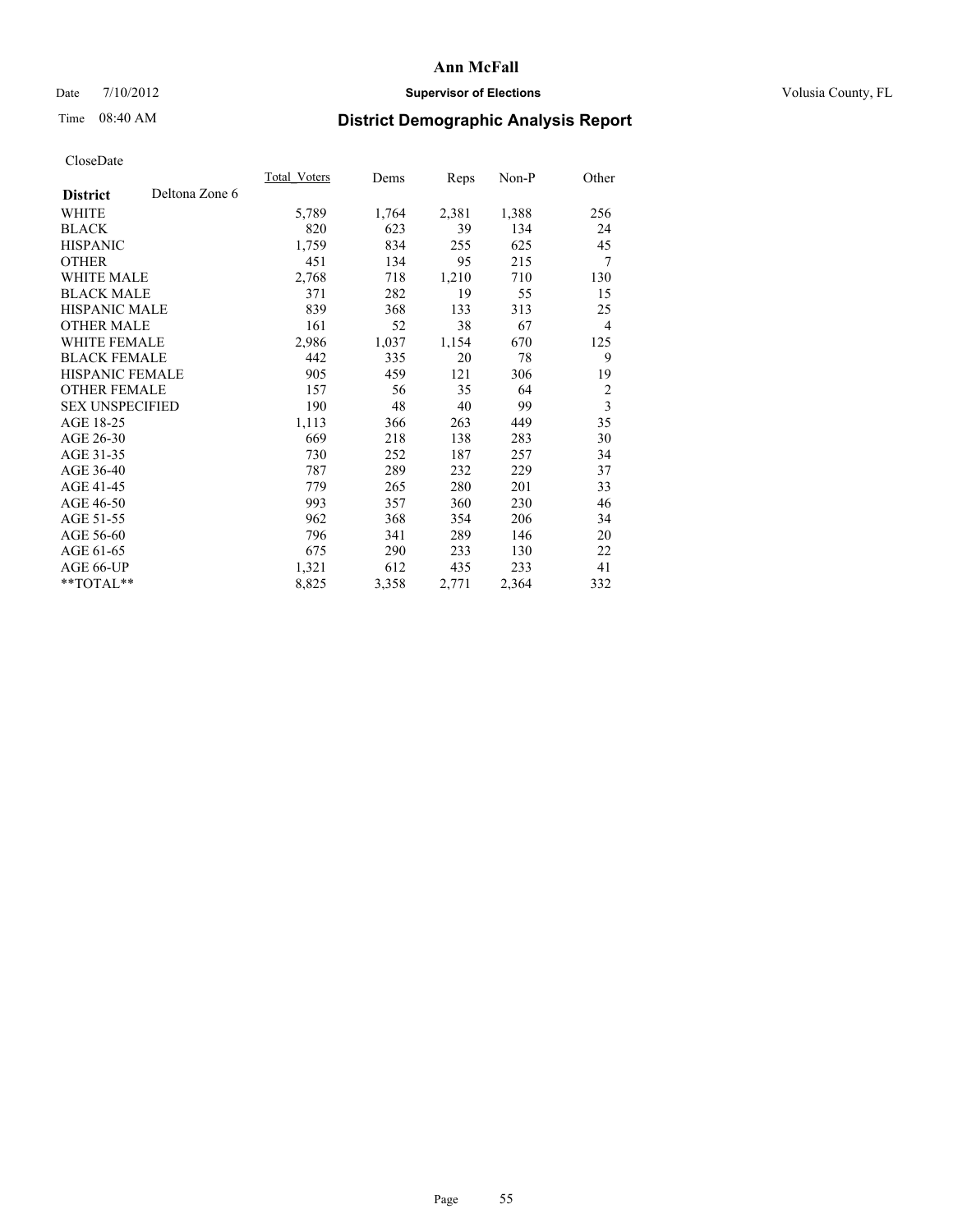# Ann McFall

Date 7/10/2012 **Supervisor of Elections** Volusia County, FL

Time 08:40 AM **District Demographic Analysis Report**

CloseDate

| **District** Deltona Zone 6 | Total_Voters | Dems | Reps | Non-P | Other |
|---|---|---|---|---|---|
| WHITE | 5,789 | 1,764 | 2,381 | 1,388 | 256 |
| BLACK | 820 | 623 | 39 | 134 | 24 |
| HISPANIC | 1,759 | 834 | 255 | 625 | 45 |
| OTHER | 451 | 134 | 95 | 215 | 7 |
| WHITE MALE | 2,768 | 718 | 1,210 | 710 | 130 |
| BLACK MALE | 371 | 282 | 19 | 55 | 15 |
| HISPANIC MALE | 839 | 368 | 133 | 313 | 25 |
| OTHER MALE | 161 | 52 | 38 | 67 | 4 |
| WHITE FEMALE | 2,986 | 1,037 | 1,154 | 670 | 125 |
| BLACK FEMALE | 442 | 335 | 20 | 78 | 9 |
| HISPANIC FEMALE | 905 | 459 | 121 | 306 | 19 |
| OTHER FEMALE | 157 | 56 | 35 | 64 | 2 |
| SEX UNSPECIFIED | 190 | 48 | 40 | 99 | 3 |
| AGE 18-25 | 1,113 | 366 | 263 | 449 | 35 |
| AGE 26-30 | 669 | 218 | 138 | 283 | 30 |
| AGE 31-35 | 730 | 252 | 187 | 257 | 34 |
| AGE 36-40 | 787 | 289 | 232 | 229 | 37 |
| AGE 41-45 | 779 | 265 | 280 | 201 | 33 |
| AGE 46-50 | 993 | 357 | 360 | 230 | 46 |
| AGE 51-55 | 962 | 368 | 354 | 206 | 34 |
| AGE 56-60 | 796 | 341 | 289 | 146 | 20 |
| AGE 61-65 | 675 | 290 | 233 | 130 | 22 |
| AGE 66-UP | 1,321 | 612 | 435 | 233 | 41 |
| **TOTAL** | 8,825 | 3,358 | 2,771 | 2,364 | 332 |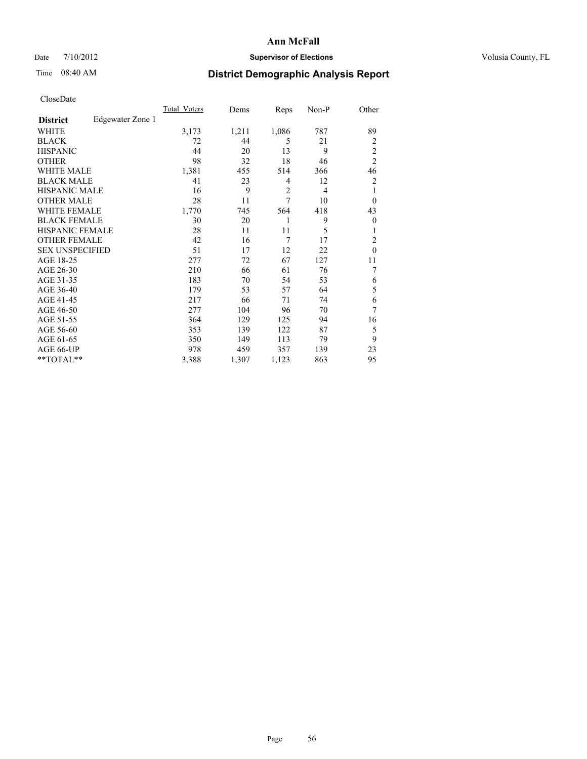# Ann McFall

Date 7/10/2012 **Supervisor of Elections** Volusia County, FL

Time 08:40 AM **District Demographic Analysis Report**

CloseDate

| | Total_Voters | Dems | Reps | Non-P | Other |
|---|---|---|---|---|---|
| **District** Edgewater Zone 1 | | | | | |
| WHITE | 3,173 | 1,211 | 1,086 | 787 | 89 |
| BLACK | 72 | 44 | 5 | 21 | 2 |
| HISPANIC | 44 | 20 | 13 | 9 | 2 |
| OTHER | 98 | 32 | 18 | 46 | 2 |
| WHITE MALE | 1,381 | 455 | 514 | 366 | 46 |
| BLACK MALE | 41 | 23 | 4 | 12 | 2 |
| HISPANIC MALE | 16 | 9 | 2 | 4 | 1 |
| OTHER MALE | 28 | 11 | 7 | 10 | 0 |
| WHITE FEMALE | 1,770 | 745 | 564 | 418 | 43 |
| BLACK FEMALE | 30 | 20 | 1 | 9 | 0 |
| HISPANIC FEMALE | 28 | 11 | 11 | 5 | 1 |
| OTHER FEMALE | 42 | 16 | 7 | 17 | 2 |
| SEX UNSPECIFIED | 51 | 17 | 12 | 22 | 0 |
| AGE 18-25 | 277 | 72 | 67 | 127 | 11 |
| AGE 26-30 | 210 | 66 | 61 | 76 | 7 |
| AGE 31-35 | 183 | 70 | 54 | 53 | 6 |
| AGE 36-40 | 179 | 53 | 57 | 64 | 5 |
| AGE 41-45 | 217 | 66 | 71 | 74 | 6 |
| AGE 46-50 | 277 | 104 | 96 | 70 | 7 |
| AGE 51-55 | 364 | 129 | 125 | 94 | 16 |
| AGE 56-60 | 353 | 139 | 122 | 87 | 5 |
| AGE 61-65 | 350 | 149 | 113 | 79 | 9 |
| AGE 66-UP | 978 | 459 | 357 | 139 | 23 |
| **TOTAL** | 3,388 | 1,307 | 1,123 | 863 | 95 |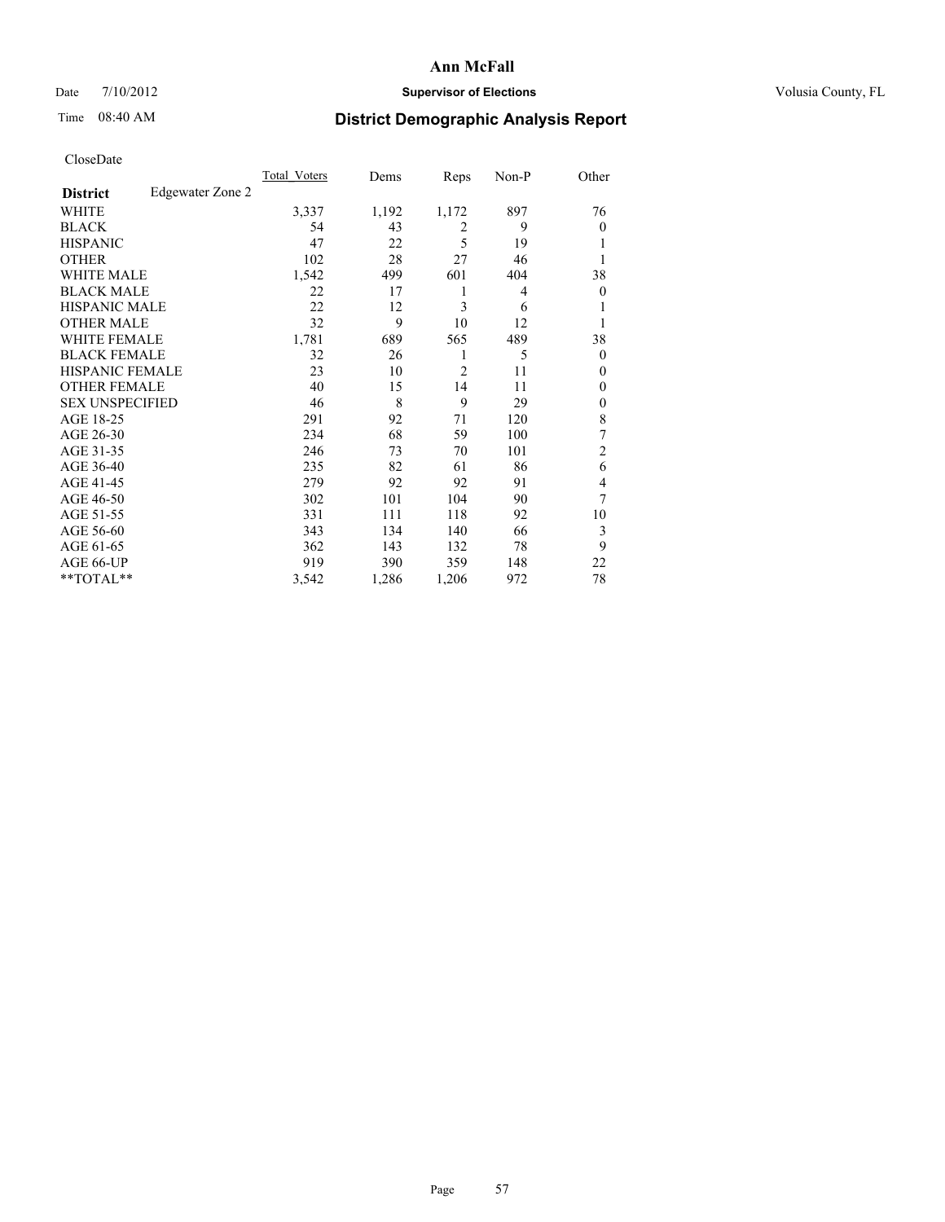# Ann McFall

Date 7/10/2012 **Supervisor of Elections** Volusia County, FL

Time 08:40 AM

## District Demographic Analysis Report

CloseDate

| **District** Edgewater Zone 2 | Total_Voters | Dems | Reps | Non-P | Other |
|---|---|---|---|---|---|
| WHITE | 3,337 | 1,192 | 1,172 | 897 | 76 |
| BLACK | 54 | 43 | 2 | 9 | 0 |
| HISPANIC | 47 | 22 | 5 | 19 | 1 |
| OTHER | 102 | 28 | 27 | 46 | 1 |
| WHITE MALE | 1,542 | 499 | 601 | 404 | 38 |
| BLACK MALE | 22 | 17 | 1 | 4 | 0 |
| HISPANIC MALE | 22 | 12 | 3 | 6 | 1 |
| OTHER MALE | 32 | 9 | 10 | 12 | 1 |
| WHITE FEMALE | 1,781 | 689 | 565 | 489 | 38 |
| BLACK FEMALE | 32 | 26 | 1 | 5 | 0 |
| HISPANIC FEMALE | 23 | 10 | 2 | 11 | 0 |
| OTHER FEMALE | 40 | 15 | 14 | 11 | 0 |
| SEX UNSPECIFIED | 46 | 8 | 9 | 29 | 0 |
| AGE 18-25 | 291 | 92 | 71 | 120 | 8 |
| AGE 26-30 | 234 | 68 | 59 | 100 | 7 |
| AGE 31-35 | 246 | 73 | 70 | 101 | 2 |
| AGE 36-40 | 235 | 82 | 61 | 86 | 6 |
| AGE 41-45 | 279 | 92 | 92 | 91 | 4 |
| AGE 46-50 | 302 | 101 | 104 | 90 | 7 |
| AGE 51-55 | 331 | 111 | 118 | 92 | 10 |
| AGE 56-60 | 343 | 134 | 140 | 66 | 3 |
| AGE 61-65 | 362 | 143 | 132 | 78 | 9 |
| AGE 66-UP | 919 | 390 | 359 | 148 | 22 |
| **TOTAL** | 3,542 | 1,286 | 1,206 | 972 | 78 |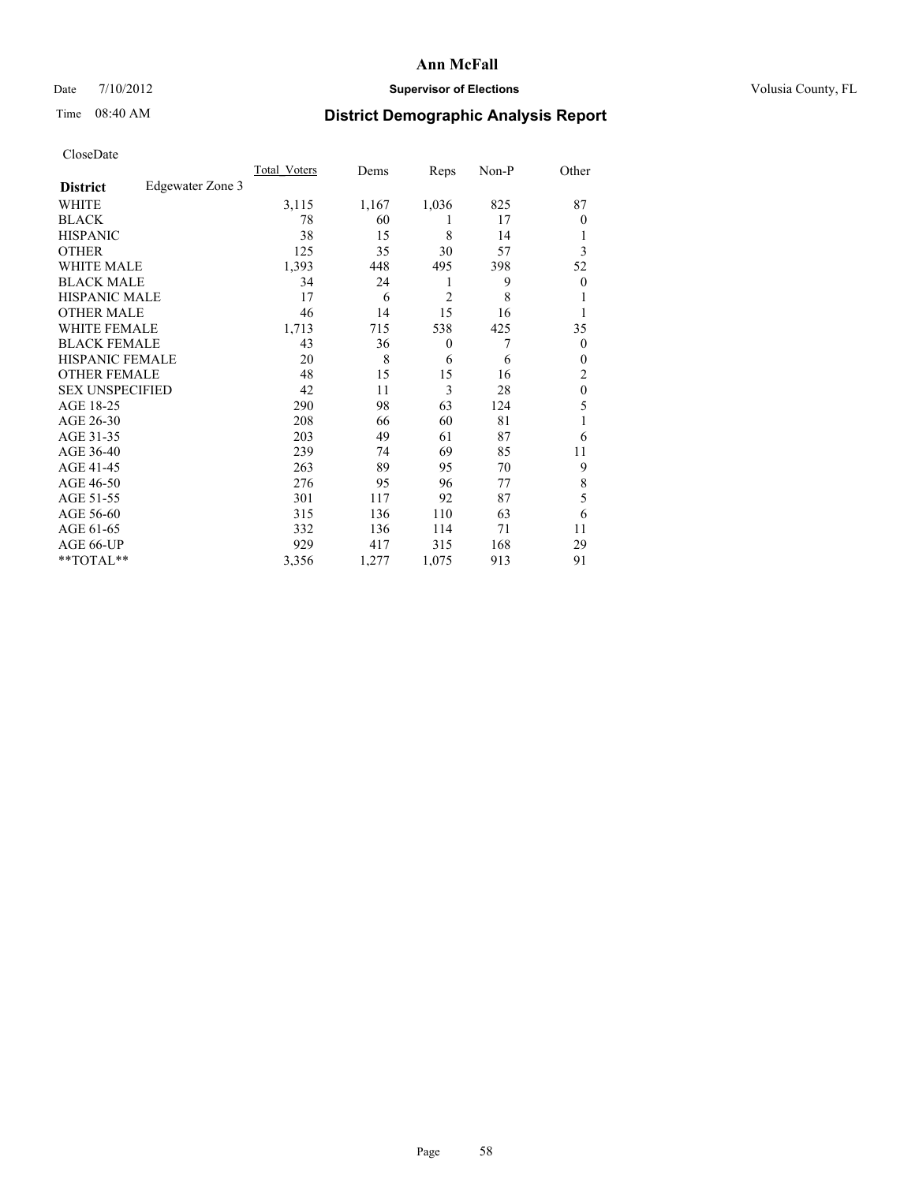# District Demographic Analysis Report

CloseDate

| District: Edgewater Zone 3 | Total_Voters | Dems | Reps | Non-P | Other |
|---|---|---|---|---|---|
| WHITE | 3,115 | 1,167 | 1,036 | 825 | 87 |
| BLACK | 78 | 60 | 1 | 17 | 0 |
| HISPANIC | 38 | 15 | 8 | 14 | 1 |
| OTHER | 125 | 35 | 30 | 57 | 3 |
| WHITE MALE | 1,393 | 448 | 495 | 398 | 52 |
| BLACK MALE | 34 | 24 | 1 | 9 | 0 |
| HISPANIC MALE | 17 | 6 | 2 | 8 | 1 |
| OTHER MALE | 46 | 14 | 15 | 16 | 1 |
| WHITE FEMALE | 1,713 | 715 | 538 | 425 | 35 |
| BLACK FEMALE | 43 | 36 | 0 | 7 | 0 |
| HISPANIC FEMALE | 20 | 8 | 6 | 6 | 0 |
| OTHER FEMALE | 48 | 15 | 15 | 16 | 2 |
| SEX UNSPECIFIED | 42 | 11 | 3 | 28 | 0 |
| AGE 18-25 | 290 | 98 | 63 | 124 | 5 |
| AGE 26-30 | 208 | 66 | 60 | 81 | 1 |
| AGE 31-35 | 203 | 49 | 61 | 87 | 6 |
| AGE 36-40 | 239 | 74 | 69 | 85 | 11 |
| AGE 41-45 | 263 | 89 | 95 | 70 | 9 |
| AGE 46-50 | 276 | 95 | 96 | 77 | 8 |
| AGE 51-55 | 301 | 117 | 92 | 87 | 5 |
| AGE 56-60 | 315 | 136 | 110 | 63 | 6 |
| AGE 61-65 | 332 | 136 | 114 | 71 | 11 |
| AGE 66-UP | 929 | 417 | 315 | 168 | 29 |
| **TOTAL** | 3,356 | 1,277 | 1,075 | 913 | 91 |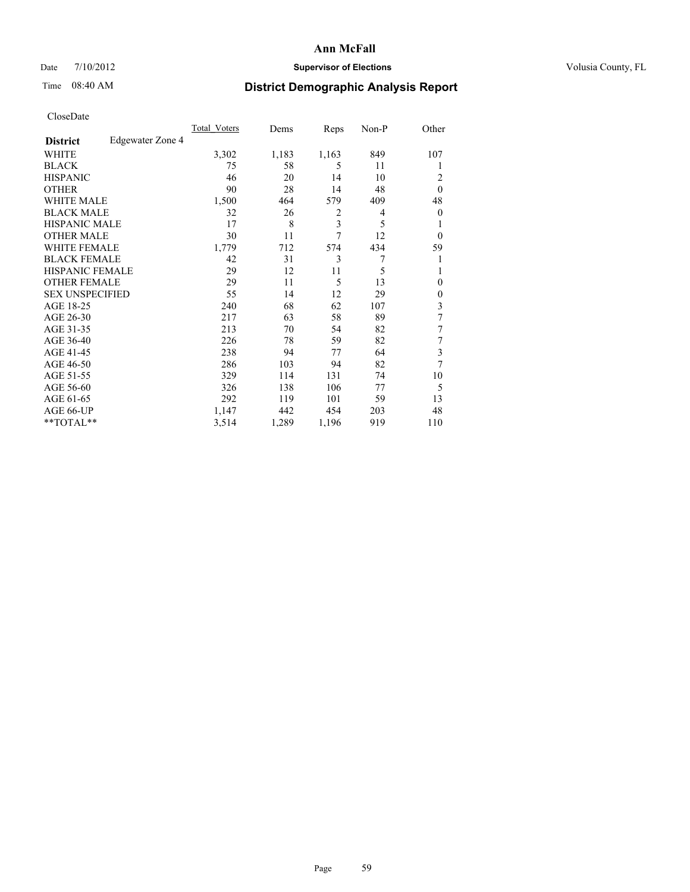# Ann McFall

Date 7/10/2012 **Supervisor of Elections** Volusia County, FL

Time 08:40 AM

## District Demographic Analysis Report

CloseDate

| **District** Edgewater Zone 4 | Total_Voters | Dems | Reps | Non-P | Other |
|---|---|---|---|---|---|
| WHITE | 3,302 | 1,183 | 1,163 | 849 | 107 |
| BLACK | 75 | 58 | 5 | 11 | 1 |
| HISPANIC | 46 | 20 | 14 | 10 | 2 |
| OTHER | 90 | 28 | 14 | 48 | 0 |
| WHITE MALE | 1,500 | 464 | 579 | 409 | 48 |
| BLACK MALE | 32 | 26 | 2 | 4 | 0 |
| HISPANIC MALE | 17 | 8 | 3 | 5 | 1 |
| OTHER MALE | 30 | 11 | 7 | 12 | 0 |
| WHITE FEMALE | 1,779 | 712 | 574 | 434 | 59 |
| BLACK FEMALE | 42 | 31 | 3 | 7 | 1 |
| HISPANIC FEMALE | 29 | 12 | 11 | 5 | 1 |
| OTHER FEMALE | 29 | 11 | 5 | 13 | 0 |
| SEX UNSPECIFIED | 55 | 14 | 12 | 29 | 0 |
| AGE 18-25 | 240 | 68 | 62 | 107 | 3 |
| AGE 26-30 | 217 | 63 | 58 | 89 | 7 |
| AGE 31-35 | 213 | 70 | 54 | 82 | 7 |
| AGE 36-40 | 226 | 78 | 59 | 82 | 7 |
| AGE 41-45 | 238 | 94 | 77 | 64 | 3 |
| AGE 46-50 | 286 | 103 | 94 | 82 | 7 |
| AGE 51-55 | 329 | 114 | 131 | 74 | 10 |
| AGE 56-60 | 326 | 138 | 106 | 77 | 5 |
| AGE 61-65 | 292 | 119 | 101 | 59 | 13 |
| AGE 66-UP | 1,147 | 442 | 454 | 203 | 48 |
| **TOTAL** | 3,514 | 1,289 | 1,196 | 919 | 110 |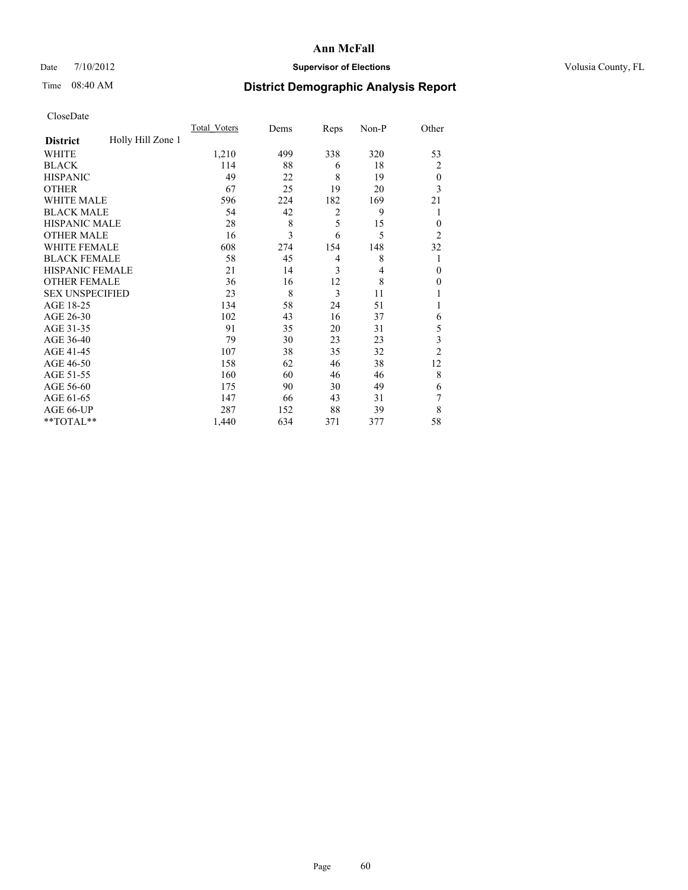# Ann McFall

Date 7/10/2012 **Supervisor of Elections** Volusia County, FL

Time 08:40 AM **District Demographic Analysis Report**

CloseDate

| **District** Holly Hill Zone 1 | Total_Voters | Dems | Reps | Non-P | Other |
|---|---|---|---|---|---|
| WHITE | 1,210 | 499 | 338 | 320 | 53 |
| BLACK | 114 | 88 | 6 | 18 | 2 |
| HISPANIC | 49 | 22 | 8 | 19 | 0 |
| OTHER | 67 | 25 | 19 | 20 | 3 |
| WHITE MALE | 596 | 224 | 182 | 169 | 21 |
| BLACK MALE | 54 | 42 | 2 | 9 | 1 |
| HISPANIC MALE | 28 | 8 | 5 | 15 | 0 |
| OTHER MALE | 16 | 3 | 6 | 5 | 2 |
| WHITE FEMALE | 608 | 274 | 154 | 148 | 32 |
| BLACK FEMALE | 58 | 45 | 4 | 8 | 1 |
| HISPANIC FEMALE | 21 | 14 | 3 | 4 | 0 |
| OTHER FEMALE | 36 | 16 | 12 | 8 | 0 |
| SEX UNSPECIFIED | 23 | 8 | 3 | 11 | 1 |
| AGE 18-25 | 134 | 58 | 24 | 51 | 1 |
| AGE 26-30 | 102 | 43 | 16 | 37 | 6 |
| AGE 31-35 | 91 | 35 | 20 | 31 | 5 |
| AGE 36-40 | 79 | 30 | 23 | 23 | 3 |
| AGE 41-45 | 107 | 38 | 35 | 32 | 2 |
| AGE 46-50 | 158 | 62 | 46 | 38 | 12 |
| AGE 51-55 | 160 | 60 | 46 | 46 | 8 |
| AGE 56-60 | 175 | 90 | 30 | 49 | 6 |
| AGE 61-65 | 147 | 66 | 43 | 31 | 7 |
| AGE 66-UP | 287 | 152 | 88 | 39 | 8 |
| **TOTAL** | 1,440 | 634 | 371 | 377 | 58 |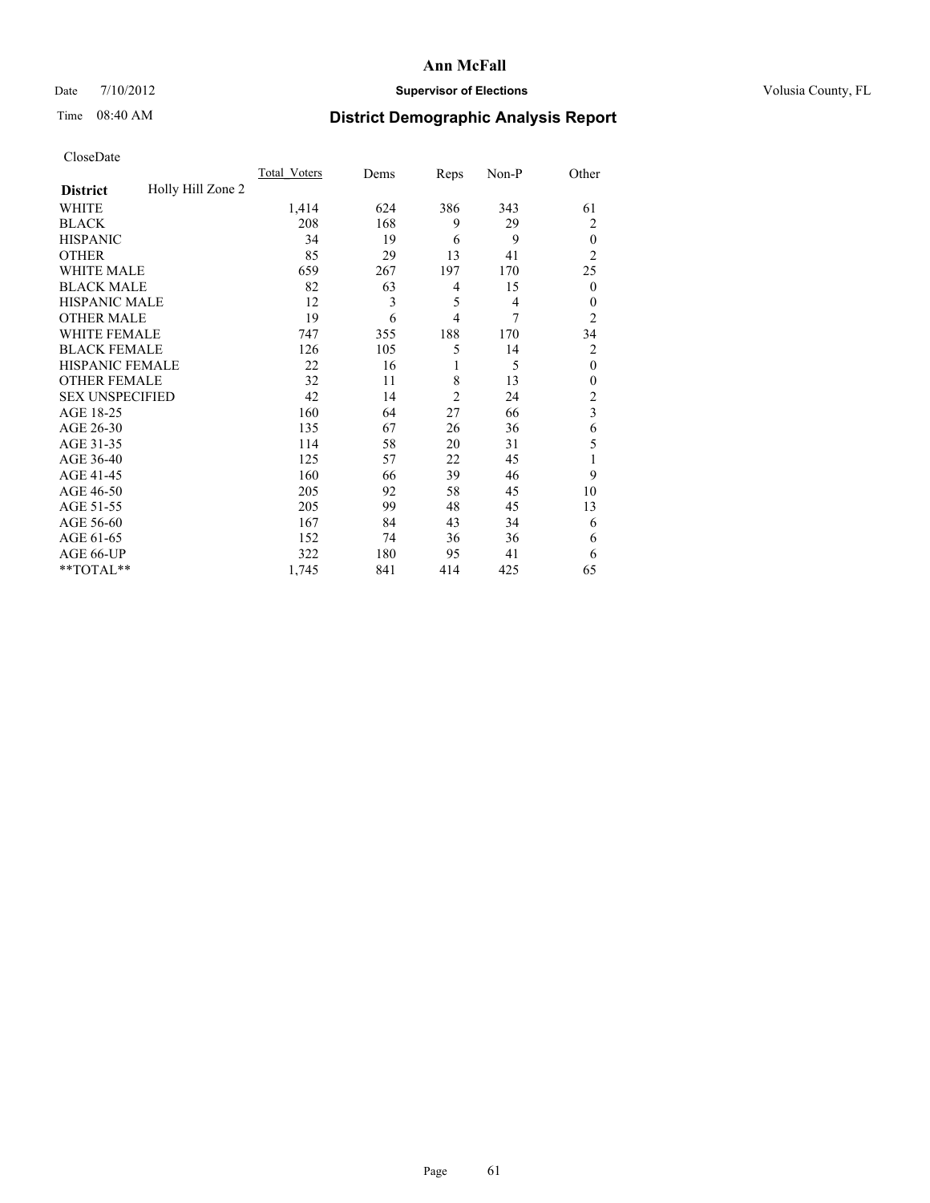# Ann McFall

Date 7/10/2012 **Supervisor of Elections** Volusia County, FL

Time 08:40 AM **District Demographic Analysis Report**

CloseDate

| **District** Holly Hill Zone 2 | Total_Voters | Dems | Reps | Non-P | Other |
|---|---|---|---|---|---|
| WHITE | 1,414 | 624 | 386 | 343 | 61 |
| BLACK | 208 | 168 | 9 | 29 | 2 |
| HISPANIC | 34 | 19 | 6 | 9 | 0 |
| OTHER | 85 | 29 | 13 | 41 | 2 |
| WHITE MALE | 659 | 267 | 197 | 170 | 25 |
| BLACK MALE | 82 | 63 | 4 | 15 | 0 |
| HISPANIC MALE | 12 | 3 | 5 | 4 | 0 |
| OTHER MALE | 19 | 6 | 4 | 7 | 2 |
| WHITE FEMALE | 747 | 355 | 188 | 170 | 34 |
| BLACK FEMALE | 126 | 105 | 5 | 14 | 2 |
| HISPANIC FEMALE | 22 | 16 | 1 | 5 | 0 |
| OTHER FEMALE | 32 | 11 | 8 | 13 | 0 |
| SEX UNSPECIFIED | 42 | 14 | 2 | 24 | 2 |
| AGE 18-25 | 160 | 64 | 27 | 66 | 3 |
| AGE 26-30 | 135 | 67 | 26 | 36 | 6 |
| AGE 31-35 | 114 | 58 | 20 | 31 | 5 |
| AGE 36-40 | 125 | 57 | 22 | 45 | 1 |
| AGE 41-45 | 160 | 66 | 39 | 46 | 9 |
| AGE 46-50 | 205 | 92 | 58 | 45 | 10 |
| AGE 51-55 | 205 | 99 | 48 | 45 | 13 |
| AGE 56-60 | 167 | 84 | 43 | 34 | 6 |
| AGE 61-65 | 152 | 74 | 36 | 36 | 6 |
| AGE 66-UP | 322 | 180 | 95 | 41 | 6 |
| **TOTAL** | 1,745 | 841 | 414 | 425 | 65 |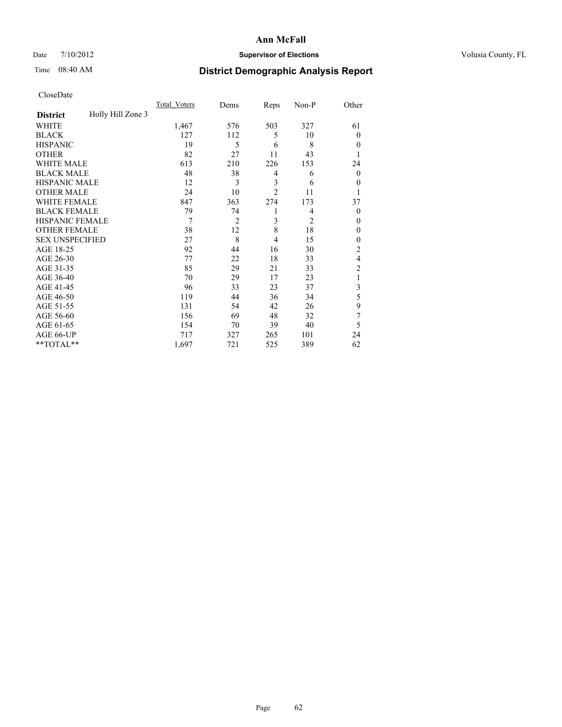# Ann McFall

Date 7/10/2012 **Supervisor of Elections** Volusia County, FL

Time 08:40 AM

## District Demographic Analysis Report

CloseDate

| **District** Holly Hill Zone 3 | Total_Voters | Dems | Reps | Non-P | Other |
|---|---|---|---|---|---|
| WHITE | 1,467 | 576 | 503 | 327 | 61 |
| BLACK | 127 | 112 | 5 | 10 | 0 |
| HISPANIC | 19 | 5 | 6 | 8 | 0 |
| OTHER | 82 | 27 | 11 | 43 | 1 |
| WHITE MALE | 613 | 210 | 226 | 153 | 24 |
| BLACK MALE | 48 | 38 | 4 | 6 | 0 |
| HISPANIC MALE | 12 | 3 | 3 | 6 | 0 |
| OTHER MALE | 24 | 10 | 2 | 11 | 1 |
| WHITE FEMALE | 847 | 363 | 274 | 173 | 37 |
| BLACK FEMALE | 79 | 74 | 1 | 4 | 0 |
| HISPANIC FEMALE | 7 | 2 | 3 | 2 | 0 |
| OTHER FEMALE | 38 | 12 | 8 | 18 | 0 |
| SEX UNSPECIFIED | 27 | 8 | 4 | 15 | 0 |
| AGE 18-25 | 92 | 44 | 16 | 30 | 2 |
| AGE 26-30 | 77 | 22 | 18 | 33 | 4 |
| AGE 31-35 | 85 | 29 | 21 | 33 | 2 |
| AGE 36-40 | 70 | 29 | 17 | 23 | 1 |
| AGE 41-45 | 96 | 33 | 23 | 37 | 3 |
| AGE 46-50 | 119 | 44 | 36 | 34 | 5 |
| AGE 51-55 | 131 | 54 | 42 | 26 | 9 |
| AGE 56-60 | 156 | 69 | 48 | 32 | 7 |
| AGE 61-65 | 154 | 70 | 39 | 40 | 5 |
| AGE 66-UP | 717 | 327 | 265 | 101 | 24 |
| **TOTAL** | 1,697 | 721 | 525 | 389 | 62 |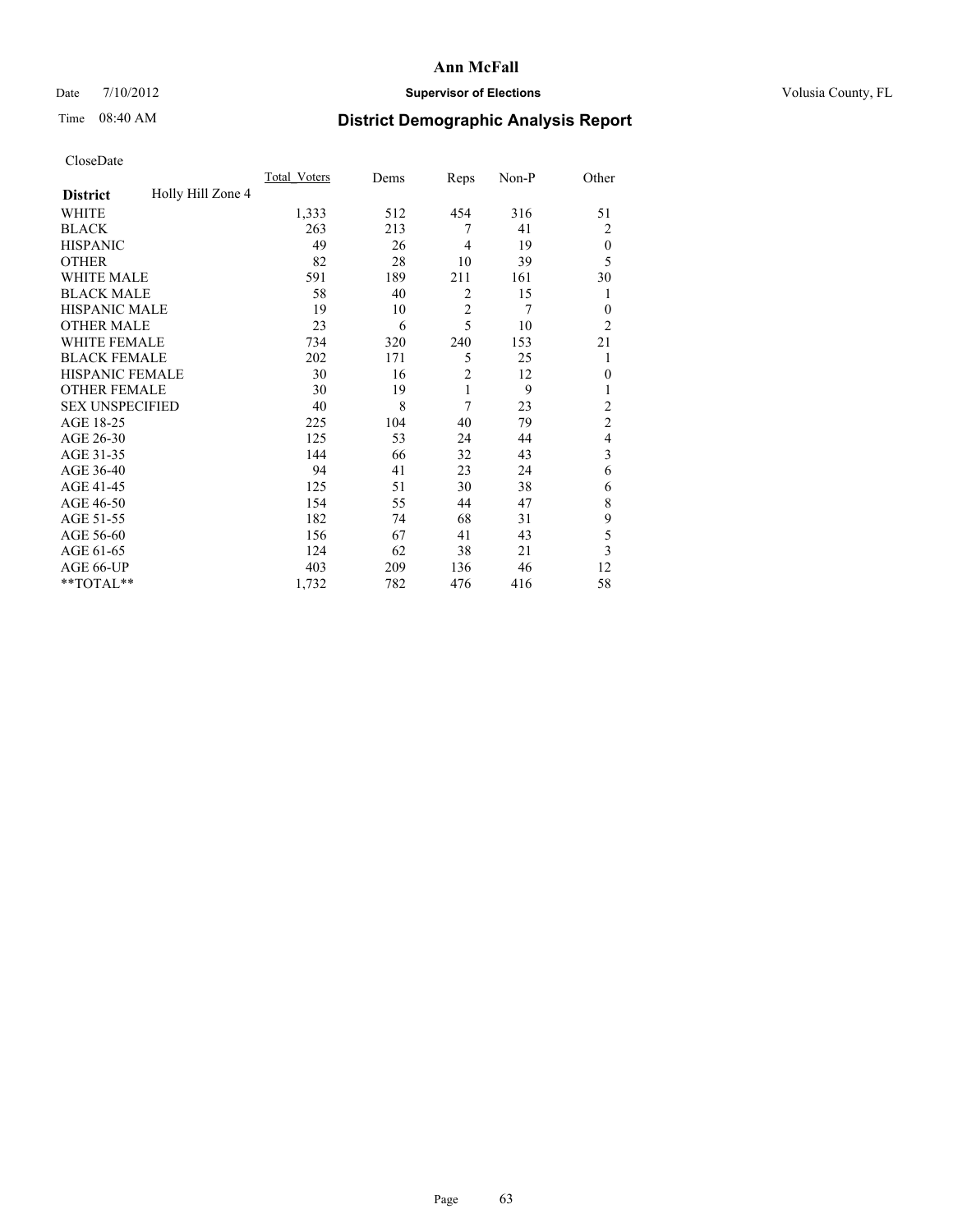**Ann McFall**

Date 7/10/2012 **Supervisor of Elections** Volusia County, FL

Time 08:40 AM

# District Demographic Analysis Report

CloseDate

| **District** Holly Hill Zone 4 | Total_Voters | Dems | Reps | Non-P | Other |
|---|---|---|---|---|---|
| WHITE | 1,333 | 512 | 454 | 316 | 51 |
| BLACK | 263 | 213 | 7 | 41 | 2 |
| HISPANIC | 49 | 26 | 4 | 19 | 0 |
| OTHER | 82 | 28 | 10 | 39 | 5 |
| WHITE MALE | 591 | 189 | 211 | 161 | 30 |
| BLACK MALE | 58 | 40 | 2 | 15 | 1 |
| HISPANIC MALE | 19 | 10 | 2 | 7 | 0 |
| OTHER MALE | 23 | 6 | 5 | 10 | 2 |
| WHITE FEMALE | 734 | 320 | 240 | 153 | 21 |
| BLACK FEMALE | 202 | 171 | 5 | 25 | 1 |
| HISPANIC FEMALE | 30 | 16 | 2 | 12 | 0 |
| OTHER FEMALE | 30 | 19 | 1 | 9 | 1 |
| SEX UNSPECIFIED | 40 | 8 | 7 | 23 | 2 |
| AGE 18-25 | 225 | 104 | 40 | 79 | 2 |
| AGE 26-30 | 125 | 53 | 24 | 44 | 4 |
| AGE 31-35 | 144 | 66 | 32 | 43 | 3 |
| AGE 36-40 | 94 | 41 | 23 | 24 | 6 |
| AGE 41-45 | 125 | 51 | 30 | 38 | 6 |
| AGE 46-50 | 154 | 55 | 44 | 47 | 8 |
| AGE 51-55 | 182 | 74 | 68 | 31 | 9 |
| AGE 56-60 | 156 | 67 | 41 | 43 | 5 |
| AGE 61-65 | 124 | 62 | 38 | 21 | 3 |
| AGE 66-UP | 403 | 209 | 136 | 46 | 12 |
| **TOTAL** | 1,732 | 782 | 476 | 416 | 58 |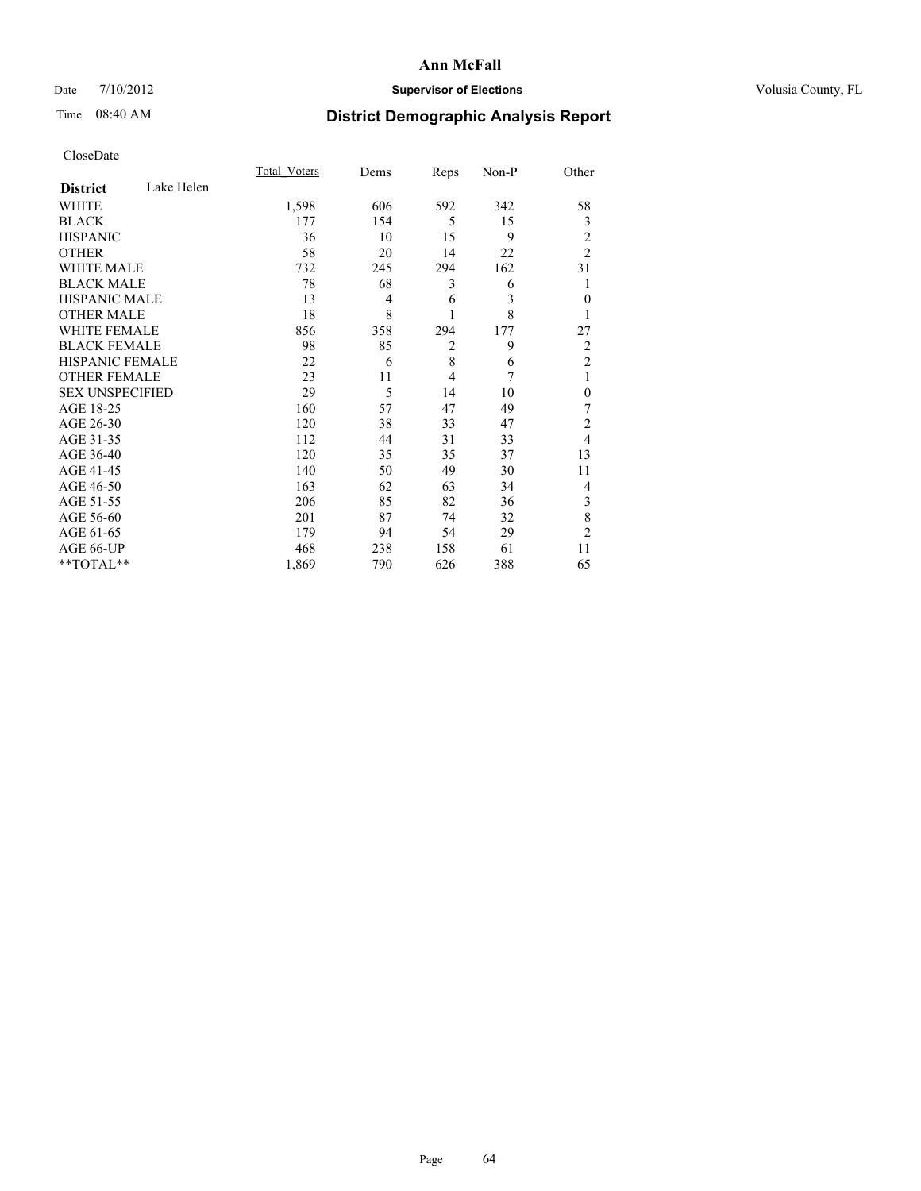# Ann McFall

Date 7/10/2012 **Supervisor of Elections** Volusia County, FL

Time 08:40 AM

## District Demographic Analysis Report

CloseDate

| **District** Lake Helen | Total_Voters | Dems | Reps | Non-P | Other |
|---|---|---|---|---|---|
| WHITE | 1,598 | 606 | 592 | 342 | 58 |
| BLACK | 177 | 154 | 5 | 15 | 3 |
| HISPANIC | 36 | 10 | 15 | 9 | 2 |
| OTHER | 58 | 20 | 14 | 22 | 2 |
| WHITE MALE | 732 | 245 | 294 | 162 | 31 |
| BLACK MALE | 78 | 68 | 3 | 6 | 1 |
| HISPANIC MALE | 13 | 4 | 6 | 3 | 0 |
| OTHER MALE | 18 | 8 | 1 | 8 | 1 |
| WHITE FEMALE | 856 | 358 | 294 | 177 | 27 |
| BLACK FEMALE | 98 | 85 | 2 | 9 | 2 |
| HISPANIC FEMALE | 22 | 6 | 8 | 6 | 2 |
| OTHER FEMALE | 23 | 11 | 4 | 7 | 1 |
| SEX UNSPECIFIED | 29 | 5 | 14 | 10 | 0 |
| AGE 18-25 | 160 | 57 | 47 | 49 | 7 |
| AGE 26-30 | 120 | 38 | 33 | 47 | 2 |
| AGE 31-35 | 112 | 44 | 31 | 33 | 4 |
| AGE 36-40 | 120 | 35 | 35 | 37 | 13 |
| AGE 41-45 | 140 | 50 | 49 | 30 | 11 |
| AGE 46-50 | 163 | 62 | 63 | 34 | 4 |
| AGE 51-55 | 206 | 85 | 82 | 36 | 3 |
| AGE 56-60 | 201 | 87 | 74 | 32 | 8 |
| AGE 61-65 | 179 | 94 | 54 | 29 | 2 |
| AGE 66-UP | 468 | 238 | 158 | 61 | 11 |
| **TOTAL** | 1,869 | 790 | 626 | 388 | 65 |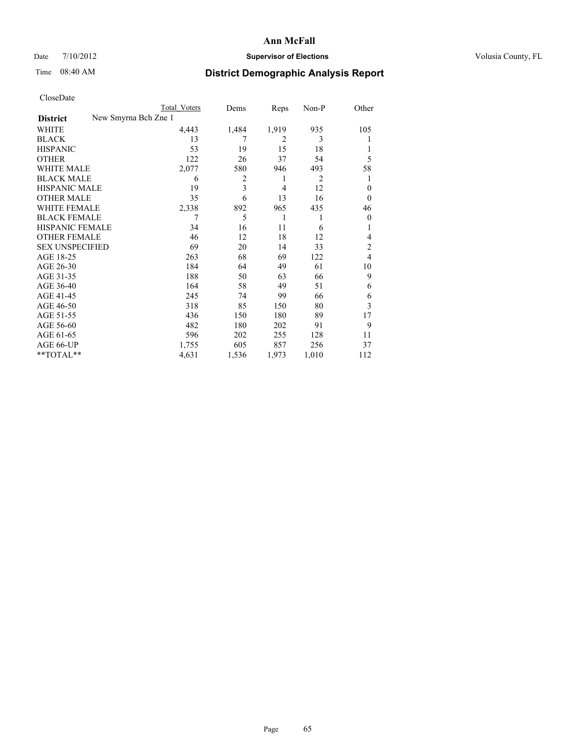**Ann McFall**

Date 7/10/2012 **Supervisor of Elections** Volusia County, FL

Time 08:40 AM **District Demographic Analysis Report**

CloseDate

| | Total Voters | Dems | Reps | Non-P | Other |
|---|---|---|---|---|---|
| **District** New Smyrna Bch Zne 1 | | | | | |
| WHITE | 4,443 | 1,484 | 1,919 | 935 | 105 |
| BLACK | 13 | 7 | 2 | 3 | 1 |
| HISPANIC | 53 | 19 | 15 | 18 | 1 |
| OTHER | 122 | 26 | 37 | 54 | 5 |
| WHITE MALE | 2,077 | 580 | 946 | 493 | 58 |
| BLACK MALE | 6 | 2 | 1 | 2 | 1 |
| HISPANIC MALE | 19 | 3 | 4 | 12 | 0 |
| OTHER MALE | 35 | 6 | 13 | 16 | 0 |
| WHITE FEMALE | 2,338 | 892 | 965 | 435 | 46 |
| BLACK FEMALE | 7 | 5 | 1 | 1 | 0 |
| HISPANIC FEMALE | 34 | 16 | 11 | 6 | 1 |
| OTHER FEMALE | 46 | 12 | 18 | 12 | 4 |
| SEX UNSPECIFIED | 69 | 20 | 14 | 33 | 2 |
| AGE 18-25 | 263 | 68 | 69 | 122 | 4 |
| AGE 26-30 | 184 | 64 | 49 | 61 | 10 |
| AGE 31-35 | 188 | 50 | 63 | 66 | 9 |
| AGE 36-40 | 164 | 58 | 49 | 51 | 6 |
| AGE 41-45 | 245 | 74 | 99 | 66 | 6 |
| AGE 46-50 | 318 | 85 | 150 | 80 | 3 |
| AGE 51-55 | 436 | 150 | 180 | 89 | 17 |
| AGE 56-60 | 482 | 180 | 202 | 91 | 9 |
| AGE 61-65 | 596 | 202 | 255 | 128 | 11 |
| AGE 66-UP | 1,755 | 605 | 857 | 256 | 37 |
| **TOTAL** | 4,631 | 1,536 | 1,973 | 1,010 | 112 |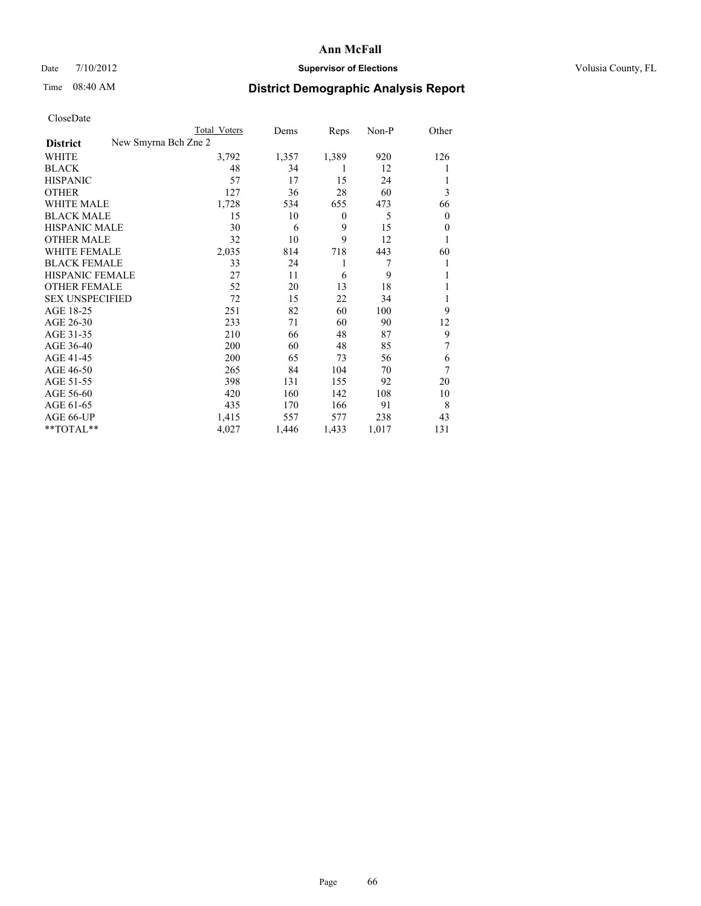# Ann McFall

Date 7/10/2012 **Supervisor of Elections** Volusia County, FL

Time 08:40 AM **District Demographic Analysis Report**

CloseDate

| District | New Smyrna Bch Zne 2 | Total Voters | Dems | Reps | Non-P | Other |
|---|---|---|---|---|---|---|
| WHITE | | 3,792 | 1,357 | 1,389 | 920 | 126 |
| BLACK | | 48 | 34 | 1 | 12 | 1 |
| HISPANIC | | 57 | 17 | 15 | 24 | 1 |
| OTHER | | 127 | 36 | 28 | 60 | 3 |
| WHITE MALE | | 1,728 | 534 | 655 | 473 | 66 |
| BLACK MALE | | 15 | 10 | 0 | 5 | 0 |
| HISPANIC MALE | | 30 | 6 | 9 | 15 | 0 |
| OTHER MALE | | 32 | 10 | 9 | 12 | 1 |
| WHITE FEMALE | | 2,035 | 814 | 718 | 443 | 60 |
| BLACK FEMALE | | 33 | 24 | 1 | 7 | 1 |
| HISPANIC FEMALE | | 27 | 11 | 6 | 9 | 1 |
| OTHER FEMALE | | 52 | 20 | 13 | 18 | 1 |
| SEX UNSPECIFIED | | 72 | 15 | 22 | 34 | 1 |
| AGE 18-25 | | 251 | 82 | 60 | 100 | 9 |
| AGE 26-30 | | 233 | 71 | 60 | 90 | 12 |
| AGE 31-35 | | 210 | 66 | 48 | 87 | 9 |
| AGE 36-40 | | 200 | 60 | 48 | 85 | 7 |
| AGE 41-45 | | 200 | 65 | 73 | 56 | 6 |
| AGE 46-50 | | 265 | 84 | 104 | 70 | 7 |
| AGE 51-55 | | 398 | 131 | 155 | 92 | 20 |
| AGE 56-60 | | 420 | 160 | 142 | 108 | 10 |
| AGE 61-65 | | 435 | 170 | 166 | 91 | 8 |
| AGE 66-UP | | 1,415 | 557 | 577 | 238 | 43 |
| **TOTAL** | | 4,027 | 1,446 | 1,433 | 1,017 | 131 |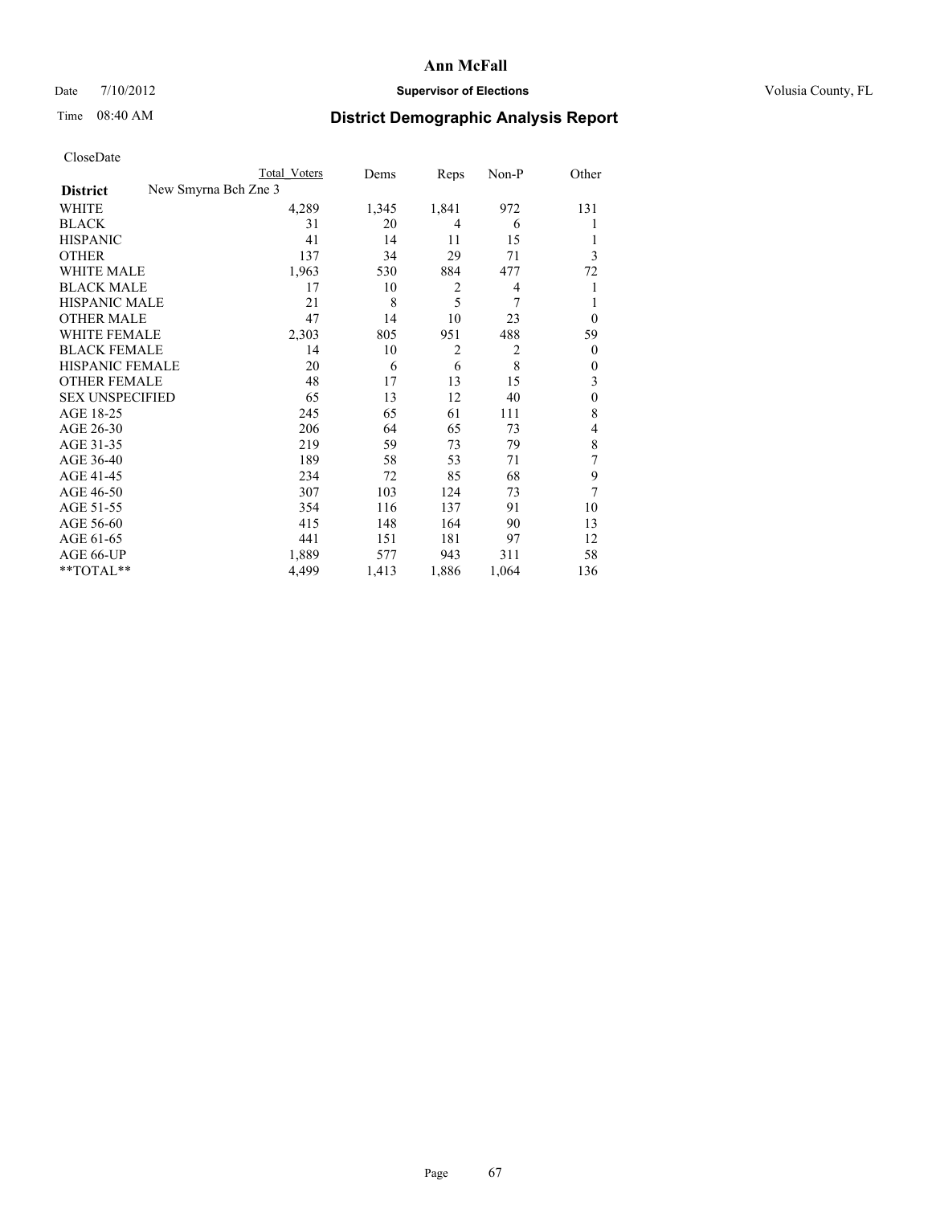# Ann McFall

Date 7/10/2012 **Supervisor of Elections** Volusia County, FL

Time 08:40 AM **District Demographic Analysis Report**

CloseDate

| **District** New Smyrna Bch Zne 3 | Total Voters | Dems | Reps | Non-P | Other |
|---|---|---|---|---|---|
| WHITE | 4,289 | 1,345 | 1,841 | 972 | 131 |
| BLACK | 31 | 20 | 4 | 6 | 1 |
| HISPANIC | 41 | 14 | 11 | 15 | 1 |
| OTHER | 137 | 34 | 29 | 71 | 3 |
| WHITE MALE | 1,963 | 530 | 884 | 477 | 72 |
| BLACK MALE | 17 | 10 | 2 | 4 | 1 |
| HISPANIC MALE | 21 | 8 | 5 | 7 | 1 |
| OTHER MALE | 47 | 14 | 10 | 23 | 0 |
| WHITE FEMALE | 2,303 | 805 | 951 | 488 | 59 |
| BLACK FEMALE | 14 | 10 | 2 | 2 | 0 |
| HISPANIC FEMALE | 20 | 6 | 6 | 8 | 0 |
| OTHER FEMALE | 48 | 17 | 13 | 15 | 3 |
| SEX UNSPECIFIED | 65 | 13 | 12 | 40 | 0 |
| AGE 18-25 | 245 | 65 | 61 | 111 | 8 |
| AGE 26-30 | 206 | 64 | 65 | 73 | 4 |
| AGE 31-35 | 219 | 59 | 73 | 79 | 8 |
| AGE 36-40 | 189 | 58 | 53 | 71 | 7 |
| AGE 41-45 | 234 | 72 | 85 | 68 | 9 |
| AGE 46-50 | 307 | 103 | 124 | 73 | 7 |
| AGE 51-55 | 354 | 116 | 137 | 91 | 10 |
| AGE 56-60 | 415 | 148 | 164 | 90 | 13 |
| AGE 61-65 | 441 | 151 | 181 | 97 | 12 |
| AGE 66-UP | 1,889 | 577 | 943 | 311 | 58 |
| **TOTAL** | 4,499 | 1,413 | 1,886 | 1,064 | 136 |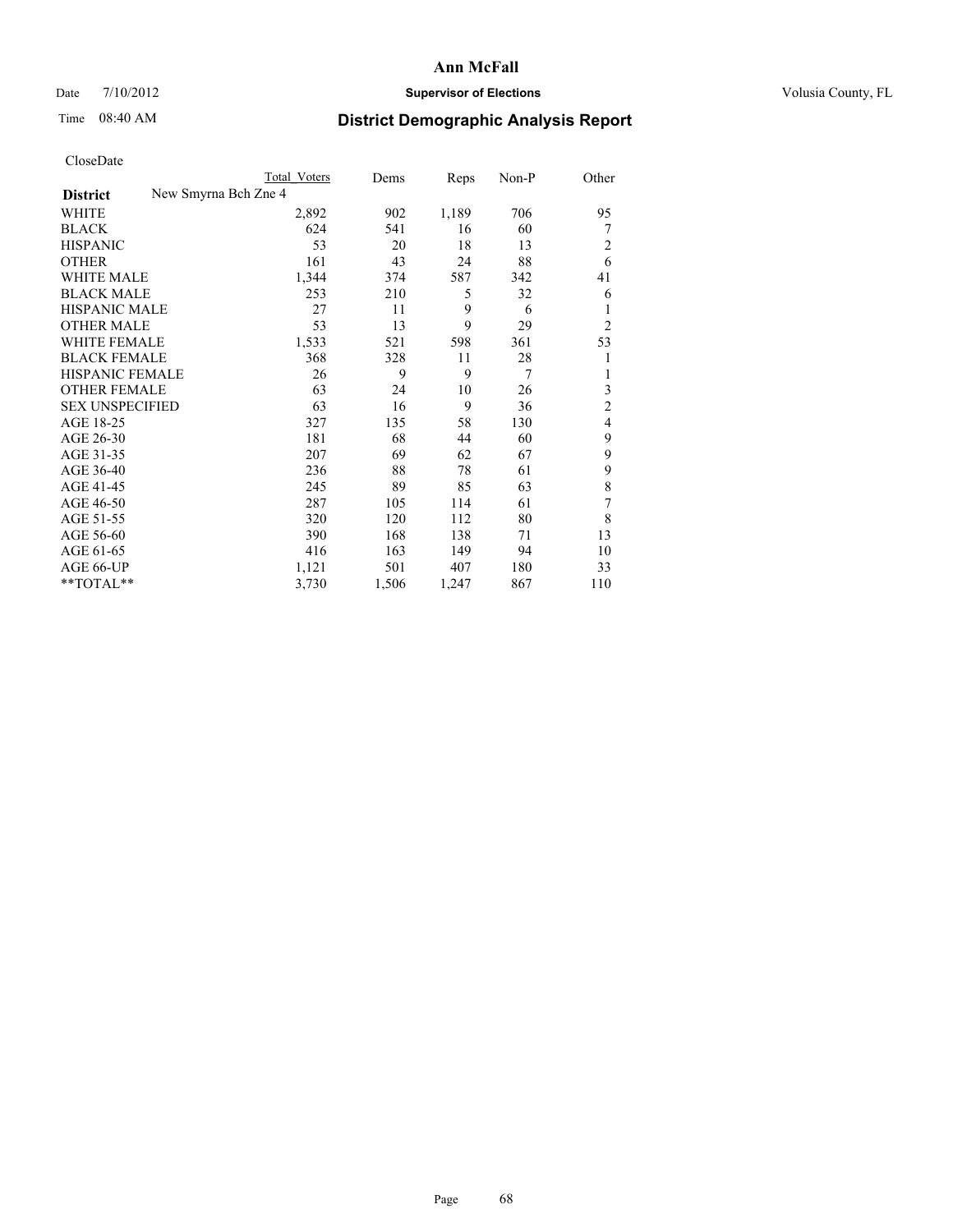# Ann McFall

Date 7/10/2012 **Supervisor of Elections** Volusia County, FL

Time 08:40 AM

## District Demographic Analysis Report

CloseDate

| | Total Voters | Dems | Reps | Non-P | Other |
|---|---|---|---|---|---|
| **District** New Smyrna Bch Zne 4 | | | | | |
| WHITE | 2,892 | 902 | 1,189 | 706 | 95 |
| BLACK | 624 | 541 | 16 | 60 | 7 |
| HISPANIC | 53 | 20 | 18 | 13 | 2 |
| OTHER | 161 | 43 | 24 | 88 | 6 |
| WHITE MALE | 1,344 | 374 | 587 | 342 | 41 |
| BLACK MALE | 253 | 210 | 5 | 32 | 6 |
| HISPANIC MALE | 27 | 11 | 9 | 6 | 1 |
| OTHER MALE | 53 | 13 | 9 | 29 | 2 |
| WHITE FEMALE | 1,533 | 521 | 598 | 361 | 53 |
| BLACK FEMALE | 368 | 328 | 11 | 28 | 1 |
| HISPANIC FEMALE | 26 | 9 | 9 | 7 | 1 |
| OTHER FEMALE | 63 | 24 | 10 | 26 | 3 |
| SEX UNSPECIFIED | 63 | 16 | 9 | 36 | 2 |
| AGE 18-25 | 327 | 135 | 58 | 130 | 4 |
| AGE 26-30 | 181 | 68 | 44 | 60 | 9 |
| AGE 31-35 | 207 | 69 | 62 | 67 | 9 |
| AGE 36-40 | 236 | 88 | 78 | 61 | 9 |
| AGE 41-45 | 245 | 89 | 85 | 63 | 8 |
| AGE 46-50 | 287 | 105 | 114 | 61 | 7 |
| AGE 51-55 | 320 | 120 | 112 | 80 | 8 |
| AGE 56-60 | 390 | 168 | 138 | 71 | 13 |
| AGE 61-65 | 416 | 163 | 149 | 94 | 10 |
| AGE 66-UP | 1,121 | 501 | 407 | 180 | 33 |
| **TOTAL** | 3,730 | 1,506 | 1,247 | 867 | 110 |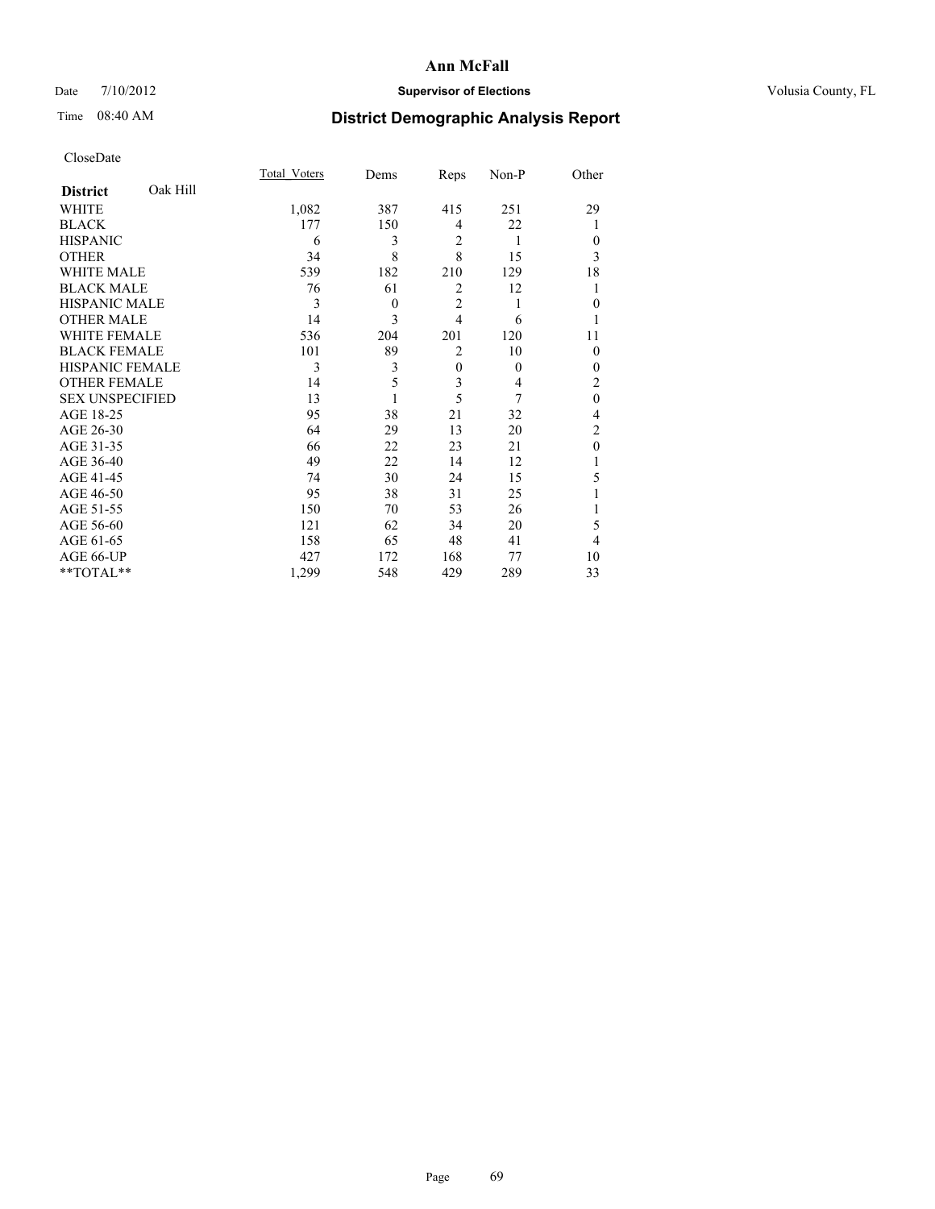# Ann McFall

Date 7/10/2012 **Supervisor of Elections** Volusia County, FL

Time 08:40 AM

## District Demographic Analysis Report

CloseDate

| **District** Oak Hill | Total_Voters | Dems | Reps | Non-P | Other |
|---|---|---|---|---|---|
| WHITE | 1,082 | 387 | 415 | 251 | 29 |
| BLACK | 177 | 150 | 4 | 22 | 1 |
| HISPANIC | 6 | 3 | 2 | 1 | 0 |
| OTHER | 34 | 8 | 8 | 15 | 3 |
| WHITE MALE | 539 | 182 | 210 | 129 | 18 |
| BLACK MALE | 76 | 61 | 2 | 12 | 1 |
| HISPANIC MALE | 3 | 0 | 2 | 1 | 0 |
| OTHER MALE | 14 | 3 | 4 | 6 | 1 |
| WHITE FEMALE | 536 | 204 | 201 | 120 | 11 |
| BLACK FEMALE | 101 | 89 | 2 | 10 | 0 |
| HISPANIC FEMALE | 3 | 3 | 0 | 0 | 0 |
| OTHER FEMALE | 14 | 5 | 3 | 4 | 2 |
| SEX UNSPECIFIED | 13 | 1 | 5 | 7 | 0 |
| AGE 18-25 | 95 | 38 | 21 | 32 | 4 |
| AGE 26-30 | 64 | 29 | 13 | 20 | 2 |
| AGE 31-35 | 66 | 22 | 23 | 21 | 0 |
| AGE 36-40 | 49 | 22 | 14 | 12 | 1 |
| AGE 41-45 | 74 | 30 | 24 | 15 | 5 |
| AGE 46-50 | 95 | 38 | 31 | 25 | 1 |
| AGE 51-55 | 150 | 70 | 53 | 26 | 1 |
| AGE 56-60 | 121 | 62 | 34 | 20 | 5 |
| AGE 61-65 | 158 | 65 | 48 | 41 | 4 |
| AGE 66-UP | 427 | 172 | 168 | 77 | 10 |
| **TOTAL** | 1,299 | 548 | 429 | 289 | 33 |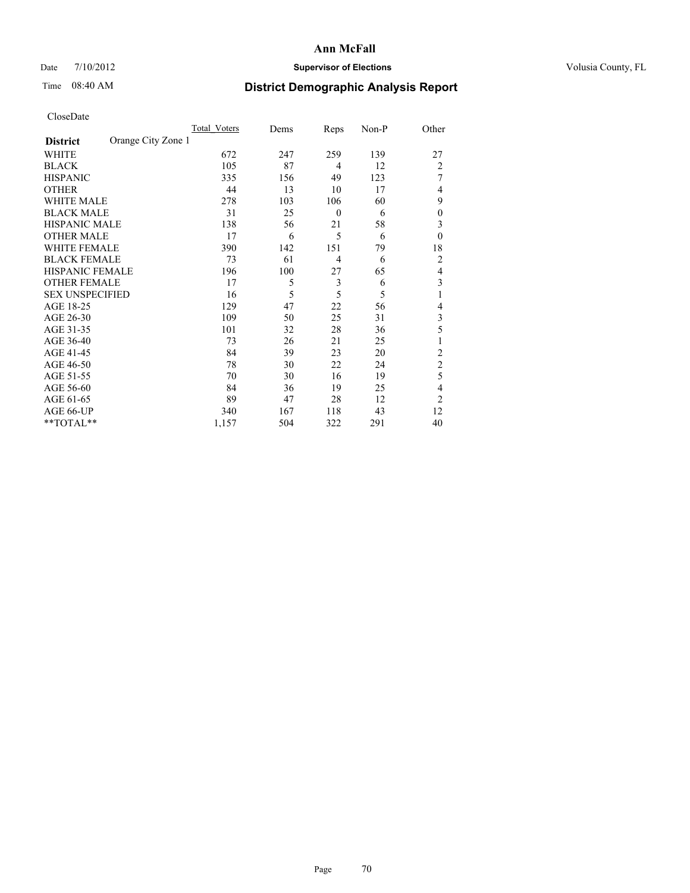# Ann McFall

Date 7/10/2012 **Supervisor of Elections** Volusia County, FL

Time 08:40 AM

## District Demographic Analysis Report

CloseDate

| **District** Orange City Zone 1 | Total_Voters | Dems | Reps | Non-P | Other |
|---|---|---|---|---|---|
| WHITE | 672 | 247 | 259 | 139 | 27 |
| BLACK | 105 | 87 | 4 | 12 | 2 |
| HISPANIC | 335 | 156 | 49 | 123 | 7 |
| OTHER | 44 | 13 | 10 | 17 | 4 |
| WHITE MALE | 278 | 103 | 106 | 60 | 9 |
| BLACK MALE | 31 | 25 | 0 | 6 | 0 |
| HISPANIC MALE | 138 | 56 | 21 | 58 | 3 |
| OTHER MALE | 17 | 6 | 5 | 6 | 0 |
| WHITE FEMALE | 390 | 142 | 151 | 79 | 18 |
| BLACK FEMALE | 73 | 61 | 4 | 6 | 2 |
| HISPANIC FEMALE | 196 | 100 | 27 | 65 | 4 |
| OTHER FEMALE | 17 | 5 | 3 | 6 | 3 |
| SEX UNSPECIFIED | 16 | 5 | 5 | 5 | 1 |
| AGE 18-25 | 129 | 47 | 22 | 56 | 4 |
| AGE 26-30 | 109 | 50 | 25 | 31 | 3 |
| AGE 31-35 | 101 | 32 | 28 | 36 | 5 |
| AGE 36-40 | 73 | 26 | 21 | 25 | 1 |
| AGE 41-45 | 84 | 39 | 23 | 20 | 2 |
| AGE 46-50 | 78 | 30 | 22 | 24 | 2 |
| AGE 51-55 | 70 | 30 | 16 | 19 | 5 |
| AGE 56-60 | 84 | 36 | 19 | 25 | 4 |
| AGE 61-65 | 89 | 47 | 28 | 12 | 2 |
| AGE 66-UP | 340 | 167 | 118 | 43 | 12 |
| **TOTAL** | 1,157 | 504 | 322 | 291 | 40 |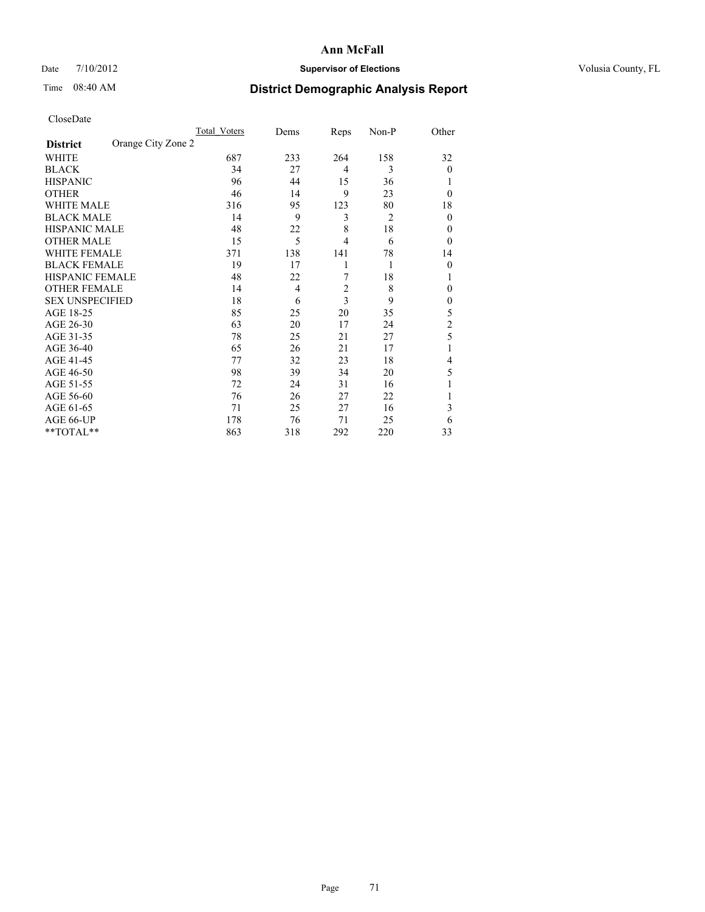# Ann McFall

Date 7/10/2012 **Supervisor of Elections** Volusia County, FL

Time 08:40 AM

## District Demographic Analysis Report

CloseDate

| | Total_Voters | Dems | Reps | Non-P | Other |
|---|---|---|---|---|---|
| **District** Orange City Zone 2 | | | | | |
| WHITE | 687 | 233 | 264 | 158 | 32 |
| BLACK | 34 | 27 | 4 | 3 | 0 |
| HISPANIC | 96 | 44 | 15 | 36 | 1 |
| OTHER | 46 | 14 | 9 | 23 | 0 |
| WHITE MALE | 316 | 95 | 123 | 80 | 18 |
| BLACK MALE | 14 | 9 | 3 | 2 | 0 |
| HISPANIC MALE | 48 | 22 | 8 | 18 | 0 |
| OTHER MALE | 15 | 5 | 4 | 6 | 0 |
| WHITE FEMALE | 371 | 138 | 141 | 78 | 14 |
| BLACK FEMALE | 19 | 17 | 1 | 1 | 0 |
| HISPANIC FEMALE | 48 | 22 | 7 | 18 | 1 |
| OTHER FEMALE | 14 | 4 | 2 | 8 | 0 |
| SEX UNSPECIFIED | 18 | 6 | 3 | 9 | 0 |
| AGE 18-25 | 85 | 25 | 20 | 35 | 5 |
| AGE 26-30 | 63 | 20 | 17 | 24 | 2 |
| AGE 31-35 | 78 | 25 | 21 | 27 | 5 |
| AGE 36-40 | 65 | 26 | 21 | 17 | 1 |
| AGE 41-45 | 77 | 32 | 23 | 18 | 4 |
| AGE 46-50 | 98 | 39 | 34 | 20 | 5 |
| AGE 51-55 | 72 | 24 | 31 | 16 | 1 |
| AGE 56-60 | 76 | 26 | 27 | 22 | 1 |
| AGE 61-65 | 71 | 25 | 27 | 16 | 3 |
| AGE 66-UP | 178 | 76 | 71 | 25 | 6 |
| **TOTAL** | 863 | 318 | 292 | 220 | 33 |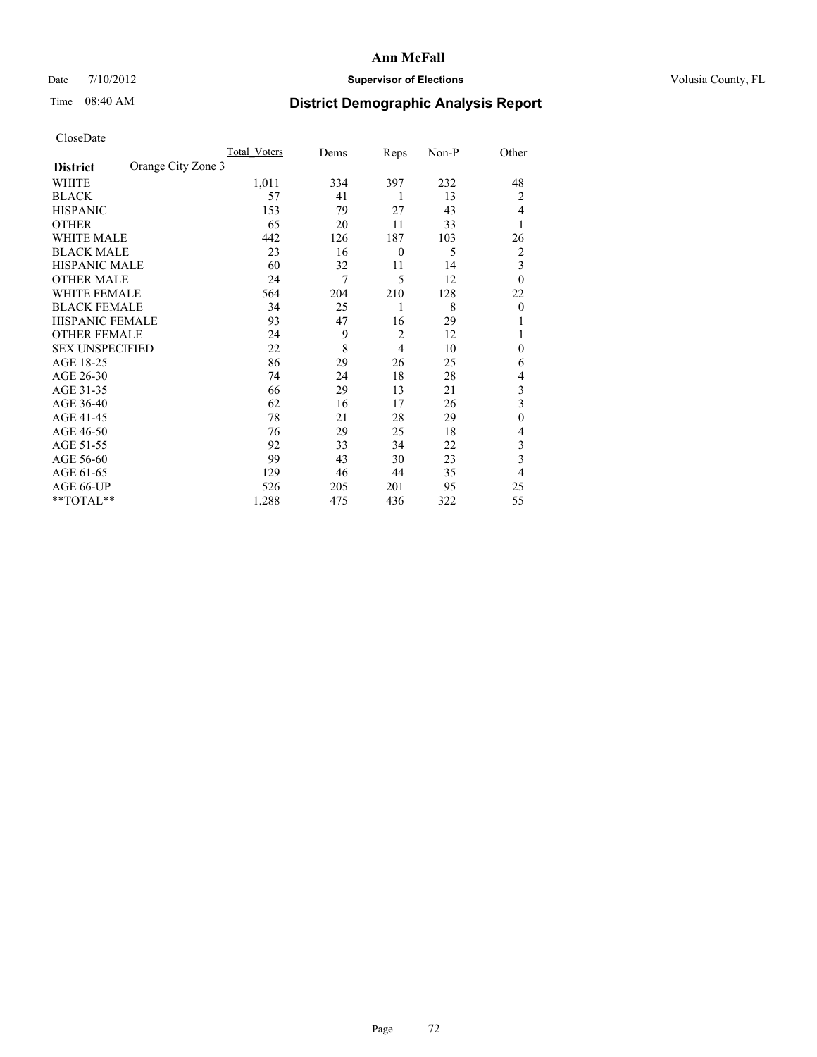# Ann McFall

Date 7/10/2012 **Supervisor of Elections** Volusia County, FL

Time 08:40 AM **District Demographic Analysis Report**

CloseDate

| | Total_Voters | Dems | Reps | Non-P | Other |
|---|---|---|---|---|---|
| **District** Orange City Zone 3 | | | | | |
| WHITE | 1,011 | 334 | 397 | 232 | 48 |
| BLACK | 57 | 41 | 1 | 13 | 2 |
| HISPANIC | 153 | 79 | 27 | 43 | 4 |
| OTHER | 65 | 20 | 11 | 33 | 1 |
| WHITE MALE | 442 | 126 | 187 | 103 | 26 |
| BLACK MALE | 23 | 16 | 0 | 5 | 2 |
| HISPANIC MALE | 60 | 32 | 11 | 14 | 3 |
| OTHER MALE | 24 | 7 | 5 | 12 | 0 |
| WHITE FEMALE | 564 | 204 | 210 | 128 | 22 |
| BLACK FEMALE | 34 | 25 | 1 | 8 | 0 |
| HISPANIC FEMALE | 93 | 47 | 16 | 29 | 1 |
| OTHER FEMALE | 24 | 9 | 2 | 12 | 1 |
| SEX UNSPECIFIED | 22 | 8 | 4 | 10 | 0 |
| AGE 18-25 | 86 | 29 | 26 | 25 | 6 |
| AGE 26-30 | 74 | 24 | 18 | 28 | 4 |
| AGE 31-35 | 66 | 29 | 13 | 21 | 3 |
| AGE 36-40 | 62 | 16 | 17 | 26 | 3 |
| AGE 41-45 | 78 | 21 | 28 | 29 | 0 |
| AGE 46-50 | 76 | 29 | 25 | 18 | 4 |
| AGE 51-55 | 92 | 33 | 34 | 22 | 3 |
| AGE 56-60 | 99 | 43 | 30 | 23 | 3 |
| AGE 61-65 | 129 | 46 | 44 | 35 | 4 |
| AGE 66-UP | 526 | 205 | 201 | 95 | 25 |
| **TOTAL** | 1,288 | 475 | 436 | 322 | 55 |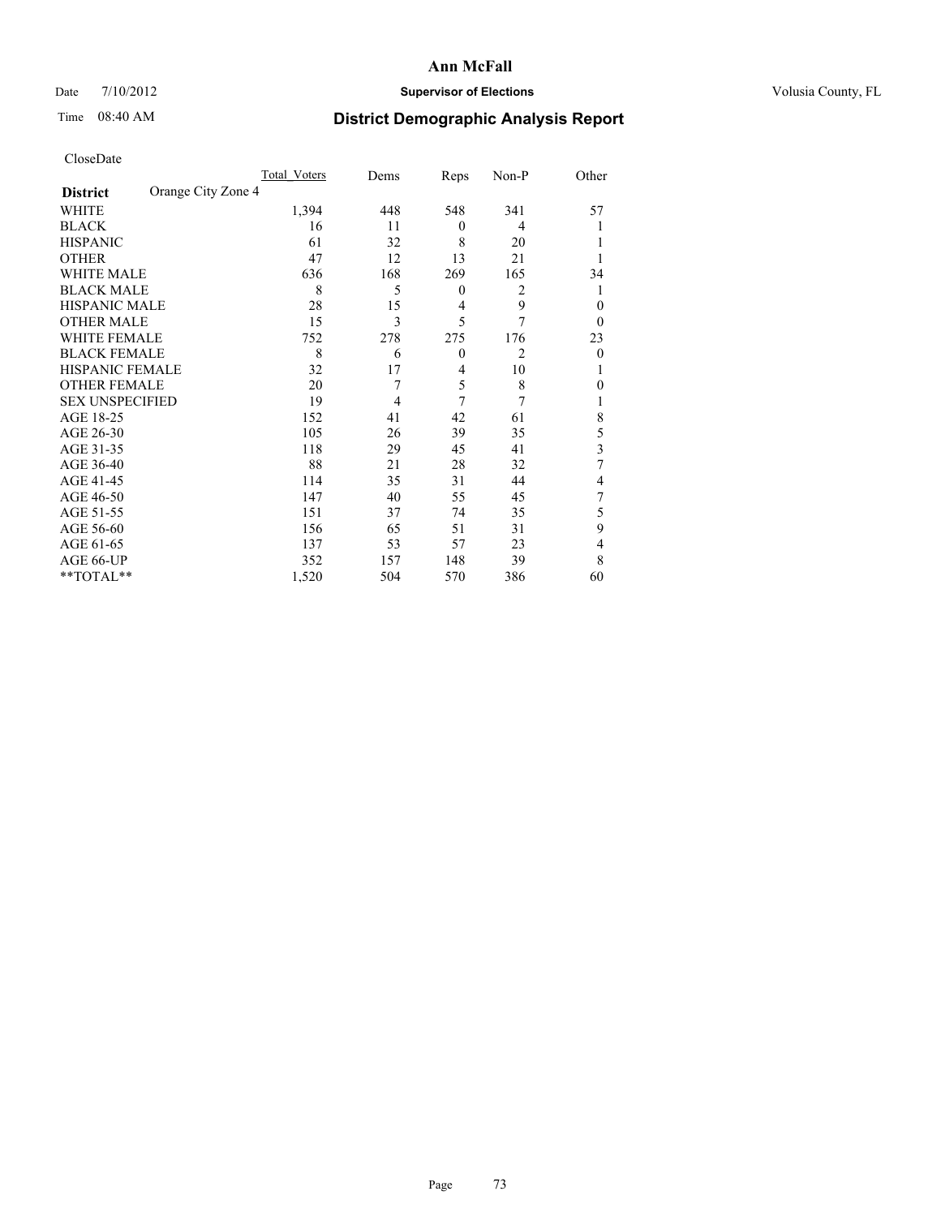# Ann McFall

Date 7/10/2012 **Supervisor of Elections** Volusia County, FL

Time 08:40 AM

## District Demographic Analysis Report

CloseDate

| | Total_Voters | Dems | Reps | Non-P | Other |
|---|---|---|---|---|---|
| **District** Orange City Zone 4 | | | | | |
| WHITE | 1,394 | 448 | 548 | 341 | 57 |
| BLACK | 16 | 11 | 0 | 4 | 1 |
| HISPANIC | 61 | 32 | 8 | 20 | 1 |
| OTHER | 47 | 12 | 13 | 21 | 1 |
| WHITE MALE | 636 | 168 | 269 | 165 | 34 |
| BLACK MALE | 8 | 5 | 0 | 2 | 1 |
| HISPANIC MALE | 28 | 15 | 4 | 9 | 0 |
| OTHER MALE | 15 | 3 | 5 | 7 | 0 |
| WHITE FEMALE | 752 | 278 | 275 | 176 | 23 |
| BLACK FEMALE | 8 | 6 | 0 | 2 | 0 |
| HISPANIC FEMALE | 32 | 17 | 4 | 10 | 1 |
| OTHER FEMALE | 20 | 7 | 5 | 8 | 0 |
| SEX UNSPECIFIED | 19 | 4 | 7 | 7 | 1 |
| AGE 18-25 | 152 | 41 | 42 | 61 | 8 |
| AGE 26-30 | 105 | 26 | 39 | 35 | 5 |
| AGE 31-35 | 118 | 29 | 45 | 41 | 3 |
| AGE 36-40 | 88 | 21 | 28 | 32 | 7 |
| AGE 41-45 | 114 | 35 | 31 | 44 | 4 |
| AGE 46-50 | 147 | 40 | 55 | 45 | 7 |
| AGE 51-55 | 151 | 37 | 74 | 35 | 5 |
| AGE 56-60 | 156 | 65 | 51 | 31 | 9 |
| AGE 61-65 | 137 | 53 | 57 | 23 | 4 |
| AGE 66-UP | 352 | 157 | 148 | 39 | 8 |
| **TOTAL** | 1,520 | 504 | 570 | 386 | 60 |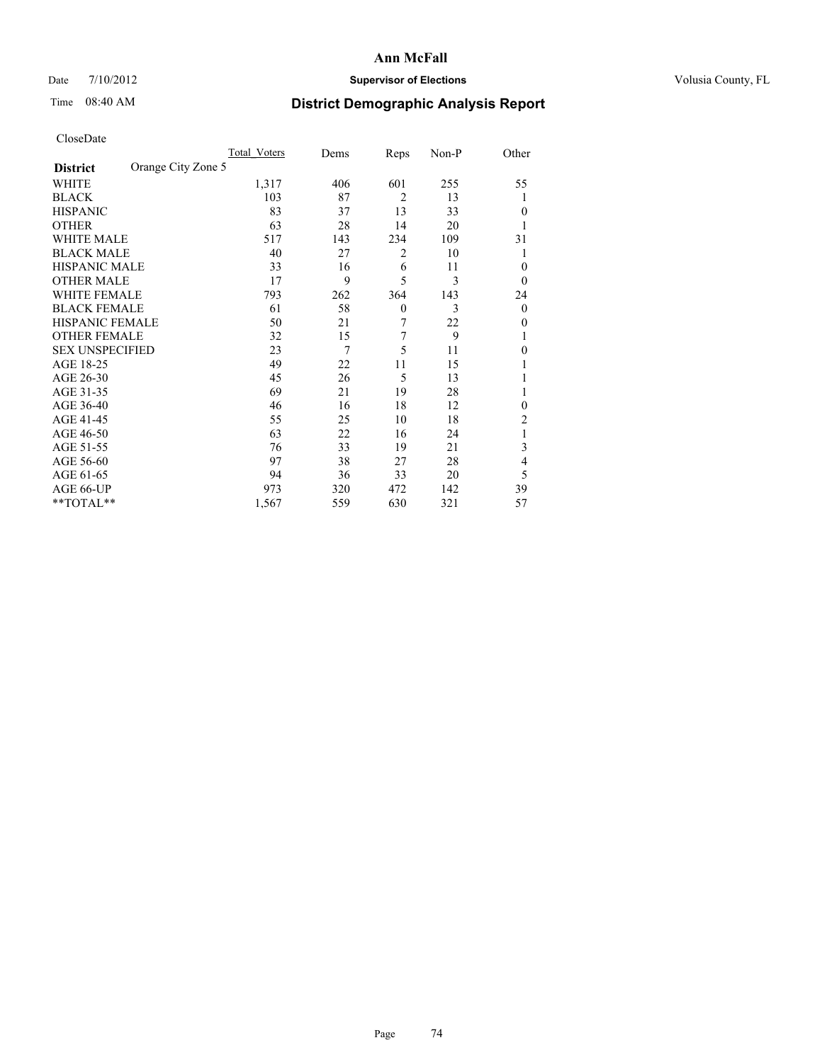# Ann McFall

Date 7/10/2012 **Supervisor of Elections** Volusia County, FL

Time 08:40 AM

## District Demographic Analysis Report

CloseDate

| | Total_Voters | Dems | Reps | Non-P | Other |
|---|---|---|---|---|---|
| **District** Orange City Zone 5 | | | | | |
| WHITE | 1,317 | 406 | 601 | 255 | 55 |
| BLACK | 103 | 87 | 2 | 13 | 1 |
| HISPANIC | 83 | 37 | 13 | 33 | 0 |
| OTHER | 63 | 28 | 14 | 20 | 1 |
| WHITE MALE | 517 | 143 | 234 | 109 | 31 |
| BLACK MALE | 40 | 27 | 2 | 10 | 1 |
| HISPANIC MALE | 33 | 16 | 6 | 11 | 0 |
| OTHER MALE | 17 | 9 | 5 | 3 | 0 |
| WHITE FEMALE | 793 | 262 | 364 | 143 | 24 |
| BLACK FEMALE | 61 | 58 | 0 | 3 | 0 |
| HISPANIC FEMALE | 50 | 21 | 7 | 22 | 0 |
| OTHER FEMALE | 32 | 15 | 7 | 9 | 1 |
| SEX UNSPECIFIED | 23 | 7 | 5 | 11 | 0 |
| AGE 18-25 | 49 | 22 | 11 | 15 | 1 |
| AGE 26-30 | 45 | 26 | 5 | 13 | 1 |
| AGE 31-35 | 69 | 21 | 19 | 28 | 1 |
| AGE 36-40 | 46 | 16 | 18 | 12 | 0 |
| AGE 41-45 | 55 | 25 | 10 | 18 | 2 |
| AGE 46-50 | 63 | 22 | 16 | 24 | 1 |
| AGE 51-55 | 76 | 33 | 19 | 21 | 3 |
| AGE 56-60 | 97 | 38 | 27 | 28 | 4 |
| AGE 61-65 | 94 | 36 | 33 | 20 | 5 |
| AGE 66-UP | 973 | 320 | 472 | 142 | 39 |
| **TOTAL** | 1,567 | 559 | 630 | 321 | 57 |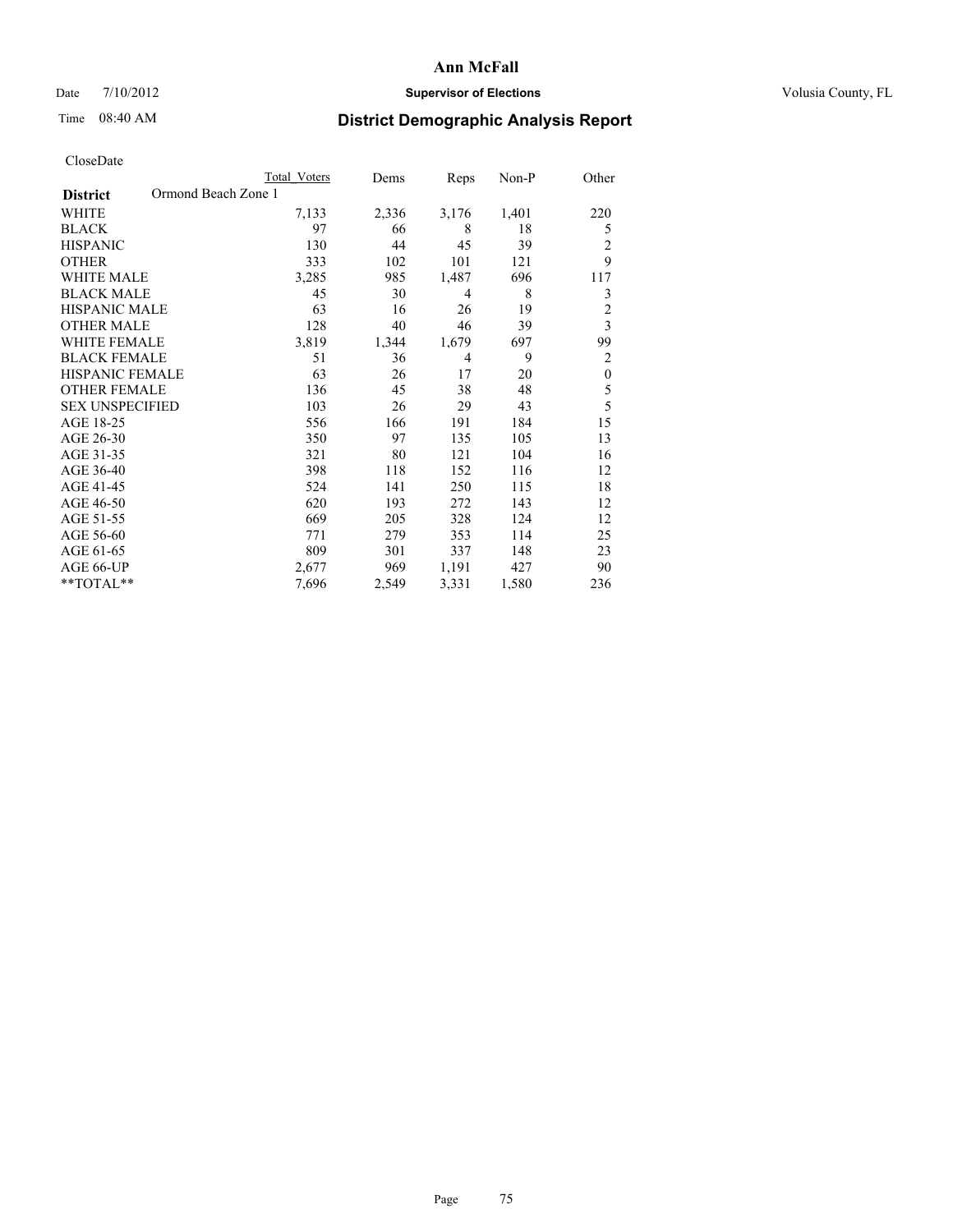# District Demographic Analysis Report

Ann McFall

Supervisor of Elections

Volusia County, FL

Date 7/10/2012

Time 08:40 AM

CloseDate

**District** Ormond Beach Zone 1

| | Total Voters | Dems | Reps | Non-P | Other |
|---|---|---|---|---|---|
| WHITE | 7,133 | 2,336 | 3,176 | 1,401 | 220 |
| BLACK | 97 | 66 | 8 | 18 | 5 |
| HISPANIC | 130 | 44 | 45 | 39 | 2 |
| OTHER | 333 | 102 | 101 | 121 | 9 |
| WHITE MALE | 3,285 | 985 | 1,487 | 696 | 117 |
| BLACK MALE | 45 | 30 | 4 | 8 | 3 |
| HISPANIC MALE | 63 | 16 | 26 | 19 | 2 |
| OTHER MALE | 128 | 40 | 46 | 39 | 3 |
| WHITE FEMALE | 3,819 | 1,344 | 1,679 | 697 | 99 |
| BLACK FEMALE | 51 | 36 | 4 | 9 | 2 |
| HISPANIC FEMALE | 63 | 26 | 17 | 20 | 0 |
| OTHER FEMALE | 136 | 45 | 38 | 48 | 5 |
| SEX UNSPECIFIED | 103 | 26 | 29 | 43 | 5 |
| AGE 18-25 | 556 | 166 | 191 | 184 | 15 |
| AGE 26-30 | 350 | 97 | 135 | 105 | 13 |
| AGE 31-35 | 321 | 80 | 121 | 104 | 16 |
| AGE 36-40 | 398 | 118 | 152 | 116 | 12 |
| AGE 41-45 | 524 | 141 | 250 | 115 | 18 |
| AGE 46-50 | 620 | 193 | 272 | 143 | 12 |
| AGE 51-55 | 669 | 205 | 328 | 124 | 12 |
| AGE 56-60 | 771 | 279 | 353 | 114 | 25 |
| AGE 61-65 | 809 | 301 | 337 | 148 | 23 |
| AGE 66-UP | 2,677 | 969 | 1,191 | 427 | 90 |
| **TOTAL** | 7,696 | 2,549 | 3,331 | 1,580 | 236 |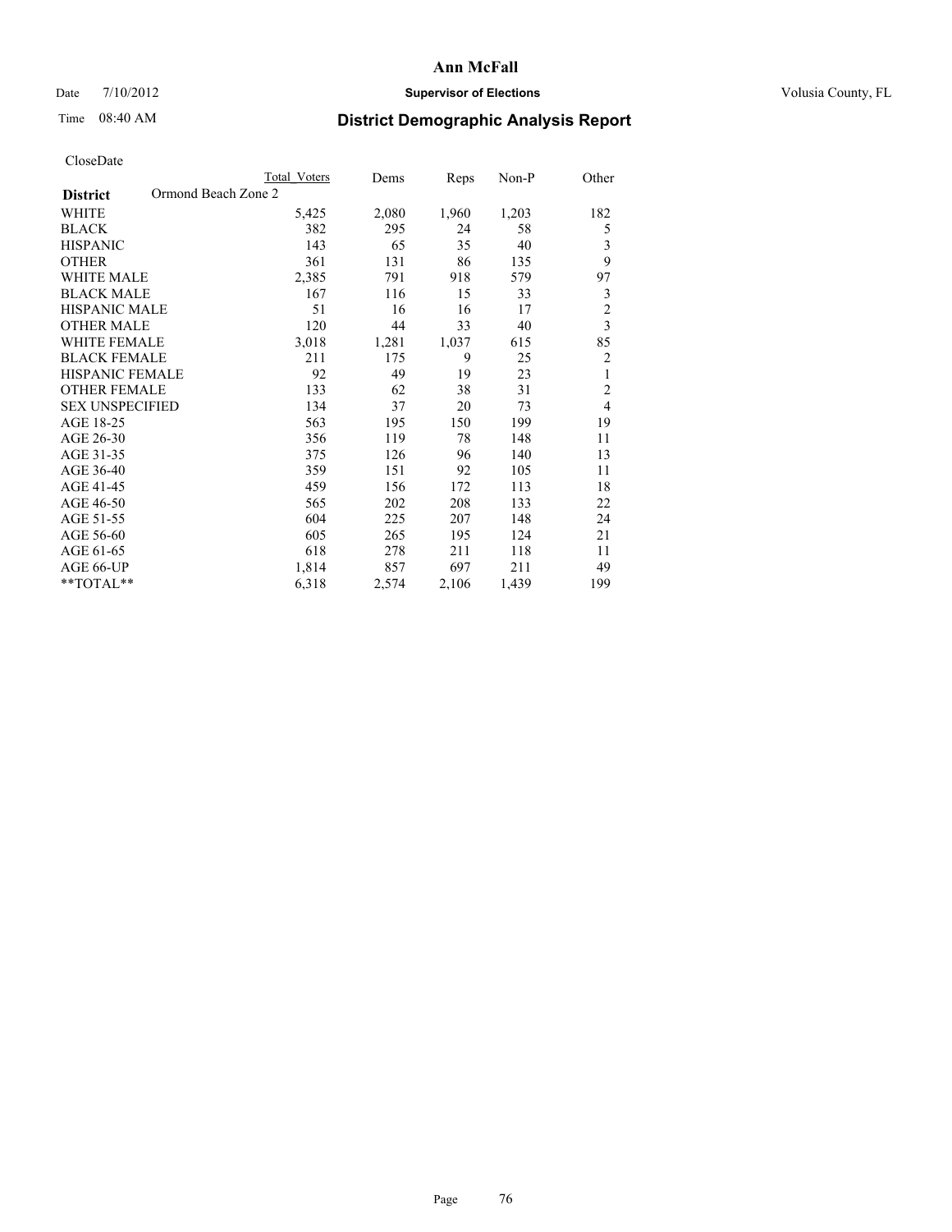# Ann McFall

Date 7/10/2012 **Supervisor of Elections** Volusia County, FL

Time 08:40 AM

## District Demographic Analysis Report

CloseDate

| **District** Ormond Beach Zone 2 | Total Voters | Dems | Reps | Non-P | Other |
|---|---|---|---|---|---|
| WHITE | 5,425 | 2,080 | 1,960 | 1,203 | 182 |
| BLACK | 382 | 295 | 24 | 58 | 5 |
| HISPANIC | 143 | 65 | 35 | 40 | 3 |
| OTHER | 361 | 131 | 86 | 135 | 9 |
| WHITE MALE | 2,385 | 791 | 918 | 579 | 97 |
| BLACK MALE | 167 | 116 | 15 | 33 | 3 |
| HISPANIC MALE | 51 | 16 | 16 | 17 | 2 |
| OTHER MALE | 120 | 44 | 33 | 40 | 3 |
| WHITE FEMALE | 3,018 | 1,281 | 1,037 | 615 | 85 |
| BLACK FEMALE | 211 | 175 | 9 | 25 | 2 |
| HISPANIC FEMALE | 92 | 49 | 19 | 23 | 1 |
| OTHER FEMALE | 133 | 62 | 38 | 31 | 2 |
| SEX UNSPECIFIED | 134 | 37 | 20 | 73 | 4 |
| AGE 18-25 | 563 | 195 | 150 | 199 | 19 |
| AGE 26-30 | 356 | 119 | 78 | 148 | 11 |
| AGE 31-35 | 375 | 126 | 96 | 140 | 13 |
| AGE 36-40 | 359 | 151 | 92 | 105 | 11 |
| AGE 41-45 | 459 | 156 | 172 | 113 | 18 |
| AGE 46-50 | 565 | 202 | 208 | 133 | 22 |
| AGE 51-55 | 604 | 225 | 207 | 148 | 24 |
| AGE 56-60 | 605 | 265 | 195 | 124 | 21 |
| AGE 61-65 | 618 | 278 | 211 | 118 | 11 |
| AGE 66-UP | 1,814 | 857 | 697 | 211 | 49 |
| **TOTAL** | 6,318 | 2,574 | 2,106 | 1,439 | 199 |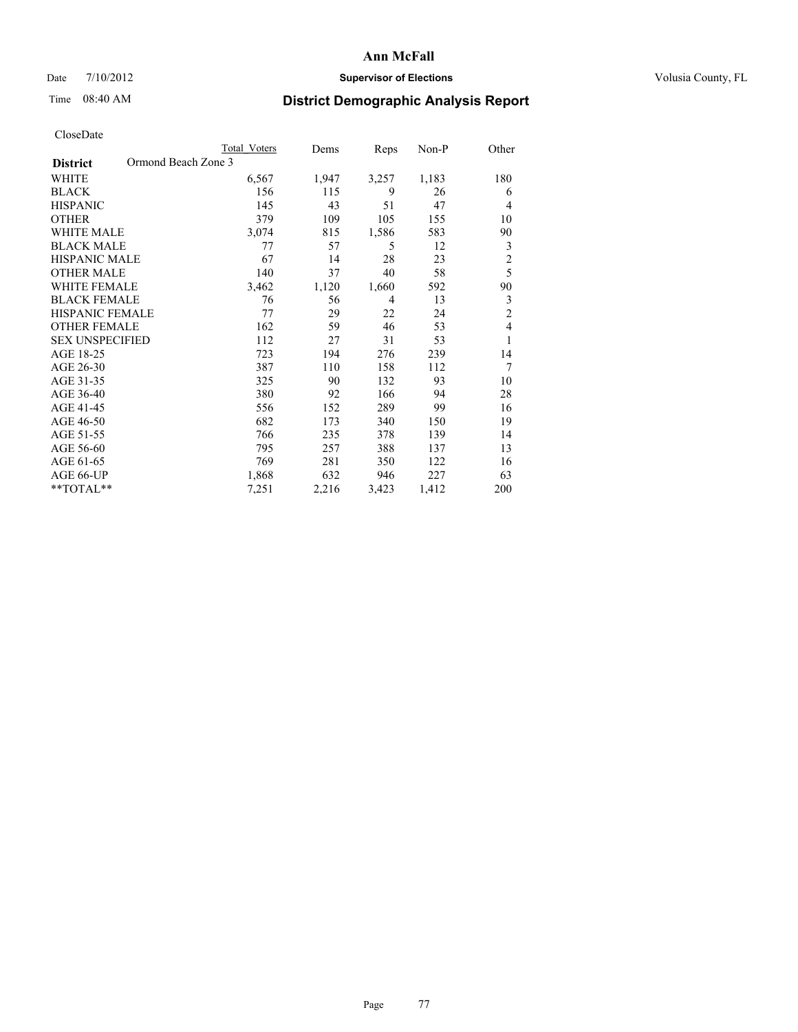**Ann McFall**

Date 7/10/2012 **Supervisor of Elections** Volusia County, FL

Time 08:40 AM **District Demographic Analysis Report**

CloseDate

| | Total Voters | Dems | Reps | Non-P | Other |
|---|---|---|---|---|---|
| **District** Ormond Beach Zone 3 | | | | | |
| WHITE | 6,567 | 1,947 | 3,257 | 1,183 | 180 |
| BLACK | 156 | 115 | 9 | 26 | 6 |
| HISPANIC | 145 | 43 | 51 | 47 | 4 |
| OTHER | 379 | 109 | 105 | 155 | 10 |
| WHITE MALE | 3,074 | 815 | 1,586 | 583 | 90 |
| BLACK MALE | 77 | 57 | 5 | 12 | 3 |
| HISPANIC MALE | 67 | 14 | 28 | 23 | 2 |
| OTHER MALE | 140 | 37 | 40 | 58 | 5 |
| WHITE FEMALE | 3,462 | 1,120 | 1,660 | 592 | 90 |
| BLACK FEMALE | 76 | 56 | 4 | 13 | 3 |
| HISPANIC FEMALE | 77 | 29 | 22 | 24 | 2 |
| OTHER FEMALE | 162 | 59 | 46 | 53 | 4 |
| SEX UNSPECIFIED | 112 | 27 | 31 | 53 | 1 |
| AGE 18-25 | 723 | 194 | 276 | 239 | 14 |
| AGE 26-30 | 387 | 110 | 158 | 112 | 7 |
| AGE 31-35 | 325 | 90 | 132 | 93 | 10 |
| AGE 36-40 | 380 | 92 | 166 | 94 | 28 |
| AGE 41-45 | 556 | 152 | 289 | 99 | 16 |
| AGE 46-50 | 682 | 173 | 340 | 150 | 19 |
| AGE 51-55 | 766 | 235 | 378 | 139 | 14 |
| AGE 56-60 | 795 | 257 | 388 | 137 | 13 |
| AGE 61-65 | 769 | 281 | 350 | 122 | 16 |
| AGE 66-UP | 1,868 | 632 | 946 | 227 | 63 |
| **TOTAL** | 7,251 | 2,216 | 3,423 | 1,412 | 200 |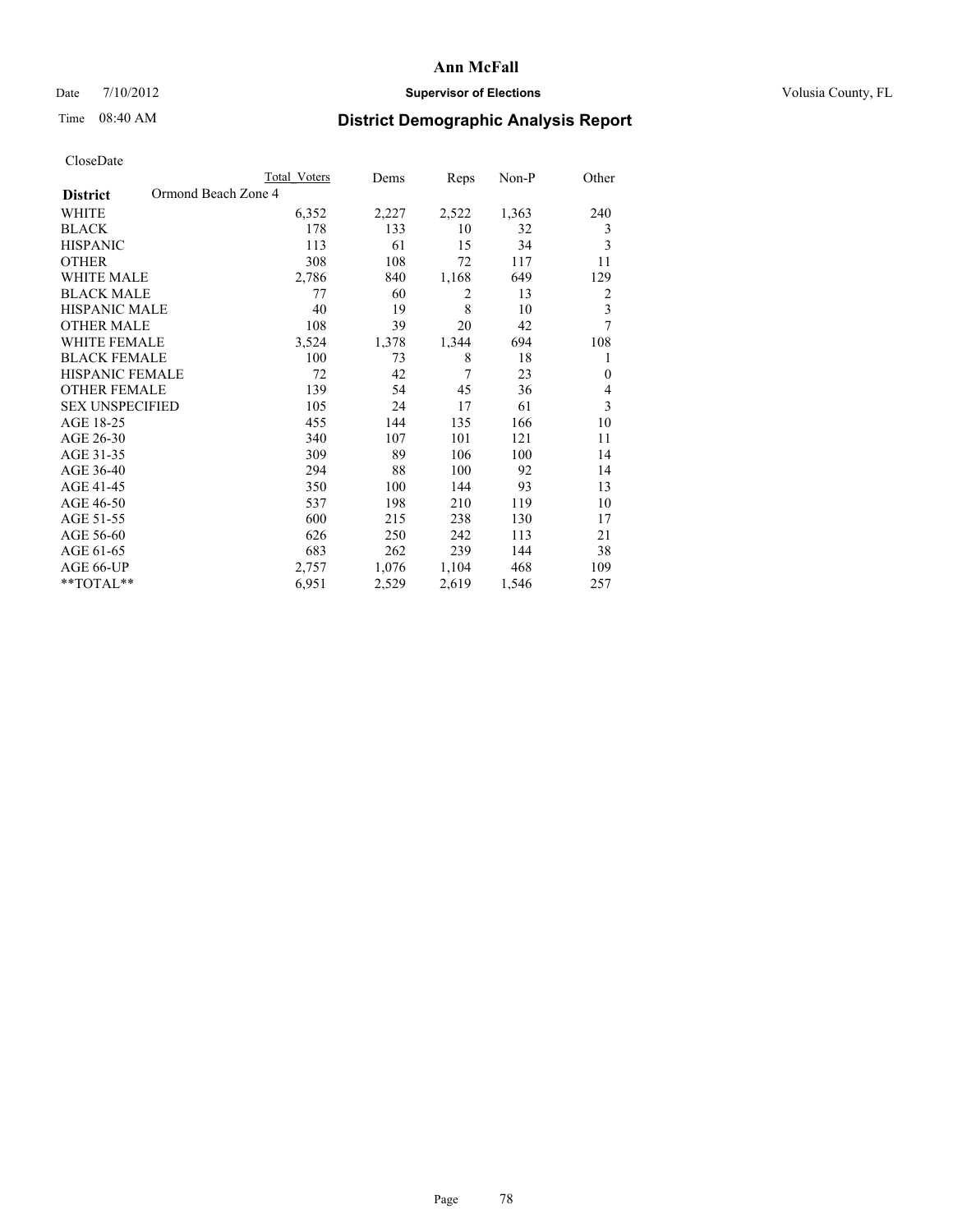# Ann McFall

Date 7/10/2012 **Supervisor of Elections** Volusia County, FL

Time 08:40 AM

## District Demographic Analysis Report

CloseDate

| | Total Voters | Dems | Reps | Non-P | Other |
|---|---|---|---|---|---|
| **District** Ormond Beach Zone 4 | | | | | |
| WHITE | 6,352 | 2,227 | 2,522 | 1,363 | 240 |
| BLACK | 178 | 133 | 10 | 32 | 3 |
| HISPANIC | 113 | 61 | 15 | 34 | 3 |
| OTHER | 308 | 108 | 72 | 117 | 11 |
| WHITE MALE | 2,786 | 840 | 1,168 | 649 | 129 |
| BLACK MALE | 77 | 60 | 2 | 13 | 2 |
| HISPANIC MALE | 40 | 19 | 8 | 10 | 3 |
| OTHER MALE | 108 | 39 | 20 | 42 | 7 |
| WHITE FEMALE | 3,524 | 1,378 | 1,344 | 694 | 108 |
| BLACK FEMALE | 100 | 73 | 8 | 18 | 1 |
| HISPANIC FEMALE | 72 | 42 | 7 | 23 | 0 |
| OTHER FEMALE | 139 | 54 | 45 | 36 | 4 |
| SEX UNSPECIFIED | 105 | 24 | 17 | 61 | 3 |
| AGE 18-25 | 455 | 144 | 135 | 166 | 10 |
| AGE 26-30 | 340 | 107 | 101 | 121 | 11 |
| AGE 31-35 | 309 | 89 | 106 | 100 | 14 |
| AGE 36-40 | 294 | 88 | 100 | 92 | 14 |
| AGE 41-45 | 350 | 100 | 144 | 93 | 13 |
| AGE 46-50 | 537 | 198 | 210 | 119 | 10 |
| AGE 51-55 | 600 | 215 | 238 | 130 | 17 |
| AGE 56-60 | 626 | 250 | 242 | 113 | 21 |
| AGE 61-65 | 683 | 262 | 239 | 144 | 38 |
| AGE 66-UP | 2,757 | 1,076 | 1,104 | 468 | 109 |
| **TOTAL** | 6,951 | 2,529 | 2,619 | 1,546 | 257 |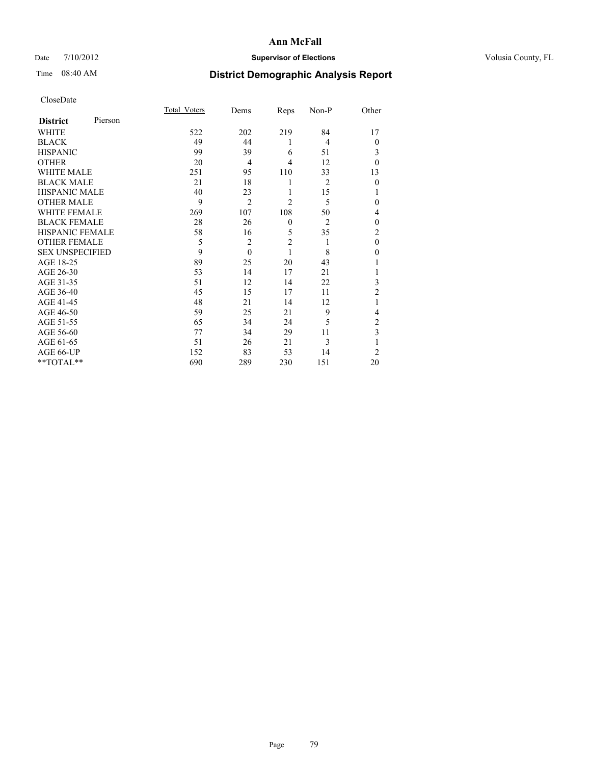**Ann McFall**

Date 7/10/2012 **Supervisor of Elections** Volusia County, FL

Time 08:40 AM

## District Demographic Analysis Report

CloseDate

| **District** Pierson | Total_Voters | Dems | Reps | Non-P | Other |
|---|---|---|---|---|---|
| WHITE | 522 | 202 | 219 | 84 | 17 |
| BLACK | 49 | 44 | 1 | 4 | 0 |
| HISPANIC | 99 | 39 | 6 | 51 | 3 |
| OTHER | 20 | 4 | 4 | 12 | 0 |
| WHITE MALE | 251 | 95 | 110 | 33 | 13 |
| BLACK MALE | 21 | 18 | 1 | 2 | 0 |
| HISPANIC MALE | 40 | 23 | 1 | 15 | 1 |
| OTHER MALE | 9 | 2 | 2 | 5 | 0 |
| WHITE FEMALE | 269 | 107 | 108 | 50 | 4 |
| BLACK FEMALE | 28 | 26 | 0 | 2 | 0 |
| HISPANIC FEMALE | 58 | 16 | 5 | 35 | 2 |
| OTHER FEMALE | 5 | 2 | 2 | 1 | 0 |
| SEX UNSPECIFIED | 9 | 0 | 1 | 8 | 0 |
| AGE 18-25 | 89 | 25 | 20 | 43 | 1 |
| AGE 26-30 | 53 | 14 | 17 | 21 | 1 |
| AGE 31-35 | 51 | 12 | 14 | 22 | 3 |
| AGE 36-40 | 45 | 15 | 17 | 11 | 2 |
| AGE 41-45 | 48 | 21 | 14 | 12 | 1 |
| AGE 46-50 | 59 | 25 | 21 | 9 | 4 |
| AGE 51-55 | 65 | 34 | 24 | 5 | 2 |
| AGE 56-60 | 77 | 34 | 29 | 11 | 3 |
| AGE 61-65 | 51 | 26 | 21 | 3 | 1 |
| AGE 66-UP | 152 | 83 | 53 | 14 | 2 |
| **TOTAL** | 690 | 289 | 230 | 151 | 20 |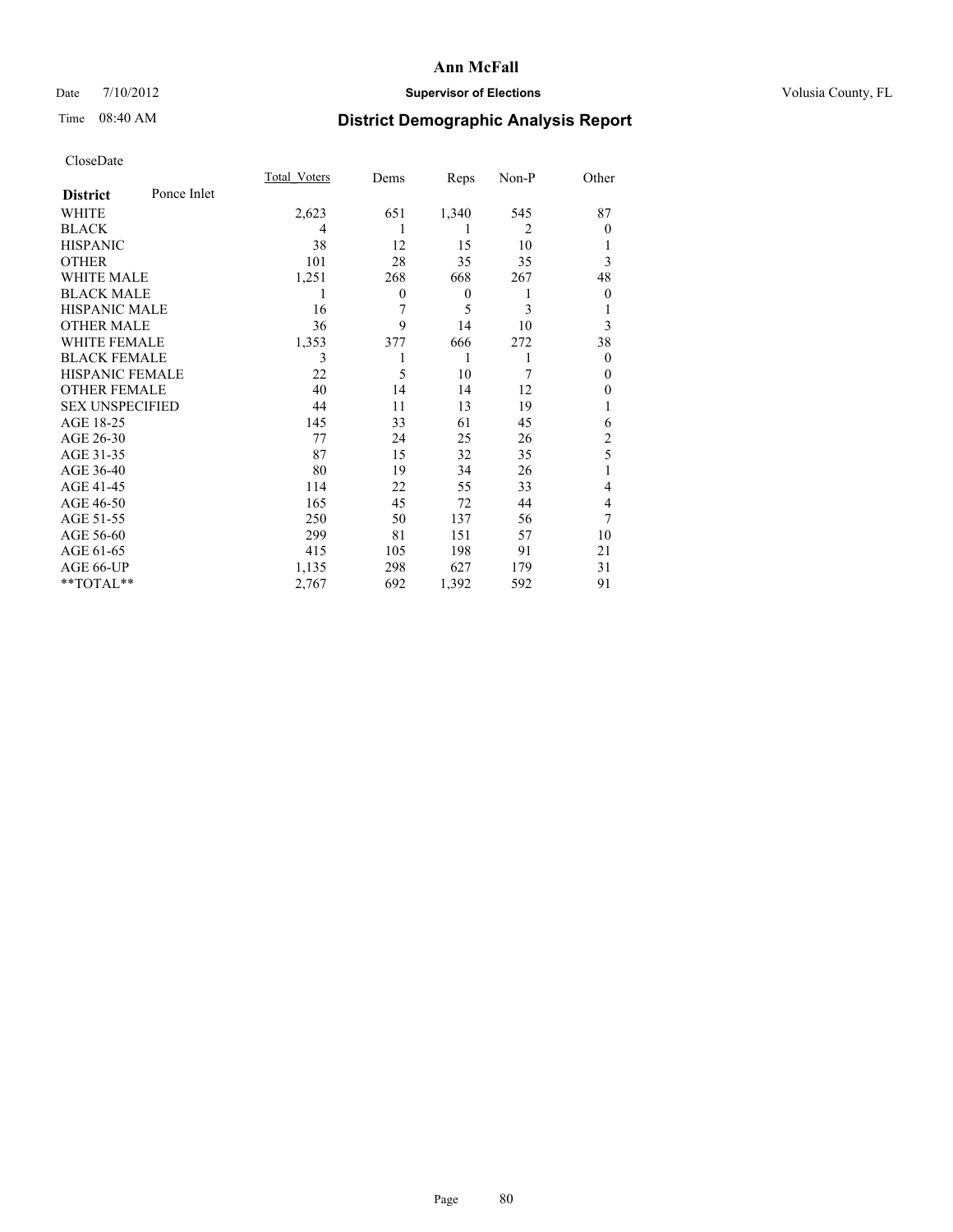# Ann McFall

Date 7/10/2012 **Supervisor of Elections** Volusia County, FL

Time 08:40 AM

## District Demographic Analysis Report

CloseDate

| **District** Ponce Inlet | Total_Voters | Dems | Reps | Non-P | Other |
|---|---|---|---|---|---|
| WHITE | 2,623 | 651 | 1,340 | 545 | 87 |
| BLACK | 4 | 1 | 1 | 2 | 0 |
| HISPANIC | 38 | 12 | 15 | 10 | 1 |
| OTHER | 101 | 28 | 35 | 35 | 3 |
| WHITE MALE | 1,251 | 268 | 668 | 267 | 48 |
| BLACK MALE | 1 | 0 | 0 | 1 | 0 |
| HISPANIC MALE | 16 | 7 | 5 | 3 | 1 |
| OTHER MALE | 36 | 9 | 14 | 10 | 3 |
| WHITE FEMALE | 1,353 | 377 | 666 | 272 | 38 |
| BLACK FEMALE | 3 | 1 | 1 | 1 | 0 |
| HISPANIC FEMALE | 22 | 5 | 10 | 7 | 0 |
| OTHER FEMALE | 40 | 14 | 14 | 12 | 0 |
| SEX UNSPECIFIED | 44 | 11 | 13 | 19 | 1 |
| AGE 18-25 | 145 | 33 | 61 | 45 | 6 |
| AGE 26-30 | 77 | 24 | 25 | 26 | 2 |
| AGE 31-35 | 87 | 15 | 32 | 35 | 5 |
| AGE 36-40 | 80 | 19 | 34 | 26 | 1 |
| AGE 41-45 | 114 | 22 | 55 | 33 | 4 |
| AGE 46-50 | 165 | 45 | 72 | 44 | 4 |
| AGE 51-55 | 250 | 50 | 137 | 56 | 7 |
| AGE 56-60 | 299 | 81 | 151 | 57 | 10 |
| AGE 61-65 | 415 | 105 | 198 | 91 | 21 |
| AGE 66-UP | 1,135 | 298 | 627 | 179 | 31 |
| **TOTAL** | 2,767 | 692 | 1,392 | 592 | 91 |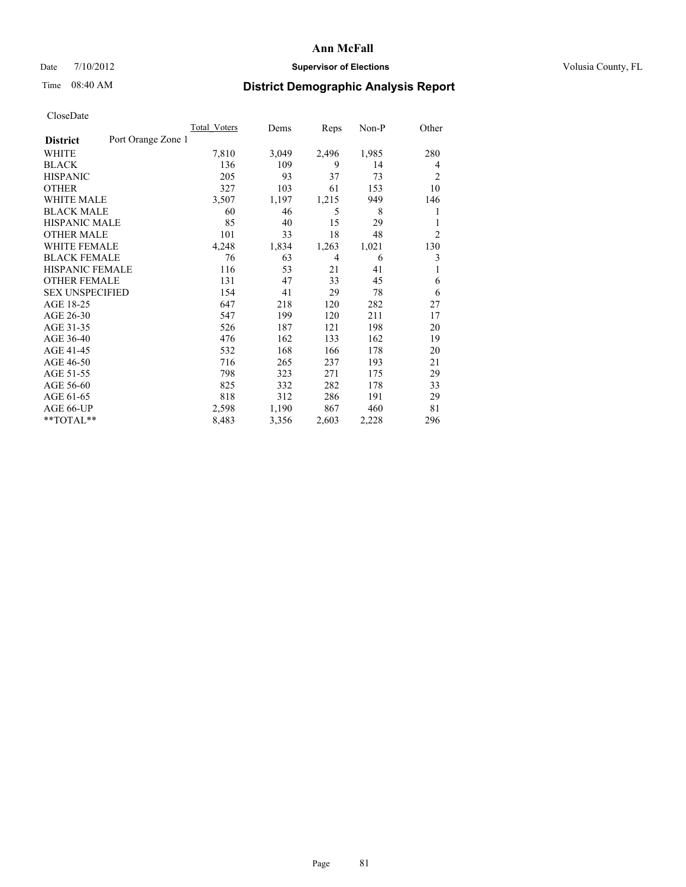# Ann McFall

Date 7/10/2012 **Supervisor of Elections** Volusia County, FL

Time 08:40 AM **District Demographic Analysis Report**

CloseDate

| **District** Port Orange Zone 1 | Total_Voters | Dems | Reps | Non-P | Other |
|---|---|---|---|---|---|
| WHITE | 7,810 | 3,049 | 2,496 | 1,985 | 280 |
| BLACK | 136 | 109 | 9 | 14 | 4 |
| HISPANIC | 205 | 93 | 37 | 73 | 2 |
| OTHER | 327 | 103 | 61 | 153 | 10 |
| WHITE MALE | 3,507 | 1,197 | 1,215 | 949 | 146 |
| BLACK MALE | 60 | 46 | 5 | 8 | 1 |
| HISPANIC MALE | 85 | 40 | 15 | 29 | 1 |
| OTHER MALE | 101 | 33 | 18 | 48 | 2 |
| WHITE FEMALE | 4,248 | 1,834 | 1,263 | 1,021 | 130 |
| BLACK FEMALE | 76 | 63 | 4 | 6 | 3 |
| HISPANIC FEMALE | 116 | 53 | 21 | 41 | 1 |
| OTHER FEMALE | 131 | 47 | 33 | 45 | 6 |
| SEX UNSPECIFIED | 154 | 41 | 29 | 78 | 6 |
| AGE 18-25 | 647 | 218 | 120 | 282 | 27 |
| AGE 26-30 | 547 | 199 | 120 | 211 | 17 |
| AGE 31-35 | 526 | 187 | 121 | 198 | 20 |
| AGE 36-40 | 476 | 162 | 133 | 162 | 19 |
| AGE 41-45 | 532 | 168 | 166 | 178 | 20 |
| AGE 46-50 | 716 | 265 | 237 | 193 | 21 |
| AGE 51-55 | 798 | 323 | 271 | 175 | 29 |
| AGE 56-60 | 825 | 332 | 282 | 178 | 33 |
| AGE 61-65 | 818 | 312 | 286 | 191 | 29 |
| AGE 66-UP | 2,598 | 1,190 | 867 | 460 | 81 |
| **TOTAL** | 8,483 | 3,356 | 2,603 | 2,228 | 296 |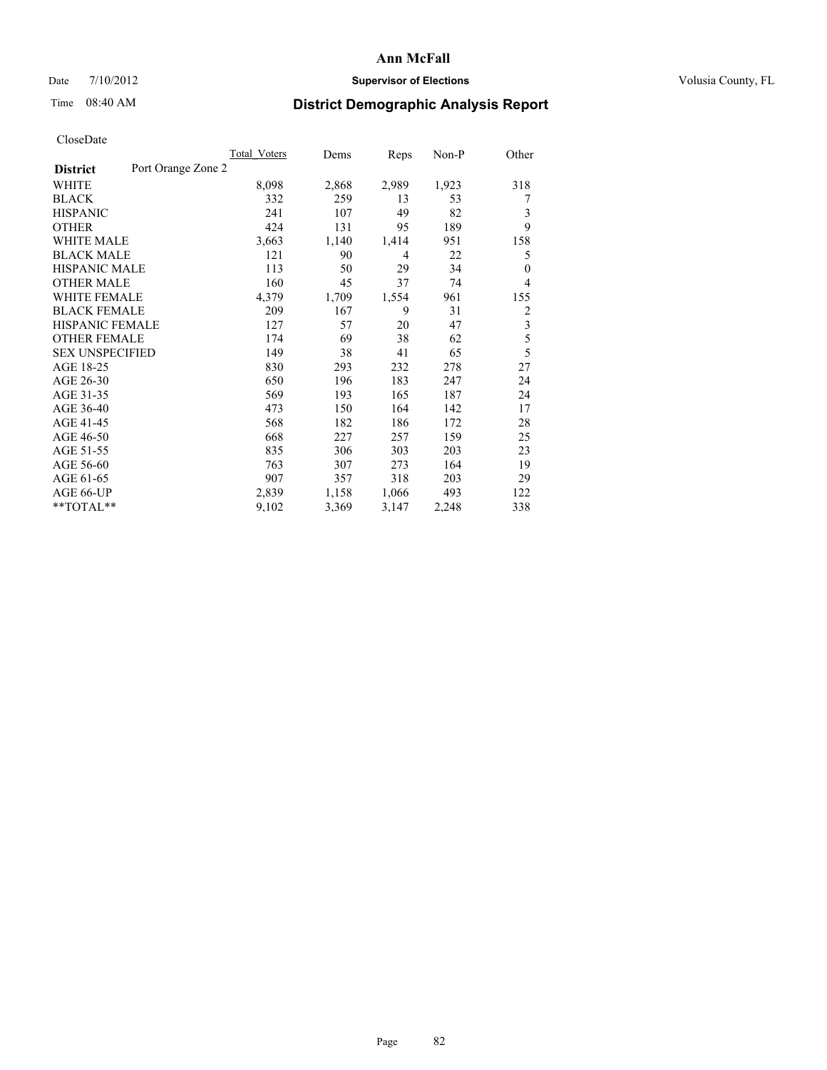# Ann McFall

Date 7/10/2012 **Supervisor of Elections** Volusia County, FL

Time 08:40 AM

## District Demographic Analysis Report

CloseDate

| | Total_Voters | Dems | Reps | Non-P | Other |
|---|---|---|---|---|---|
| **District** Port Orange Zone 2 | | | | | |
| WHITE | 8,098 | 2,868 | 2,989 | 1,923 | 318 |
| BLACK | 332 | 259 | 13 | 53 | 7 |
| HISPANIC | 241 | 107 | 49 | 82 | 3 |
| OTHER | 424 | 131 | 95 | 189 | 9 |
| WHITE MALE | 3,663 | 1,140 | 1,414 | 951 | 158 |
| BLACK MALE | 121 | 90 | 4 | 22 | 5 |
| HISPANIC MALE | 113 | 50 | 29 | 34 | 0 |
| OTHER MALE | 160 | 45 | 37 | 74 | 4 |
| WHITE FEMALE | 4,379 | 1,709 | 1,554 | 961 | 155 |
| BLACK FEMALE | 209 | 167 | 9 | 31 | 2 |
| HISPANIC FEMALE | 127 | 57 | 20 | 47 | 3 |
| OTHER FEMALE | 174 | 69 | 38 | 62 | 5 |
| SEX UNSPECIFIED | 149 | 38 | 41 | 65 | 5 |
| AGE 18-25 | 830 | 293 | 232 | 278 | 27 |
| AGE 26-30 | 650 | 196 | 183 | 247 | 24 |
| AGE 31-35 | 569 | 193 | 165 | 187 | 24 |
| AGE 36-40 | 473 | 150 | 164 | 142 | 17 |
| AGE 41-45 | 568 | 182 | 186 | 172 | 28 |
| AGE 46-50 | 668 | 227 | 257 | 159 | 25 |
| AGE 51-55 | 835 | 306 | 303 | 203 | 23 |
| AGE 56-60 | 763 | 307 | 273 | 164 | 19 |
| AGE 61-65 | 907 | 357 | 318 | 203 | 29 |
| AGE 66-UP | 2,839 | 1,158 | 1,066 | 493 | 122 |
| **TOTAL** | 9,102 | 3,369 | 3,147 | 2,248 | 338 |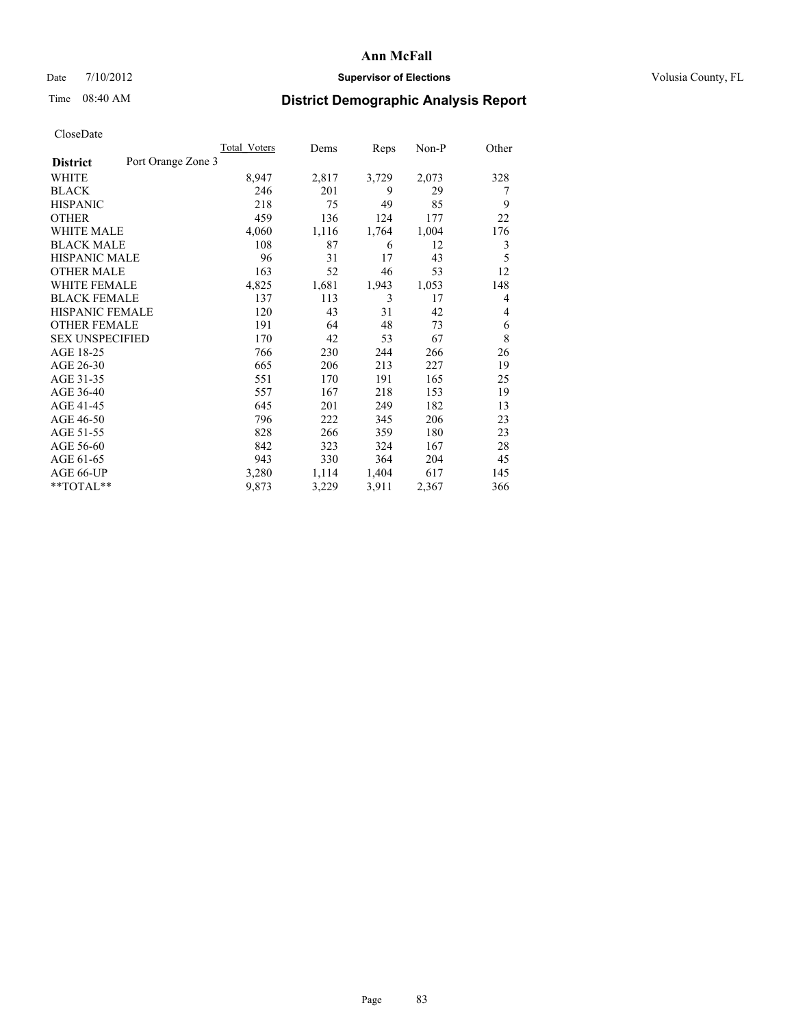# Ann McFall

Date 7/10/2012 **Supervisor of Elections** Volusia County, FL

Time 08:40 AM **District Demographic Analysis Report**

CloseDate

| **District** Port Orange Zone 3 | Total Voters | Dems | Reps | Non-P | Other |
|---|---|---|---|---|---|
| WHITE | 8,947 | 2,817 | 3,729 | 2,073 | 328 |
| BLACK | 246 | 201 | 9 | 29 | 7 |
| HISPANIC | 218 | 75 | 49 | 85 | 9 |
| OTHER | 459 | 136 | 124 | 177 | 22 |
| WHITE MALE | 4,060 | 1,116 | 1,764 | 1,004 | 176 |
| BLACK MALE | 108 | 87 | 6 | 12 | 3 |
| HISPANIC MALE | 96 | 31 | 17 | 43 | 5 |
| OTHER MALE | 163 | 52 | 46 | 53 | 12 |
| WHITE FEMALE | 4,825 | 1,681 | 1,943 | 1,053 | 148 |
| BLACK FEMALE | 137 | 113 | 3 | 17 | 4 |
| HISPANIC FEMALE | 120 | 43 | 31 | 42 | 4 |
| OTHER FEMALE | 191 | 64 | 48 | 73 | 6 |
| SEX UNSPECIFIED | 170 | 42 | 53 | 67 | 8 |
| AGE 18-25 | 766 | 230 | 244 | 266 | 26 |
| AGE 26-30 | 665 | 206 | 213 | 227 | 19 |
| AGE 31-35 | 551 | 170 | 191 | 165 | 25 |
| AGE 36-40 | 557 | 167 | 218 | 153 | 19 |
| AGE 41-45 | 645 | 201 | 249 | 182 | 13 |
| AGE 46-50 | 796 | 222 | 345 | 206 | 23 |
| AGE 51-55 | 828 | 266 | 359 | 180 | 23 |
| AGE 56-60 | 842 | 323 | 324 | 167 | 28 |
| AGE 61-65 | 943 | 330 | 364 | 204 | 45 |
| AGE 66-UP | 3,280 | 1,114 | 1,404 | 617 | 145 |
| **TOTAL** | 9,873 | 3,229 | 3,911 | 2,367 | 366 |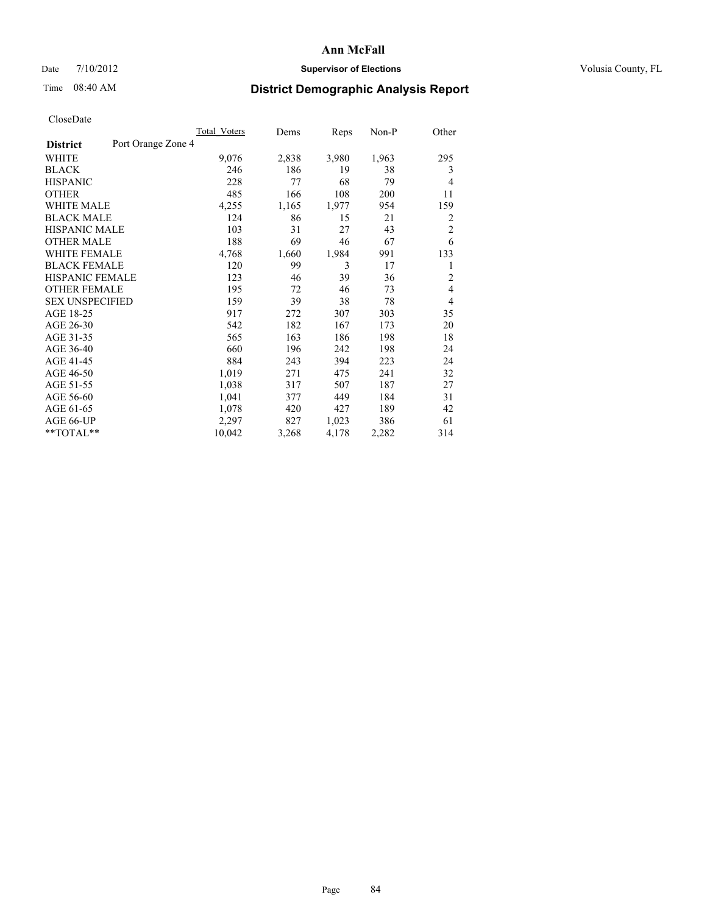# Ann McFall

Date 7/10/2012 **Supervisor of Elections** Volusia County, FL

Time 08:40 AM **District Demographic Analysis Report**

CloseDate

| **District** Port Orange Zone 4 | Total Voters | Dems | Reps | Non-P | Other |
|---|---|---|---|---|---|
| WHITE | 9,076 | 2,838 | 3,980 | 1,963 | 295 |
| BLACK | 246 | 186 | 19 | 38 | 3 |
| HISPANIC | 228 | 77 | 68 | 79 | 4 |
| OTHER | 485 | 166 | 108 | 200 | 11 |
| WHITE MALE | 4,255 | 1,165 | 1,977 | 954 | 159 |
| BLACK MALE | 124 | 86 | 15 | 21 | 2 |
| HISPANIC MALE | 103 | 31 | 27 | 43 | 2 |
| OTHER MALE | 188 | 69 | 46 | 67 | 6 |
| WHITE FEMALE | 4,768 | 1,660 | 1,984 | 991 | 133 |
| BLACK FEMALE | 120 | 99 | 3 | 17 | 1 |
| HISPANIC FEMALE | 123 | 46 | 39 | 36 | 2 |
| OTHER FEMALE | 195 | 72 | 46 | 73 | 4 |
| SEX UNSPECIFIED | 159 | 39 | 38 | 78 | 4 |
| AGE 18-25 | 917 | 272 | 307 | 303 | 35 |
| AGE 26-30 | 542 | 182 | 167 | 173 | 20 |
| AGE 31-35 | 565 | 163 | 186 | 198 | 18 |
| AGE 36-40 | 660 | 196 | 242 | 198 | 24 |
| AGE 41-45 | 884 | 243 | 394 | 223 | 24 |
| AGE 46-50 | 1,019 | 271 | 475 | 241 | 32 |
| AGE 51-55 | 1,038 | 317 | 507 | 187 | 27 |
| AGE 56-60 | 1,041 | 377 | 449 | 184 | 31 |
| AGE 61-65 | 1,078 | 420 | 427 | 189 | 42 |
| AGE 66-UP | 2,297 | 827 | 1,023 | 386 | 61 |
| **TOTAL** | 10,042 | 3,268 | 4,178 | 2,282 | 314 |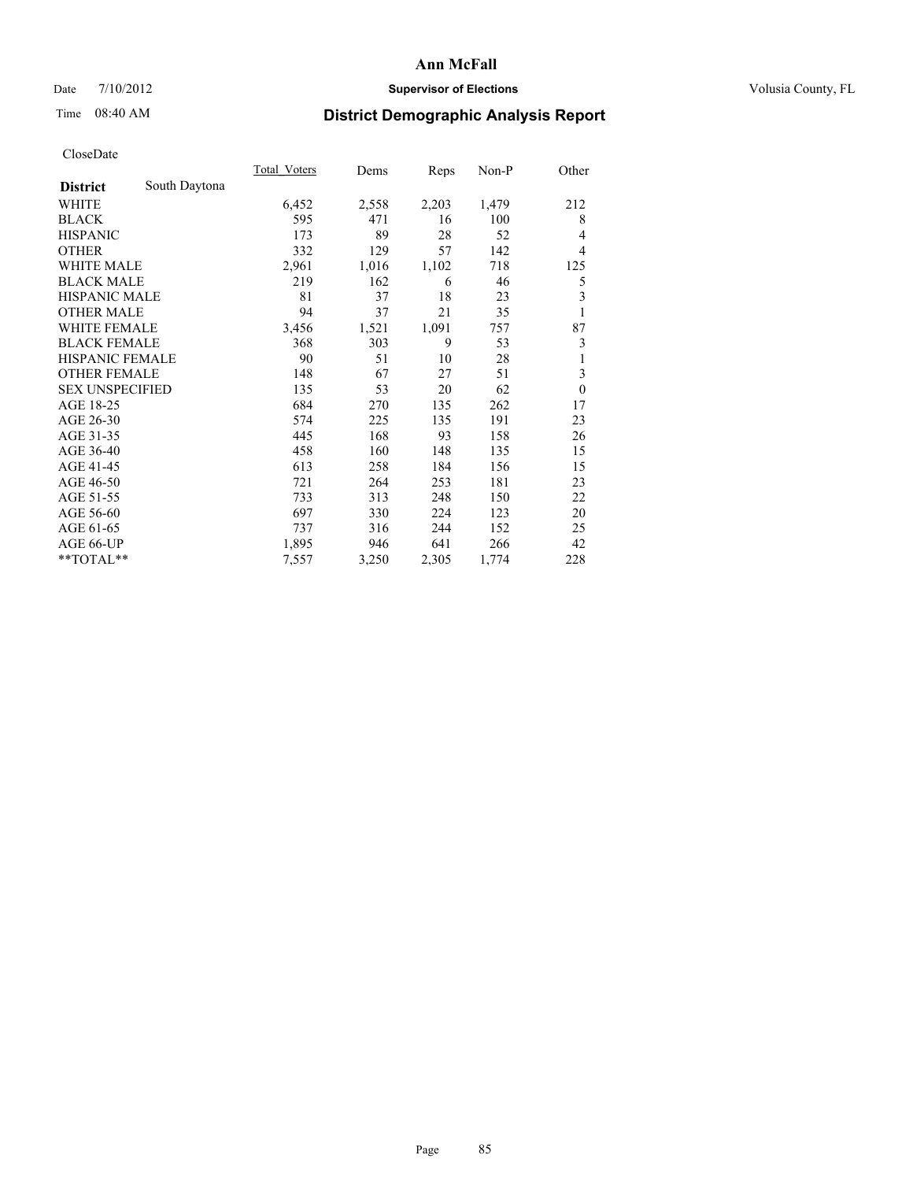# Ann McFall

Date 7/10/2012 **Supervisor of Elections** Volusia County, FL

Time 08:40 AM **District Demographic Analysis Report**

CloseDate

| **District** South Daytona | Total_Voters | Dems | Reps | Non-P | Other |
|---|---|---|---|---|---|
| WHITE | 6,452 | 2,558 | 2,203 | 1,479 | 212 |
| BLACK | 595 | 471 | 16 | 100 | 8 |
| HISPANIC | 173 | 89 | 28 | 52 | 4 |
| OTHER | 332 | 129 | 57 | 142 | 4 |
| WHITE MALE | 2,961 | 1,016 | 1,102 | 718 | 125 |
| BLACK MALE | 219 | 162 | 6 | 46 | 5 |
| HISPANIC MALE | 81 | 37 | 18 | 23 | 3 |
| OTHER MALE | 94 | 37 | 21 | 35 | 1 |
| WHITE FEMALE | 3,456 | 1,521 | 1,091 | 757 | 87 |
| BLACK FEMALE | 368 | 303 | 9 | 53 | 3 |
| HISPANIC FEMALE | 90 | 51 | 10 | 28 | 1 |
| OTHER FEMALE | 148 | 67 | 27 | 51 | 3 |
| SEX UNSPECIFIED | 135 | 53 | 20 | 62 | 0 |
| AGE 18-25 | 684 | 270 | 135 | 262 | 17 |
| AGE 26-30 | 574 | 225 | 135 | 191 | 23 |
| AGE 31-35 | 445 | 168 | 93 | 158 | 26 |
| AGE 36-40 | 458 | 160 | 148 | 135 | 15 |
| AGE 41-45 | 613 | 258 | 184 | 156 | 15 |
| AGE 46-50 | 721 | 264 | 253 | 181 | 23 |
| AGE 51-55 | 733 | 313 | 248 | 150 | 22 |
| AGE 56-60 | 697 | 330 | 224 | 123 | 20 |
| AGE 61-65 | 737 | 316 | 244 | 152 | 25 |
| AGE 66-UP | 1,895 | 946 | 641 | 266 | 42 |
| **TOTAL** | 7,557 | 3,250 | 2,305 | 1,774 | 228 |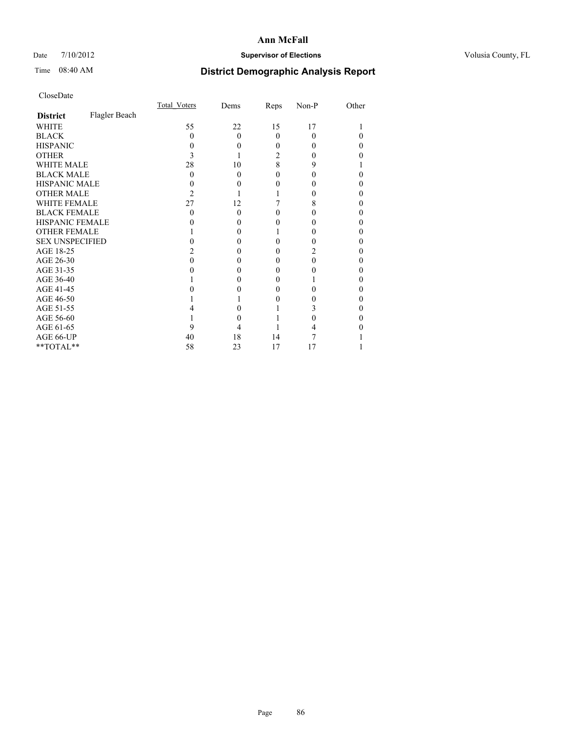**Ann McFall**

Date 7/10/2012 **Supervisor of Elections** Volusia County, FL

Time 08:40 AM

## District Demographic Analysis Report

CloseDate

| **District** Flagler Beach | Total_Voters | Dems | Reps | Non-P | Other |
|---|---|---|---|---|---|
| WHITE | 55 | 22 | 15 | 17 | 1 |
| BLACK | 0 | 0 | 0 | 0 | 0 |
| HISPANIC | 0 | 0 | 0 | 0 | 0 |
| OTHER | 3 | 1 | 2 | 0 | 0 |
| WHITE MALE | 28 | 10 | 8 | 9 | 1 |
| BLACK MALE | 0 | 0 | 0 | 0 | 0 |
| HISPANIC MALE | 0 | 0 | 0 | 0 | 0 |
| OTHER MALE | 2 | 1 | 1 | 0 | 0 |
| WHITE FEMALE | 27 | 12 | 7 | 8 | 0 |
| BLACK FEMALE | 0 | 0 | 0 | 0 | 0 |
| HISPANIC FEMALE | 0 | 0 | 0 | 0 | 0 |
| OTHER FEMALE | 1 | 0 | 1 | 0 | 0 |
| SEX UNSPECIFIED | 0 | 0 | 0 | 0 | 0 |
| AGE 18-25 | 2 | 0 | 0 | 2 | 0 |
| AGE 26-30 | 0 | 0 | 0 | 0 | 0 |
| AGE 31-35 | 0 | 0 | 0 | 0 | 0 |
| AGE 36-40 | 1 | 0 | 0 | 1 | 0 |
| AGE 41-45 | 0 | 0 | 0 | 0 | 0 |
| AGE 46-50 | 1 | 1 | 0 | 0 | 0 |
| AGE 51-55 | 4 | 0 | 1 | 3 | 0 |
| AGE 56-60 | 1 | 0 | 1 | 0 | 0 |
| AGE 61-65 | 9 | 4 | 1 | 4 | 0 |
| AGE 66-UP | 40 | 18 | 14 | 7 | 1 |
| **TOTAL** | 58 | 23 | 17 | 17 | 1 |